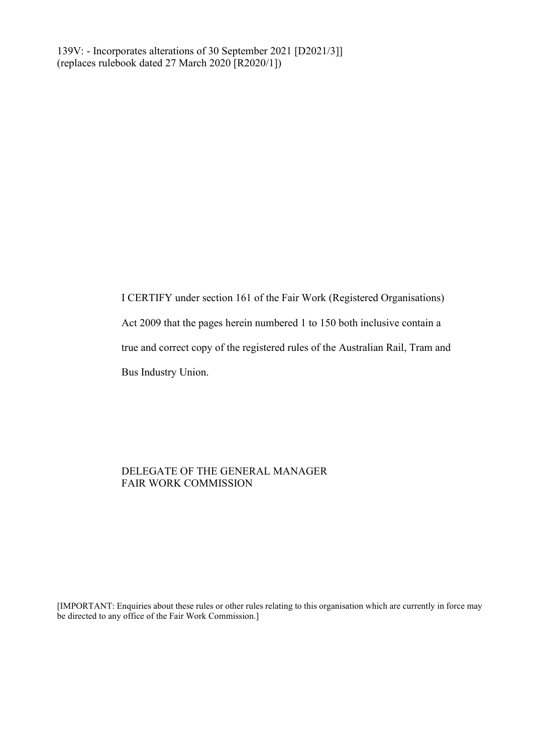139V: - Incorporates alterations of 30 September 2021 [D2021/3]]
(replaces rulebook dated 27 March 2020 [R2020/1])

I CERTIFY under section 161 of the Fair Work (Registered Organisations) Act 2009 that the pages herein numbered 1 to 150 both inclusive contain a true and correct copy of the registered rules of the Australian Rail, Tram and Bus Industry Union.

DELEGATE OF THE GENERAL MANAGER
FAIR WORK COMMISSION

[IMPORTANT: Enquiries about these rules or other rules relating to this organisation which are currently in force may be directed to any office of the Fair Work Commission.]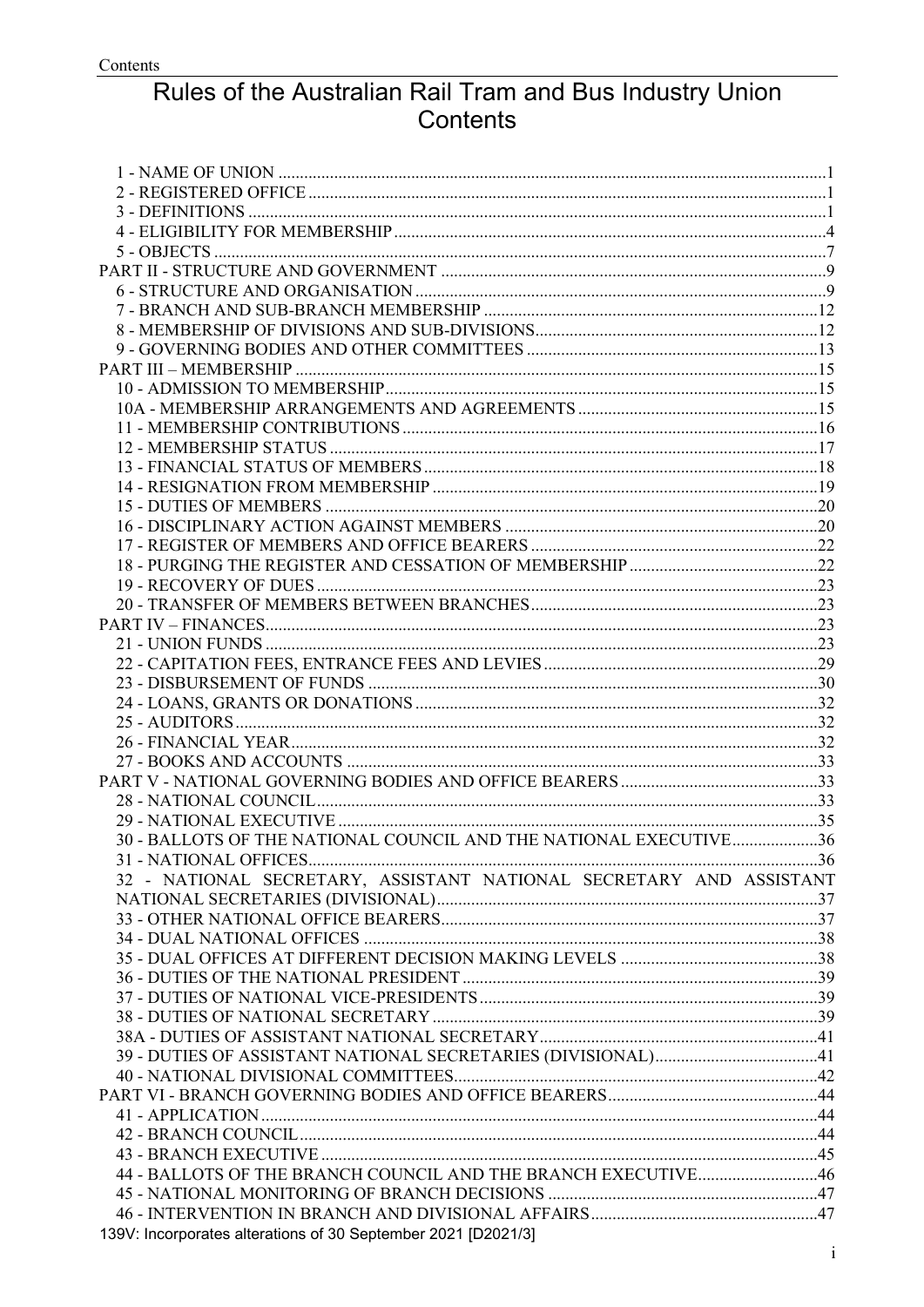# Rules of the Australian Rail Tram and Bus Industry Union Contents

1 - NAME OF UNION ....................................................................................................1
2 - REGISTERED OFFICE ..........................................................................................1
3 - DEFINITIONS .........................................................................................................1
4 - ELIGIBILITY FOR MEMBERSHIP .......................................................................4
5 - OBJECTS ................................................................................................................7
PART II - STRUCTURE AND GOVERNMENT ..........................................................9
6 - STRUCTURE AND ORGANISATION ..................................................................9
7 - BRANCH AND SUB-BRANCH MEMBERSHIP ..................................................12
8 - MEMBERSHIP OF DIVISIONS AND SUB-DIVISIONS ......................................12
9 - GOVERNING BODIES AND OTHER COMMITTEES .........................................13
PART III – MEMBERSHIP ...........................................................................................15
10 - ADMISSION TO MEMBERSHIP ........................................................................15
10A - MEMBERSHIP ARRANGEMENTS AND AGREEMENTS ...............................15
11 - MEMBERSHIP CONTRIBUTIONS .....................................................................16
12 - MEMBERSHIP STATUS .....................................................................................17
13 - FINANCIAL STATUS OF MEMBERS .................................................................18
14 - RESIGNATION FROM MEMBERSHIP ..............................................................19
15 - DUTIES OF MEMBERS ......................................................................................20
16 - DISCIPLINARY ACTION AGAINST MEMBERS ................................................20
17 - REGISTER OF MEMBERS AND OFFICE BEARERS ........................................22
18 - PURGING THE REGISTER AND CESSATION OF MEMBERSHIP ...................22
19 - RECOVERY OF DUES ........................................................................................23
20 - TRANSFER OF MEMBERS BETWEEN BRANCHES .........................................23
PART IV – FINANCES .................................................................................................23
21 - UNION FUNDS ....................................................................................................23
22 - CAPITATION FEES, ENTRANCE FEES AND LEVIES .......................................29
23 - DISBURSEMENT OF FUNDS .............................................................................30
24 - LOANS, GRANTS OR DONATIONS ...................................................................32
25 - AUDITORS ..........................................................................................................32
26 - FINANCIAL YEAR ...............................................................................................32
27 - BOOKS AND ACCOUNTS ...................................................................................33
PART V - NATIONAL GOVERNING BODIES AND OFFICE BEARERS ...................33
28 - NATIONAL COUNCIL .........................................................................................33
29 - NATIONAL EXECUTIVE .....................................................................................35
30 - BALLOTS OF THE NATIONAL COUNCIL AND THE NATIONAL EXECUTIVE .......36
31 - NATIONAL OFFICES ..........................................................................................36
32 - NATIONAL SECRETARY, ASSISTANT NATIONAL SECRETARY AND ASSISTANT NATIONAL SECRETARIES (DIVISIONAL) ..........................................................37
33 - OTHER NATIONAL OFFICE BEARERS .............................................................37
34 - DUAL NATIONAL OFFICES ...............................................................................38
35 - DUAL OFFICES AT DIFFERENT DECISION MAKING LEVELS .......................38
36 - DUTIES OF THE NATIONAL PRESIDENT .........................................................39
37 - DUTIES OF NATIONAL VICE-PRESIDENTS .....................................................39
38 - DUTIES OF NATIONAL SECRETARY ...............................................................39
38A - DUTIES OF ASSISTANT NATIONAL SECRETARY .........................................41
39 - DUTIES OF ASSISTANT NATIONAL SECRETARIES (DIVISIONAL) ...............41
40 - NATIONAL DIVISIONAL COMMITTEES ............................................................42
PART VI - BRANCH GOVERNING BODIES AND OFFICE BEARERS ......................44
41 - APPLICATION .....................................................................................................44
42 - BRANCH COUNCIL ............................................................................................44
43 - BRANCH EXECUTIVE ........................................................................................45
44 - BALLOTS OF THE BRANCH COUNCIL AND THE BRANCH EXECUTIVE ........46
45 - NATIONAL MONITORING OF BRANCH DECISIONS .......................................47
46 - INTERVENTION IN BRANCH AND DIVISIONAL AFFAIRS ...............................47

139V: Incorporates alterations of 30 September 2021 [D2021/3]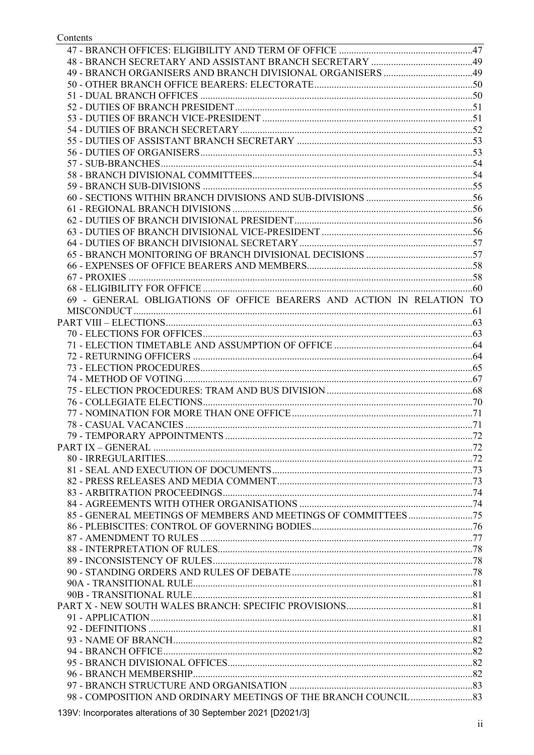47 - BRANCH OFFICES: ELIGIBILITY AND TERM OF OFFICE ...... 47
48 - BRANCH SECRETARY AND ASSISTANT BRANCH SECRETARY ...... 49
49 - BRANCH ORGANISERS AND BRANCH DIVISIONAL ORGANISERS ...... 49
50 - OTHER BRANCH OFFICE BEARERS: ELECTORATE ...... 50
51 - DUAL BRANCH OFFICES ...... 50
52 - DUTIES OF BRANCH PRESIDENT ...... 51
53 - DUTIES OF BRANCH VICE-PRESIDENT ...... 51
54 - DUTIES OF BRANCH SECRETARY ...... 52
55 - DUTIES OF ASSISTANT BRANCH SECRETARY ...... 53
56 - DUTIES OF ORGANISERS ...... 53
57 - SUB-BRANCHES ...... 54
58 - BRANCH DIVISIONAL COMMITTEES ...... 54
59 - BRANCH SUB-DIVISIONS ...... 55
60 - SECTIONS WITHIN BRANCH DIVISIONS AND SUB-DIVISIONS ...... 56
61 - REGIONAL BRANCH DIVISIONS ...... 56
62 - DUTIES OF BRANCH DIVISIONAL PRESIDENT ...... 56
63 - DUTIES OF BRANCH DIVISIONAL VICE-PRESIDENT ...... 56
64 - DUTIES OF BRANCH DIVISIONAL SECRETARY ...... 57
65 - BRANCH MONITORING OF BRANCH DIVISIONAL DECISIONS ...... 57
66 - EXPENSES OF OFFICE BEARERS AND MEMBERS ...... 58
67 - PROXIES ...... 58
68 - ELIGIBILITY FOR OFFICE ...... 60
69 - GENERAL OBLIGATIONS OF OFFICE BEARERS AND ACTION IN RELATION TO MISCONDUCT ...... 61

PART VIII – ELECTIONS ...... 63

70 - ELECTIONS FOR OFFICES ...... 63
71 - ELECTION TIMETABLE AND ASSUMPTION OF OFFICE ...... 64
72 - RETURNING OFFICERS ...... 64
73 - ELECTION PROCEDURES ...... 65
74 - METHOD OF VOTING ...... 67
75 - ELECTION PROCEDURES: TRAM AND BUS DIVISION ...... 68
76 - COLLEGIATE ELECTIONS ...... 70
77 - NOMINATION FOR MORE THAN ONE OFFICE ...... 71
78 - CASUAL VACANCIES ...... 71
79 - TEMPORARY APPOINTMENTS ...... 72

PART IX – GENERAL ...... 72

80 - IRREGULARITIES ...... 72
81 - SEAL AND EXECUTION OF DOCUMENTS ...... 73
82 - PRESS RELEASES AND MEDIA COMMENT ...... 73
83 - ARBITRATION PROCEEDINGS ...... 74
84 - AGREEMENTS WITH OTHER ORGANISATIONS ...... 74
85 - GENERAL MEETINGS OF MEMBERS AND MEETINGS OF COMMITTEES ...... 75
86 - PLEBISCITES: CONTROL OF GOVERNING BODIES ...... 76
87 - AMENDMENT TO RULES ...... 77
88 - INTERPRETATION OF RULES ...... 78
89 - INCONSISTENCY OF RULES ...... 78
90 - STANDING ORDERS AND RULES OF DEBATE ...... 78
90A - TRANSITIONAL RULE ...... 81
90B - TRANSITIONAL RULE ...... 81

PART X - NEW SOUTH WALES BRANCH: SPECIFIC PROVISIONS ...... 81

91 - APPLICATION ...... 81
92 - DEFINITIONS ...... 81
93 - NAME OF BRANCH ...... 82
94 - BRANCH OFFICE ...... 82
95 - BRANCH DIVISIONAL OFFICES ...... 82
96 - BRANCH MEMBERSHIP ...... 82
97 - BRANCH STRUCTURE AND ORGANISATION ...... 83
98 - COMPOSITION AND ORDINARY MEETINGS OF THE BRANCH COUNCIL ...... 83

139V: Incorporates alterations of 30 September 2021 [D2021/3]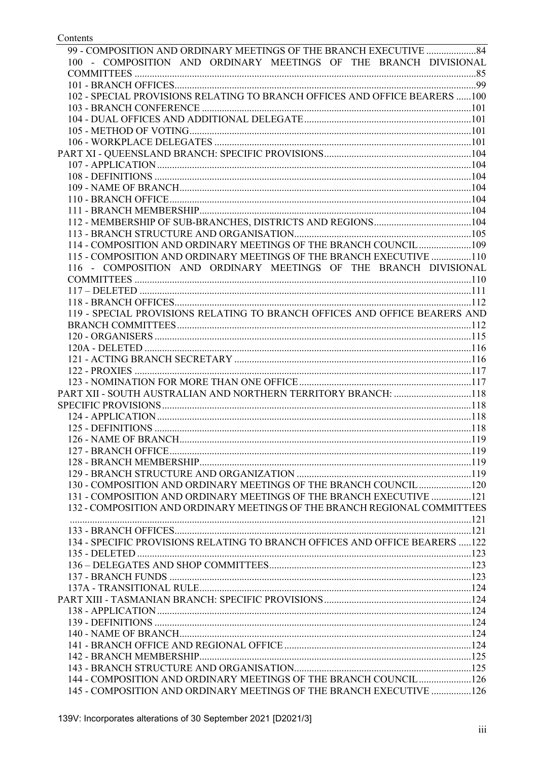99 - COMPOSITION AND ORDINARY MEETINGS OF THE BRANCH EXECUTIVE ....................84
100 - COMPOSITION AND ORDINARY MEETINGS OF THE BRANCH DIVISIONAL COMMITTEES ........................................................................................................................85
101 - BRANCH OFFICES........................................................................................................99
102 - SPECIAL PROVISIONS RELATING TO BRANCH OFFICES AND OFFICE BEARERS ......100
103 - BRANCH CONFERENCE ...........................................................................................101
104 - DUAL OFFICES AND ADDITIONAL DELEGATE...................................................................101
105 - METHOD OF VOTING................................................................................................101
106 - WORKPLACE DELEGATES .......................................................................................101
PART XI - QUEENSLAND BRANCH: SPECIFIC PROVISIONS............................................................104
107 - APPLICATION .............................................................................................................104
108 - DEFINITIONS .............................................................................................................104
109 - NAME OF BRANCH....................................................................................................104
110 - BRANCH OFFICE........................................................................................................104
111 - BRANCH MEMBERSHIP............................................................................................104
112 - MEMBERSHIP OF SUB-BRANCHES, DISTRICTS AND REGIONS.......................................104
113 - BRANCH STRUCTURE AND ORGANISATION.......................................................................105
114 - COMPOSITION AND ORDINARY MEETINGS OF THE BRANCH COUNCIL......................109
115 - COMPOSITION AND ORDINARY MEETINGS OF THE BRANCH EXECUTIVE ................110
116 - COMPOSITION AND ORDINARY MEETINGS OF THE BRANCH DIVISIONAL COMMITTEES .......................................................................................................................110
117 – DELETED ...................................................................................................................111
118 - BRANCH OFFICES......................................................................................................112
119 - SPECIAL PROVISIONS RELATING TO BRANCH OFFICES AND OFFICE BEARERS AND BRANCH COMMITTEES.....................................................................................................112
120 - ORGANISERS ..............................................................................................................115
120A - DELETED ..................................................................................................................116
121 - ACTING BRANCH SECRETARY ...............................................................................116
122 - PROXIES .....................................................................................................................117
123 - NOMINATION FOR MORE THAN ONE OFFICE.....................................................117
PART XII - SOUTH AUSTRALIAN AND NORTHERN TERRITORY BRANCH: ...............................118
SPECIFIC PROVISIONS...........................................................................................................118
124 - APPLICATION .............................................................................................................118
125 - DEFINITIONS .............................................................................................................118
126 - NAME OF BRANCH....................................................................................................119
127 - BRANCH OFFICE........................................................................................................119
128 - BRANCH MEMBERSHIP............................................................................................119
129 - BRANCH STRUCTURE AND ORGANIZATION .......................................................119
130 - COMPOSITION AND ORDINARY MEETINGS OF THE BRANCH COUNCIL......................120
131 - COMPOSITION AND ORDINARY MEETINGS OF THE BRANCH EXECUTIVE ................121
132 - COMPOSITION AND ORDINARY MEETINGS OF THE BRANCH REGIONAL COMMITTEES .......................................................................................................................................121
133 - BRANCH OFFICES......................................................................................................121
134 - SPECIFIC PROVISIONS RELATING TO BRANCH OFFICES AND OFFICE BEARERS .....122
135 - DELETED .....................................................................................................................123
136 – DELEGATES AND SHOP COMMITTEES.................................................................123
137 - BRANCH FUNDS ........................................................................................................123
137A - TRANSITIONAL RULE.............................................................................................124
PART XIII - TASMANIAN BRANCH: SPECIFIC PROVISIONS............................................................124
138 - APPLICATION .............................................................................................................124
139 - DEFINITIONS .............................................................................................................124
140 - NAME OF BRANCH....................................................................................................124
141 - BRANCH OFFICE AND REGIONAL OFFICE...........................................................124
142 - BRANCH MEMBERSHIP............................................................................................125
143 - BRANCH STRUCTURE AND ORGANISATION.......................................................125
144 - COMPOSITION AND ORDINARY MEETINGS OF THE BRANCH COUNCIL......................126
145 - COMPOSITION AND ORDINARY MEETINGS OF THE BRANCH EXECUTIVE ................126

139V: Incorporates alterations of 30 September 2021 [D2021/3]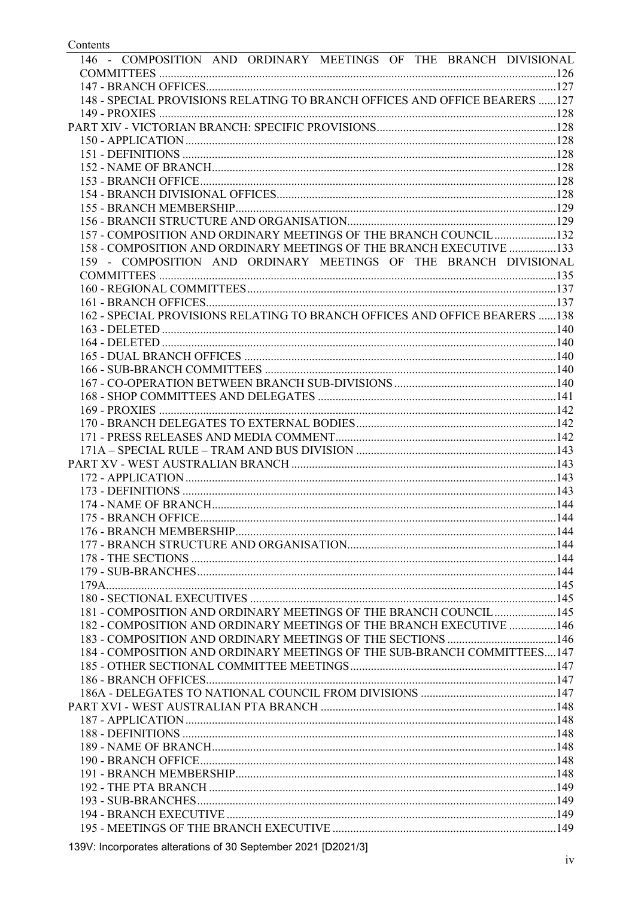146 - COMPOSITION AND ORDINARY MEETINGS OF THE BRANCH DIVISIONAL COMMITTEES ....126
147 - BRANCH OFFICES....127
148 - SPECIAL PROVISIONS RELATING TO BRANCH OFFICES AND OFFICE BEARERS ....127
149 - PROXIES ....128
PART XIV - VICTORIAN BRANCH: SPECIFIC PROVISIONS....128
150 - APPLICATION....128
151 - DEFINITIONS ....128
152 - NAME OF BRANCH....128
153 - BRANCH OFFICE....128
154 - BRANCH DIVISIONAL OFFICES....128
155 - BRANCH MEMBERSHIP....129
156 - BRANCH STRUCTURE AND ORGANISATION....129
157 - COMPOSITION AND ORDINARY MEETINGS OF THE BRANCH COUNCIL....132
158 - COMPOSITION AND ORDINARY MEETINGS OF THE BRANCH EXECUTIVE ....133
159 - COMPOSITION AND ORDINARY MEETINGS OF THE BRANCH DIVISIONAL COMMITTEES ....135
160 - REGIONAL COMMITTEES....137
161 - BRANCH OFFICES....137
162 - SPECIAL PROVISIONS RELATING TO BRANCH OFFICES AND OFFICE BEARERS ....138
163 - DELETED ....140
164 - DELETED ....140
165 - DUAL BRANCH OFFICES ....140
166 - SUB-BRANCH COMMITTEES ....140
167 - CO-OPERATION BETWEEN BRANCH SUB-DIVISIONS....140
168 - SHOP COMMITTEES AND DELEGATES ....141
169 - PROXIES ....142
170 - BRANCH DELEGATES TO EXTERNAL BODIES....142
171 - PRESS RELEASES AND MEDIA COMMENT....142
171A – SPECIAL RULE – TRAM AND BUS DIVISION ....143
PART XV - WEST AUSTRALIAN BRANCH ....143
172 - APPLICATION....143
173 - DEFINITIONS ....143
174 - NAME OF BRANCH....144
175 - BRANCH OFFICE....144
176 - BRANCH MEMBERSHIP....144
177 - BRANCH STRUCTURE AND ORGANISATION....144
178 - THE SECTIONS ....144
179 - SUB-BRANCHES....144
179A....145
180 - SECTIONAL EXECUTIVES ....145
181 - COMPOSITION AND ORDINARY MEETINGS OF THE BRANCH COUNCIL....145
182 - COMPOSITION AND ORDINARY MEETINGS OF THE BRANCH EXECUTIVE ....146
183 - COMPOSITION AND ORDINARY MEETINGS OF THE SECTIONS ....146
184 - COMPOSITION AND ORDINARY MEETINGS OF THE SUB-BRANCH COMMITTEES....147
185 - OTHER SECTIONAL COMMITTEE MEETINGS....147
186 - BRANCH OFFICES....147
186A - DELEGATES TO NATIONAL COUNCIL FROM DIVISIONS ....147
PART XVI - WEST AUSTRALIAN PTA BRANCH ....148
187 - APPLICATION....148
188 - DEFINITIONS ....148
189 - NAME OF BRANCH....148
190 - BRANCH OFFICE....148
191 - BRANCH MEMBERSHIP....148
192 - THE PTA BRANCH ....149
193 - SUB-BRANCHES....149
194 - BRANCH EXECUTIVE ....149
195 - MEETINGS OF THE BRANCH EXECUTIVE ....149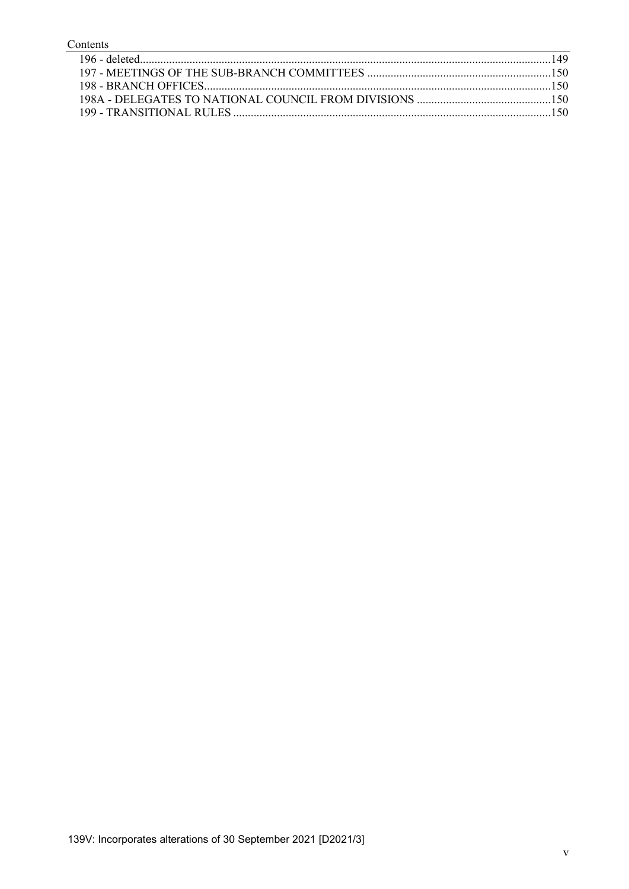196 - deleted...149
197 - MEETINGS OF THE SUB-BRANCH COMMITTEES ...150
198 - BRANCH OFFICES...150
198A - DELEGATES TO NATIONAL COUNCIL FROM DIVISIONS ...150
199 - TRANSITIONAL RULES ...150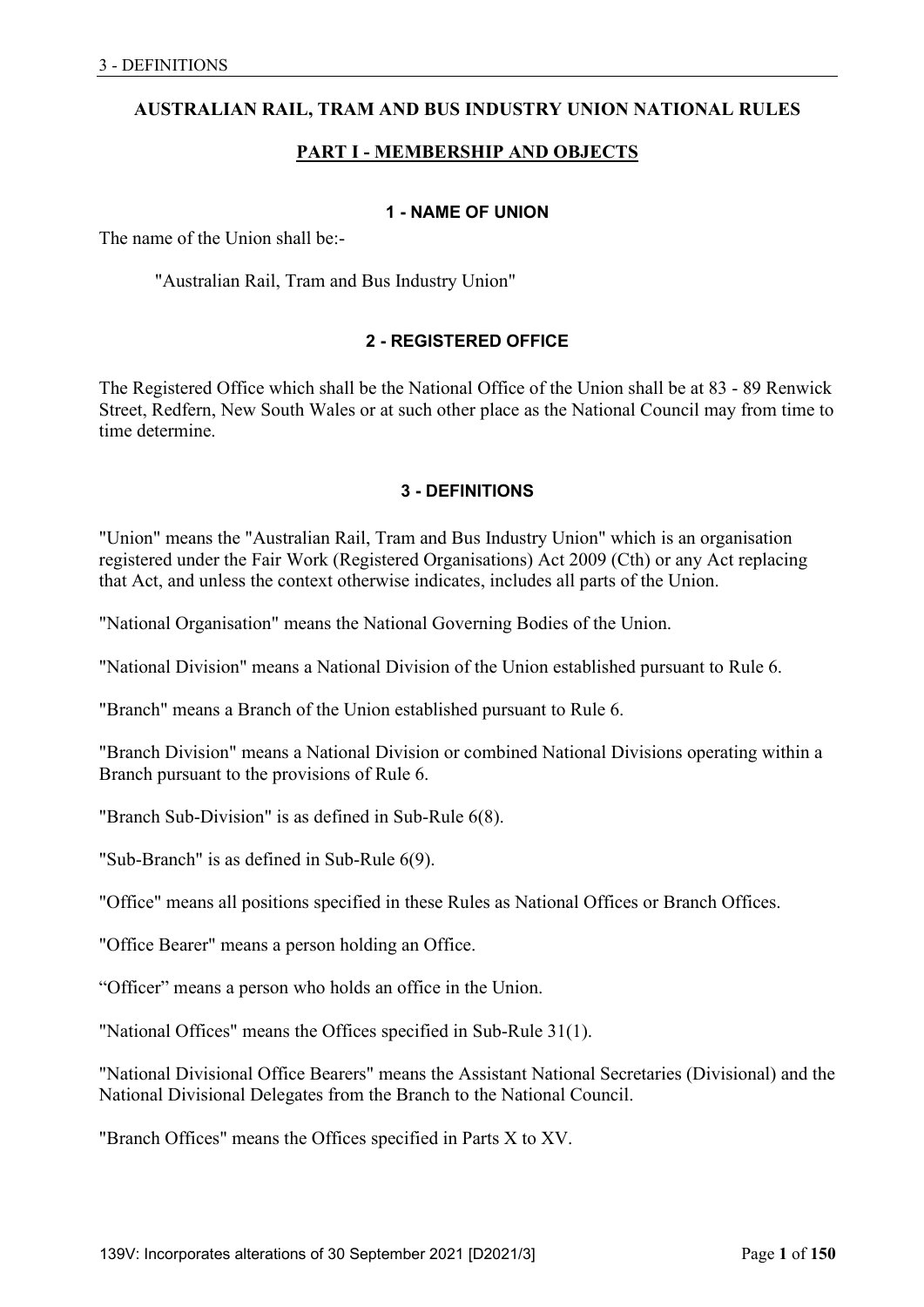# AUSTRALIAN RAIL, TRAM AND BUS INDUSTRY UNION NATIONAL RULES

## PART I - MEMBERSHIP AND OBJECTS

### 1 - NAME OF UNION

The name of the Union shall be:-

"Australian Rail, Tram and Bus Industry Union"

### 2 - REGISTERED OFFICE

The Registered Office which shall be the National Office of the Union shall be at 83 - 89 Renwick Street, Redfern, New South Wales or at such other place as the National Council may from time to time determine.

### 3 - DEFINITIONS

"Union" means the "Australian Rail, Tram and Bus Industry Union" which is an organisation registered under the Fair Work (Registered Organisations) Act 2009 (Cth) or any Act replacing that Act, and unless the context otherwise indicates, includes all parts of the Union.

"National Organisation" means the National Governing Bodies of the Union.

"National Division" means a National Division of the Union established pursuant to Rule 6.

"Branch" means a Branch of the Union established pursuant to Rule 6.

"Branch Division" means a National Division or combined National Divisions operating within a Branch pursuant to the provisions of Rule 6.

"Branch Sub-Division" is as defined in Sub-Rule 6(8).

"Sub-Branch" is as defined in Sub-Rule 6(9).

"Office" means all positions specified in these Rules as National Offices or Branch Offices.

"Office Bearer" means a person holding an Office.

"Officer" means a person who holds an office in the Union.

"National Offices" means the Offices specified in Sub-Rule 31(1).

"National Divisional Office Bearers" means the Assistant National Secretaries (Divisional) and the National Divisional Delegates from the Branch to the National Council.

"Branch Offices" means the Offices specified in Parts X to XV.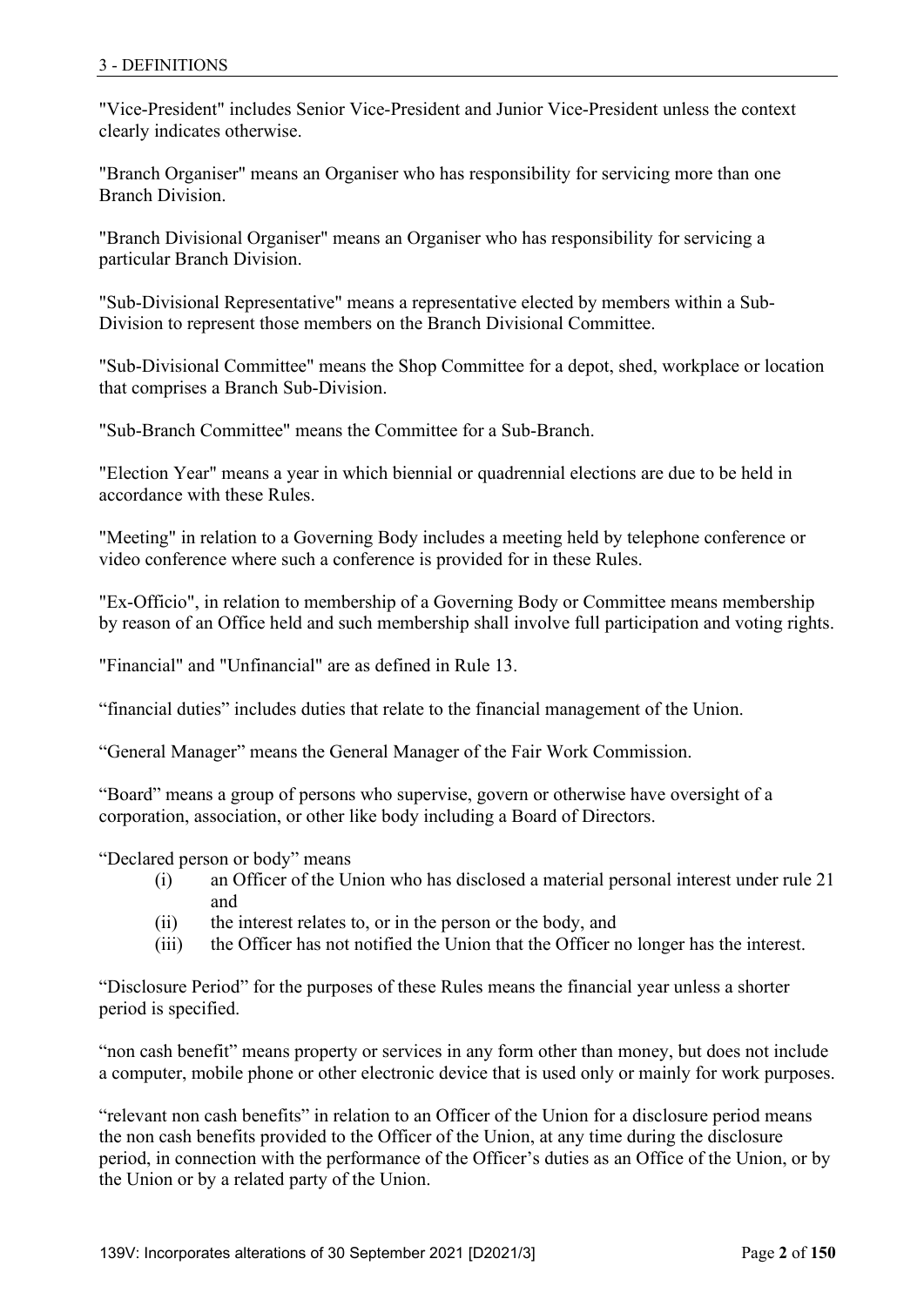## 3 - DEFINITIONS

"Vice-President" includes Senior Vice-President and Junior Vice-President unless the context clearly indicates otherwise.

"Branch Organiser" means an Organiser who has responsibility for servicing more than one Branch Division.

"Branch Divisional Organiser" means an Organiser who has responsibility for servicing a particular Branch Division.

"Sub-Divisional Representative" means a representative elected by members within a Sub-Division to represent those members on the Branch Divisional Committee.

"Sub-Divisional Committee" means the Shop Committee for a depot, shed, workplace or location that comprises a Branch Sub-Division.

"Sub-Branch Committee" means the Committee for a Sub-Branch.

"Election Year" means a year in which biennial or quadrennial elections are due to be held in accordance with these Rules.

"Meeting" in relation to a Governing Body includes a meeting held by telephone conference or video conference where such a conference is provided for in these Rules.

"Ex-Officio", in relation to membership of a Governing Body or Committee means membership by reason of an Office held and such membership shall involve full participation and voting rights.

"Financial" and "Unfinancial" are as defined in Rule 13.

"financial duties" includes duties that relate to the financial management of the Union.

"General Manager" means the General Manager of the Fair Work Commission.

"Board" means a group of persons who supervise, govern or otherwise have oversight of a corporation, association, or other like body including a Board of Directors.

"Declared person or body" means

- (i) an Officer of the Union who has disclosed a material personal interest under rule 21 and
- (ii) the interest relates to, or in the person or the body, and
- (iii) the Officer has not notified the Union that the Officer no longer has the interest.

"Disclosure Period" for the purposes of these Rules means the financial year unless a shorter period is specified.

"non cash benefit" means property or services in any form other than money, but does not include a computer, mobile phone or other electronic device that is used only or mainly for work purposes.

"relevant non cash benefits" in relation to an Officer of the Union for a disclosure period means the non cash benefits provided to the Officer of the Union, at any time during the disclosure period, in connection with the performance of the Officer's duties as an Office of the Union, or by the Union or by a related party of the Union.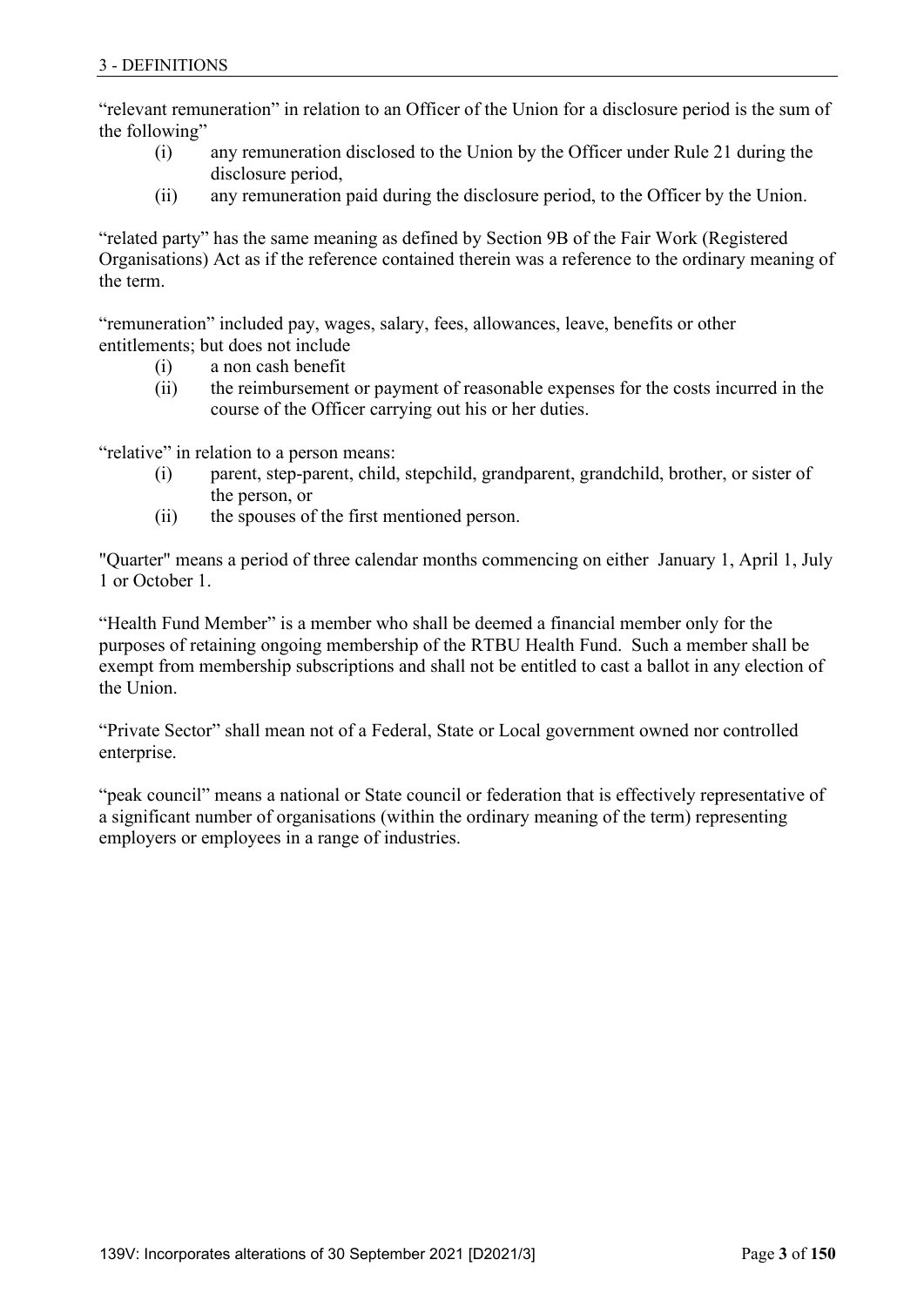“relevant remuneration” in relation to an Officer of the Union for a disclosure period is the sum of the following”

- (i) any remuneration disclosed to the Union by the Officer under Rule 21 during the disclosure period,
- (ii) any remuneration paid during the disclosure period, to the Officer by the Union.

“related party” has the same meaning as defined by Section 9B of the Fair Work (Registered Organisations) Act as if the reference contained therein was a reference to the ordinary meaning of the term.

“remuneration” included pay, wages, salary, fees, allowances, leave, benefits or other entitlements; but does not include

- (i) a non cash benefit
- (ii) the reimbursement or payment of reasonable expenses for the costs incurred in the course of the Officer carrying out his or her duties.

“relative” in relation to a person means:

- (i) parent, step-parent, child, stepchild, grandparent, grandchild, brother, or sister of the person, or
- (ii) the spouses of the first mentioned person.

"Quarter" means a period of three calendar months commencing on either January 1, April 1, July 1 or October 1.

“Health Fund Member” is a member who shall be deemed a financial member only for the purposes of retaining ongoing membership of the RTBU Health Fund. Such a member shall be exempt from membership subscriptions and shall not be entitled to cast a ballot in any election of the Union.

“Private Sector” shall mean not of a Federal, State or Local government owned nor controlled enterprise.

“peak council” means a national or State council or federation that is effectively representative of a significant number of organisations (within the ordinary meaning of the term) representing employers or employees in a range of industries.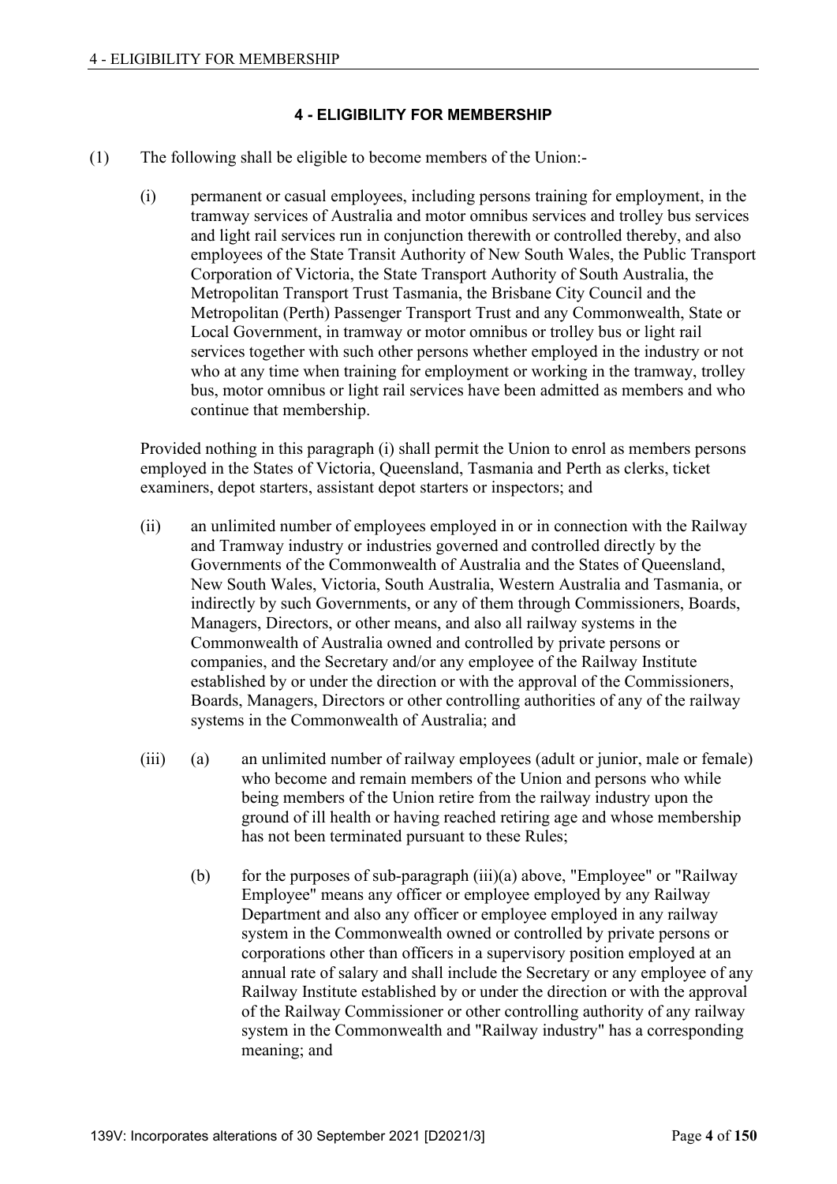## 4 - ELIGIBILITY FOR MEMBERSHIP

(1) The following shall be eligible to become members of the Union:-

(i) permanent or casual employees, including persons training for employment, in the tramway services of Australia and motor omnibus services and trolley bus services and light rail services run in conjunction therewith or controlled thereby, and also employees of the State Transit Authority of New South Wales, the Public Transport Corporation of Victoria, the State Transport Authority of South Australia, the Metropolitan Transport Trust Tasmania, the Brisbane City Council and the Metropolitan (Perth) Passenger Transport Trust and any Commonwealth, State or Local Government, in tramway or motor omnibus or trolley bus or light rail services together with such other persons whether employed in the industry or not who at any time when training for employment or working in the tramway, trolley bus, motor omnibus or light rail services have been admitted as members and who continue that membership.

Provided nothing in this paragraph (i) shall permit the Union to enrol as members persons employed in the States of Victoria, Queensland, Tasmania and Perth as clerks, ticket examiners, depot starters, assistant depot starters or inspectors; and

(ii) an unlimited number of employees employed in or in connection with the Railway and Tramway industry or industries governed and controlled directly by the Governments of the Commonwealth of Australia and the States of Queensland, New South Wales, Victoria, South Australia, Western Australia and Tasmania, or indirectly by such Governments, or any of them through Commissioners, Boards, Managers, Directors, or other means, and also all railway systems in the Commonwealth of Australia owned and controlled by private persons or companies, and the Secretary and/or any employee of the Railway Institute established by or under the direction or with the approval of the Commissioners, Boards, Managers, Directors or other controlling authorities of any of the railway systems in the Commonwealth of Australia; and

(iii) (a) an unlimited number of railway employees (adult or junior, male or female) who become and remain members of the Union and persons who while being members of the Union retire from the railway industry upon the ground of ill health or having reached retiring age and whose membership has not been terminated pursuant to these Rules;

(b) for the purposes of sub-paragraph (iii)(a) above, "Employee" or "Railway Employee" means any officer or employee employed by any Railway Department and also any officer or employee employed in any railway system in the Commonwealth owned or controlled by private persons or corporations other than officers in a supervisory position employed at an annual rate of salary and shall include the Secretary or any employee of any Railway Institute established by or under the direction or with the approval of the Railway Commissioner or other controlling authority of any railway system in the Commonwealth and "Railway industry" has a corresponding meaning; and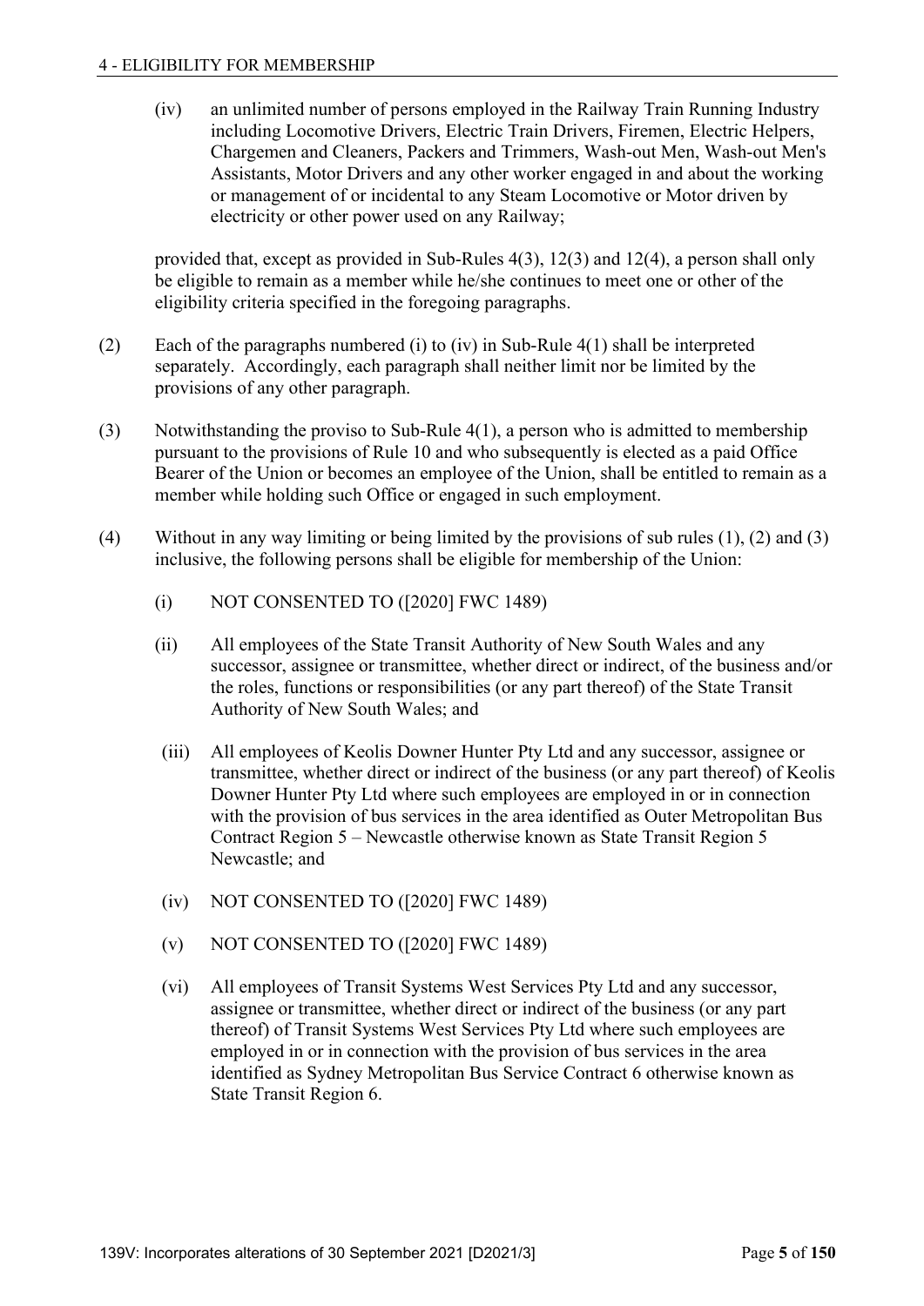(iv) an unlimited number of persons employed in the Railway Train Running Industry including Locomotive Drivers, Electric Train Drivers, Firemen, Electric Helpers, Chargemen and Cleaners, Packers and Trimmers, Wash-out Men, Wash-out Men's Assistants, Motor Drivers and any other worker engaged in and about the working or management of or incidental to any Steam Locomotive or Motor driven by electricity or other power used on any Railway;

provided that, except as provided in Sub-Rules 4(3), 12(3) and 12(4), a person shall only be eligible to remain as a member while he/she continues to meet one or other of the eligibility criteria specified in the foregoing paragraphs.

(2) Each of the paragraphs numbered (i) to (iv) in Sub-Rule 4(1) shall be interpreted separately. Accordingly, each paragraph shall neither limit nor be limited by the provisions of any other paragraph.

(3) Notwithstanding the proviso to Sub-Rule 4(1), a person who is admitted to membership pursuant to the provisions of Rule 10 and who subsequently is elected as a paid Office Bearer of the Union or becomes an employee of the Union, shall be entitled to remain as a member while holding such Office or engaged in such employment.

(4) Without in any way limiting or being limited by the provisions of sub rules (1), (2) and (3) inclusive, the following persons shall be eligible for membership of the Union:

(i) NOT CONSENTED TO ([2020] FWC 1489)

(ii) All employees of the State Transit Authority of New South Wales and any successor, assignee or transmittee, whether direct or indirect, of the business and/or the roles, functions or responsibilities (or any part thereof) of the State Transit Authority of New South Wales; and

(iii) All employees of Keolis Downer Hunter Pty Ltd and any successor, assignee or transmittee, whether direct or indirect of the business (or any part thereof) of Keolis Downer Hunter Pty Ltd where such employees are employed in or in connection with the provision of bus services in the area identified as Outer Metropolitan Bus Contract Region 5 – Newcastle otherwise known as State Transit Region 5 Newcastle; and

(iv) NOT CONSENTED TO ([2020] FWC 1489)

(v) NOT CONSENTED TO ([2020] FWC 1489)

(vi) All employees of Transit Systems West Services Pty Ltd and any successor, assignee or transmittee, whether direct or indirect of the business (or any part thereof) of Transit Systems West Services Pty Ltd where such employees are employed in or in connection with the provision of bus services in the area identified as Sydney Metropolitan Bus Service Contract 6 otherwise known as State Transit Region 6.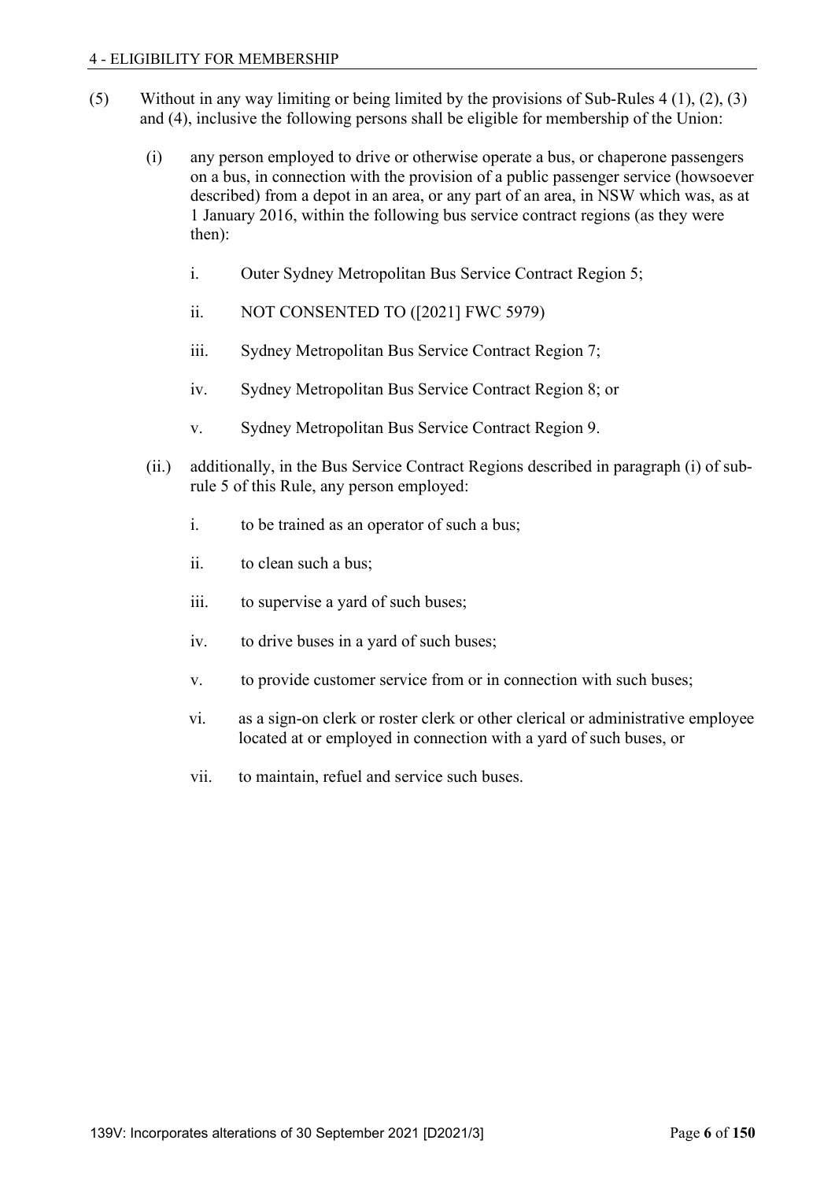(5) Without in any way limiting or being limited by the provisions of Sub-Rules 4 (1), (2), (3) and (4), inclusive the following persons shall be eligible for membership of the Union:

(i) any person employed to drive or otherwise operate a bus, or chaperone passengers on a bus, in connection with the provision of a public passenger service (howsoever described) from a depot in an area, or any part of an area, in NSW which was, as at 1 January 2016, within the following bus service contract regions (as they were then):

i. Outer Sydney Metropolitan Bus Service Contract Region 5;

ii. NOT CONSENTED TO ([2021] FWC 5979)

iii. Sydney Metropolitan Bus Service Contract Region 7;

iv. Sydney Metropolitan Bus Service Contract Region 8; or

v. Sydney Metropolitan Bus Service Contract Region 9.

(ii.) additionally, in the Bus Service Contract Regions described in paragraph (i) of sub-rule 5 of this Rule, any person employed:

i. to be trained as an operator of such a bus;

ii. to clean such a bus;

iii. to supervise a yard of such buses;

iv. to drive buses in a yard of such buses;

v. to provide customer service from or in connection with such buses;

vi. as a sign-on clerk or roster clerk or other clerical or administrative employee located at or employed in connection with a yard of such buses, or

vii. to maintain, refuel and service such buses.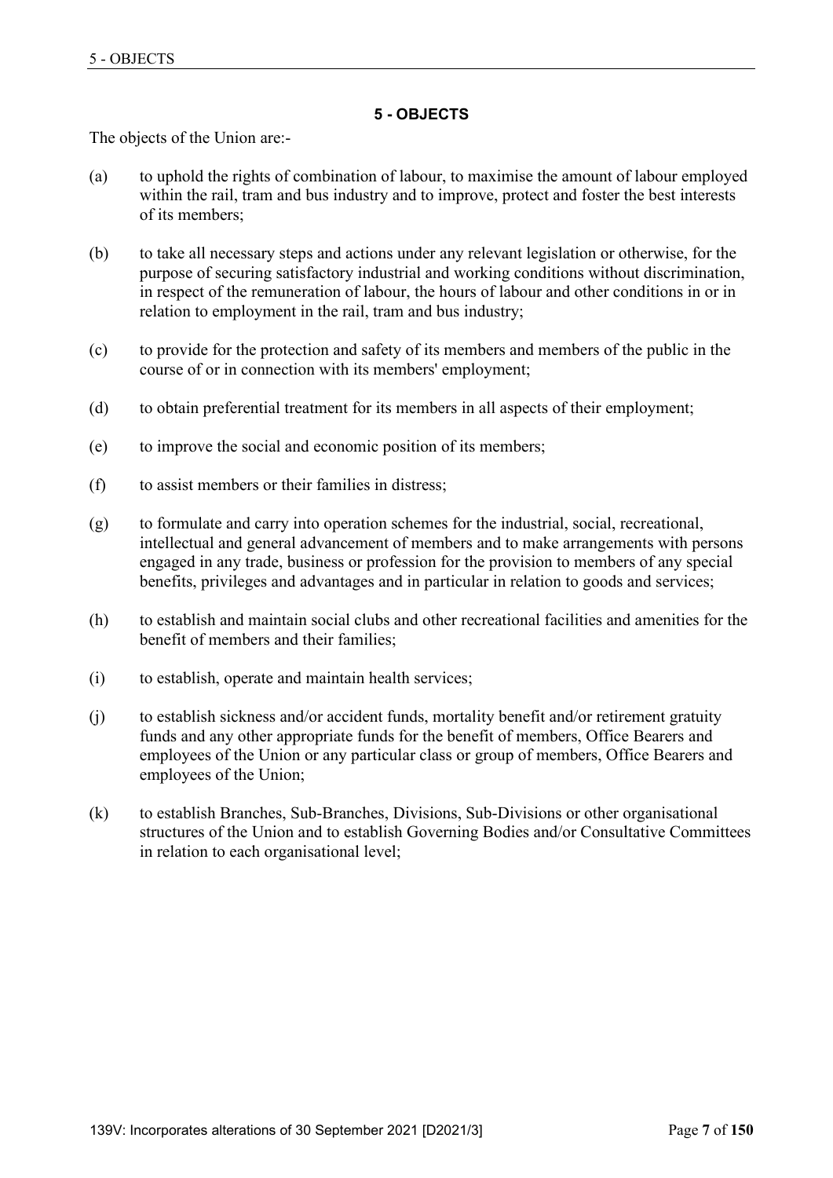## 5 - OBJECTS

The objects of the Union are:-

(a) to uphold the rights of combination of labour, to maximise the amount of labour employed within the rail, tram and bus industry and to improve, protect and foster the best interests of its members;

(b) to take all necessary steps and actions under any relevant legislation or otherwise, for the purpose of securing satisfactory industrial and working conditions without discrimination, in respect of the remuneration of labour, the hours of labour and other conditions in or in relation to employment in the rail, tram and bus industry;

(c) to provide for the protection and safety of its members and members of the public in the course of or in connection with its members' employment;

(d) to obtain preferential treatment for its members in all aspects of their employment;

(e) to improve the social and economic position of its members;

(f) to assist members or their families in distress;

(g) to formulate and carry into operation schemes for the industrial, social, recreational, intellectual and general advancement of members and to make arrangements with persons engaged in any trade, business or profession for the provision to members of any special benefits, privileges and advantages and in particular in relation to goods and services;

(h) to establish and maintain social clubs and other recreational facilities and amenities for the benefit of members and their families;

(i) to establish, operate and maintain health services;

(j) to establish sickness and/or accident funds, mortality benefit and/or retirement gratuity funds and any other appropriate funds for the benefit of members, Office Bearers and employees of the Union or any particular class or group of members, Office Bearers and employees of the Union;

(k) to establish Branches, Sub-Branches, Divisions, Sub-Divisions or other organisational structures of the Union and to establish Governing Bodies and/or Consultative Committees in relation to each organisational level;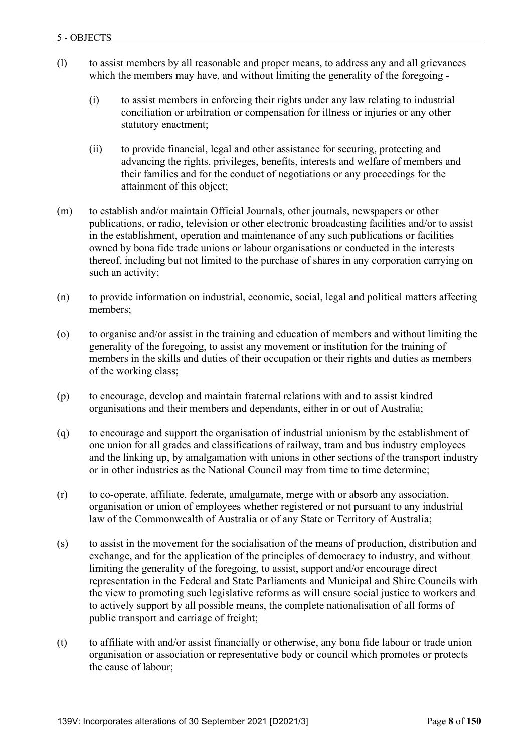- (l) to assist members by all reasonable and proper means, to address any and all grievances which the members may have, and without limiting the generality of the foregoing -
  - (i) to assist members in enforcing their rights under any law relating to industrial conciliation or arbitration or compensation for illness or injuries or any other statutory enactment;
  - (ii) to provide financial, legal and other assistance for securing, protecting and advancing the rights, privileges, benefits, interests and welfare of members and their families and for the conduct of negotiations or any proceedings for the attainment of this object;
- (m) to establish and/or maintain Official Journals, other journals, newspapers or other publications, or radio, television or other electronic broadcasting facilities and/or to assist in the establishment, operation and maintenance of any such publications or facilities owned by bona fide trade unions or labour organisations or conducted in the interests thereof, including but not limited to the purchase of shares in any corporation carrying on such an activity;
- (n) to provide information on industrial, economic, social, legal and political matters affecting members;
- (o) to organise and/or assist in the training and education of members and without limiting the generality of the foregoing, to assist any movement or institution for the training of members in the skills and duties of their occupation or their rights and duties as members of the working class;
- (p) to encourage, develop and maintain fraternal relations with and to assist kindred organisations and their members and dependants, either in or out of Australia;
- (q) to encourage and support the organisation of industrial unionism by the establishment of one union for all grades and classifications of railway, tram and bus industry employees and the linking up, by amalgamation with unions in other sections of the transport industry or in other industries as the National Council may from time to time determine;
- (r) to co-operate, affiliate, federate, amalgamate, merge with or absorb any association, organisation or union of employees whether registered or not pursuant to any industrial law of the Commonwealth of Australia or of any State or Territory of Australia;
- (s) to assist in the movement for the socialisation of the means of production, distribution and exchange, and for the application of the principles of democracy to industry, and without limiting the generality of the foregoing, to assist, support and/or encourage direct representation in the Federal and State Parliaments and Municipal and Shire Councils with the view to promoting such legislative reforms as will ensure social justice to workers and to actively support by all possible means, the complete nationalisation of all forms of public transport and carriage of freight;
- (t) to affiliate with and/or assist financially or otherwise, any bona fide labour or trade union organisation or association or representative body or council which promotes or protects the cause of labour;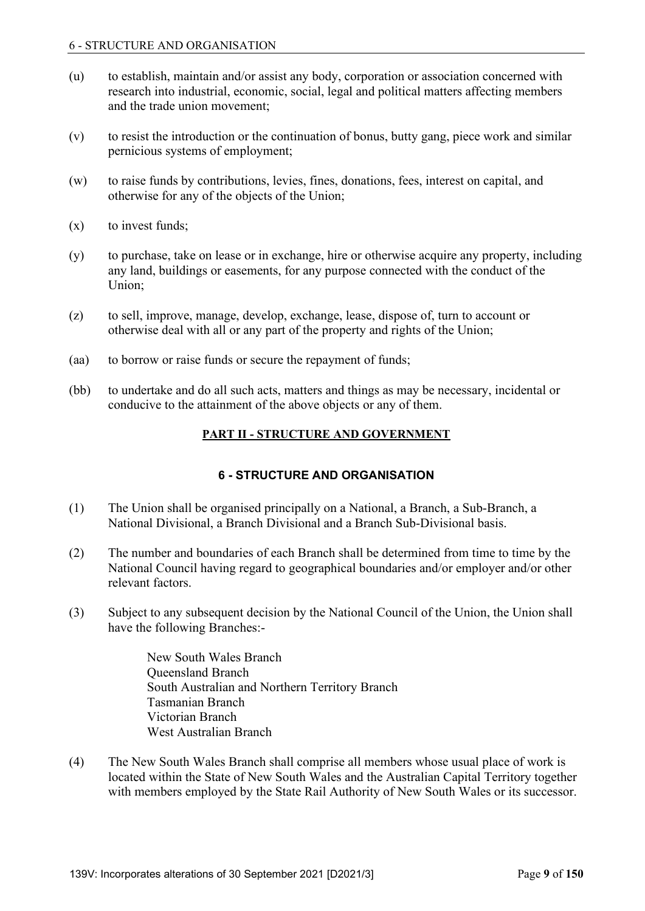(u) to establish, maintain and/or assist any body, corporation or association concerned with research into industrial, economic, social, legal and political matters affecting members and the trade union movement;

(v) to resist the introduction or the continuation of bonus, butty gang, piece work and similar pernicious systems of employment;

(w) to raise funds by contributions, levies, fines, donations, fees, interest on capital, and otherwise for any of the objects of the Union;

(x) to invest funds;

(y) to purchase, take on lease or in exchange, hire or otherwise acquire any property, including any land, buildings or easements, for any purpose connected with the conduct of the Union;

(z) to sell, improve, manage, develop, exchange, lease, dispose of, turn to account or otherwise deal with all or any part of the property and rights of the Union;

(aa) to borrow or raise funds or secure the repayment of funds;

(bb) to undertake and do all such acts, matters and things as may be necessary, incidental or conducive to the attainment of the above objects or any of them.

## PART II - STRUCTURE AND GOVERNMENT

### 6 - STRUCTURE AND ORGANISATION

(1) The Union shall be organised principally on a National, a Branch, a Sub-Branch, a National Divisional, a Branch Divisional and a Branch Sub-Divisional basis.

(2) The number and boundaries of each Branch shall be determined from time to time by the National Council having regard to geographical boundaries and/or employer and/or other relevant factors.

(3) Subject to any subsequent decision by the National Council of the Union, the Union shall have the following Branches:-

New South Wales Branch
Queensland Branch
South Australian and Northern Territory Branch
Tasmanian Branch
Victorian Branch
West Australian Branch

(4) The New South Wales Branch shall comprise all members whose usual place of work is located within the State of New South Wales and the Australian Capital Territory together with members employed by the State Rail Authority of New South Wales or its successor.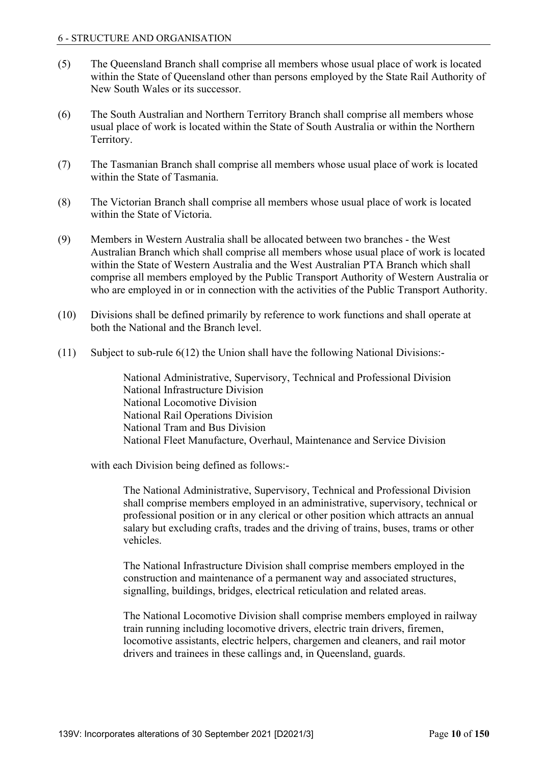(5) The Queensland Branch shall comprise all members whose usual place of work is located within the State of Queensland other than persons employed by the State Rail Authority of New South Wales or its successor.

(6) The South Australian and Northern Territory Branch shall comprise all members whose usual place of work is located within the State of South Australia or within the Northern Territory.

(7) The Tasmanian Branch shall comprise all members whose usual place of work is located within the State of Tasmania.

(8) The Victorian Branch shall comprise all members whose usual place of work is located within the State of Victoria.

(9) Members in Western Australia shall be allocated between two branches - the West Australian Branch which shall comprise all members whose usual place of work is located within the State of Western Australia and the West Australian PTA Branch which shall comprise all members employed by the Public Transport Authority of Western Australia or who are employed in or in connection with the activities of the Public Transport Authority.

(10) Divisions shall be defined primarily by reference to work functions and shall operate at both the National and the Branch level.

(11) Subject to sub-rule 6(12) the Union shall have the following National Divisions:-

National Administrative, Supervisory, Technical and Professional Division
National Infrastructure Division
National Locomotive Division
National Rail Operations Division
National Tram and Bus Division
National Fleet Manufacture, Overhaul, Maintenance and Service Division

with each Division being defined as follows:-

The National Administrative, Supervisory, Technical and Professional Division shall comprise members employed in an administrative, supervisory, technical or professional position or in any clerical or other position which attracts an annual salary but excluding crafts, trades and the driving of trains, buses, trams or other vehicles.

The National Infrastructure Division shall comprise members employed in the construction and maintenance of a permanent way and associated structures, signalling, buildings, bridges, electrical reticulation and related areas.

The National Locomotive Division shall comprise members employed in railway train running including locomotive drivers, electric train drivers, firemen, locomotive assistants, electric helpers, chargemen and cleaners, and rail motor drivers and trainees in these callings and, in Queensland, guards.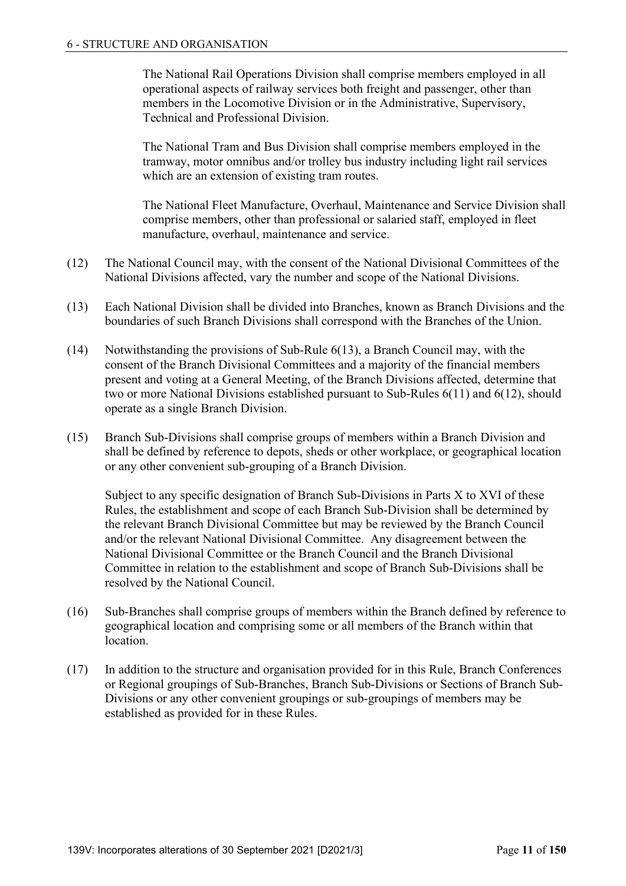The National Rail Operations Division shall comprise members employed in all operational aspects of railway services both freight and passenger, other than members in the Locomotive Division or in the Administrative, Supervisory, Technical and Professional Division.

The National Tram and Bus Division shall comprise members employed in the tramway, motor omnibus and/or trolley bus industry including light rail services which are an extension of existing tram routes.

The National Fleet Manufacture, Overhaul, Maintenance and Service Division shall comprise members, other than professional or salaried staff, employed in fleet manufacture, overhaul, maintenance and service.

(12) The National Council may, with the consent of the National Divisional Committees of the National Divisions affected, vary the number and scope of the National Divisions.

(13) Each National Division shall be divided into Branches, known as Branch Divisions and the boundaries of such Branch Divisions shall correspond with the Branches of the Union.

(14) Notwithstanding the provisions of Sub-Rule 6(13), a Branch Council may, with the consent of the Branch Divisional Committees and a majority of the financial members present and voting at a General Meeting, of the Branch Divisions affected, determine that two or more National Divisions established pursuant to Sub-Rules 6(11) and 6(12), should operate as a single Branch Division.

(15) Branch Sub-Divisions shall comprise groups of members within a Branch Division and shall be defined by reference to depots, sheds or other workplace, or geographical location or any other convenient sub-grouping of a Branch Division.

Subject to any specific designation of Branch Sub-Divisions in Parts X to XVI of these Rules, the establishment and scope of each Branch Sub-Division shall be determined by the relevant Branch Divisional Committee but may be reviewed by the Branch Council and/or the relevant National Divisional Committee. Any disagreement between the National Divisional Committee or the Branch Council and the Branch Divisional Committee in relation to the establishment and scope of Branch Sub-Divisions shall be resolved by the National Council.

(16) Sub-Branches shall comprise groups of members within the Branch defined by reference to geographical location and comprising some or all members of the Branch within that location.

(17) In addition to the structure and organisation provided for in this Rule, Branch Conferences or Regional groupings of Sub-Branches, Branch Sub-Divisions or Sections of Branch Sub-Divisions or any other convenient groupings or sub-groupings of members may be established as provided for in these Rules.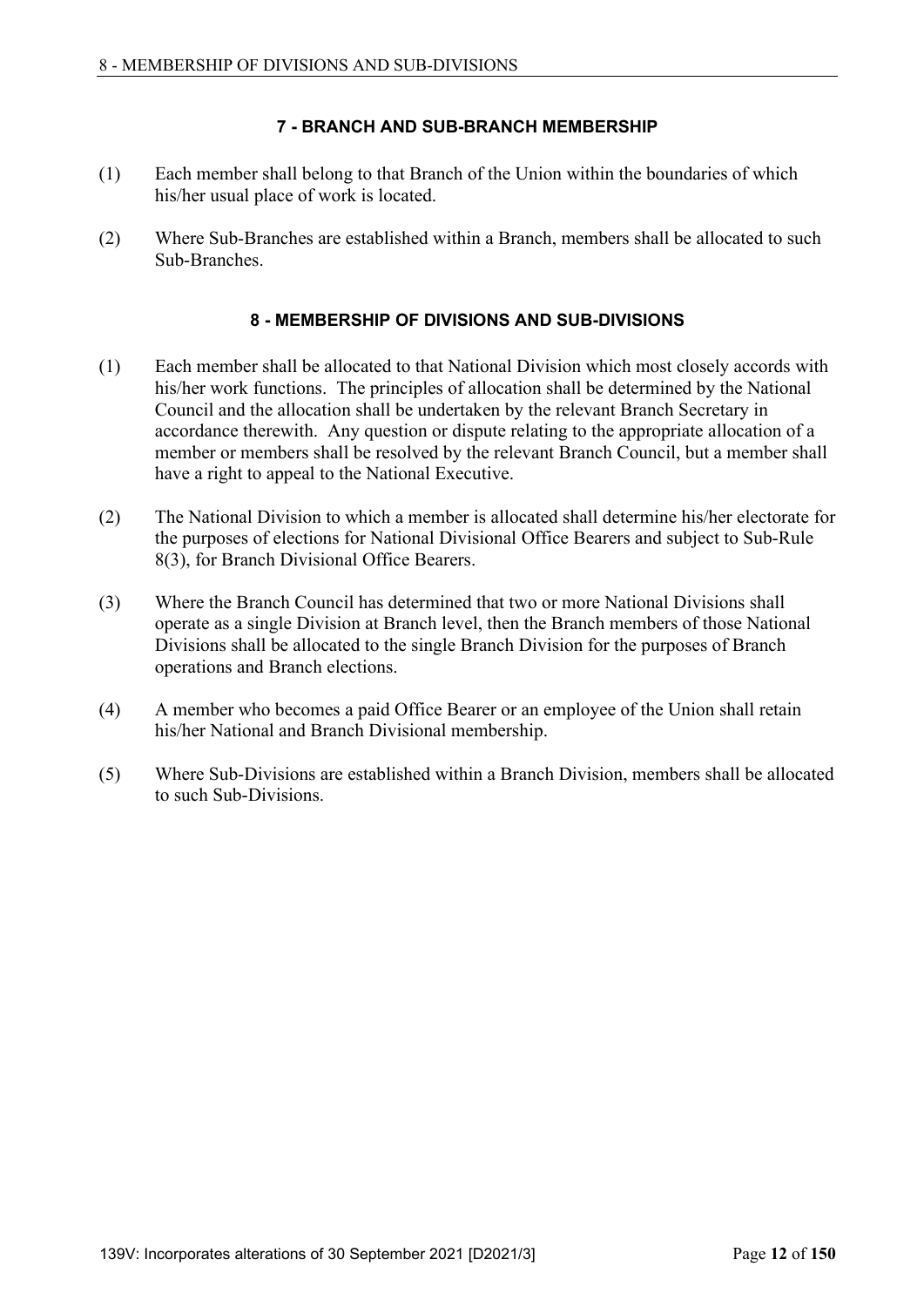## 7 - BRANCH AND SUB-BRANCH MEMBERSHIP

(1) Each member shall belong to that Branch of the Union within the boundaries of which his/her usual place of work is located.

(2) Where Sub-Branches are established within a Branch, members shall be allocated to such Sub-Branches.

## 8 - MEMBERSHIP OF DIVISIONS AND SUB-DIVISIONS

(1) Each member shall be allocated to that National Division which most closely accords with his/her work functions. The principles of allocation shall be determined by the National Council and the allocation shall be undertaken by the relevant Branch Secretary in accordance therewith. Any question or dispute relating to the appropriate allocation of a member or members shall be resolved by the relevant Branch Council, but a member shall have a right to appeal to the National Executive.

(2) The National Division to which a member is allocated shall determine his/her electorate for the purposes of elections for National Divisional Office Bearers and subject to Sub-Rule 8(3), for Branch Divisional Office Bearers.

(3) Where the Branch Council has determined that two or more National Divisions shall operate as a single Division at Branch level, then the Branch members of those National Divisions shall be allocated to the single Branch Division for the purposes of Branch operations and Branch elections.

(4) A member who becomes a paid Office Bearer or an employee of the Union shall retain his/her National and Branch Divisional membership.

(5) Where Sub-Divisions are established within a Branch Division, members shall be allocated to such Sub-Divisions.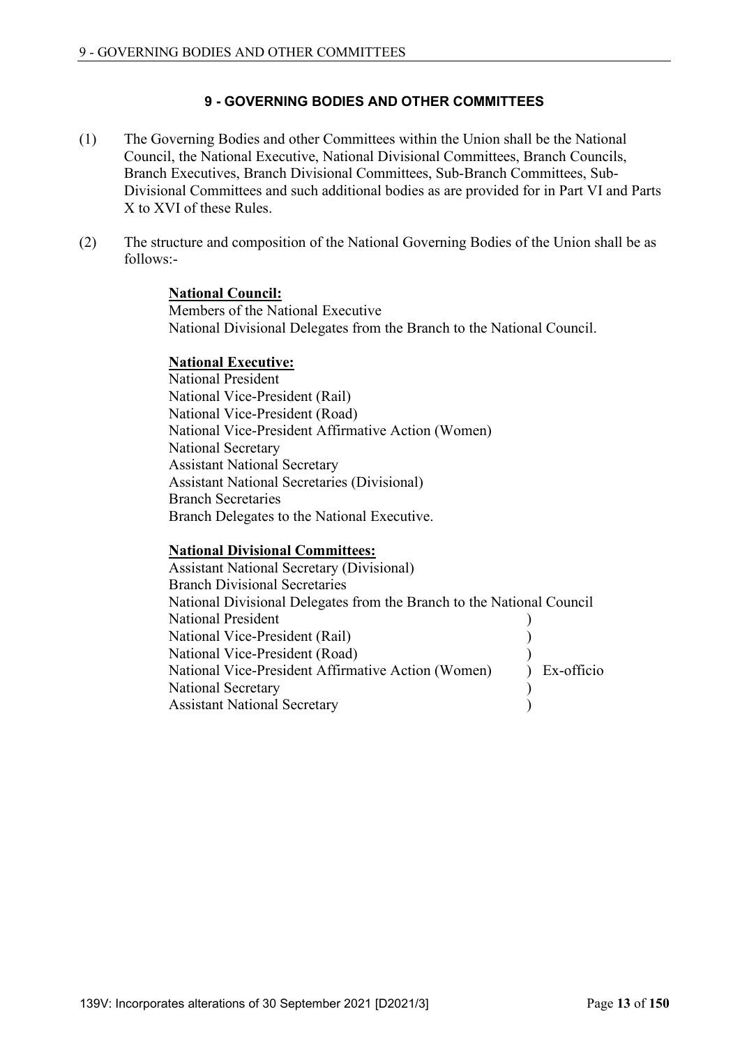## 9 - GOVERNING BODIES AND OTHER COMMITTEES

(1) The Governing Bodies and other Committees within the Union shall be the National Council, the National Executive, National Divisional Committees, Branch Councils, Branch Executives, Branch Divisional Committees, Sub-Branch Committees, Sub-Divisional Committees and such additional bodies as are provided for in Part VI and Parts X to XVI of these Rules.

(2) The structure and composition of the National Governing Bodies of the Union shall be as follows:-

**National Council:**

Members of the National Executive
National Divisional Delegates from the Branch to the National Council.

**National Executive:**

National President
National Vice-President (Rail)
National Vice-President (Road)
National Vice-President Affirmative Action (Women)
National Secretary
Assistant National Secretary
Assistant National Secretaries (Divisional)
Branch Secretaries
Branch Delegates to the National Executive.

**National Divisional Committees:**

Assistant National Secretary (Divisional)
Branch Divisional Secretaries
National Divisional Delegates from the Branch to the National Council
National President )
National Vice-President (Rail) )
National Vice-President (Road) )
National Vice-President Affirmative Action (Women) ) Ex-officio
National Secretary )
Assistant National Secretary )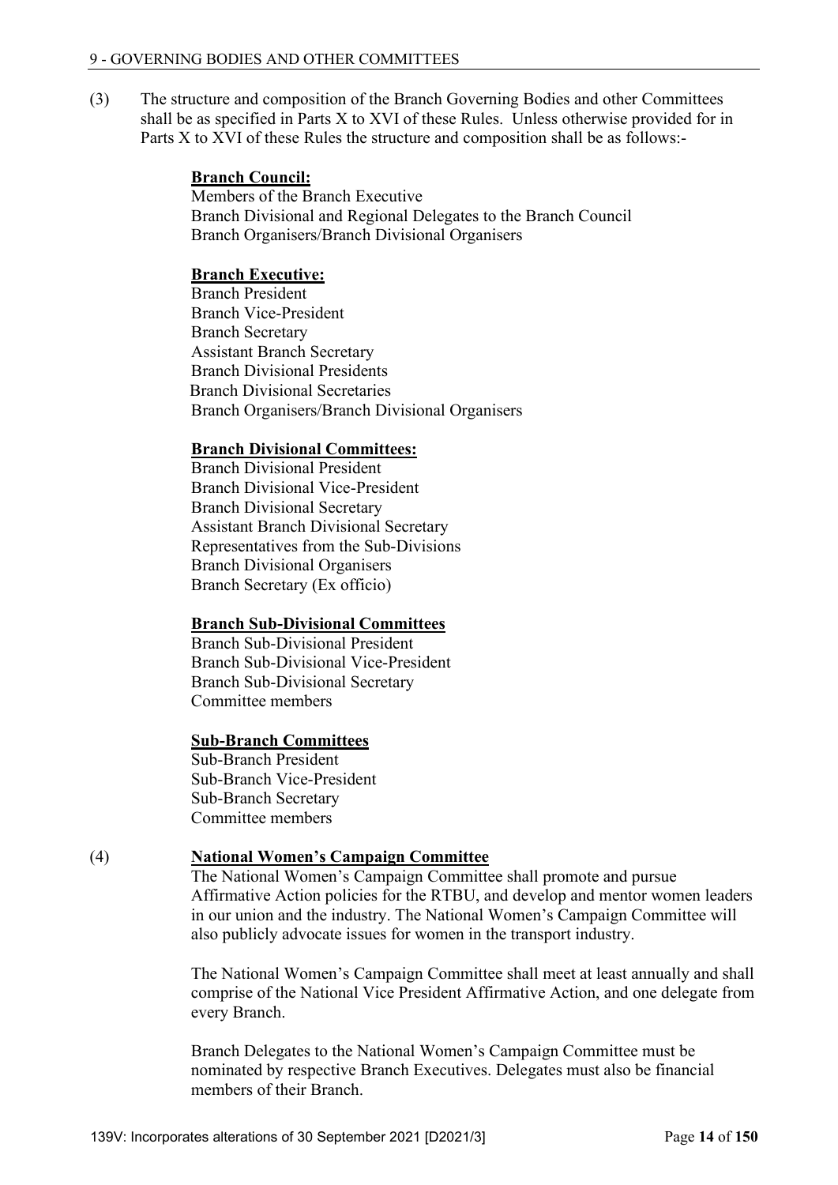(3) The structure and composition of the Branch Governing Bodies and other Committees shall be as specified in Parts X to XVI of these Rules. Unless otherwise provided for in Parts X to XVI of these Rules the structure and composition shall be as follows:-

**Branch Council:**
Members of the Branch Executive
Branch Divisional and Regional Delegates to the Branch Council
Branch Organisers/Branch Divisional Organisers

**Branch Executive:**
Branch President
Branch Vice-President
Branch Secretary
Assistant Branch Secretary
Branch Divisional Presidents
Branch Divisional Secretaries
Branch Organisers/Branch Divisional Organisers

**Branch Divisional Committees:**
Branch Divisional President
Branch Divisional Vice-President
Branch Divisional Secretary
Assistant Branch Divisional Secretary
Representatives from the Sub-Divisions
Branch Divisional Organisers
Branch Secretary (Ex officio)

**Branch Sub-Divisional Committees**
Branch Sub-Divisional President
Branch Sub-Divisional Vice-President
Branch Sub-Divisional Secretary
Committee members

**Sub-Branch Committees**
Sub-Branch President
Sub-Branch Vice-President
Sub-Branch Secretary
Committee members

(4) **National Women's Campaign Committee**

The National Women's Campaign Committee shall promote and pursue Affirmative Action policies for the RTBU, and develop and mentor women leaders in our union and the industry. The National Women's Campaign Committee will also publicly advocate issues for women in the transport industry.

The National Women's Campaign Committee shall meet at least annually and shall comprise of the National Vice President Affirmative Action, and one delegate from every Branch.

Branch Delegates to the National Women's Campaign Committee must be nominated by respective Branch Executives. Delegates must also be financial members of their Branch.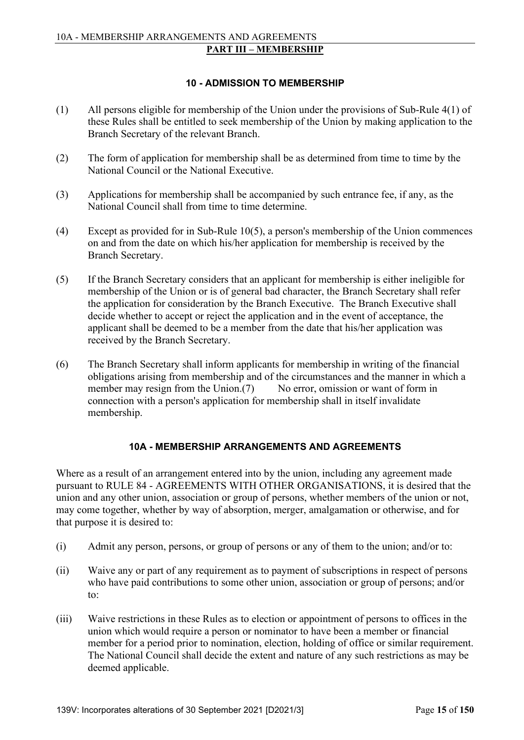## PART III – MEMBERSHIP

### 10 - ADMISSION TO MEMBERSHIP

(1) All persons eligible for membership of the Union under the provisions of Sub-Rule 4(1) of these Rules shall be entitled to seek membership of the Union by making application to the Branch Secretary of the relevant Branch.

(2) The form of application for membership shall be as determined from time to time by the National Council or the National Executive.

(3) Applications for membership shall be accompanied by such entrance fee, if any, as the National Council shall from time to time determine.

(4) Except as provided for in Sub-Rule 10(5), a person's membership of the Union commences on and from the date on which his/her application for membership is received by the Branch Secretary.

(5) If the Branch Secretary considers that an applicant for membership is either ineligible for membership of the Union or is of general bad character, the Branch Secretary shall refer the application for consideration by the Branch Executive. The Branch Executive shall decide whether to accept or reject the application and in the event of acceptance, the applicant shall be deemed to be a member from the date that his/her application was received by the Branch Secretary.

(6) The Branch Secretary shall inform applicants for membership in writing of the financial obligations arising from membership and of the circumstances and the manner in which a member may resign from the Union.(7) No error, omission or want of form in connection with a person's application for membership shall in itself invalidate membership.

### 10A - MEMBERSHIP ARRANGEMENTS AND AGREEMENTS

Where as a result of an arrangement entered into by the union, including any agreement made pursuant to RULE 84 - AGREEMENTS WITH OTHER ORGANISATIONS, it is desired that the union and any other union, association or group of persons, whether members of the union or not, may come together, whether by way of absorption, merger, amalgamation or otherwise, and for that purpose it is desired to:

(i) Admit any person, persons, or group of persons or any of them to the union; and/or to:

(ii) Waive any or part of any requirement as to payment of subscriptions in respect of persons who have paid contributions to some other union, association or group of persons; and/or to:

(iii) Waive restrictions in these Rules as to election or appointment of persons to offices in the union which would require a person or nominator to have been a member or financial member for a period prior to nomination, election, holding of office or similar requirement. The National Council shall decide the extent and nature of any such restrictions as may be deemed applicable.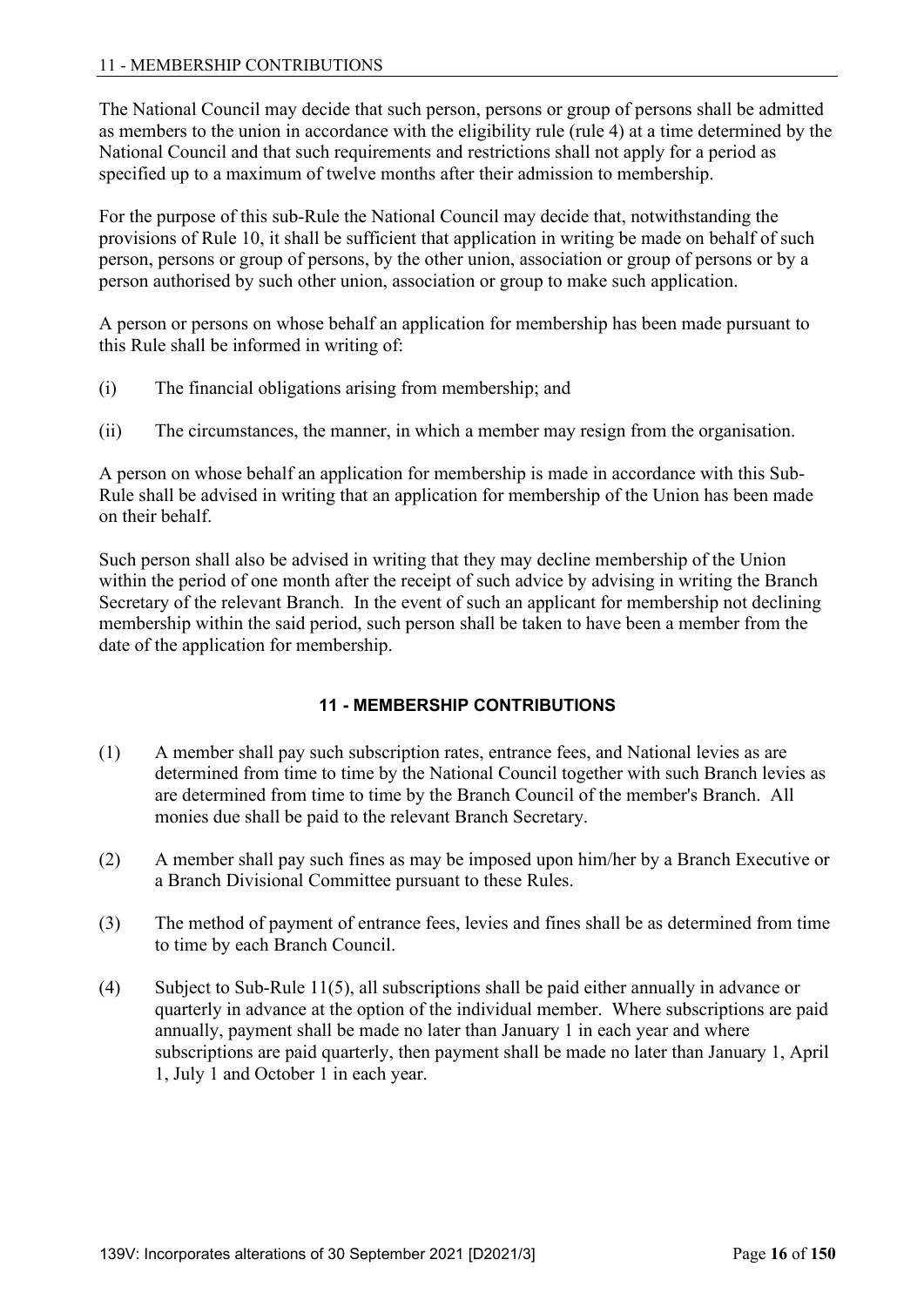The National Council may decide that such person, persons or group of persons shall be admitted as members to the union in accordance with the eligibility rule (rule 4) at a time determined by the National Council and that such requirements and restrictions shall not apply for a period as specified up to a maximum of twelve months after their admission to membership.

For the purpose of this sub-Rule the National Council may decide that, notwithstanding the provisions of Rule 10, it shall be sufficient that application in writing be made on behalf of such person, persons or group of persons, by the other union, association or group of persons or by a person authorised by such other union, association or group to make such application.

A person or persons on whose behalf an application for membership has been made pursuant to this Rule shall be informed in writing of:

(i) The financial obligations arising from membership; and

(ii) The circumstances, the manner, in which a member may resign from the organisation.

A person on whose behalf an application for membership is made in accordance with this Sub-Rule shall be advised in writing that an application for membership of the Union has been made on their behalf.

Such person shall also be advised in writing that they may decline membership of the Union within the period of one month after the receipt of such advice by advising in writing the Branch Secretary of the relevant Branch. In the event of such an applicant for membership not declining membership within the said period, such person shall be taken to have been a member from the date of the application for membership.

## 11 - MEMBERSHIP CONTRIBUTIONS

(1) A member shall pay such subscription rates, entrance fees, and National levies as are determined from time to time by the National Council together with such Branch levies as are determined from time to time by the Branch Council of the member's Branch. All monies due shall be paid to the relevant Branch Secretary.

(2) A member shall pay such fines as may be imposed upon him/her by a Branch Executive or a Branch Divisional Committee pursuant to these Rules.

(3) The method of payment of entrance fees, levies and fines shall be as determined from time to time by each Branch Council.

(4) Subject to Sub-Rule 11(5), all subscriptions shall be paid either annually in advance or quarterly in advance at the option of the individual member. Where subscriptions are paid annually, payment shall be made no later than January 1 in each year and where subscriptions are paid quarterly, then payment shall be made no later than January 1, April 1, July 1 and October 1 in each year.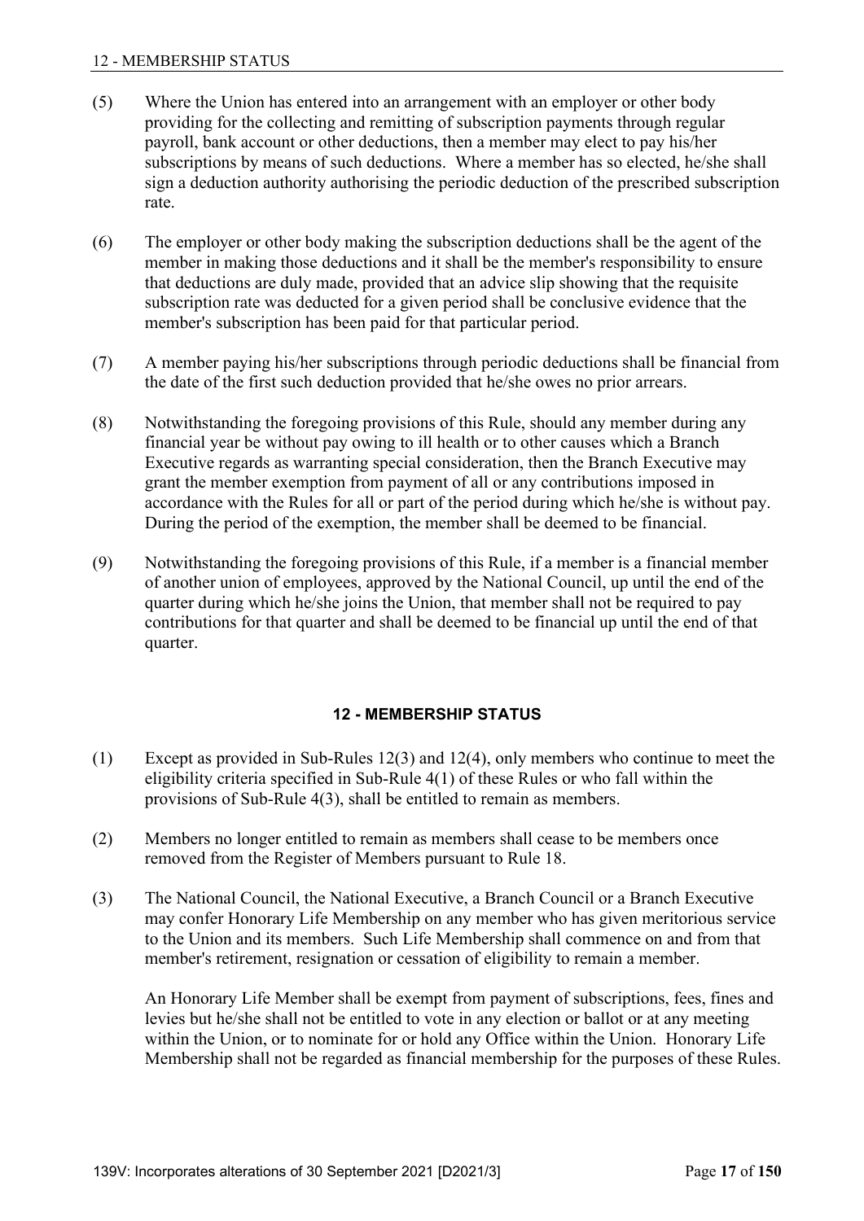(5) Where the Union has entered into an arrangement with an employer or other body providing for the collecting and remitting of subscription payments through regular payroll, bank account or other deductions, then a member may elect to pay his/her subscriptions by means of such deductions. Where a member has so elected, he/she shall sign a deduction authority authorising the periodic deduction of the prescribed subscription rate.

(6) The employer or other body making the subscription deductions shall be the agent of the member in making those deductions and it shall be the member's responsibility to ensure that deductions are duly made, provided that an advice slip showing that the requisite subscription rate was deducted for a given period shall be conclusive evidence that the member's subscription has been paid for that particular period.

(7) A member paying his/her subscriptions through periodic deductions shall be financial from the date of the first such deduction provided that he/she owes no prior arrears.

(8) Notwithstanding the foregoing provisions of this Rule, should any member during any financial year be without pay owing to ill health or to other causes which a Branch Executive regards as warranting special consideration, then the Branch Executive may grant the member exemption from payment of all or any contributions imposed in accordance with the Rules for all or part of the period during which he/she is without pay. During the period of the exemption, the member shall be deemed to be financial.

(9) Notwithstanding the foregoing provisions of this Rule, if a member is a financial member of another union of employees, approved by the National Council, up until the end of the quarter during which he/she joins the Union, that member shall not be required to pay contributions for that quarter and shall be deemed to be financial up until the end of that quarter.

## 12 - MEMBERSHIP STATUS

(1) Except as provided in Sub-Rules 12(3) and 12(4), only members who continue to meet the eligibility criteria specified in Sub-Rule 4(1) of these Rules or who fall within the provisions of Sub-Rule 4(3), shall be entitled to remain as members.

(2) Members no longer entitled to remain as members shall cease to be members once removed from the Register of Members pursuant to Rule 18.

(3) The National Council, the National Executive, a Branch Council or a Branch Executive may confer Honorary Life Membership on any member who has given meritorious service to the Union and its members. Such Life Membership shall commence on and from that member's retirement, resignation or cessation of eligibility to remain a member.

An Honorary Life Member shall be exempt from payment of subscriptions, fees, fines and levies but he/she shall not be entitled to vote in any election or ballot or at any meeting within the Union, or to nominate for or hold any Office within the Union. Honorary Life Membership shall not be regarded as financial membership for the purposes of these Rules.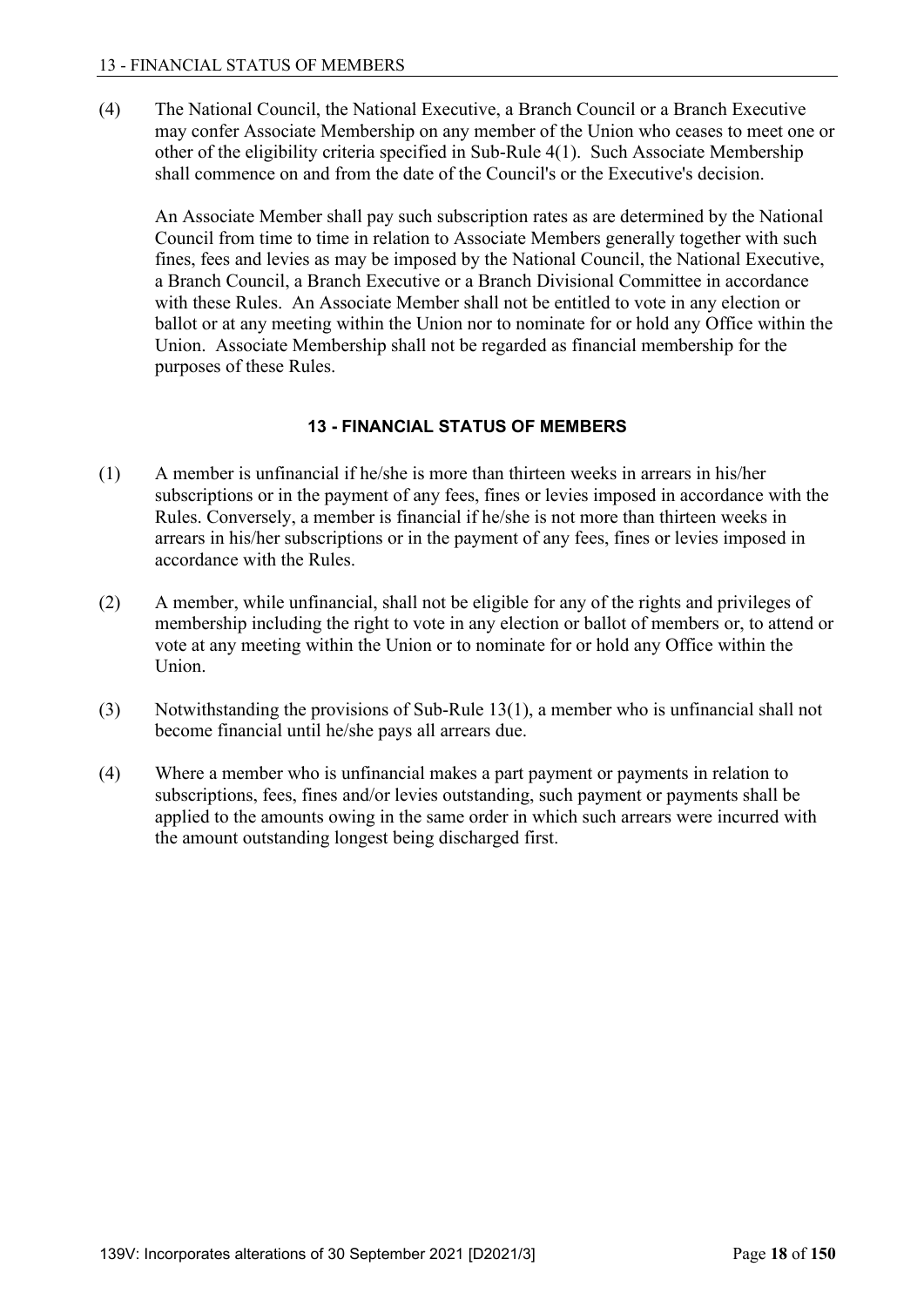(4) The National Council, the National Executive, a Branch Council or a Branch Executive may confer Associate Membership on any member of the Union who ceases to meet one or other of the eligibility criteria specified in Sub-Rule 4(1). Such Associate Membership shall commence on and from the date of the Council's or the Executive's decision.

An Associate Member shall pay such subscription rates as are determined by the National Council from time to time in relation to Associate Members generally together with such fines, fees and levies as may be imposed by the National Council, the National Executive, a Branch Council, a Branch Executive or a Branch Divisional Committee in accordance with these Rules. An Associate Member shall not be entitled to vote in any election or ballot or at any meeting within the Union nor to nominate for or hold any Office within the Union. Associate Membership shall not be regarded as financial membership for the purposes of these Rules.

## 13 - FINANCIAL STATUS OF MEMBERS

(1) A member is unfinancial if he/she is more than thirteen weeks in arrears in his/her subscriptions or in the payment of any fees, fines or levies imposed in accordance with the Rules. Conversely, a member is financial if he/she is not more than thirteen weeks in arrears in his/her subscriptions or in the payment of any fees, fines or levies imposed in accordance with the Rules.

(2) A member, while unfinancial, shall not be eligible for any of the rights and privileges of membership including the right to vote in any election or ballot of members or, to attend or vote at any meeting within the Union or to nominate for or hold any Office within the Union.

(3) Notwithstanding the provisions of Sub-Rule 13(1), a member who is unfinancial shall not become financial until he/she pays all arrears due.

(4) Where a member who is unfinancial makes a part payment or payments in relation to subscriptions, fees, fines and/or levies outstanding, such payment or payments shall be applied to the amounts owing in the same order in which such arrears were incurred with the amount outstanding longest being discharged first.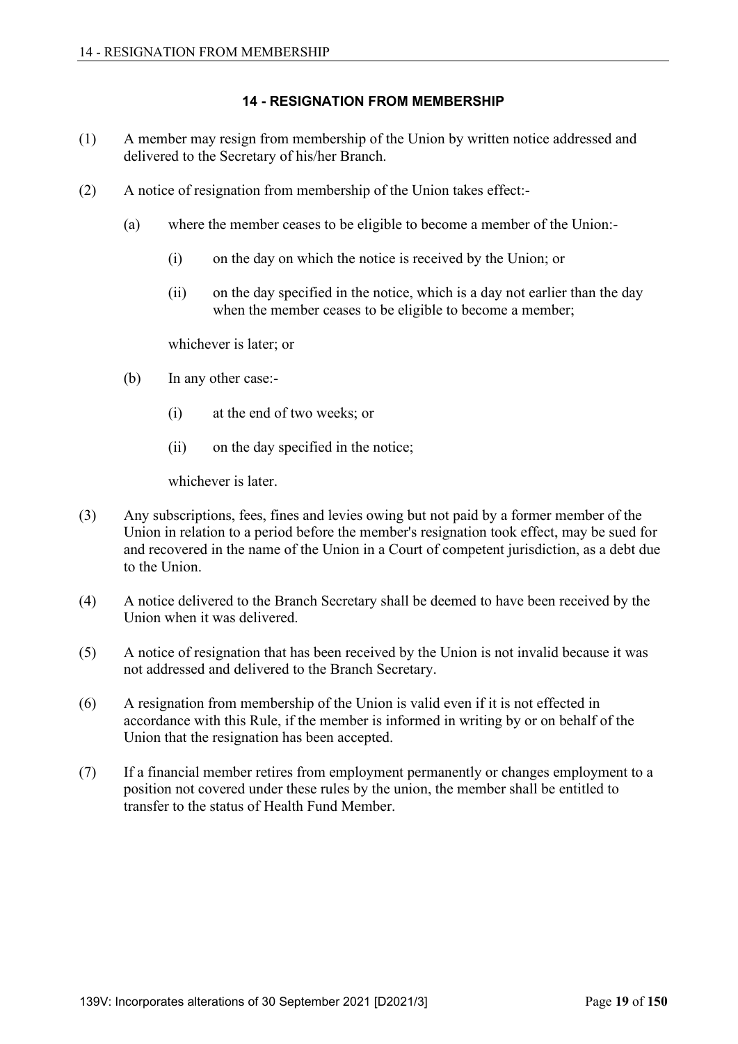## 14 - RESIGNATION FROM MEMBERSHIP

(1) A member may resign from membership of the Union by written notice addressed and delivered to the Secretary of his/her Branch.

(2) A notice of resignation from membership of the Union takes effect:-

  (a) where the member ceases to be eligible to become a member of the Union:-

    (i) on the day on which the notice is received by the Union; or

    (ii) on the day specified in the notice, which is a day not earlier than the day when the member ceases to be eligible to become a member;

    whichever is later; or

  (b) In any other case:-

    (i) at the end of two weeks; or

    (ii) on the day specified in the notice;

    whichever is later.

(3) Any subscriptions, fees, fines and levies owing but not paid by a former member of the Union in relation to a period before the member's resignation took effect, may be sued for and recovered in the name of the Union in a Court of competent jurisdiction, as a debt due to the Union.

(4) A notice delivered to the Branch Secretary shall be deemed to have been received by the Union when it was delivered.

(5) A notice of resignation that has been received by the Union is not invalid because it was not addressed and delivered to the Branch Secretary.

(6) A resignation from membership of the Union is valid even if it is not effected in accordance with this Rule, if the member is informed in writing by or on behalf of the Union that the resignation has been accepted.

(7) If a financial member retires from employment permanently or changes employment to a position not covered under these rules by the union, the member shall be entitled to transfer to the status of Health Fund Member.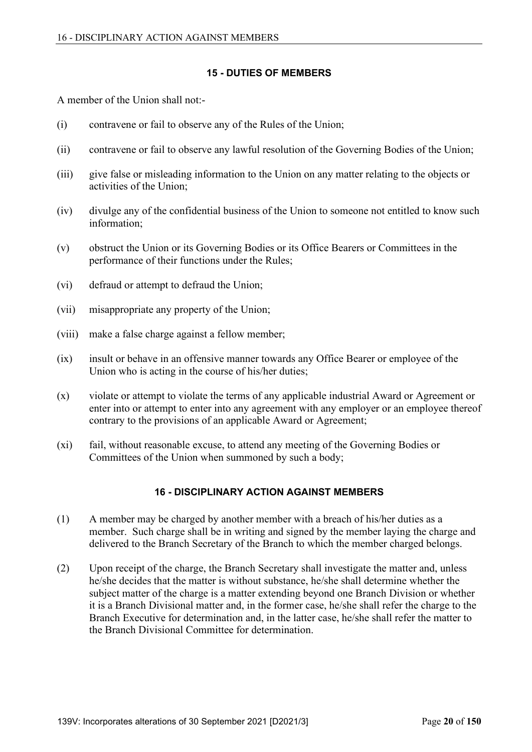## 15 - DUTIES OF MEMBERS

A member of the Union shall not:-

(i) contravene or fail to observe any of the Rules of the Union;

(ii) contravene or fail to observe any lawful resolution of the Governing Bodies of the Union;

(iii) give false or misleading information to the Union on any matter relating to the objects or activities of the Union;

(iv) divulge any of the confidential business of the Union to someone not entitled to know such information;

(v) obstruct the Union or its Governing Bodies or its Office Bearers or Committees in the performance of their functions under the Rules;

(vi) defraud or attempt to defraud the Union;

(vii) misappropriate any property of the Union;

(viii) make a false charge against a fellow member;

(ix) insult or behave in an offensive manner towards any Office Bearer or employee of the Union who is acting in the course of his/her duties;

(x) violate or attempt to violate the terms of any applicable industrial Award or Agreement or enter into or attempt to enter into any agreement with any employer or an employee thereof contrary to the provisions of an applicable Award or Agreement;

(xi) fail, without reasonable excuse, to attend any meeting of the Governing Bodies or Committees of the Union when summoned by such a body;

## 16 - DISCIPLINARY ACTION AGAINST MEMBERS

(1) A member may be charged by another member with a breach of his/her duties as a member. Such charge shall be in writing and signed by the member laying the charge and delivered to the Branch Secretary of the Branch to which the member charged belongs.

(2) Upon receipt of the charge, the Branch Secretary shall investigate the matter and, unless he/she decides that the matter is without substance, he/she shall determine whether the subject matter of the charge is a matter extending beyond one Branch Division or whether it is a Branch Divisional matter and, in the former case, he/she shall refer the charge to the Branch Executive for determination and, in the latter case, he/she shall refer the matter to the Branch Divisional Committee for determination.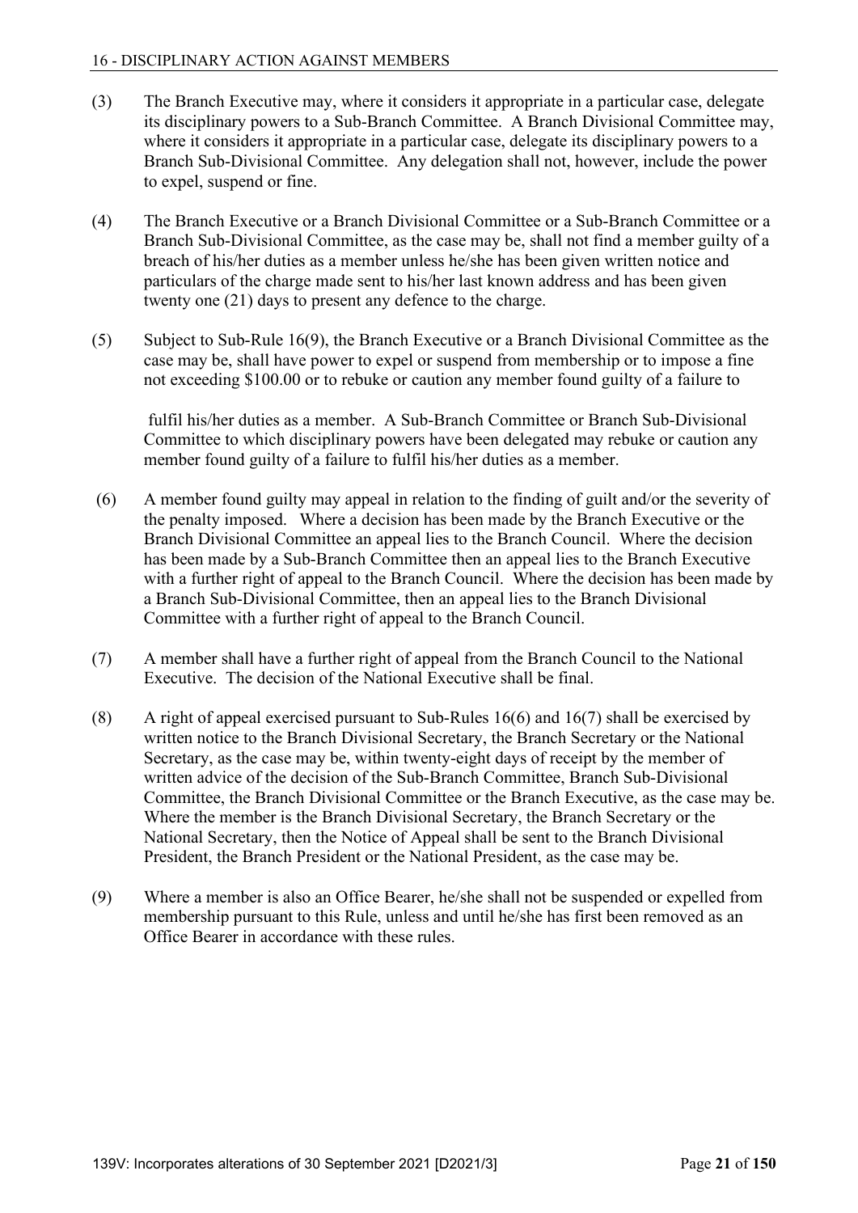(3) The Branch Executive may, where it considers it appropriate in a particular case, delegate its disciplinary powers to a Sub-Branch Committee. A Branch Divisional Committee may, where it considers it appropriate in a particular case, delegate its disciplinary powers to a Branch Sub-Divisional Committee. Any delegation shall not, however, include the power to expel, suspend or fine.

(4) The Branch Executive or a Branch Divisional Committee or a Sub-Branch Committee or a Branch Sub-Divisional Committee, as the case may be, shall not find a member guilty of a breach of his/her duties as a member unless he/she has been given written notice and particulars of the charge made sent to his/her last known address and has been given twenty one (21) days to present any defence to the charge.

(5) Subject to Sub-Rule 16(9), the Branch Executive or a Branch Divisional Committee as the case may be, shall have power to expel or suspend from membership or to impose a fine not exceeding $100.00 or to rebuke or caution any member found guilty of a failure to fulfil his/her duties as a member. A Sub-Branch Committee or Branch Sub-Divisional Committee to which disciplinary powers have been delegated may rebuke or caution any member found guilty of a failure to fulfil his/her duties as a member.

(6) A member found guilty may appeal in relation to the finding of guilt and/or the severity of the penalty imposed. Where a decision has been made by the Branch Executive or the Branch Divisional Committee an appeal lies to the Branch Council. Where the decision has been made by a Sub-Branch Committee then an appeal lies to the Branch Executive with a further right of appeal to the Branch Council. Where the decision has been made by a Branch Sub-Divisional Committee, then an appeal lies to the Branch Divisional Committee with a further right of appeal to the Branch Council.

(7) A member shall have a further right of appeal from the Branch Council to the National Executive. The decision of the National Executive shall be final.

(8) A right of appeal exercised pursuant to Sub-Rules 16(6) and 16(7) shall be exercised by written notice to the Branch Divisional Secretary, the Branch Secretary or the National Secretary, as the case may be, within twenty-eight days of receipt by the member of written advice of the decision of the Sub-Branch Committee, Branch Sub-Divisional Committee, the Branch Divisional Committee or the Branch Executive, as the case may be. Where the member is the Branch Divisional Secretary, the Branch Secretary or the National Secretary, then the Notice of Appeal shall be sent to the Branch Divisional President, the Branch President or the National President, as the case may be.

(9) Where a member is also an Office Bearer, he/she shall not be suspended or expelled from membership pursuant to this Rule, unless and until he/she has first been removed as an Office Bearer in accordance with these rules.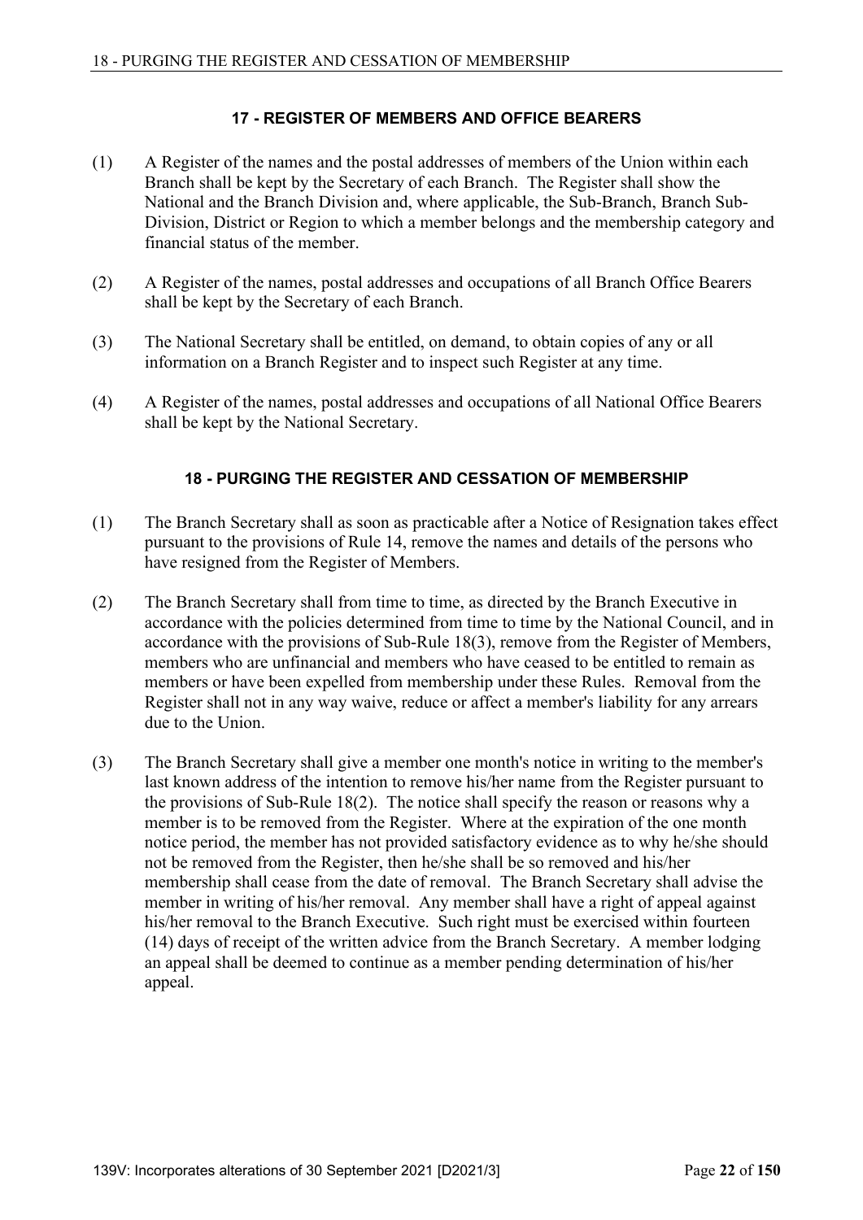## 17 - REGISTER OF MEMBERS AND OFFICE BEARERS

(1) A Register of the names and the postal addresses of members of the Union within each Branch shall be kept by the Secretary of each Branch. The Register shall show the National and the Branch Division and, where applicable, the Sub-Branch, Branch Sub-Division, District or Region to which a member belongs and the membership category and financial status of the member.

(2) A Register of the names, postal addresses and occupations of all Branch Office Bearers shall be kept by the Secretary of each Branch.

(3) The National Secretary shall be entitled, on demand, to obtain copies of any or all information on a Branch Register and to inspect such Register at any time.

(4) A Register of the names, postal addresses and occupations of all National Office Bearers shall be kept by the National Secretary.

## 18 - PURGING THE REGISTER AND CESSATION OF MEMBERSHIP

(1) The Branch Secretary shall as soon as practicable after a Notice of Resignation takes effect pursuant to the provisions of Rule 14, remove the names and details of the persons who have resigned from the Register of Members.

(2) The Branch Secretary shall from time to time, as directed by the Branch Executive in accordance with the policies determined from time to time by the National Council, and in accordance with the provisions of Sub-Rule 18(3), remove from the Register of Members, members who are unfinancial and members who have ceased to be entitled to remain as members or have been expelled from membership under these Rules. Removal from the Register shall not in any way waive, reduce or affect a member's liability for any arrears due to the Union.

(3) The Branch Secretary shall give a member one month's notice in writing to the member's last known address of the intention to remove his/her name from the Register pursuant to the provisions of Sub-Rule 18(2). The notice shall specify the reason or reasons why a member is to be removed from the Register. Where at the expiration of the one month notice period, the member has not provided satisfactory evidence as to why he/she should not be removed from the Register, then he/she shall be so removed and his/her membership shall cease from the date of removal. The Branch Secretary shall advise the member in writing of his/her removal. Any member shall have a right of appeal against his/her removal to the Branch Executive. Such right must be exercised within fourteen (14) days of receipt of the written advice from the Branch Secretary. A member lodging an appeal shall be deemed to continue as a member pending determination of his/her appeal.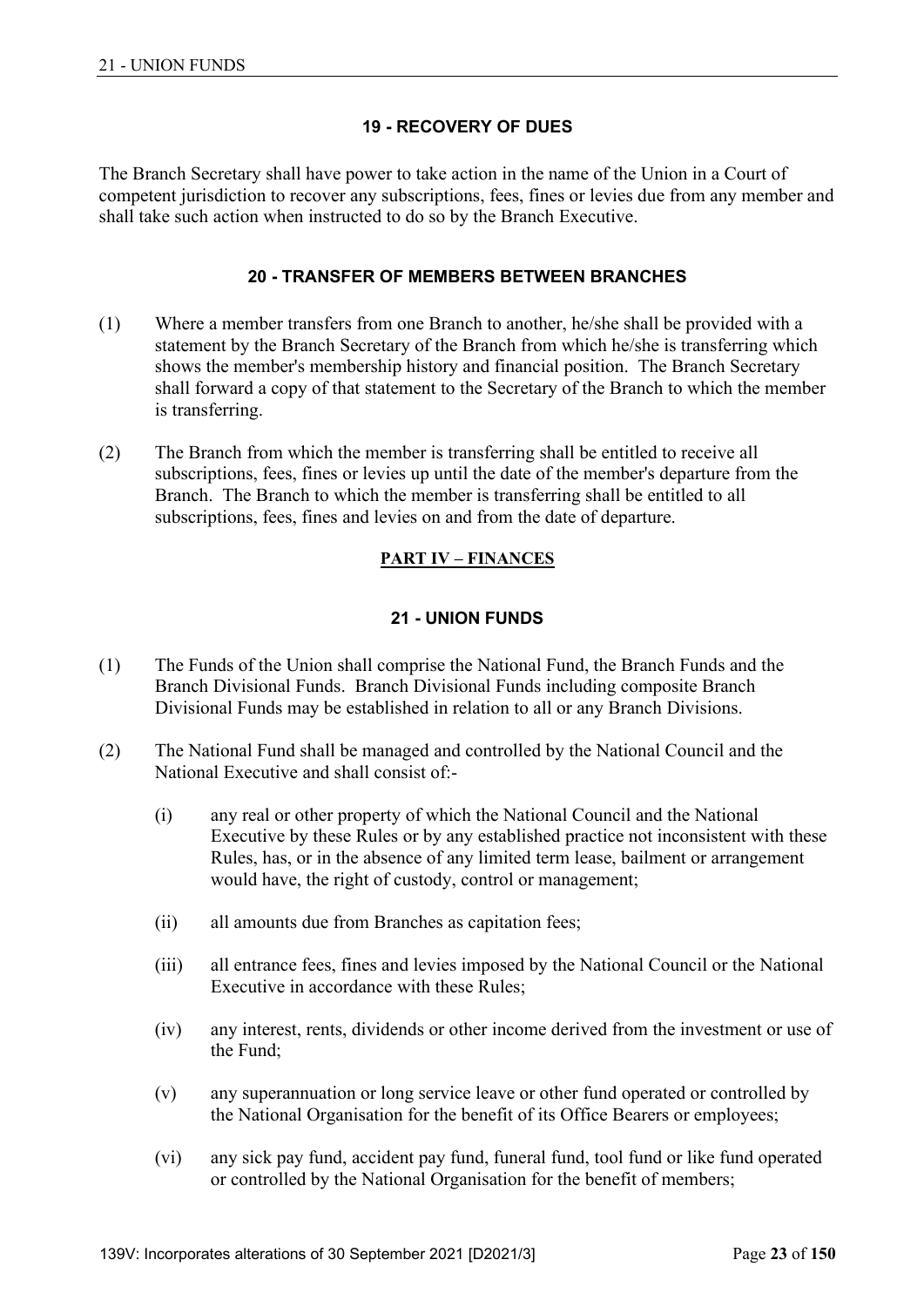### 19 - RECOVERY OF DUES

The Branch Secretary shall have power to take action in the name of the Union in a Court of competent jurisdiction to recover any subscriptions, fees, fines or levies due from any member and shall take such action when instructed to do so by the Branch Executive.

### 20 - TRANSFER OF MEMBERS BETWEEN BRANCHES

(1) Where a member transfers from one Branch to another, he/she shall be provided with a statement by the Branch Secretary of the Branch from which he/she is transferring which shows the member's membership history and financial position. The Branch Secretary shall forward a copy of that statement to the Secretary of the Branch to which the member is transferring.

(2) The Branch from which the member is transferring shall be entitled to receive all subscriptions, fees, fines or levies up until the date of the member's departure from the Branch. The Branch to which the member is transferring shall be entitled to all subscriptions, fees, fines and levies on and from the date of departure.

## PART IV – FINANCES

### 21 - UNION FUNDS

(1) The Funds of the Union shall comprise the National Fund, the Branch Funds and the Branch Divisional Funds. Branch Divisional Funds including composite Branch Divisional Funds may be established in relation to all or any Branch Divisions.

(2) The National Fund shall be managed and controlled by the National Council and the National Executive and shall consist of:-

  (i) any real or other property of which the National Council and the National Executive by these Rules or by any established practice not inconsistent with these Rules, has, or in the absence of any limited term lease, bailment or arrangement would have, the right of custody, control or management;

  (ii) all amounts due from Branches as capitation fees;

  (iii) all entrance fees, fines and levies imposed by the National Council or the National Executive in accordance with these Rules;

  (iv) any interest, rents, dividends or other income derived from the investment or use of the Fund;

  (v) any superannuation or long service leave or other fund operated or controlled by the National Organisation for the benefit of its Office Bearers or employees;

  (vi) any sick pay fund, accident pay fund, funeral fund, tool fund or like fund operated or controlled by the National Organisation for the benefit of members;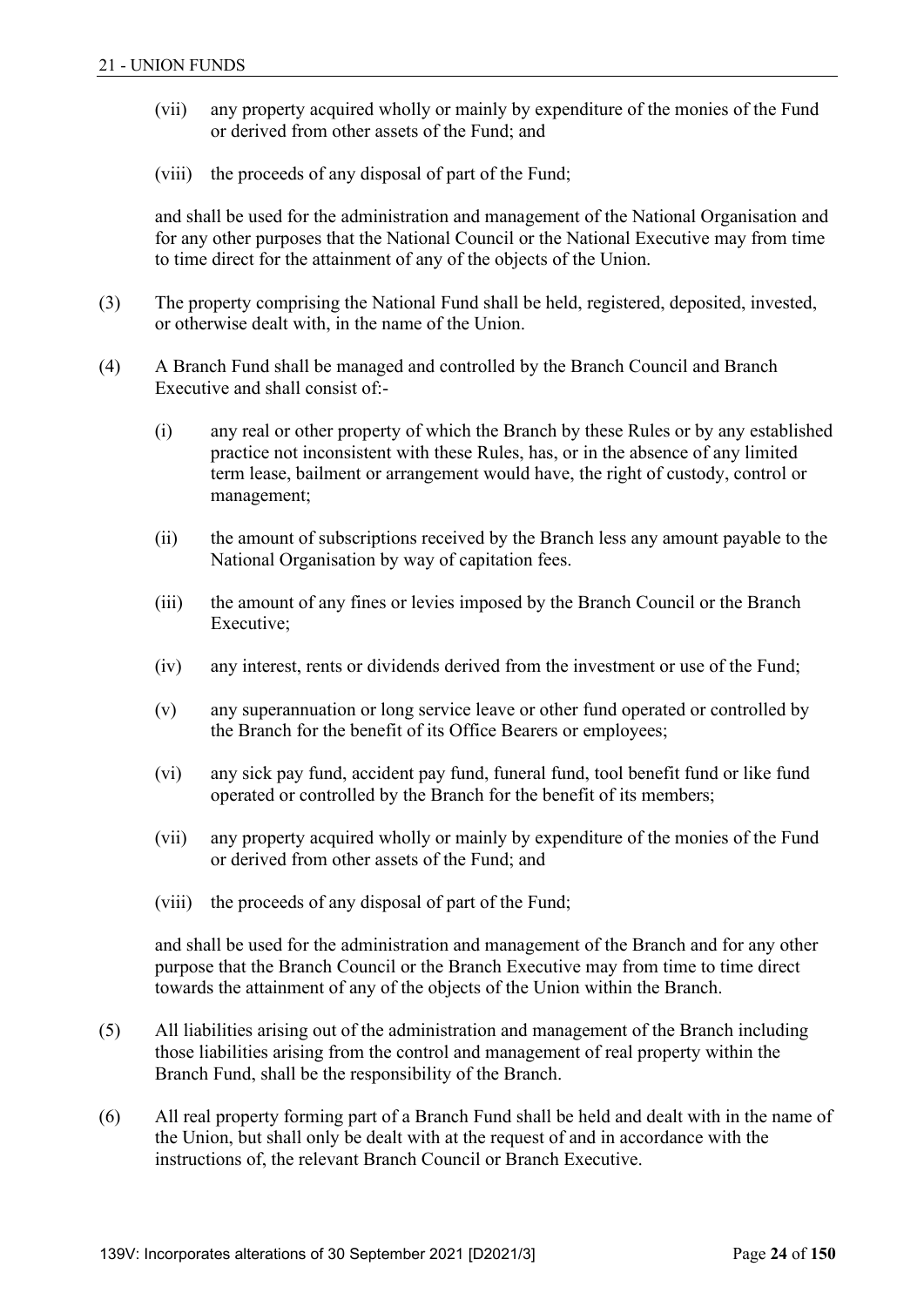- (vii) any property acquired wholly or mainly by expenditure of the monies of the Fund or derived from other assets of the Fund; and
- (viii) the proceeds of any disposal of part of the Fund;

and shall be used for the administration and management of the National Organisation and for any other purposes that the National Council or the National Executive may from time to time direct for the attainment of any of the objects of the Union.

(3) The property comprising the National Fund shall be held, registered, deposited, invested, or otherwise dealt with, in the name of the Union.

(4) A Branch Fund shall be managed and controlled by the Branch Council and Branch Executive and shall consist of:-

- (i) any real or other property of which the Branch by these Rules or by any established practice not inconsistent with these Rules, has, or in the absence of any limited term lease, bailment or arrangement would have, the right of custody, control or management;
- (ii) the amount of subscriptions received by the Branch less any amount payable to the National Organisation by way of capitation fees.
- (iii) the amount of any fines or levies imposed by the Branch Council or the Branch Executive;
- (iv) any interest, rents or dividends derived from the investment or use of the Fund;
- (v) any superannuation or long service leave or other fund operated or controlled by the Branch for the benefit of its Office Bearers or employees;
- (vi) any sick pay fund, accident pay fund, funeral fund, tool benefit fund or like fund operated or controlled by the Branch for the benefit of its members;
- (vii) any property acquired wholly or mainly by expenditure of the monies of the Fund or derived from other assets of the Fund; and
- (viii) the proceeds of any disposal of part of the Fund;

and shall be used for the administration and management of the Branch and for any other purpose that the Branch Council or the Branch Executive may from time to time direct towards the attainment of any of the objects of the Union within the Branch.

(5) All liabilities arising out of the administration and management of the Branch including those liabilities arising from the control and management of real property within the Branch Fund, shall be the responsibility of the Branch.

(6) All real property forming part of a Branch Fund shall be held and dealt with in the name of the Union, but shall only be dealt with at the request of and in accordance with the instructions of, the relevant Branch Council or Branch Executive.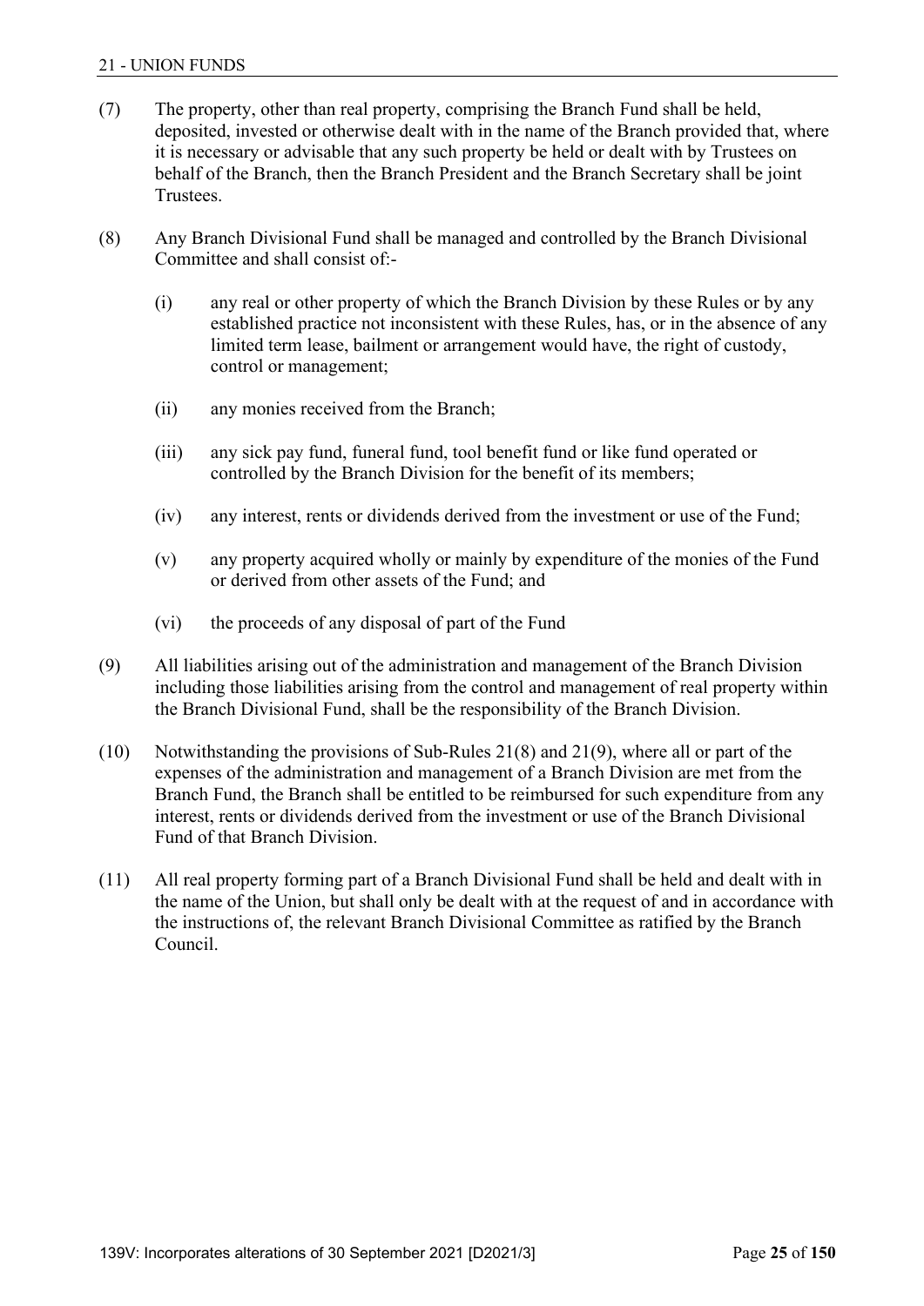(7) The property, other than real property, comprising the Branch Fund shall be held, deposited, invested or otherwise dealt with in the name of the Branch provided that, where it is necessary or advisable that any such property be held or dealt with by Trustees on behalf of the Branch, then the Branch President and the Branch Secretary shall be joint Trustees.

(8) Any Branch Divisional Fund shall be managed and controlled by the Branch Divisional Committee and shall consist of:-

(i) any real or other property of which the Branch Division by these Rules or by any established practice not inconsistent with these Rules, has, or in the absence of any limited term lease, bailment or arrangement would have, the right of custody, control or management;

(ii) any monies received from the Branch;

(iii) any sick pay fund, funeral fund, tool benefit fund or like fund operated or controlled by the Branch Division for the benefit of its members;

(iv) any interest, rents or dividends derived from the investment or use of the Fund;

(v) any property acquired wholly or mainly by expenditure of the monies of the Fund or derived from other assets of the Fund; and

(vi) the proceeds of any disposal of part of the Fund

(9) All liabilities arising out of the administration and management of the Branch Division including those liabilities arising from the control and management of real property within the Branch Divisional Fund, shall be the responsibility of the Branch Division.

(10) Notwithstanding the provisions of Sub-Rules 21(8) and 21(9), where all or part of the expenses of the administration and management of a Branch Division are met from the Branch Fund, the Branch shall be entitled to be reimbursed for such expenditure from any interest, rents or dividends derived from the investment or use of the Branch Divisional Fund of that Branch Division.

(11) All real property forming part of a Branch Divisional Fund shall be held and dealt with in the name of the Union, but shall only be dealt with at the request of and in accordance with the instructions of, the relevant Branch Divisional Committee as ratified by the Branch Council.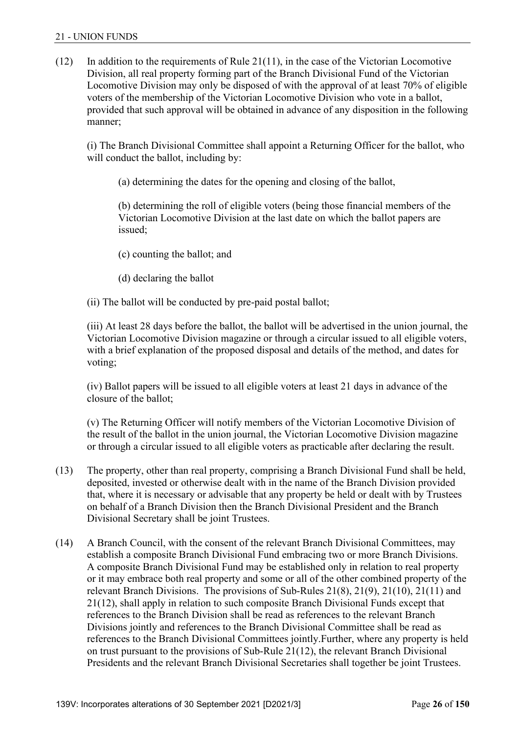(12) In addition to the requirements of Rule 21(11), in the case of the Victorian Locomotive Division, all real property forming part of the Branch Divisional Fund of the Victorian Locomotive Division may only be disposed of with the approval of at least 70% of eligible voters of the membership of the Victorian Locomotive Division who vote in a ballot, provided that such approval will be obtained in advance of any disposition in the following manner;

(i) The Branch Divisional Committee shall appoint a Returning Officer for the ballot, who will conduct the ballot, including by:

(a) determining the dates for the opening and closing of the ballot,

(b) determining the roll of eligible voters (being those financial members of the Victorian Locomotive Division at the last date on which the ballot papers are issued;

(c) counting the ballot; and

(d) declaring the ballot

(ii) The ballot will be conducted by pre-paid postal ballot;

(iii) At least 28 days before the ballot, the ballot will be advertised in the union journal, the Victorian Locomotive Division magazine or through a circular issued to all eligible voters, with a brief explanation of the proposed disposal and details of the method, and dates for voting;

(iv) Ballot papers will be issued to all eligible voters at least 21 days in advance of the closure of the ballot;

(v) The Returning Officer will notify members of the Victorian Locomotive Division of the result of the ballot in the union journal, the Victorian Locomotive Division magazine or through a circular issued to all eligible voters as practicable after declaring the result.

(13) The property, other than real property, comprising a Branch Divisional Fund shall be held, deposited, invested or otherwise dealt with in the name of the Branch Division provided that, where it is necessary or advisable that any property be held or dealt with by Trustees on behalf of a Branch Division then the Branch Divisional President and the Branch Divisional Secretary shall be joint Trustees.

(14) A Branch Council, with the consent of the relevant Branch Divisional Committees, may establish a composite Branch Divisional Fund embracing two or more Branch Divisions. A composite Branch Divisional Fund may be established only in relation to real property or it may embrace both real property and some or all of the other combined property of the relevant Branch Divisions. The provisions of Sub-Rules 21(8), 21(9), 21(10), 21(11) and 21(12), shall apply in relation to such composite Branch Divisional Funds except that references to the Branch Division shall be read as references to the relevant Branch Divisions jointly and references to the Branch Divisional Committee shall be read as references to the Branch Divisional Committees jointly.Further, where any property is held on trust pursuant to the provisions of Sub-Rule 21(12), the relevant Branch Divisional Presidents and the relevant Branch Divisional Secretaries shall together be joint Trustees.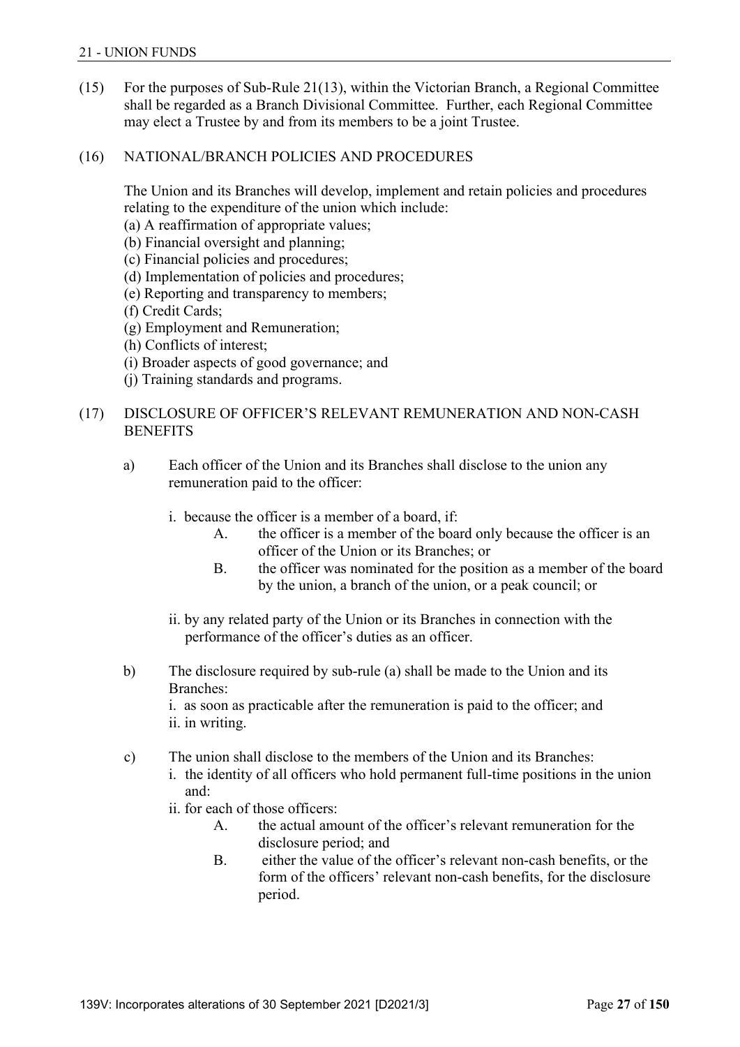(15) For the purposes of Sub-Rule 21(13), within the Victorian Branch, a Regional Committee shall be regarded as a Branch Divisional Committee. Further, each Regional Committee may elect a Trustee by and from its members to be a joint Trustee.

(16) NATIONAL/BRANCH POLICIES AND PROCEDURES

The Union and its Branches will develop, implement and retain policies and procedures relating to the expenditure of the union which include:

(a) A reaffirmation of appropriate values;
(b) Financial oversight and planning;
(c) Financial policies and procedures;
(d) Implementation of policies and procedures;
(e) Reporting and transparency to members;
(f) Credit Cards;
(g) Employment and Remuneration;
(h) Conflicts of interest;
(i) Broader aspects of good governance; and
(j) Training standards and programs.

(17) DISCLOSURE OF OFFICER'S RELEVANT REMUNERATION AND NON-CASH BENEFITS

a) Each officer of the Union and its Branches shall disclose to the union any remuneration paid to the officer:

   i. because the officer is a member of a board, if:
      A. the officer is a member of the board only because the officer is an officer of the Union or its Branches; or
      B. the officer was nominated for the position as a member of the board by the union, a branch of the union, or a peak council; or

   ii. by any related party of the Union or its Branches in connection with the performance of the officer's duties as an officer.

b) The disclosure required by sub-rule (a) shall be made to the Union and its Branches:
   i. as soon as practicable after the remuneration is paid to the officer; and
   ii. in writing.

c) The union shall disclose to the members of the Union and its Branches:
   i. the identity of all officers who hold permanent full-time positions in the union and:
   ii. for each of those officers:
      A. the actual amount of the officer's relevant remuneration for the disclosure period; and
      B. either the value of the officer's relevant non-cash benefits, or the form of the officers' relevant non-cash benefits, for the disclosure period.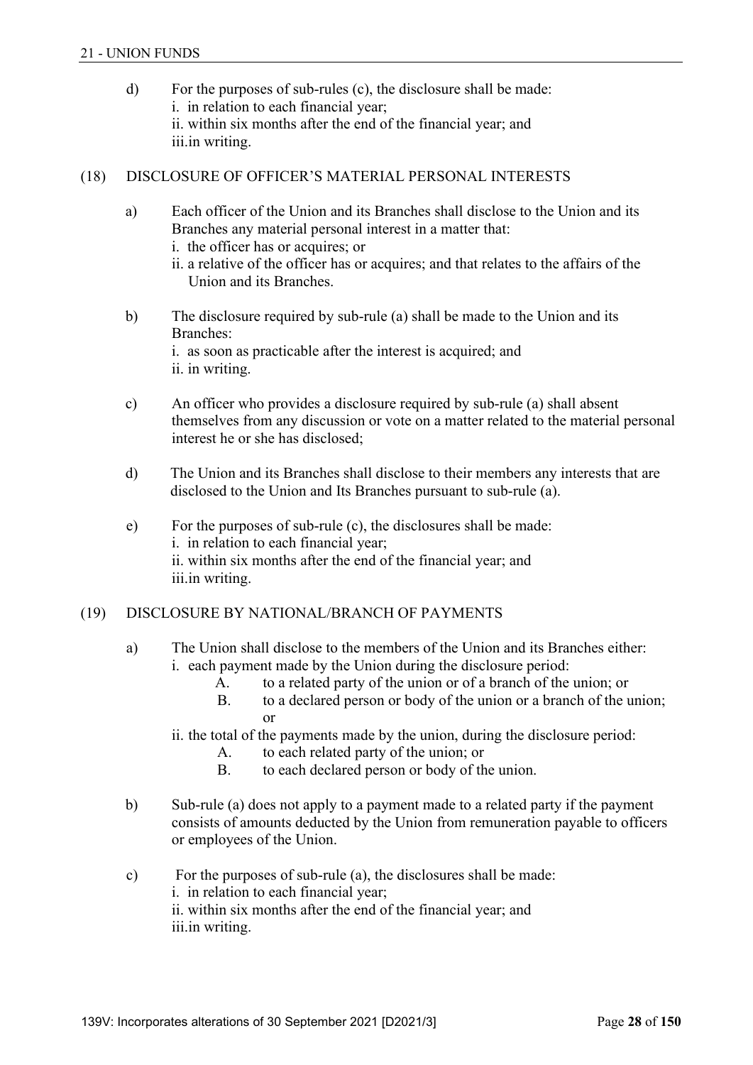d) For the purposes of sub-rules (c), the disclosure shall be made:
   i. in relation to each financial year;
   ii. within six months after the end of the financial year; and
   iii.in writing.

(18) DISCLOSURE OF OFFICER'S MATERIAL PERSONAL INTERESTS

a) Each officer of the Union and its Branches shall disclose to the Union and its Branches any material personal interest in a matter that:
   i. the officer has or acquires; or
   ii. a relative of the officer has or acquires; and that relates to the affairs of the Union and its Branches.

b) The disclosure required by sub-rule (a) shall be made to the Union and its Branches:
   i. as soon as practicable after the interest is acquired; and
   ii. in writing.

c) An officer who provides a disclosure required by sub-rule (a) shall absent themselves from any discussion or vote on a matter related to the material personal interest he or she has disclosed;

d) The Union and its Branches shall disclose to their members any interests that are disclosed to the Union and Its Branches pursuant to sub-rule (a).

e) For the purposes of sub-rule (c), the disclosures shall be made:
   i. in relation to each financial year;
   ii. within six months after the end of the financial year; and
   iii.in writing.

(19) DISCLOSURE BY NATIONAL/BRANCH OF PAYMENTS

a) The Union shall disclose to the members of the Union and its Branches either:
   i. each payment made by the Union during the disclosure period:
      A. to a related party of the union or of a branch of the union; or
      B. to a declared person or body of the union or a branch of the union; or
   ii. the total of the payments made by the union, during the disclosure period:
      A. to each related party of the union; or
      B. to each declared person or body of the union.

b) Sub-rule (a) does not apply to a payment made to a related party if the payment consists of amounts deducted by the Union from remuneration payable to officers or employees of the Union.

c) For the purposes of sub-rule (a), the disclosures shall be made:
   i. in relation to each financial year;
   ii. within six months after the end of the financial year; and
   iii.in writing.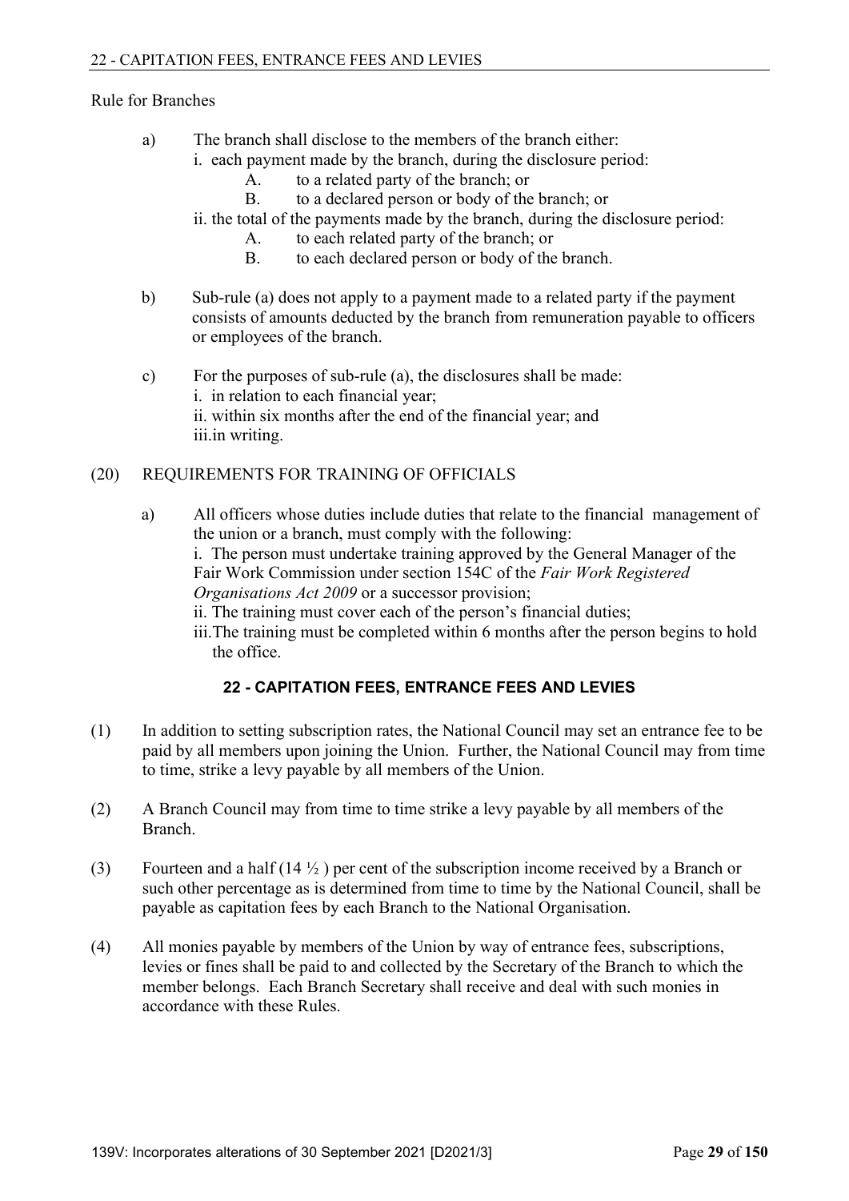Rule for Branches

a) The branch shall disclose to the members of the branch either:
   i. each payment made by the branch, during the disclosure period:
      A. to a related party of the branch; or
      B. to a declared person or body of the branch; or
   ii. the total of the payments made by the branch, during the disclosure period:
      A. to each related party of the branch; or
      B. to each declared person or body of the branch.

b) Sub-rule (a) does not apply to a payment made to a related party if the payment consists of amounts deducted by the branch from remuneration payable to officers or employees of the branch.

c) For the purposes of sub-rule (a), the disclosures shall be made:
   i. in relation to each financial year;
   ii. within six months after the end of the financial year; and
   iii. in writing.

(20) REQUIREMENTS FOR TRAINING OF OFFICIALS

a) All officers whose duties include duties that relate to the financial management of the union or a branch, must comply with the following:
   i. The person must undertake training approved by the General Manager of the Fair Work Commission under section 154C of the *Fair Work Registered Organisations Act 2009* or a successor provision;
   ii. The training must cover each of the person's financial duties;
   iii. The training must be completed within 6 months after the person begins to hold the office.

## 22 - CAPITATION FEES, ENTRANCE FEES AND LEVIES

(1) In addition to setting subscription rates, the National Council may set an entrance fee to be paid by all members upon joining the Union. Further, the National Council may from time to time, strike a levy payable by all members of the Union.

(2) A Branch Council may from time to time strike a levy payable by all members of the Branch.

(3) Fourteen and a half (14 ½ ) per cent of the subscription income received by a Branch or such other percentage as is determined from time to time by the National Council, shall be payable as capitation fees by each Branch to the National Organisation.

(4) All monies payable by members of the Union by way of entrance fees, subscriptions, levies or fines shall be paid to and collected by the Secretary of the Branch to which the member belongs. Each Branch Secretary shall receive and deal with such monies in accordance with these Rules.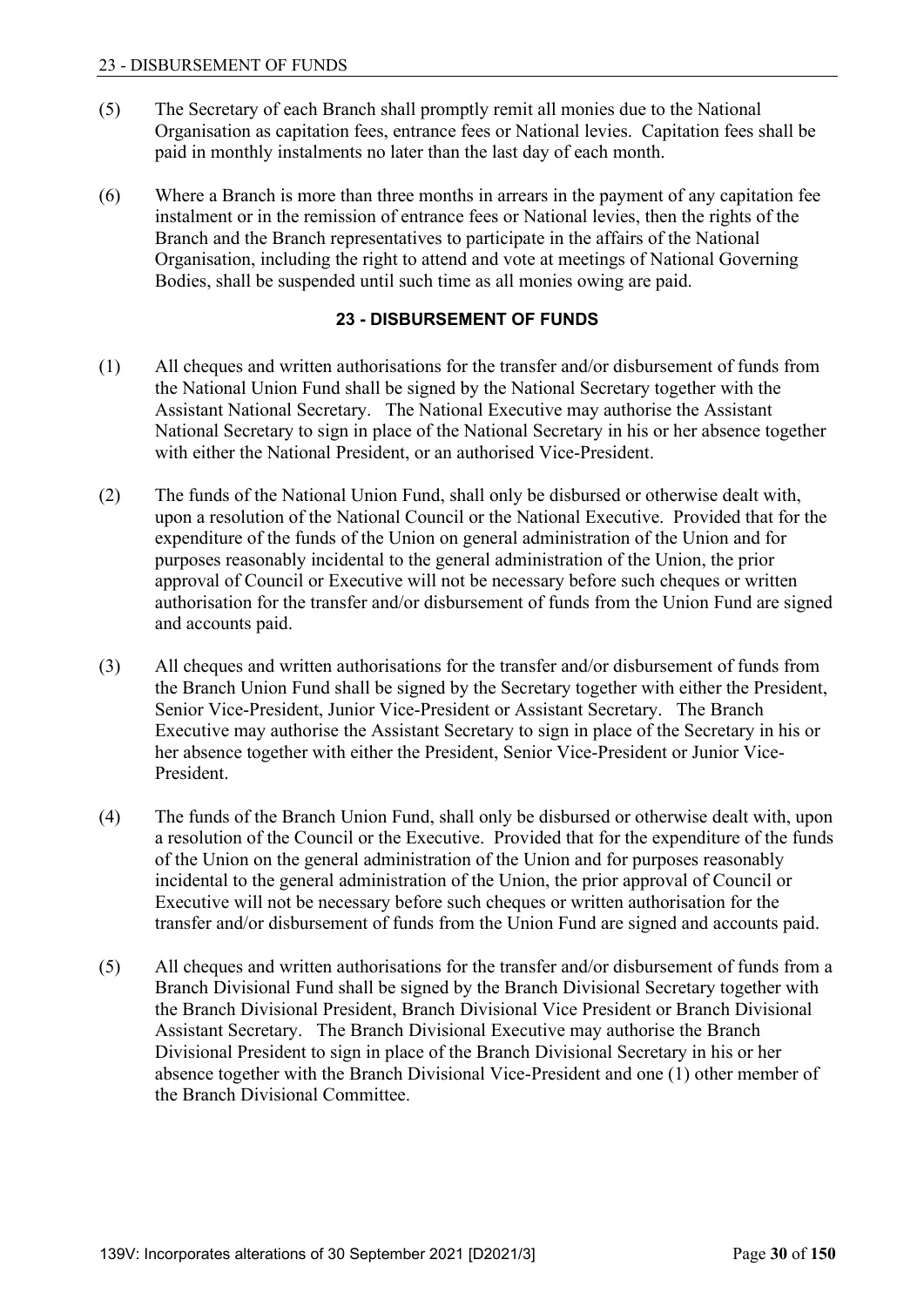(5) The Secretary of each Branch shall promptly remit all monies due to the National Organisation as capitation fees, entrance fees or National levies. Capitation fees shall be paid in monthly instalments no later than the last day of each month.

(6) Where a Branch is more than three months in arrears in the payment of any capitation fee instalment or in the remission of entrance fees or National levies, then the rights of the Branch and the Branch representatives to participate in the affairs of the National Organisation, including the right to attend and vote at meetings of National Governing Bodies, shall be suspended until such time as all monies owing are paid.

## 23 - DISBURSEMENT OF FUNDS

(1) All cheques and written authorisations for the transfer and/or disbursement of funds from the National Union Fund shall be signed by the National Secretary together with the Assistant National Secretary. The National Executive may authorise the Assistant National Secretary to sign in place of the National Secretary in his or her absence together with either the National President, or an authorised Vice-President.

(2) The funds of the National Union Fund, shall only be disbursed or otherwise dealt with, upon a resolution of the National Council or the National Executive. Provided that for the expenditure of the funds of the Union on general administration of the Union and for purposes reasonably incidental to the general administration of the Union, the prior approval of Council or Executive will not be necessary before such cheques or written authorisation for the transfer and/or disbursement of funds from the Union Fund are signed and accounts paid.

(3) All cheques and written authorisations for the transfer and/or disbursement of funds from the Branch Union Fund shall be signed by the Secretary together with either the President, Senior Vice-President, Junior Vice-President or Assistant Secretary. The Branch Executive may authorise the Assistant Secretary to sign in place of the Secretary in his or her absence together with either the President, Senior Vice-President or Junior Vice-President.

(4) The funds of the Branch Union Fund, shall only be disbursed or otherwise dealt with, upon a resolution of the Council or the Executive. Provided that for the expenditure of the funds of the Union on the general administration of the Union and for purposes reasonably incidental to the general administration of the Union, the prior approval of Council or Executive will not be necessary before such cheques or written authorisation for the transfer and/or disbursement of funds from the Union Fund are signed and accounts paid.

(5) All cheques and written authorisations for the transfer and/or disbursement of funds from a Branch Divisional Fund shall be signed by the Branch Divisional Secretary together with the Branch Divisional President, Branch Divisional Vice President or Branch Divisional Assistant Secretary. The Branch Divisional Executive may authorise the Branch Divisional President to sign in place of the Branch Divisional Secretary in his or her absence together with the Branch Divisional Vice-President and one (1) other member of the Branch Divisional Committee.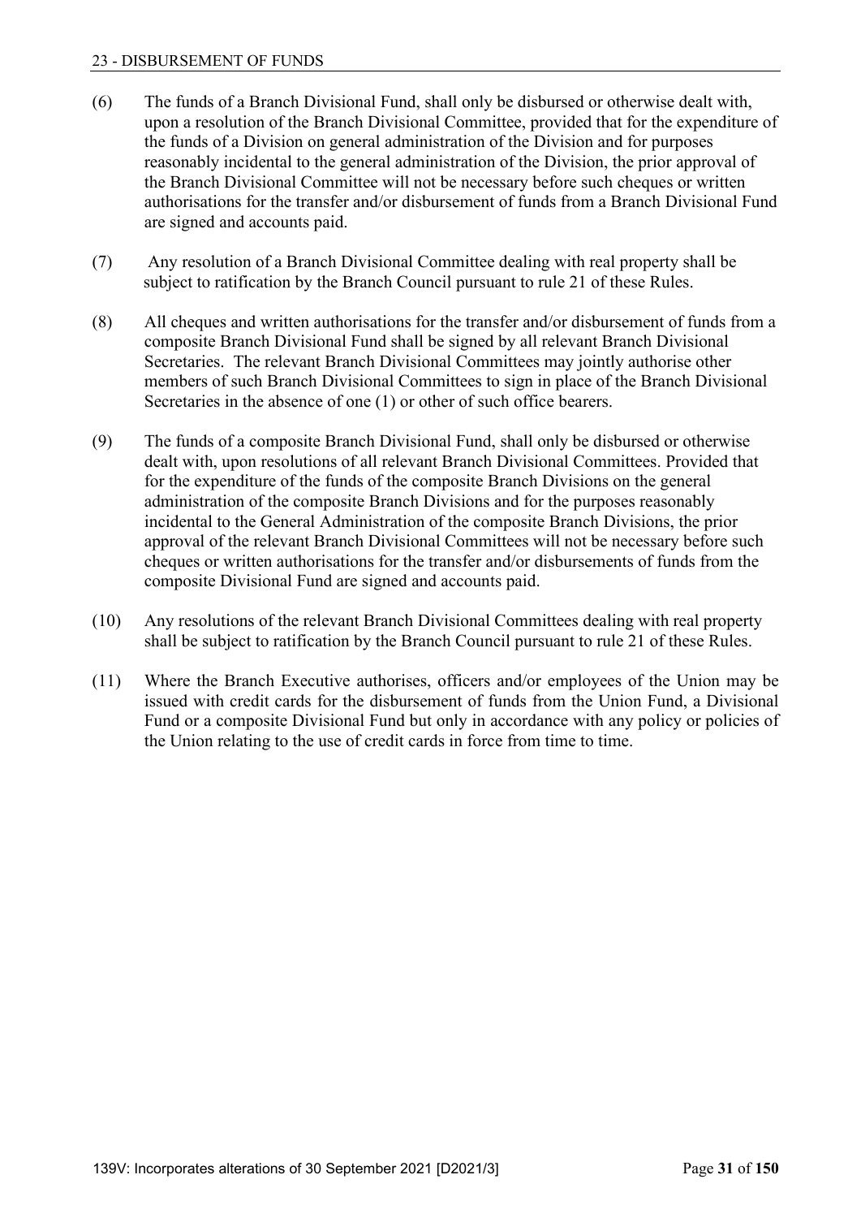(6) The funds of a Branch Divisional Fund, shall only be disbursed or otherwise dealt with, upon a resolution of the Branch Divisional Committee, provided that for the expenditure of the funds of a Division on general administration of the Division and for purposes reasonably incidental to the general administration of the Division, the prior approval of the Branch Divisional Committee will not be necessary before such cheques or written authorisations for the transfer and/or disbursement of funds from a Branch Divisional Fund are signed and accounts paid.

(7) Any resolution of a Branch Divisional Committee dealing with real property shall be subject to ratification by the Branch Council pursuant to rule 21 of these Rules.

(8) All cheques and written authorisations for the transfer and/or disbursement of funds from a composite Branch Divisional Fund shall be signed by all relevant Branch Divisional Secretaries. The relevant Branch Divisional Committees may jointly authorise other members of such Branch Divisional Committees to sign in place of the Branch Divisional Secretaries in the absence of one (1) or other of such office bearers.

(9) The funds of a composite Branch Divisional Fund, shall only be disbursed or otherwise dealt with, upon resolutions of all relevant Branch Divisional Committees. Provided that for the expenditure of the funds of the composite Branch Divisions on the general administration of the composite Branch Divisions and for the purposes reasonably incidental to the General Administration of the composite Branch Divisions, the prior approval of the relevant Branch Divisional Committees will not be necessary before such cheques or written authorisations for the transfer and/or disbursements of funds from the composite Divisional Fund are signed and accounts paid.

(10) Any resolutions of the relevant Branch Divisional Committees dealing with real property shall be subject to ratification by the Branch Council pursuant to rule 21 of these Rules.

(11) Where the Branch Executive authorises, officers and/or employees of the Union may be issued with credit cards for the disbursement of funds from the Union Fund, a Divisional Fund or a composite Divisional Fund but only in accordance with any policy or policies of the Union relating to the use of credit cards in force from time to time.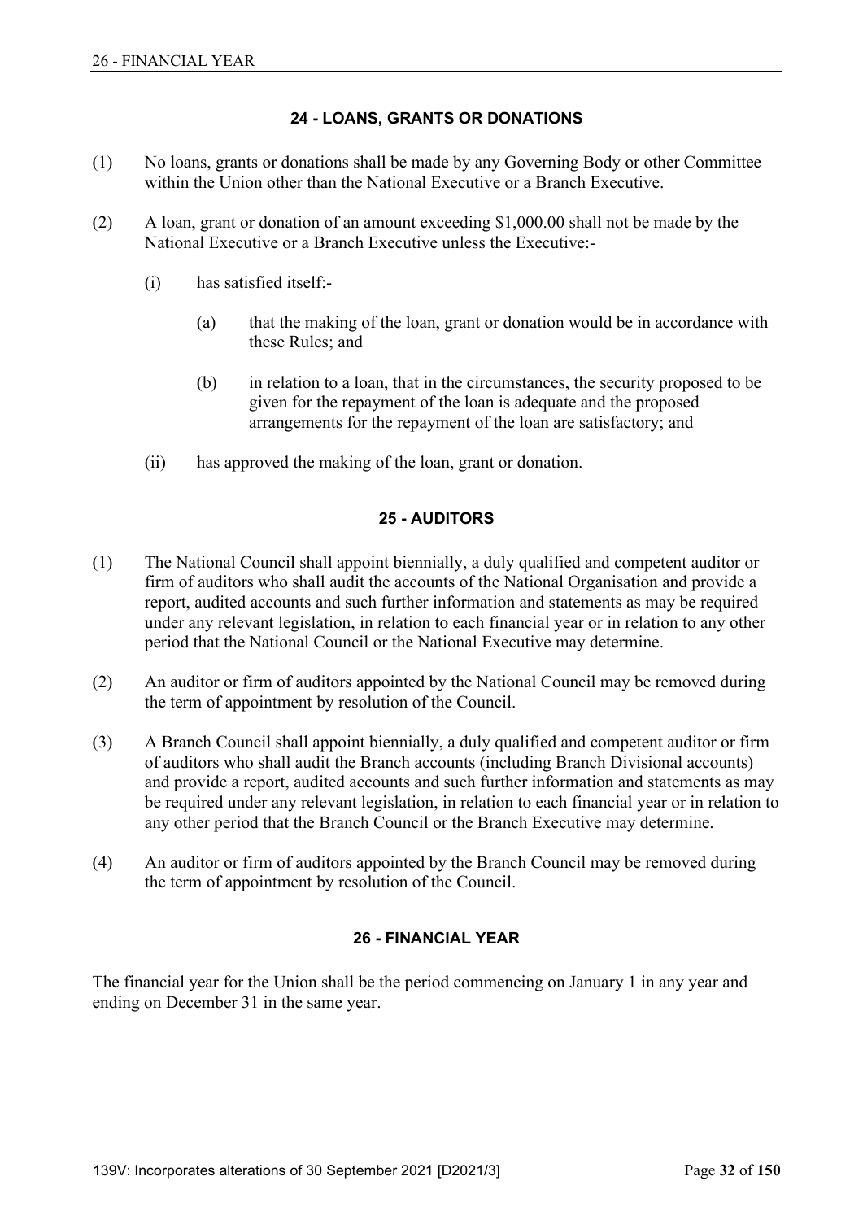## 24 - LOANS, GRANTS OR DONATIONS

(1) No loans, grants or donations shall be made by any Governing Body or other Committee within the Union other than the National Executive or a Branch Executive.

(2) A loan, grant or donation of an amount exceeding $1,000.00 shall not be made by the National Executive or a Branch Executive unless the Executive:-

(i) has satisfied itself:-

(a) that the making of the loan, grant or donation would be in accordance with these Rules; and

(b) in relation to a loan, that in the circumstances, the security proposed to be given for the repayment of the loan is adequate and the proposed arrangements for the repayment of the loan are satisfactory; and

(ii) has approved the making of the loan, grant or donation.

## 25 - AUDITORS

(1) The National Council shall appoint biennially, a duly qualified and competent auditor or firm of auditors who shall audit the accounts of the National Organisation and provide a report, audited accounts and such further information and statements as may be required under any relevant legislation, in relation to each financial year or in relation to any other period that the National Council or the National Executive may determine.

(2) An auditor or firm of auditors appointed by the National Council may be removed during the term of appointment by resolution of the Council.

(3) A Branch Council shall appoint biennially, a duly qualified and competent auditor or firm of auditors who shall audit the Branch accounts (including Branch Divisional accounts) and provide a report, audited accounts and such further information and statements as may be required under any relevant legislation, in relation to each financial year or in relation to any other period that the Branch Council or the Branch Executive may determine.

(4) An auditor or firm of auditors appointed by the Branch Council may be removed during the term of appointment by resolution of the Council.

## 26 - FINANCIAL YEAR

The financial year for the Union shall be the period commencing on January 1 in any year and ending on December 31 in the same year.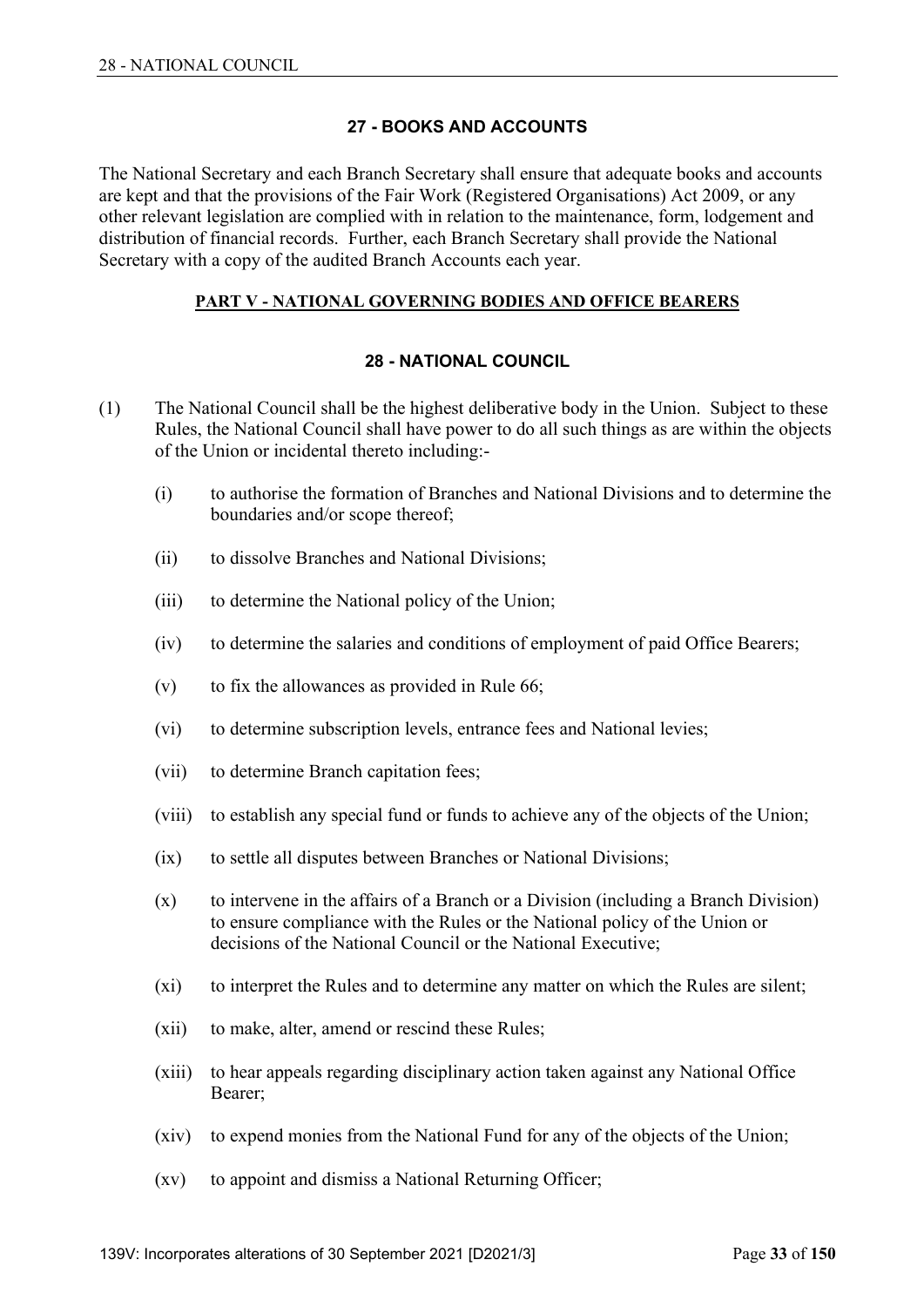### 27 - BOOKS AND ACCOUNTS

The National Secretary and each Branch Secretary shall ensure that adequate books and accounts are kept and that the provisions of the Fair Work (Registered Organisations) Act 2009, or any other relevant legislation are complied with in relation to the maintenance, form, lodgement and distribution of financial records. Further, each Branch Secretary shall provide the National Secretary with a copy of the audited Branch Accounts each year.

## PART V - NATIONAL GOVERNING BODIES AND OFFICE BEARERS

### 28 - NATIONAL COUNCIL

(1) The National Council shall be the highest deliberative body in the Union. Subject to these Rules, the National Council shall have power to do all such things as are within the objects of the Union or incidental thereto including:-

(i) to authorise the formation of Branches and National Divisions and to determine the boundaries and/or scope thereof;

(ii) to dissolve Branches and National Divisions;

(iii) to determine the National policy of the Union;

(iv) to determine the salaries and conditions of employment of paid Office Bearers;

(v) to fix the allowances as provided in Rule 66;

(vi) to determine subscription levels, entrance fees and National levies;

(vii) to determine Branch capitation fees;

(viii) to establish any special fund or funds to achieve any of the objects of the Union;

(ix) to settle all disputes between Branches or National Divisions;

(x) to intervene in the affairs of a Branch or a Division (including a Branch Division) to ensure compliance with the Rules or the National policy of the Union or decisions of the National Council or the National Executive;

(xi) to interpret the Rules and to determine any matter on which the Rules are silent;

(xii) to make, alter, amend or rescind these Rules;

(xiii) to hear appeals regarding disciplinary action taken against any National Office Bearer;

(xiv) to expend monies from the National Fund for any of the objects of the Union;

(xv) to appoint and dismiss a National Returning Officer;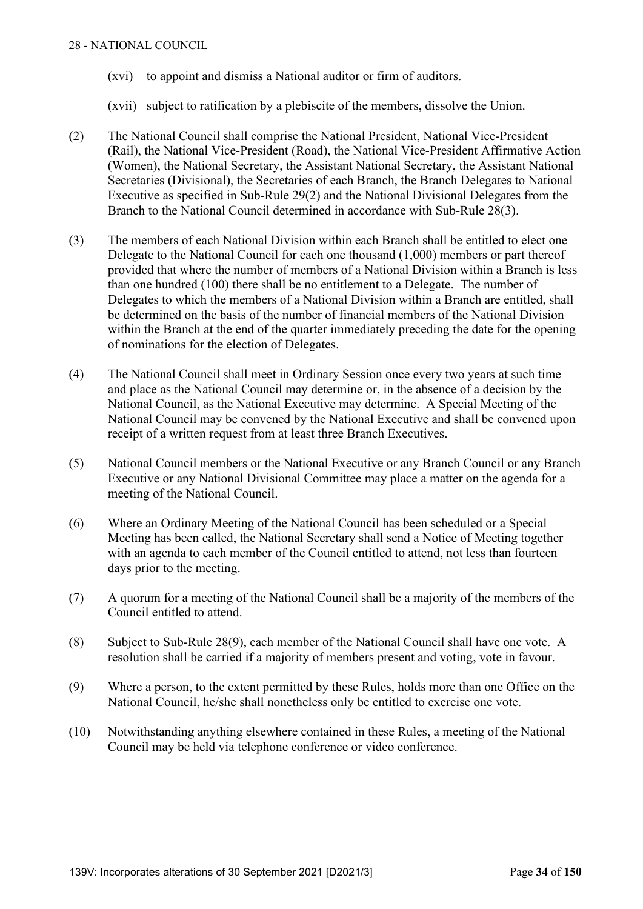(xvi) to appoint and dismiss a National auditor or firm of auditors.

(xvii) subject to ratification by a plebiscite of the members, dissolve the Union.

(2) The National Council shall comprise the National President, National Vice-President (Rail), the National Vice-President (Road), the National Vice-President Affirmative Action (Women), the National Secretary, the Assistant National Secretary, the Assistant National Secretaries (Divisional), the Secretaries of each Branch, the Branch Delegates to National Executive as specified in Sub-Rule 29(2) and the National Divisional Delegates from the Branch to the National Council determined in accordance with Sub-Rule 28(3).

(3) The members of each National Division within each Branch shall be entitled to elect one Delegate to the National Council for each one thousand (1,000) members or part thereof provided that where the number of members of a National Division within a Branch is less than one hundred (100) there shall be no entitlement to a Delegate. The number of Delegates to which the members of a National Division within a Branch are entitled, shall be determined on the basis of the number of financial members of the National Division within the Branch at the end of the quarter immediately preceding the date for the opening of nominations for the election of Delegates.

(4) The National Council shall meet in Ordinary Session once every two years at such time and place as the National Council may determine or, in the absence of a decision by the National Council, as the National Executive may determine. A Special Meeting of the National Council may be convened by the National Executive and shall be convened upon receipt of a written request from at least three Branch Executives.

(5) National Council members or the National Executive or any Branch Council or any Branch Executive or any National Divisional Committee may place a matter on the agenda for a meeting of the National Council.

(6) Where an Ordinary Meeting of the National Council has been scheduled or a Special Meeting has been called, the National Secretary shall send a Notice of Meeting together with an agenda to each member of the Council entitled to attend, not less than fourteen days prior to the meeting.

(7) A quorum for a meeting of the National Council shall be a majority of the members of the Council entitled to attend.

(8) Subject to Sub-Rule 28(9), each member of the National Council shall have one vote. A resolution shall be carried if a majority of members present and voting, vote in favour.

(9) Where a person, to the extent permitted by these Rules, holds more than one Office on the National Council, he/she shall nonetheless only be entitled to exercise one vote.

(10) Notwithstanding anything elsewhere contained in these Rules, a meeting of the National Council may be held via telephone conference or video conference.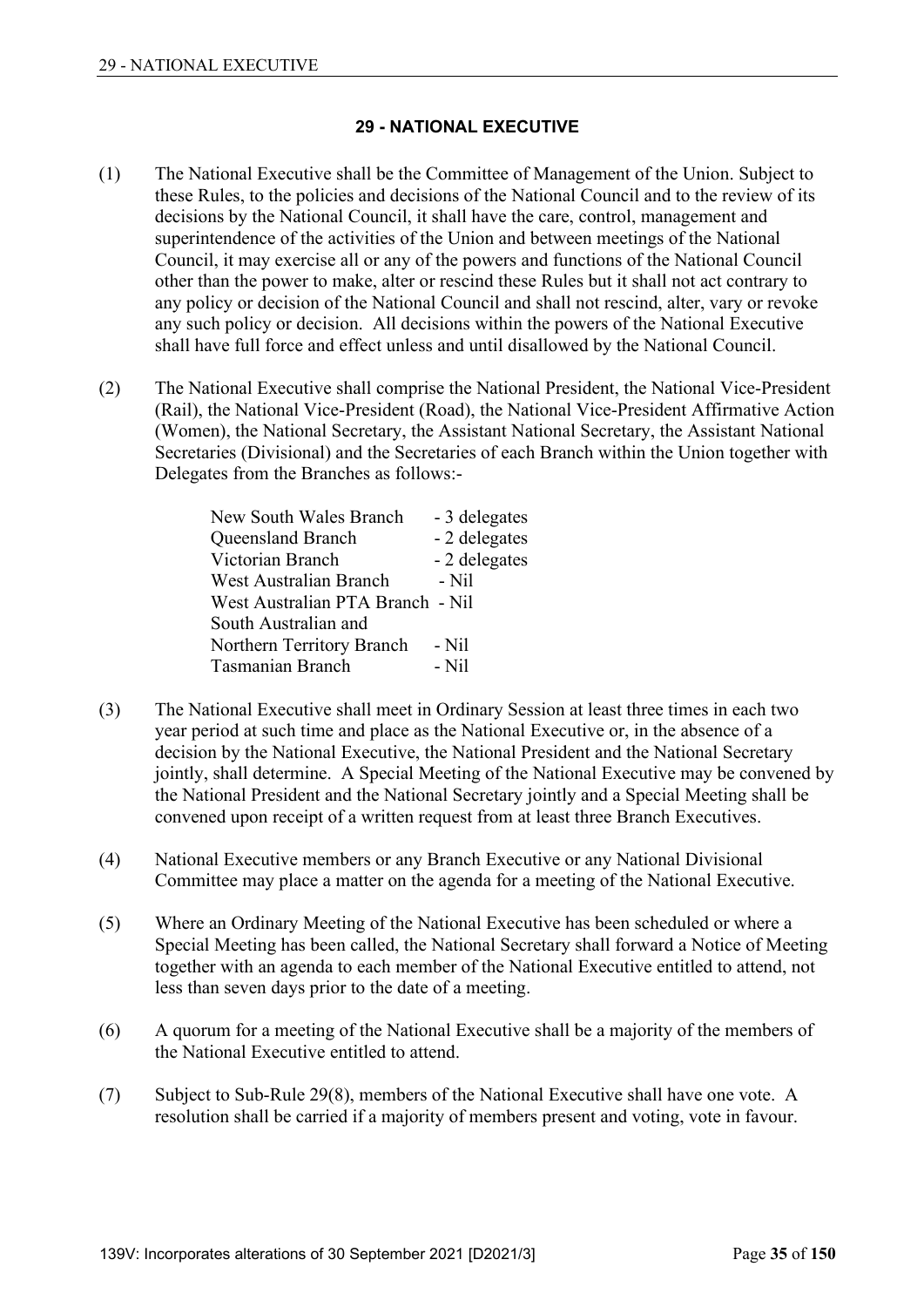## 29 - NATIONAL EXECUTIVE

(1) The National Executive shall be the Committee of Management of the Union. Subject to these Rules, to the policies and decisions of the National Council and to the review of its decisions by the National Council, it shall have the care, control, management and superintendence of the activities of the Union and between meetings of the National Council, it may exercise all or any of the powers and functions of the National Council other than the power to make, alter or rescind these Rules but it shall not act contrary to any policy or decision of the National Council and shall not rescind, alter, vary or revoke any such policy or decision. All decisions within the powers of the National Executive shall have full force and effect unless and until disallowed by the National Council.

(2) The National Executive shall comprise the National President, the National Vice-President (Rail), the National Vice-President (Road), the National Vice-President Affirmative Action (Women), the National Secretary, the Assistant National Secretary, the Assistant National Secretaries (Divisional) and the Secretaries of each Branch within the Union together with Delegates from the Branches as follows:-

| | |
|---|---|
| New South Wales Branch | - 3 delegates |
| Queensland Branch | - 2 delegates |
| Victorian Branch | - 2 delegates |
| West Australian Branch | - Nil |
| West Australian PTA Branch | - Nil |
| South Australian and Northern Territory Branch | - Nil |
| Tasmanian Branch | - Nil |

(3) The National Executive shall meet in Ordinary Session at least three times in each two year period at such time and place as the National Executive or, in the absence of a decision by the National Executive, the National President and the National Secretary jointly, shall determine. A Special Meeting of the National Executive may be convened by the National President and the National Secretary jointly and a Special Meeting shall be convened upon receipt of a written request from at least three Branch Executives.

(4) National Executive members or any Branch Executive or any National Divisional Committee may place a matter on the agenda for a meeting of the National Executive.

(5) Where an Ordinary Meeting of the National Executive has been scheduled or where a Special Meeting has been called, the National Secretary shall forward a Notice of Meeting together with an agenda to each member of the National Executive entitled to attend, not less than seven days prior to the date of a meeting.

(6) A quorum for a meeting of the National Executive shall be a majority of the members of the National Executive entitled to attend.

(7) Subject to Sub-Rule 29(8), members of the National Executive shall have one vote. A resolution shall be carried if a majority of members present and voting, vote in favour.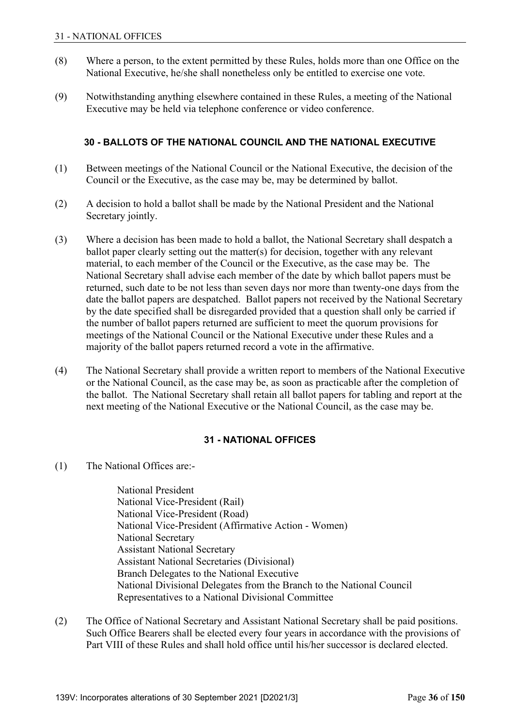(8) Where a person, to the extent permitted by these Rules, holds more than one Office on the National Executive, he/she shall nonetheless only be entitled to exercise one vote.

(9) Notwithstanding anything elsewhere contained in these Rules, a meeting of the National Executive may be held via telephone conference or video conference.

### 30 - BALLOTS OF THE NATIONAL COUNCIL AND THE NATIONAL EXECUTIVE

(1) Between meetings of the National Council or the National Executive, the decision of the Council or the Executive, as the case may be, may be determined by ballot.

(2) A decision to hold a ballot shall be made by the National President and the National Secretary jointly.

(3) Where a decision has been made to hold a ballot, the National Secretary shall despatch a ballot paper clearly setting out the matter(s) for decision, together with any relevant material, to each member of the Council or the Executive, as the case may be. The National Secretary shall advise each member of the date by which ballot papers must be returned, such date to be not less than seven days nor more than twenty-one days from the date the ballot papers are despatched. Ballot papers not received by the National Secretary by the date specified shall be disregarded provided that a question shall only be carried if the number of ballot papers returned are sufficient to meet the quorum provisions for meetings of the National Council or the National Executive under these Rules and a majority of the ballot papers returned record a vote in the affirmative.

(4) The National Secretary shall provide a written report to members of the National Executive or the National Council, as the case may be, as soon as practicable after the completion of the ballot. The National Secretary shall retain all ballot papers for tabling and report at the next meeting of the National Executive or the National Council, as the case may be.

### 31 - NATIONAL OFFICES

(1) The National Offices are:-

National President
National Vice-President (Rail)
National Vice-President (Road)
National Vice-President (Affirmative Action - Women)
National Secretary
Assistant National Secretary
Assistant National Secretaries (Divisional)
Branch Delegates to the National Executive
National Divisional Delegates from the Branch to the National Council
Representatives to a National Divisional Committee

(2) The Office of National Secretary and Assistant National Secretary shall be paid positions. Such Office Bearers shall be elected every four years in accordance with the provisions of Part VIII of these Rules and shall hold office until his/her successor is declared elected.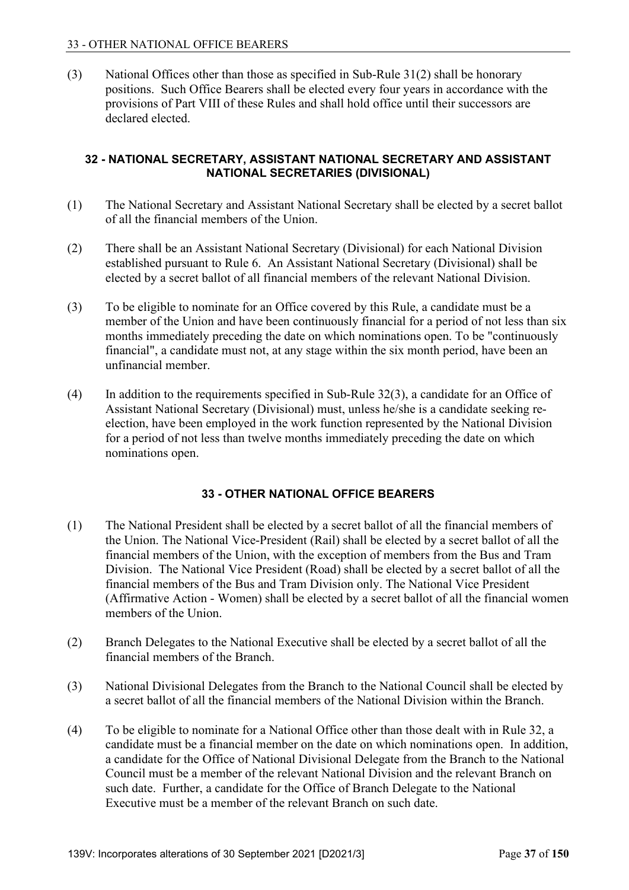(3) National Offices other than those as specified in Sub-Rule 31(2) shall be honorary positions. Such Office Bearers shall be elected every four years in accordance with the provisions of Part VIII of these Rules and shall hold office until their successors are declared elected.

## 32 - NATIONAL SECRETARY, ASSISTANT NATIONAL SECRETARY AND ASSISTANT NATIONAL SECRETARIES (DIVISIONAL)

(1) The National Secretary and Assistant National Secretary shall be elected by a secret ballot of all the financial members of the Union.

(2) There shall be an Assistant National Secretary (Divisional) for each National Division established pursuant to Rule 6. An Assistant National Secretary (Divisional) shall be elected by a secret ballot of all financial members of the relevant National Division.

(3) To be eligible to nominate for an Office covered by this Rule, a candidate must be a member of the Union and have been continuously financial for a period of not less than six months immediately preceding the date on which nominations open. To be "continuously financial", a candidate must not, at any stage within the six month period, have been an unfinancial member.

(4) In addition to the requirements specified in Sub-Rule 32(3), a candidate for an Office of Assistant National Secretary (Divisional) must, unless he/she is a candidate seeking re-election, have been employed in the work function represented by the National Division for a period of not less than twelve months immediately preceding the date on which nominations open.

## 33 - OTHER NATIONAL OFFICE BEARERS

(1) The National President shall be elected by a secret ballot of all the financial members of the Union. The National Vice-President (Rail) shall be elected by a secret ballot of all the financial members of the Union, with the exception of members from the Bus and Tram Division. The National Vice President (Road) shall be elected by a secret ballot of all the financial members of the Bus and Tram Division only. The National Vice President (Affirmative Action - Women) shall be elected by a secret ballot of all the financial women members of the Union.

(2) Branch Delegates to the National Executive shall be elected by a secret ballot of all the financial members of the Branch.

(3) National Divisional Delegates from the Branch to the National Council shall be elected by a secret ballot of all the financial members of the National Division within the Branch.

(4) To be eligible to nominate for a National Office other than those dealt with in Rule 32, a candidate must be a financial member on the date on which nominations open. In addition, a candidate for the Office of National Divisional Delegate from the Branch to the National Council must be a member of the relevant National Division and the relevant Branch on such date. Further, a candidate for the Office of Branch Delegate to the National Executive must be a member of the relevant Branch on such date.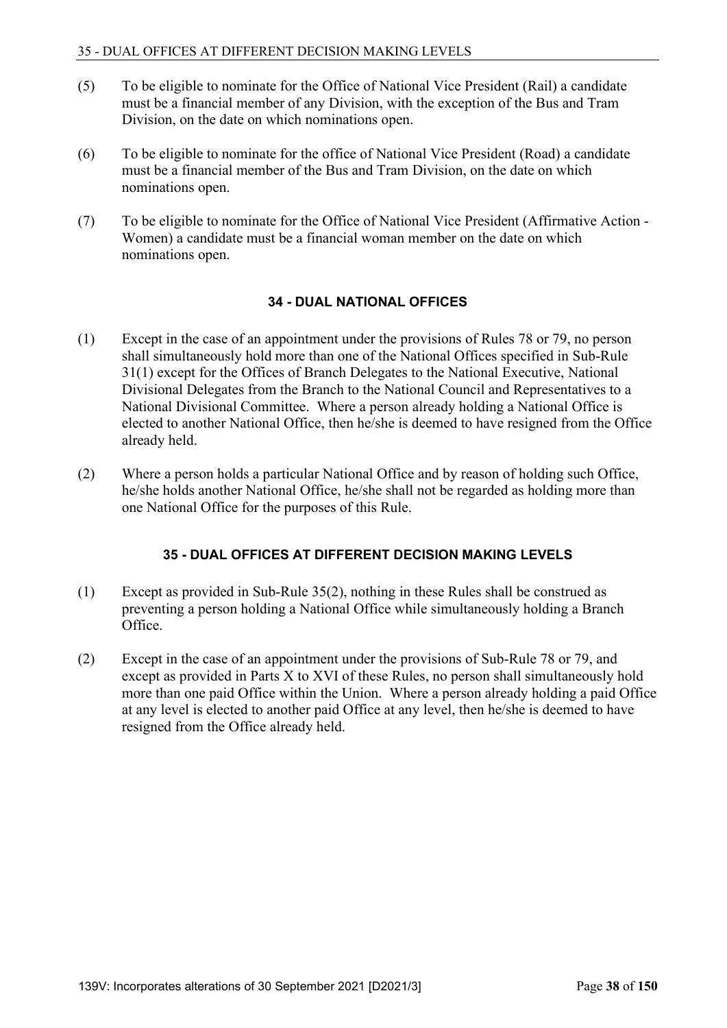(5) To be eligible to nominate for the Office of National Vice President (Rail) a candidate must be a financial member of any Division, with the exception of the Bus and Tram Division, on the date on which nominations open.

(6) To be eligible to nominate for the office of National Vice President (Road) a candidate must be a financial member of the Bus and Tram Division, on the date on which nominations open.

(7) To be eligible to nominate for the Office of National Vice President (Affirmative Action - Women) a candidate must be a financial woman member on the date on which nominations open.

### 34 - DUAL NATIONAL OFFICES

(1) Except in the case of an appointment under the provisions of Rules 78 or 79, no person shall simultaneously hold more than one of the National Offices specified in Sub-Rule 31(1) except for the Offices of Branch Delegates to the National Executive, National Divisional Delegates from the Branch to the National Council and Representatives to a National Divisional Committee. Where a person already holding a National Office is elected to another National Office, then he/she is deemed to have resigned from the Office already held.

(2) Where a person holds a particular National Office and by reason of holding such Office, he/she holds another National Office, he/she shall not be regarded as holding more than one National Office for the purposes of this Rule.

### 35 - DUAL OFFICES AT DIFFERENT DECISION MAKING LEVELS

(1) Except as provided in Sub-Rule 35(2), nothing in these Rules shall be construed as preventing a person holding a National Office while simultaneously holding a Branch Office.

(2) Except in the case of an appointment under the provisions of Sub-Rule 78 or 79, and except as provided in Parts X to XVI of these Rules, no person shall simultaneously hold more than one paid Office within the Union. Where a person already holding a paid Office at any level is elected to another paid Office at any level, then he/she is deemed to have resigned from the Office already held.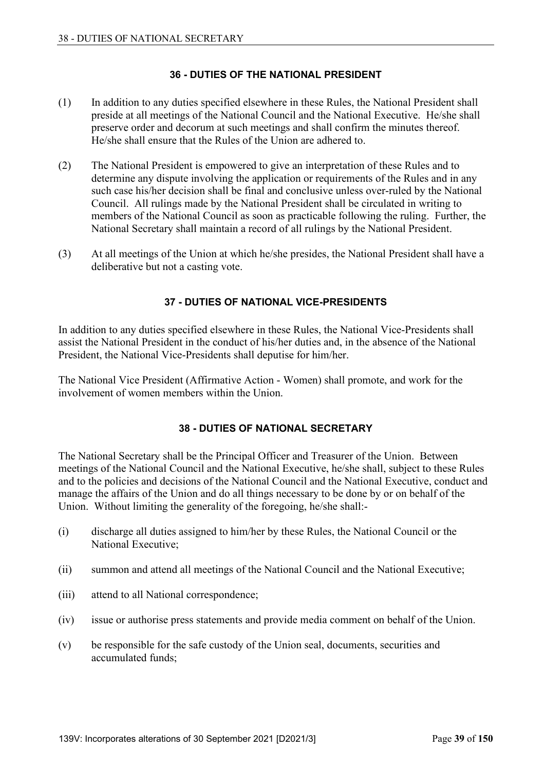### 36 - DUTIES OF THE NATIONAL PRESIDENT

(1) In addition to any duties specified elsewhere in these Rules, the National President shall preside at all meetings of the National Council and the National Executive. He/she shall preserve order and decorum at such meetings and shall confirm the minutes thereof. He/she shall ensure that the Rules of the Union are adhered to.

(2) The National President is empowered to give an interpretation of these Rules and to determine any dispute involving the application or requirements of the Rules and in any such case his/her decision shall be final and conclusive unless over-ruled by the National Council. All rulings made by the National President shall be circulated in writing to members of the National Council as soon as practicable following the ruling. Further, the National Secretary shall maintain a record of all rulings by the National President.

(3) At all meetings of the Union at which he/she presides, the National President shall have a deliberative but not a casting vote.

### 37 - DUTIES OF NATIONAL VICE-PRESIDENTS

In addition to any duties specified elsewhere in these Rules, the National Vice-Presidents shall assist the National President in the conduct of his/her duties and, in the absence of the National President, the National Vice-Presidents shall deputise for him/her.

The National Vice President (Affirmative Action - Women) shall promote, and work for the involvement of women members within the Union.

### 38 - DUTIES OF NATIONAL SECRETARY

The National Secretary shall be the Principal Officer and Treasurer of the Union. Between meetings of the National Council and the National Executive, he/she shall, subject to these Rules and to the policies and decisions of the National Council and the National Executive, conduct and manage the affairs of the Union and do all things necessary to be done by or on behalf of the Union. Without limiting the generality of the foregoing, he/she shall:-

(i) discharge all duties assigned to him/her by these Rules, the National Council or the National Executive;

(ii) summon and attend all meetings of the National Council and the National Executive;

(iii) attend to all National correspondence;

(iv) issue or authorise press statements and provide media comment on behalf of the Union.

(v) be responsible for the safe custody of the Union seal, documents, securities and accumulated funds;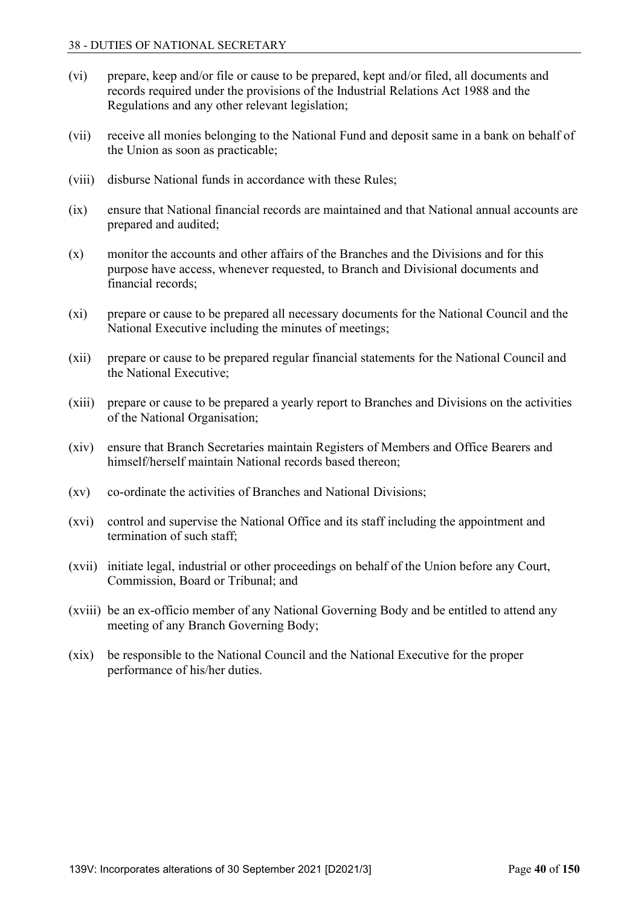(vi) prepare, keep and/or file or cause to be prepared, kept and/or filed, all documents and records required under the provisions of the Industrial Relations Act 1988 and the Regulations and any other relevant legislation;

(vii) receive all monies belonging to the National Fund and deposit same in a bank on behalf of the Union as soon as practicable;

(viii) disburse National funds in accordance with these Rules;

(ix) ensure that National financial records are maintained and that National annual accounts are prepared and audited;

(x) monitor the accounts and other affairs of the Branches and the Divisions and for this purpose have access, whenever requested, to Branch and Divisional documents and financial records;

(xi) prepare or cause to be prepared all necessary documents for the National Council and the National Executive including the minutes of meetings;

(xii) prepare or cause to be prepared regular financial statements for the National Council and the National Executive;

(xiii) prepare or cause to be prepared a yearly report to Branches and Divisions on the activities of the National Organisation;

(xiv) ensure that Branch Secretaries maintain Registers of Members and Office Bearers and himself/herself maintain National records based thereon;

(xv) co-ordinate the activities of Branches and National Divisions;

(xvi) control and supervise the National Office and its staff including the appointment and termination of such staff;

(xvii) initiate legal, industrial or other proceedings on behalf of the Union before any Court, Commission, Board or Tribunal; and

(xviii) be an ex-officio member of any National Governing Body and be entitled to attend any meeting of any Branch Governing Body;

(xix) be responsible to the National Council and the National Executive for the proper performance of his/her duties.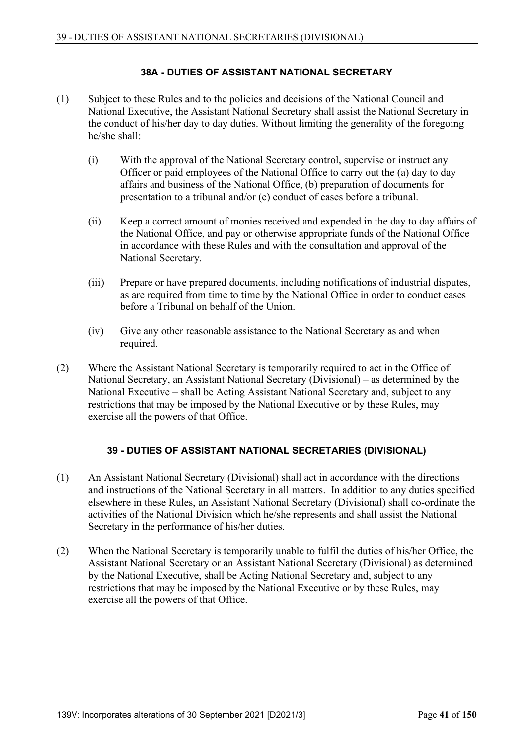### 38A - DUTIES OF ASSISTANT NATIONAL SECRETARY

(1) Subject to these Rules and to the policies and decisions of the National Council and National Executive, the Assistant National Secretary shall assist the National Secretary in the conduct of his/her day to day duties. Without limiting the generality of the foregoing he/she shall:

(i) With the approval of the National Secretary control, supervise or instruct any Officer or paid employees of the National Office to carry out the (a) day to day affairs and business of the National Office, (b) preparation of documents for presentation to a tribunal and/or (c) conduct of cases before a tribunal.

(ii) Keep a correct amount of monies received and expended in the day to day affairs of the National Office, and pay or otherwise appropriate funds of the National Office in accordance with these Rules and with the consultation and approval of the National Secretary.

(iii) Prepare or have prepared documents, including notifications of industrial disputes, as are required from time to time by the National Office in order to conduct cases before a Tribunal on behalf of the Union.

(iv) Give any other reasonable assistance to the National Secretary as and when required.

(2) Where the Assistant National Secretary is temporarily required to act in the Office of National Secretary, an Assistant National Secretary (Divisional) – as determined by the National Executive – shall be Acting Assistant National Secretary and, subject to any restrictions that may be imposed by the National Executive or by these Rules, may exercise all the powers of that Office.

### 39 - DUTIES OF ASSISTANT NATIONAL SECRETARIES (DIVISIONAL)

(1) An Assistant National Secretary (Divisional) shall act in accordance with the directions and instructions of the National Secretary in all matters. In addition to any duties specified elsewhere in these Rules, an Assistant National Secretary (Divisional) shall co-ordinate the activities of the National Division which he/she represents and shall assist the National Secretary in the performance of his/her duties.

(2) When the National Secretary is temporarily unable to fulfil the duties of his/her Office, the Assistant National Secretary or an Assistant National Secretary (Divisional) as determined by the National Executive, shall be Acting National Secretary and, subject to any restrictions that may be imposed by the National Executive or by these Rules, may exercise all the powers of that Office.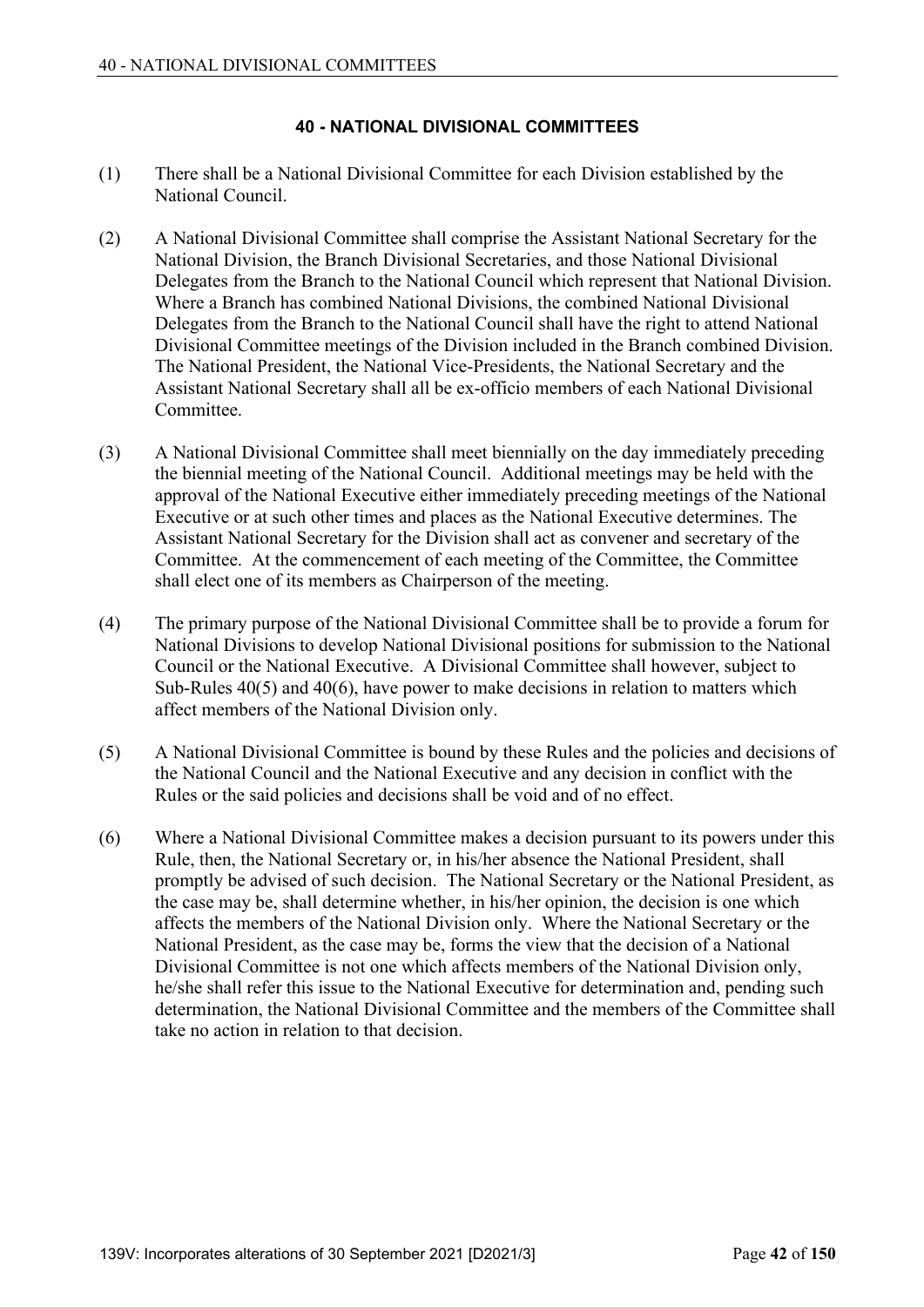## 40 - NATIONAL DIVISIONAL COMMITTEES

(1) There shall be a National Divisional Committee for each Division established by the National Council.

(2) A National Divisional Committee shall comprise the Assistant National Secretary for the National Division, the Branch Divisional Secretaries, and those National Divisional Delegates from the Branch to the National Council which represent that National Division. Where a Branch has combined National Divisions, the combined National Divisional Delegates from the Branch to the National Council shall have the right to attend National Divisional Committee meetings of the Division included in the Branch combined Division. The National President, the National Vice-Presidents, the National Secretary and the Assistant National Secretary shall all be ex-officio members of each National Divisional Committee.

(3) A National Divisional Committee shall meet biennially on the day immediately preceding the biennial meeting of the National Council. Additional meetings may be held with the approval of the National Executive either immediately preceding meetings of the National Executive or at such other times and places as the National Executive determines. The Assistant National Secretary for the Division shall act as convener and secretary of the Committee. At the commencement of each meeting of the Committee, the Committee shall elect one of its members as Chairperson of the meeting.

(4) The primary purpose of the National Divisional Committee shall be to provide a forum for National Divisions to develop National Divisional positions for submission to the National Council or the National Executive. A Divisional Committee shall however, subject to Sub-Rules 40(5) and 40(6), have power to make decisions in relation to matters which affect members of the National Division only.

(5) A National Divisional Committee is bound by these Rules and the policies and decisions of the National Council and the National Executive and any decision in conflict with the Rules or the said policies and decisions shall be void and of no effect.

(6) Where a National Divisional Committee makes a decision pursuant to its powers under this Rule, then, the National Secretary or, in his/her absence the National President, shall promptly be advised of such decision. The National Secretary or the National President, as the case may be, shall determine whether, in his/her opinion, the decision is one which affects the members of the National Division only. Where the National Secretary or the National President, as the case may be, forms the view that the decision of a National Divisional Committee is not one which affects members of the National Division only, he/she shall refer this issue to the National Executive for determination and, pending such determination, the National Divisional Committee and the members of the Committee shall take no action in relation to that decision.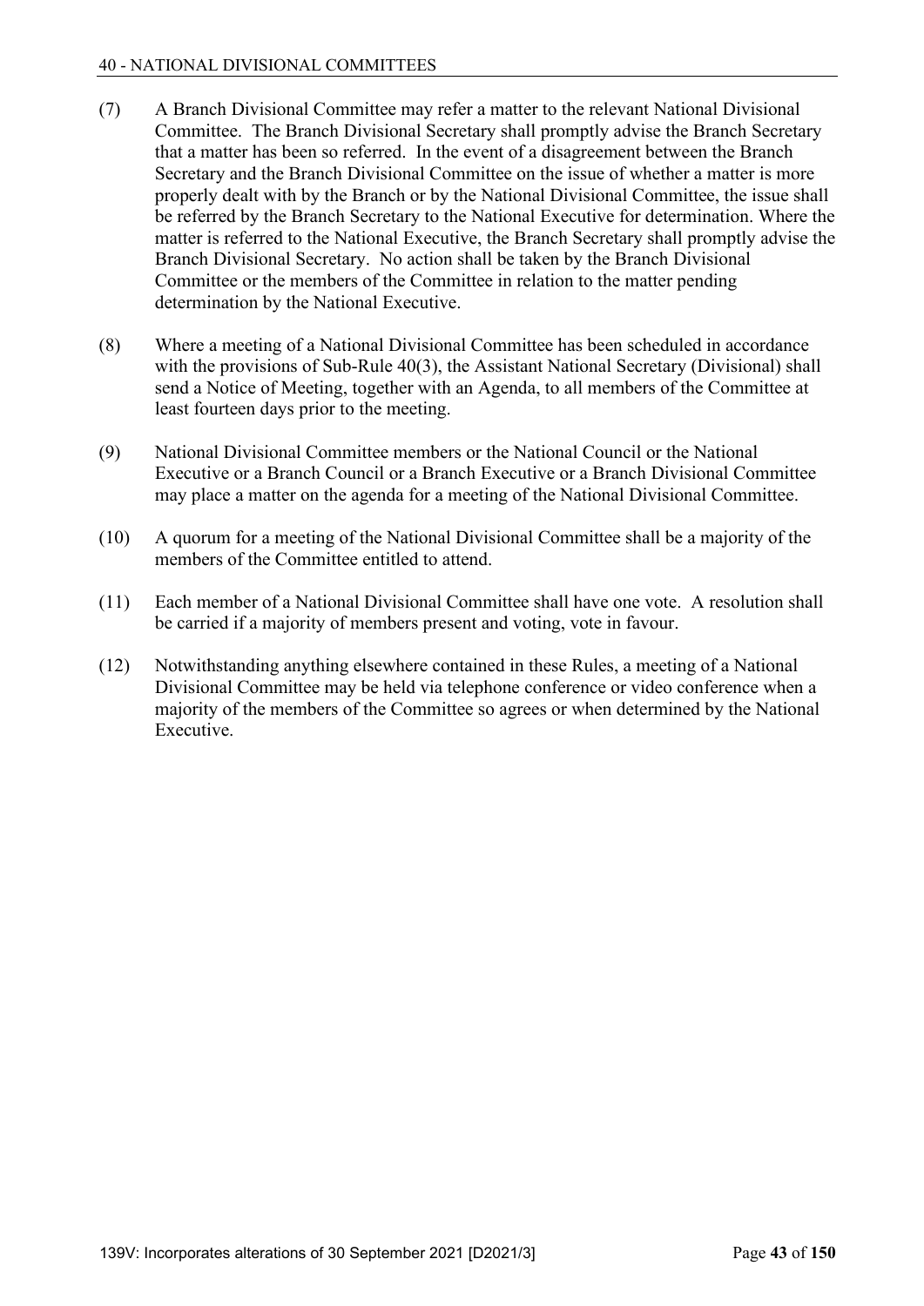(7) A Branch Divisional Committee may refer a matter to the relevant National Divisional Committee. The Branch Divisional Secretary shall promptly advise the Branch Secretary that a matter has been so referred. In the event of a disagreement between the Branch Secretary and the Branch Divisional Committee on the issue of whether a matter is more properly dealt with by the Branch or by the National Divisional Committee, the issue shall be referred by the Branch Secretary to the National Executive for determination. Where the matter is referred to the National Executive, the Branch Secretary shall promptly advise the Branch Divisional Secretary. No action shall be taken by the Branch Divisional Committee or the members of the Committee in relation to the matter pending determination by the National Executive.

(8) Where a meeting of a National Divisional Committee has been scheduled in accordance with the provisions of Sub-Rule 40(3), the Assistant National Secretary (Divisional) shall send a Notice of Meeting, together with an Agenda, to all members of the Committee at least fourteen days prior to the meeting.

(9) National Divisional Committee members or the National Council or the National Executive or a Branch Council or a Branch Executive or a Branch Divisional Committee may place a matter on the agenda for a meeting of the National Divisional Committee.

(10) A quorum for a meeting of the National Divisional Committee shall be a majority of the members of the Committee entitled to attend.

(11) Each member of a National Divisional Committee shall have one vote. A resolution shall be carried if a majority of members present and voting, vote in favour.

(12) Notwithstanding anything elsewhere contained in these Rules, a meeting of a National Divisional Committee may be held via telephone conference or video conference when a majority of the members of the Committee so agrees or when determined by the National Executive.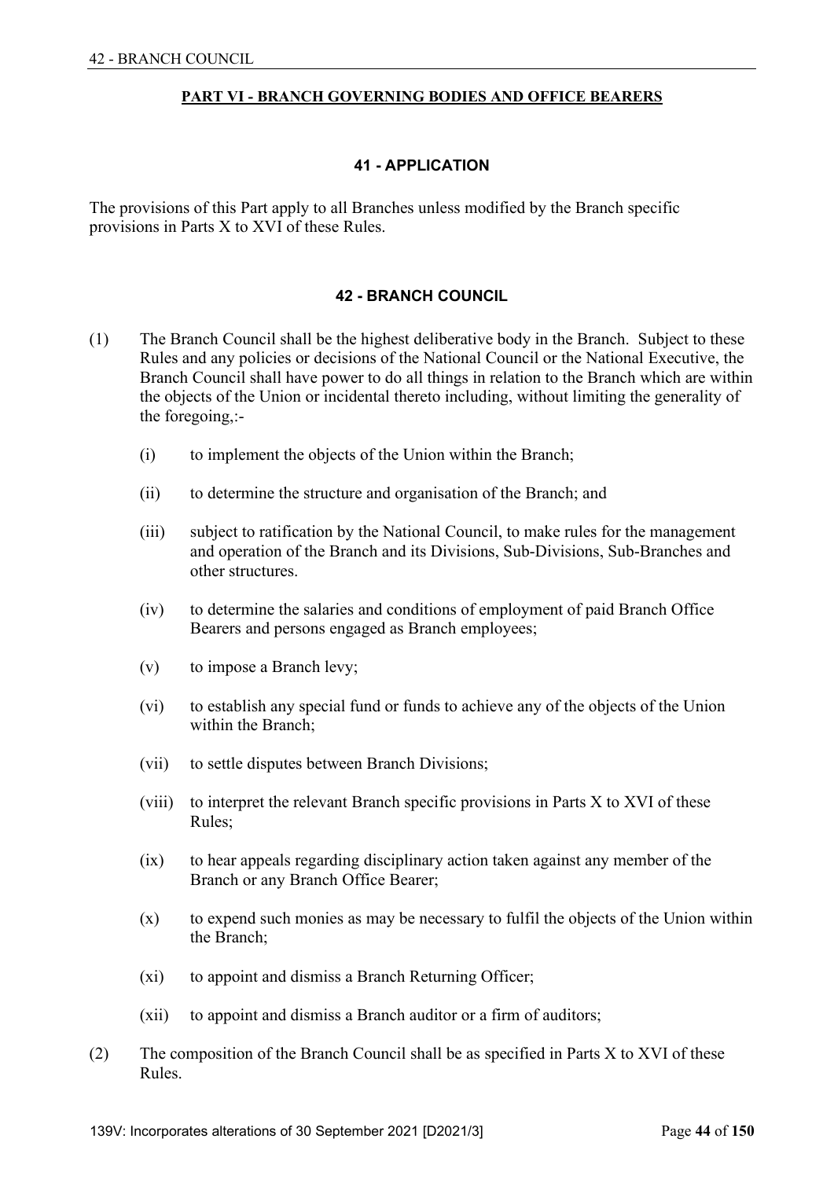## PART VI - BRANCH GOVERNING BODIES AND OFFICE BEARERS

### 41 - APPLICATION

The provisions of this Part apply to all Branches unless modified by the Branch specific provisions in Parts X to XVI of these Rules.

### 42 - BRANCH COUNCIL

(1) The Branch Council shall be the highest deliberative body in the Branch. Subject to these Rules and any policies or decisions of the National Council or the National Executive, the Branch Council shall have power to do all things in relation to the Branch which are within the objects of the Union or incidental thereto including, without limiting the generality of the foregoing,:-

- (i) to implement the objects of the Union within the Branch;
- (ii) to determine the structure and organisation of the Branch; and
- (iii) subject to ratification by the National Council, to make rules for the management and operation of the Branch and its Divisions, Sub-Divisions, Sub-Branches and other structures.
- (iv) to determine the salaries and conditions of employment of paid Branch Office Bearers and persons engaged as Branch employees;
- (v) to impose a Branch levy;
- (vi) to establish any special fund or funds to achieve any of the objects of the Union within the Branch;
- (vii) to settle disputes between Branch Divisions;
- (viii) to interpret the relevant Branch specific provisions in Parts X to XVI of these Rules;
- (ix) to hear appeals regarding disciplinary action taken against any member of the Branch or any Branch Office Bearer;
- (x) to expend such monies as may be necessary to fulfil the objects of the Union within the Branch;
- (xi) to appoint and dismiss a Branch Returning Officer;
- (xii) to appoint and dismiss a Branch auditor or a firm of auditors;

(2) The composition of the Branch Council shall be as specified in Parts X to XVI of these Rules.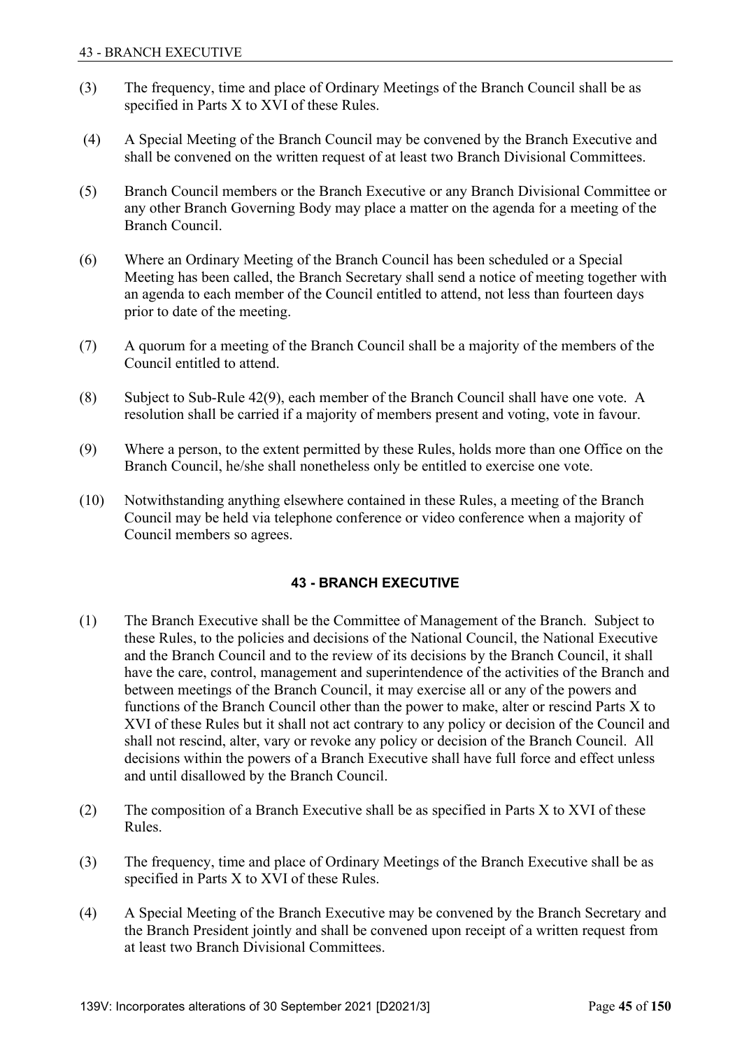(3) The frequency, time and place of Ordinary Meetings of the Branch Council shall be as specified in Parts X to XVI of these Rules.

(4) A Special Meeting of the Branch Council may be convened by the Branch Executive and shall be convened on the written request of at least two Branch Divisional Committees.

(5) Branch Council members or the Branch Executive or any Branch Divisional Committee or any other Branch Governing Body may place a matter on the agenda for a meeting of the Branch Council.

(6) Where an Ordinary Meeting of the Branch Council has been scheduled or a Special Meeting has been called, the Branch Secretary shall send a notice of meeting together with an agenda to each member of the Council entitled to attend, not less than fourteen days prior to date of the meeting.

(7) A quorum for a meeting of the Branch Council shall be a majority of the members of the Council entitled to attend.

(8) Subject to Sub-Rule 42(9), each member of the Branch Council shall have one vote. A resolution shall be carried if a majority of members present and voting, vote in favour.

(9) Where a person, to the extent permitted by these Rules, holds more than one Office on the Branch Council, he/she shall nonetheless only be entitled to exercise one vote.

(10) Notwithstanding anything elsewhere contained in these Rules, a meeting of the Branch Council may be held via telephone conference or video conference when a majority of Council members so agrees.

## 43 - BRANCH EXECUTIVE

(1) The Branch Executive shall be the Committee of Management of the Branch. Subject to these Rules, to the policies and decisions of the National Council, the National Executive and the Branch Council and to the review of its decisions by the Branch Council, it shall have the care, control, management and superintendence of the activities of the Branch and between meetings of the Branch Council, it may exercise all or any of the powers and functions of the Branch Council other than the power to make, alter or rescind Parts X to XVI of these Rules but it shall not act contrary to any policy or decision of the Council and shall not rescind, alter, vary or revoke any policy or decision of the Branch Council. All decisions within the powers of a Branch Executive shall have full force and effect unless and until disallowed by the Branch Council.

(2) The composition of a Branch Executive shall be as specified in Parts X to XVI of these Rules.

(3) The frequency, time and place of Ordinary Meetings of the Branch Executive shall be as specified in Parts X to XVI of these Rules.

(4) A Special Meeting of the Branch Executive may be convened by the Branch Secretary and the Branch President jointly and shall be convened upon receipt of a written request from at least two Branch Divisional Committees.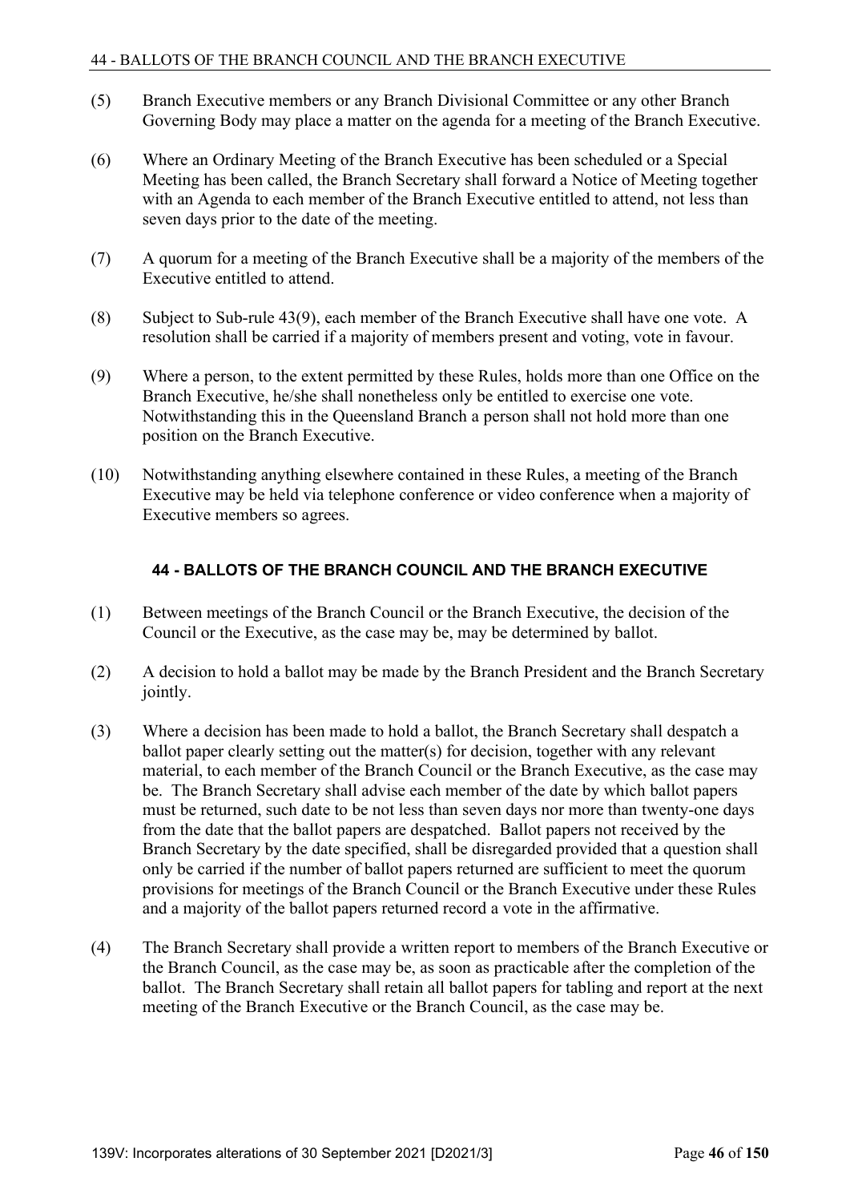(5) Branch Executive members or any Branch Divisional Committee or any other Branch Governing Body may place a matter on the agenda for a meeting of the Branch Executive.

(6) Where an Ordinary Meeting of the Branch Executive has been scheduled or a Special Meeting has been called, the Branch Secretary shall forward a Notice of Meeting together with an Agenda to each member of the Branch Executive entitled to attend, not less than seven days prior to the date of the meeting.

(7) A quorum for a meeting of the Branch Executive shall be a majority of the members of the Executive entitled to attend.

(8) Subject to Sub-rule 43(9), each member of the Branch Executive shall have one vote. A resolution shall be carried if a majority of members present and voting, vote in favour.

(9) Where a person, to the extent permitted by these Rules, holds more than one Office on the Branch Executive, he/she shall nonetheless only be entitled to exercise one vote. Notwithstanding this in the Queensland Branch a person shall not hold more than one position on the Branch Executive.

(10) Notwithstanding anything elsewhere contained in these Rules, a meeting of the Branch Executive may be held via telephone conference or video conference when a majority of Executive members so agrees.

## 44 - BALLOTS OF THE BRANCH COUNCIL AND THE BRANCH EXECUTIVE

(1) Between meetings of the Branch Council or the Branch Executive, the decision of the Council or the Executive, as the case may be, may be determined by ballot.

(2) A decision to hold a ballot may be made by the Branch President and the Branch Secretary jointly.

(3) Where a decision has been made to hold a ballot, the Branch Secretary shall despatch a ballot paper clearly setting out the matter(s) for decision, together with any relevant material, to each member of the Branch Council or the Branch Executive, as the case may be. The Branch Secretary shall advise each member of the date by which ballot papers must be returned, such date to be not less than seven days nor more than twenty-one days from the date that the ballot papers are despatched. Ballot papers not received by the Branch Secretary by the date specified, shall be disregarded provided that a question shall only be carried if the number of ballot papers returned are sufficient to meet the quorum provisions for meetings of the Branch Council or the Branch Executive under these Rules and a majority of the ballot papers returned record a vote in the affirmative.

(4) The Branch Secretary shall provide a written report to members of the Branch Executive or the Branch Council, as the case may be, as soon as practicable after the completion of the ballot. The Branch Secretary shall retain all ballot papers for tabling and report at the next meeting of the Branch Executive or the Branch Council, as the case may be.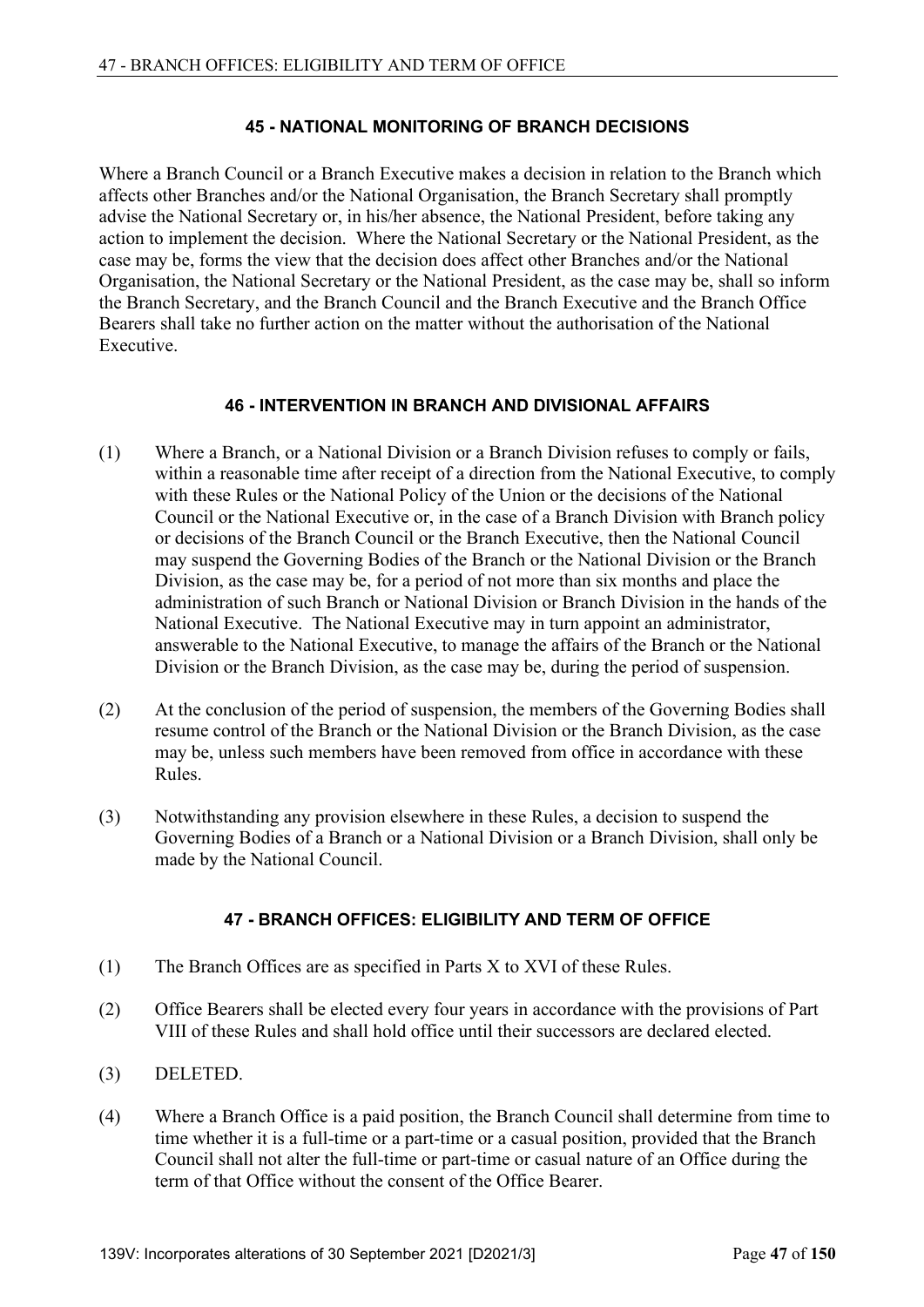## 45 - NATIONAL MONITORING OF BRANCH DECISIONS

Where a Branch Council or a Branch Executive makes a decision in relation to the Branch which affects other Branches and/or the National Organisation, the Branch Secretary shall promptly advise the National Secretary or, in his/her absence, the National President, before taking any action to implement the decision. Where the National Secretary or the National President, as the case may be, forms the view that the decision does affect other Branches and/or the National Organisation, the National Secretary or the National President, as the case may be, shall so inform the Branch Secretary, and the Branch Council and the Branch Executive and the Branch Office Bearers shall take no further action on the matter without the authorisation of the National Executive.

## 46 - INTERVENTION IN BRANCH AND DIVISIONAL AFFAIRS

(1) Where a Branch, or a National Division or a Branch Division refuses to comply or fails, within a reasonable time after receipt of a direction from the National Executive, to comply with these Rules or the National Policy of the Union or the decisions of the National Council or the National Executive or, in the case of a Branch Division with Branch policy or decisions of the Branch Council or the Branch Executive, then the National Council may suspend the Governing Bodies of the Branch or the National Division or the Branch Division, as the case may be, for a period of not more than six months and place the administration of such Branch or National Division or Branch Division in the hands of the National Executive. The National Executive may in turn appoint an administrator, answerable to the National Executive, to manage the affairs of the Branch or the National Division or the Branch Division, as the case may be, during the period of suspension.

(2) At the conclusion of the period of suspension, the members of the Governing Bodies shall resume control of the Branch or the National Division or the Branch Division, as the case may be, unless such members have been removed from office in accordance with these Rules.

(3) Notwithstanding any provision elsewhere in these Rules, a decision to suspend the Governing Bodies of a Branch or a National Division or a Branch Division, shall only be made by the National Council.

## 47 - BRANCH OFFICES: ELIGIBILITY AND TERM OF OFFICE

(1) The Branch Offices are as specified in Parts X to XVI of these Rules.

(2) Office Bearers shall be elected every four years in accordance with the provisions of Part VIII of these Rules and shall hold office until their successors are declared elected.

(3) DELETED.

(4) Where a Branch Office is a paid position, the Branch Council shall determine from time to time whether it is a full-time or a part-time or a casual position, provided that the Branch Council shall not alter the full-time or part-time or casual nature of an Office during the term of that Office without the consent of the Office Bearer.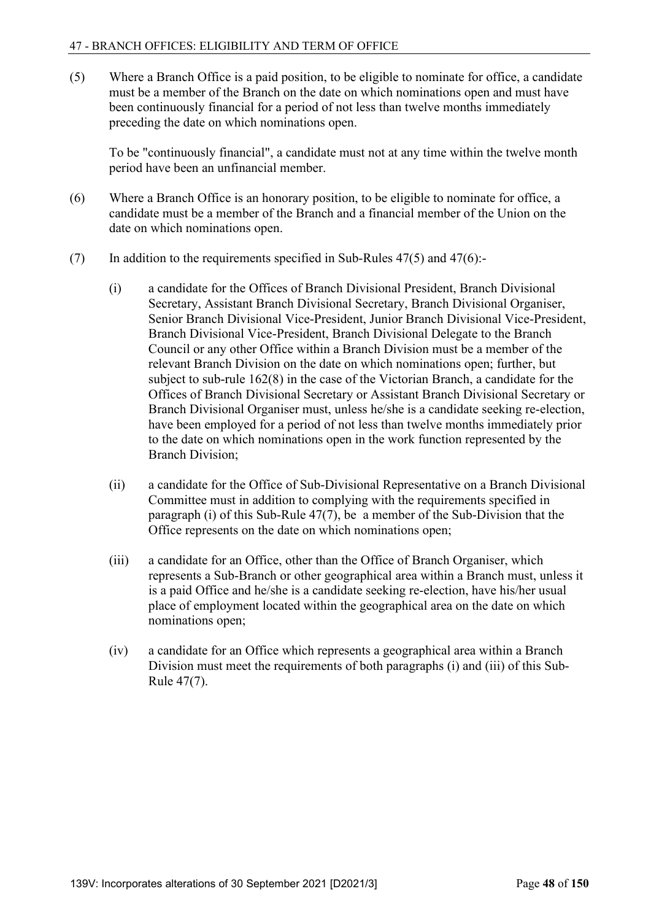(5) Where a Branch Office is a paid position, to be eligible to nominate for office, a candidate must be a member of the Branch on the date on which nominations open and must have been continuously financial for a period of not less than twelve months immediately preceding the date on which nominations open.

To be "continuously financial", a candidate must not at any time within the twelve month period have been an unfinancial member.

(6) Where a Branch Office is an honorary position, to be eligible to nominate for office, a candidate must be a member of the Branch and a financial member of the Union on the date on which nominations open.

(7) In addition to the requirements specified in Sub-Rules 47(5) and 47(6):-

(i) a candidate for the Offices of Branch Divisional President, Branch Divisional Secretary, Assistant Branch Divisional Secretary, Branch Divisional Organiser, Senior Branch Divisional Vice-President, Junior Branch Divisional Vice-President, Branch Divisional Vice-President, Branch Divisional Delegate to the Branch Council or any other Office within a Branch Division must be a member of the relevant Branch Division on the date on which nominations open; further, but subject to sub-rule 162(8) in the case of the Victorian Branch, a candidate for the Offices of Branch Divisional Secretary or Assistant Branch Divisional Secretary or Branch Divisional Organiser must, unless he/she is a candidate seeking re-election, have been employed for a period of not less than twelve months immediately prior to the date on which nominations open in the work function represented by the Branch Division;

(ii) a candidate for the Office of Sub-Divisional Representative on a Branch Divisional Committee must in addition to complying with the requirements specified in paragraph (i) of this Sub-Rule 47(7), be a member of the Sub-Division that the Office represents on the date on which nominations open;

(iii) a candidate for an Office, other than the Office of Branch Organiser, which represents a Sub-Branch or other geographical area within a Branch must, unless it is a paid Office and he/she is a candidate seeking re-election, have his/her usual place of employment located within the geographical area on the date on which nominations open;

(iv) a candidate for an Office which represents a geographical area within a Branch Division must meet the requirements of both paragraphs (i) and (iii) of this Sub-Rule 47(7).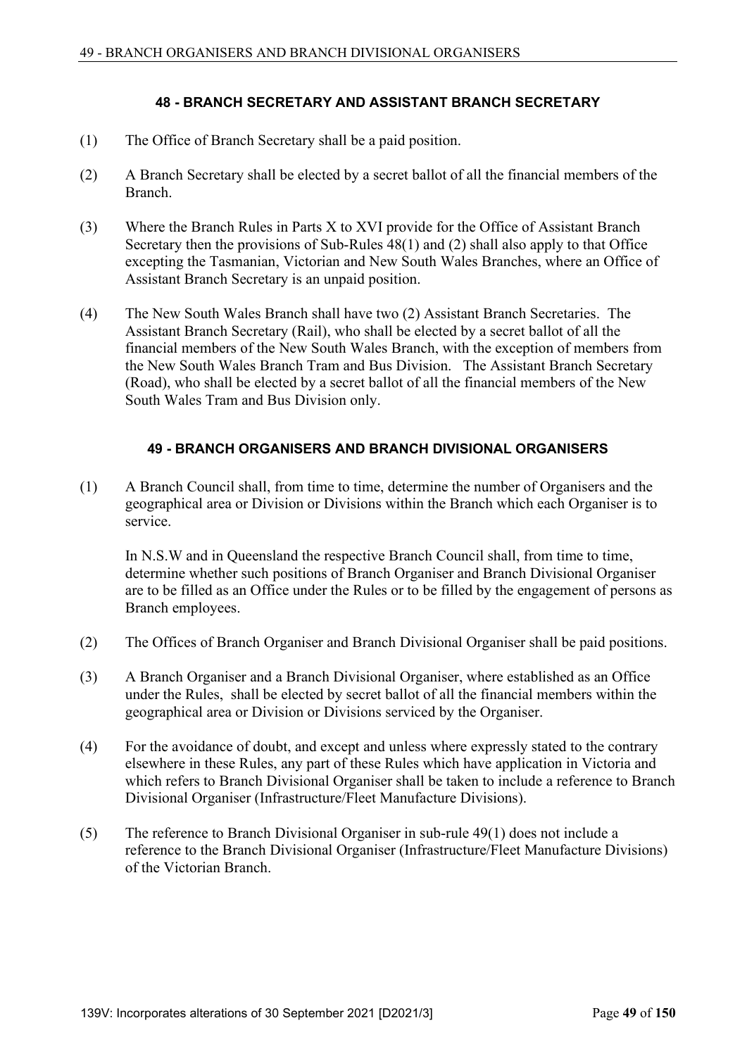## 48 - BRANCH SECRETARY AND ASSISTANT BRANCH SECRETARY

(1) The Office of Branch Secretary shall be a paid position.

(2) A Branch Secretary shall be elected by a secret ballot of all the financial members of the Branch.

(3) Where the Branch Rules in Parts X to XVI provide for the Office of Assistant Branch Secretary then the provisions of Sub-Rules 48(1) and (2) shall also apply to that Office excepting the Tasmanian, Victorian and New South Wales Branches, where an Office of Assistant Branch Secretary is an unpaid position.

(4) The New South Wales Branch shall have two (2) Assistant Branch Secretaries. The Assistant Branch Secretary (Rail), who shall be elected by a secret ballot of all the financial members of the New South Wales Branch, with the exception of members from the New South Wales Branch Tram and Bus Division. The Assistant Branch Secretary (Road), who shall be elected by a secret ballot of all the financial members of the New South Wales Tram and Bus Division only.

## 49 - BRANCH ORGANISERS AND BRANCH DIVISIONAL ORGANISERS

(1) A Branch Council shall, from time to time, determine the number of Organisers and the geographical area or Division or Divisions within the Branch which each Organiser is to service.

In N.S.W and in Queensland the respective Branch Council shall, from time to time, determine whether such positions of Branch Organiser and Branch Divisional Organiser are to be filled as an Office under the Rules or to be filled by the engagement of persons as Branch employees.

(2) The Offices of Branch Organiser and Branch Divisional Organiser shall be paid positions.

(3) A Branch Organiser and a Branch Divisional Organiser, where established as an Office under the Rules, shall be elected by secret ballot of all the financial members within the geographical area or Division or Divisions serviced by the Organiser.

(4) For the avoidance of doubt, and except and unless where expressly stated to the contrary elsewhere in these Rules, any part of these Rules which have application in Victoria and which refers to Branch Divisional Organiser shall be taken to include a reference to Branch Divisional Organiser (Infrastructure/Fleet Manufacture Divisions).

(5) The reference to Branch Divisional Organiser in sub-rule 49(1) does not include a reference to the Branch Divisional Organiser (Infrastructure/Fleet Manufacture Divisions) of the Victorian Branch.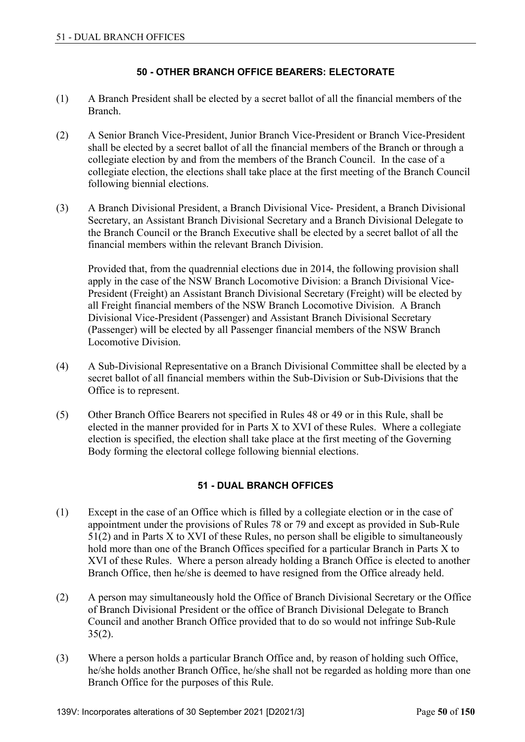## 50 - OTHER BRANCH OFFICE BEARERS: ELECTORATE

(1) A Branch President shall be elected by a secret ballot of all the financial members of the Branch.

(2) A Senior Branch Vice-President, Junior Branch Vice-President or Branch Vice-President shall be elected by a secret ballot of all the financial members of the Branch or through a collegiate election by and from the members of the Branch Council. In the case of a collegiate election, the elections shall take place at the first meeting of the Branch Council following biennial elections.

(3) A Branch Divisional President, a Branch Divisional Vice- President, a Branch Divisional Secretary, an Assistant Branch Divisional Secretary and a Branch Divisional Delegate to the Branch Council or the Branch Executive shall be elected by a secret ballot of all the financial members within the relevant Branch Division.

Provided that, from the quadrennial elections due in 2014, the following provision shall apply in the case of the NSW Branch Locomotive Division: a Branch Divisional Vice-President (Freight) an Assistant Branch Divisional Secretary (Freight) will be elected by all Freight financial members of the NSW Branch Locomotive Division. A Branch Divisional Vice-President (Passenger) and Assistant Branch Divisional Secretary (Passenger) will be elected by all Passenger financial members of the NSW Branch Locomotive Division.

(4) A Sub-Divisional Representative on a Branch Divisional Committee shall be elected by a secret ballot of all financial members within the Sub-Division or Sub-Divisions that the Office is to represent.

(5) Other Branch Office Bearers not specified in Rules 48 or 49 or in this Rule, shall be elected in the manner provided for in Parts X to XVI of these Rules. Where a collegiate election is specified, the election shall take place at the first meeting of the Governing Body forming the electoral college following biennial elections.

## 51 - DUAL BRANCH OFFICES

(1) Except in the case of an Office which is filled by a collegiate election or in the case of appointment under the provisions of Rules 78 or 79 and except as provided in Sub-Rule 51(2) and in Parts X to XVI of these Rules, no person shall be eligible to simultaneously hold more than one of the Branch Offices specified for a particular Branch in Parts X to XVI of these Rules. Where a person already holding a Branch Office is elected to another Branch Office, then he/she is deemed to have resigned from the Office already held.

(2) A person may simultaneously hold the Office of Branch Divisional Secretary or the Office of Branch Divisional President or the office of Branch Divisional Delegate to Branch Council and another Branch Office provided that to do so would not infringe Sub-Rule 35(2).

(3) Where a person holds a particular Branch Office and, by reason of holding such Office, he/she holds another Branch Office, he/she shall not be regarded as holding more than one Branch Office for the purposes of this Rule.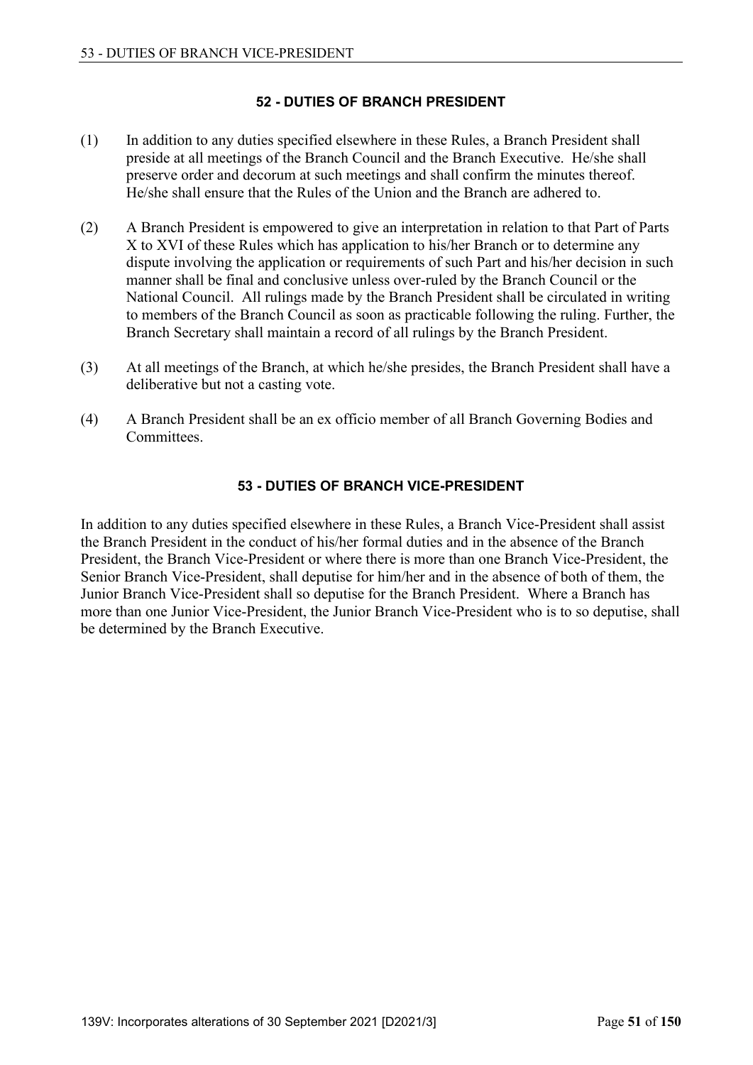## 52 - DUTIES OF BRANCH PRESIDENT

(1) In addition to any duties specified elsewhere in these Rules, a Branch President shall preside at all meetings of the Branch Council and the Branch Executive. He/she shall preserve order and decorum at such meetings and shall confirm the minutes thereof. He/she shall ensure that the Rules of the Union and the Branch are adhered to.

(2) A Branch President is empowered to give an interpretation in relation to that Part of Parts X to XVI of these Rules which has application to his/her Branch or to determine any dispute involving the application or requirements of such Part and his/her decision in such manner shall be final and conclusive unless over-ruled by the Branch Council or the National Council. All rulings made by the Branch President shall be circulated in writing to members of the Branch Council as soon as practicable following the ruling. Further, the Branch Secretary shall maintain a record of all rulings by the Branch President.

(3) At all meetings of the Branch, at which he/she presides, the Branch President shall have a deliberative but not a casting vote.

(4) A Branch President shall be an ex officio member of all Branch Governing Bodies and Committees.

## 53 - DUTIES OF BRANCH VICE-PRESIDENT

In addition to any duties specified elsewhere in these Rules, a Branch Vice-President shall assist the Branch President in the conduct of his/her formal duties and in the absence of the Branch President, the Branch Vice-President or where there is more than one Branch Vice-President, the Senior Branch Vice-President, shall deputise for him/her and in the absence of both of them, the Junior Branch Vice-President shall so deputise for the Branch President. Where a Branch has more than one Junior Vice-President, the Junior Branch Vice-President who is to so deputise, shall be determined by the Branch Executive.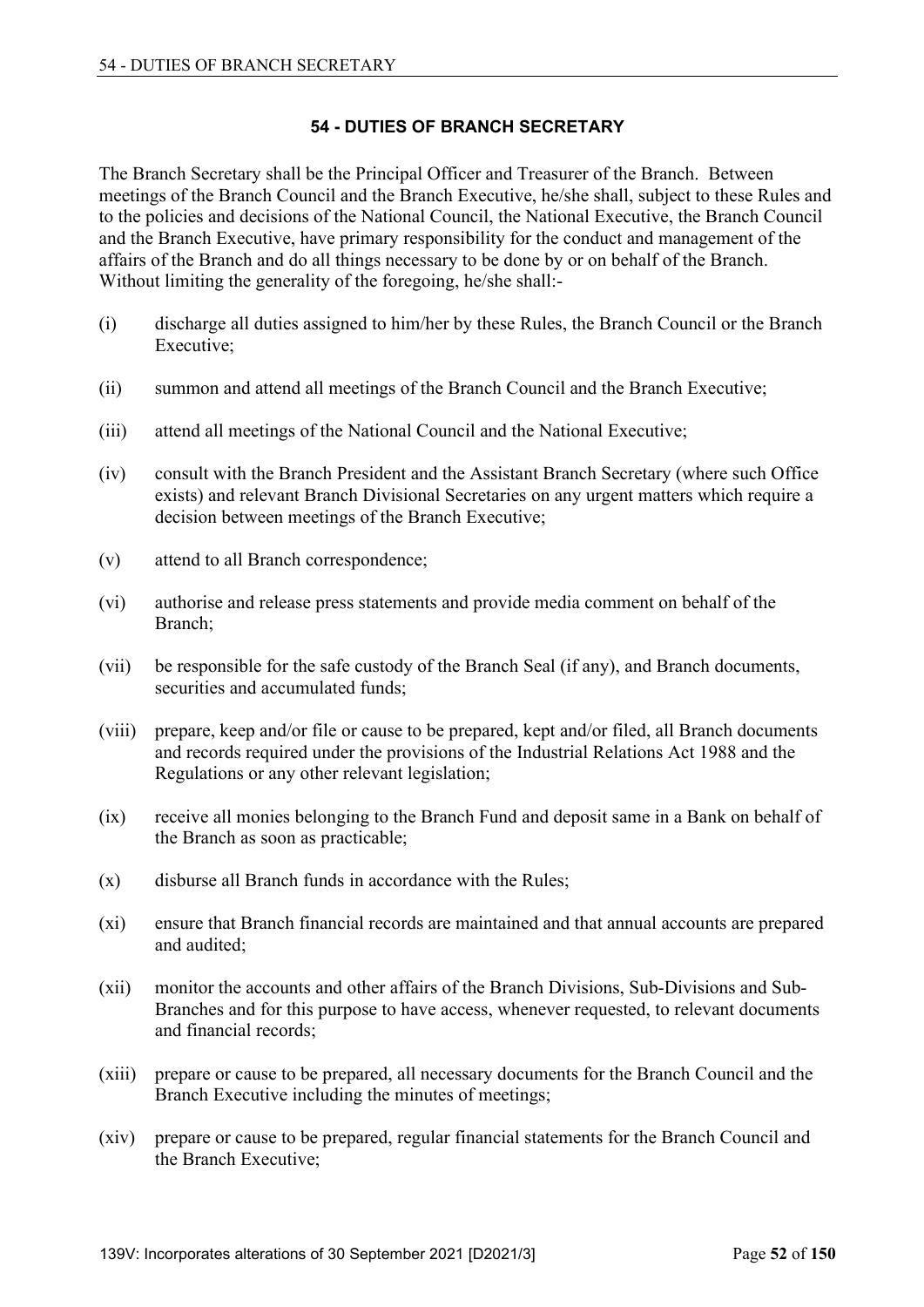## 54 - DUTIES OF BRANCH SECRETARY

The Branch Secretary shall be the Principal Officer and Treasurer of the Branch. Between meetings of the Branch Council and the Branch Executive, he/she shall, subject to these Rules and to the policies and decisions of the National Council, the National Executive, the Branch Council and the Branch Executive, have primary responsibility for the conduct and management of the affairs of the Branch and do all things necessary to be done by or on behalf of the Branch. Without limiting the generality of the foregoing, he/she shall:-

(i) discharge all duties assigned to him/her by these Rules, the Branch Council or the Branch Executive;

(ii) summon and attend all meetings of the Branch Council and the Branch Executive;

(iii) attend all meetings of the National Council and the National Executive;

(iv) consult with the Branch President and the Assistant Branch Secretary (where such Office exists) and relevant Branch Divisional Secretaries on any urgent matters which require a decision between meetings of the Branch Executive;

(v) attend to all Branch correspondence;

(vi) authorise and release press statements and provide media comment on behalf of the Branch;

(vii) be responsible for the safe custody of the Branch Seal (if any), and Branch documents, securities and accumulated funds;

(viii) prepare, keep and/or file or cause to be prepared, kept and/or filed, all Branch documents and records required under the provisions of the Industrial Relations Act 1988 and the Regulations or any other relevant legislation;

(ix) receive all monies belonging to the Branch Fund and deposit same in a Bank on behalf of the Branch as soon as practicable;

(x) disburse all Branch funds in accordance with the Rules;

(xi) ensure that Branch financial records are maintained and that annual accounts are prepared and audited;

(xii) monitor the accounts and other affairs of the Branch Divisions, Sub-Divisions and Sub-Branches and for this purpose to have access, whenever requested, to relevant documents and financial records;

(xiii) prepare or cause to be prepared, all necessary documents for the Branch Council and the Branch Executive including the minutes of meetings;

(xiv) prepare or cause to be prepared, regular financial statements for the Branch Council and the Branch Executive;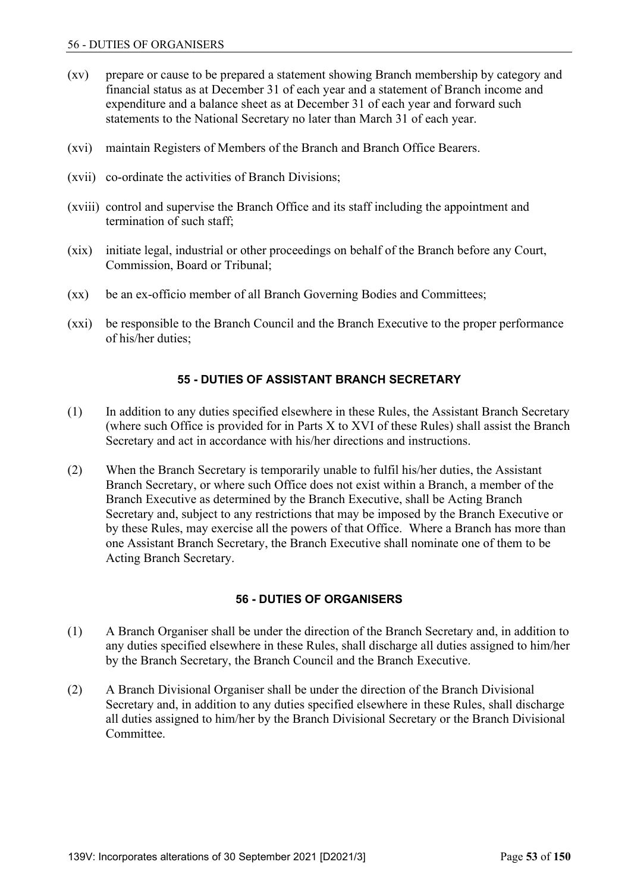(xv) prepare or cause to be prepared a statement showing Branch membership by category and financial status as at December 31 of each year and a statement of Branch income and expenditure and a balance sheet as at December 31 of each year and forward such statements to the National Secretary no later than March 31 of each year.

(xvi) maintain Registers of Members of the Branch and Branch Office Bearers.

(xvii) co-ordinate the activities of Branch Divisions;

(xviii) control and supervise the Branch Office and its staff including the appointment and termination of such staff;

(xix) initiate legal, industrial or other proceedings on behalf of the Branch before any Court, Commission, Board or Tribunal;

(xx) be an ex-officio member of all Branch Governing Bodies and Committees;

(xxi) be responsible to the Branch Council and the Branch Executive to the proper performance of his/her duties;

## 55 - DUTIES OF ASSISTANT BRANCH SECRETARY

(1) In addition to any duties specified elsewhere in these Rules, the Assistant Branch Secretary (where such Office is provided for in Parts X to XVI of these Rules) shall assist the Branch Secretary and act in accordance with his/her directions and instructions.

(2) When the Branch Secretary is temporarily unable to fulfil his/her duties, the Assistant Branch Secretary, or where such Office does not exist within a Branch, a member of the Branch Executive as determined by the Branch Executive, shall be Acting Branch Secretary and, subject to any restrictions that may be imposed by the Branch Executive or by these Rules, may exercise all the powers of that Office. Where a Branch has more than one Assistant Branch Secretary, the Branch Executive shall nominate one of them to be Acting Branch Secretary.

## 56 - DUTIES OF ORGANISERS

(1) A Branch Organiser shall be under the direction of the Branch Secretary and, in addition to any duties specified elsewhere in these Rules, shall discharge all duties assigned to him/her by the Branch Secretary, the Branch Council and the Branch Executive.

(2) A Branch Divisional Organiser shall be under the direction of the Branch Divisional Secretary and, in addition to any duties specified elsewhere in these Rules, shall discharge all duties assigned to him/her by the Branch Divisional Secretary or the Branch Divisional Committee.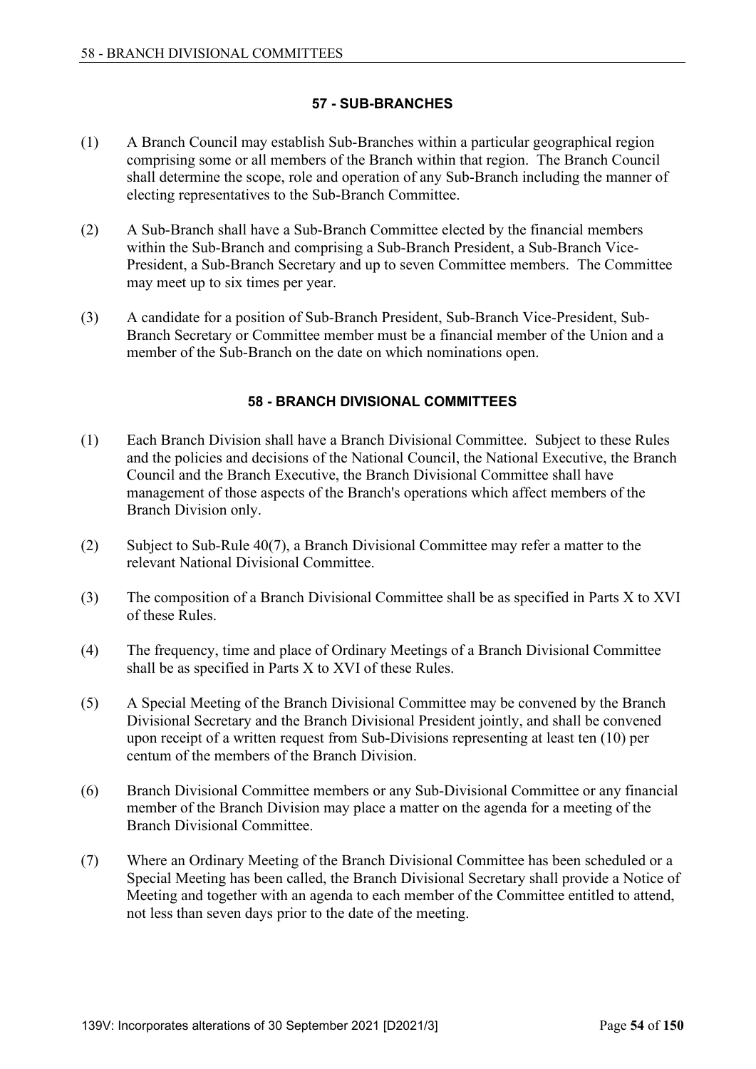## 57 - SUB-BRANCHES

(1) A Branch Council may establish Sub-Branches within a particular geographical region comprising some or all members of the Branch within that region. The Branch Council shall determine the scope, role and operation of any Sub-Branch including the manner of electing representatives to the Sub-Branch Committee.

(2) A Sub-Branch shall have a Sub-Branch Committee elected by the financial members within the Sub-Branch and comprising a Sub-Branch President, a Sub-Branch Vice-President, a Sub-Branch Secretary and up to seven Committee members. The Committee may meet up to six times per year.

(3) A candidate for a position of Sub-Branch President, Sub-Branch Vice-President, Sub-Branch Secretary or Committee member must be a financial member of the Union and a member of the Sub-Branch on the date on which nominations open.

## 58 - BRANCH DIVISIONAL COMMITTEES

(1) Each Branch Division shall have a Branch Divisional Committee. Subject to these Rules and the policies and decisions of the National Council, the National Executive, the Branch Council and the Branch Executive, the Branch Divisional Committee shall have management of those aspects of the Branch's operations which affect members of the Branch Division only.

(2) Subject to Sub-Rule 40(7), a Branch Divisional Committee may refer a matter to the relevant National Divisional Committee.

(3) The composition of a Branch Divisional Committee shall be as specified in Parts X to XVI of these Rules.

(4) The frequency, time and place of Ordinary Meetings of a Branch Divisional Committee shall be as specified in Parts X to XVI of these Rules.

(5) A Special Meeting of the Branch Divisional Committee may be convened by the Branch Divisional Secretary and the Branch Divisional President jointly, and shall be convened upon receipt of a written request from Sub-Divisions representing at least ten (10) per centum of the members of the Branch Division.

(6) Branch Divisional Committee members or any Sub-Divisional Committee or any financial member of the Branch Division may place a matter on the agenda for a meeting of the Branch Divisional Committee.

(7) Where an Ordinary Meeting of the Branch Divisional Committee has been scheduled or a Special Meeting has been called, the Branch Divisional Secretary shall provide a Notice of Meeting and together with an agenda to each member of the Committee entitled to attend, not less than seven days prior to the date of the meeting.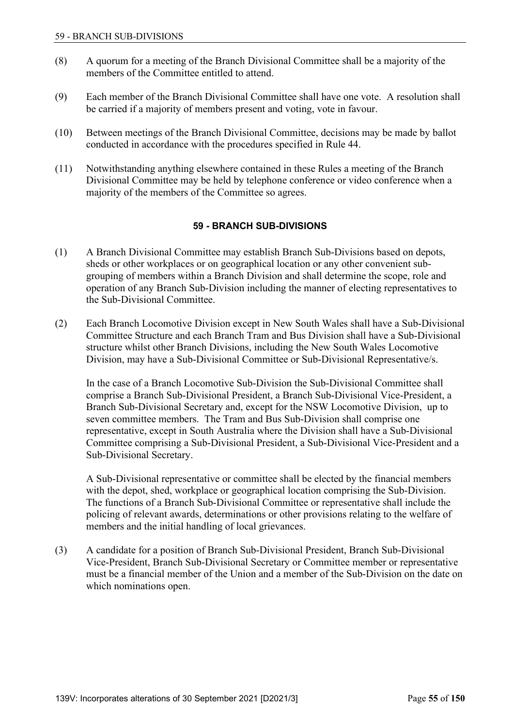(8) A quorum for a meeting of the Branch Divisional Committee shall be a majority of the members of the Committee entitled to attend.

(9) Each member of the Branch Divisional Committee shall have one vote. A resolution shall be carried if a majority of members present and voting, vote in favour.

(10) Between meetings of the Branch Divisional Committee, decisions may be made by ballot conducted in accordance with the procedures specified in Rule 44.

(11) Notwithstanding anything elsewhere contained in these Rules a meeting of the Branch Divisional Committee may be held by telephone conference or video conference when a majority of the members of the Committee so agrees.

## 59 - BRANCH SUB-DIVISIONS

(1) A Branch Divisional Committee may establish Branch Sub-Divisions based on depots, sheds or other workplaces or on geographical location or any other convenient sub-grouping of members within a Branch Division and shall determine the scope, role and operation of any Branch Sub-Division including the manner of electing representatives to the Sub-Divisional Committee.

(2) Each Branch Locomotive Division except in New South Wales shall have a Sub-Divisional Committee Structure and each Branch Tram and Bus Division shall have a Sub-Divisional structure whilst other Branch Divisions, including the New South Wales Locomotive Division, may have a Sub-Divisional Committee or Sub-Divisional Representative/s.

In the case of a Branch Locomotive Sub-Division the Sub-Divisional Committee shall comprise a Branch Sub-Divisional President, a Branch Sub-Divisional Vice-President, a Branch Sub-Divisional Secretary and, except for the NSW Locomotive Division, up to seven committee members. The Tram and Bus Sub-Division shall comprise one representative, except in South Australia where the Division shall have a Sub-Divisional Committee comprising a Sub-Divisional President, a Sub-Divisional Vice-President and a Sub-Divisional Secretary.

A Sub-Divisional representative or committee shall be elected by the financial members with the depot, shed, workplace or geographical location comprising the Sub-Division. The functions of a Branch Sub-Divisional Committee or representative shall include the policing of relevant awards, determinations or other provisions relating to the welfare of members and the initial handling of local grievances.

(3) A candidate for a position of Branch Sub-Divisional President, Branch Sub-Divisional Vice-President, Branch Sub-Divisional Secretary or Committee member or representative must be a financial member of the Union and a member of the Sub-Division on the date on which nominations open.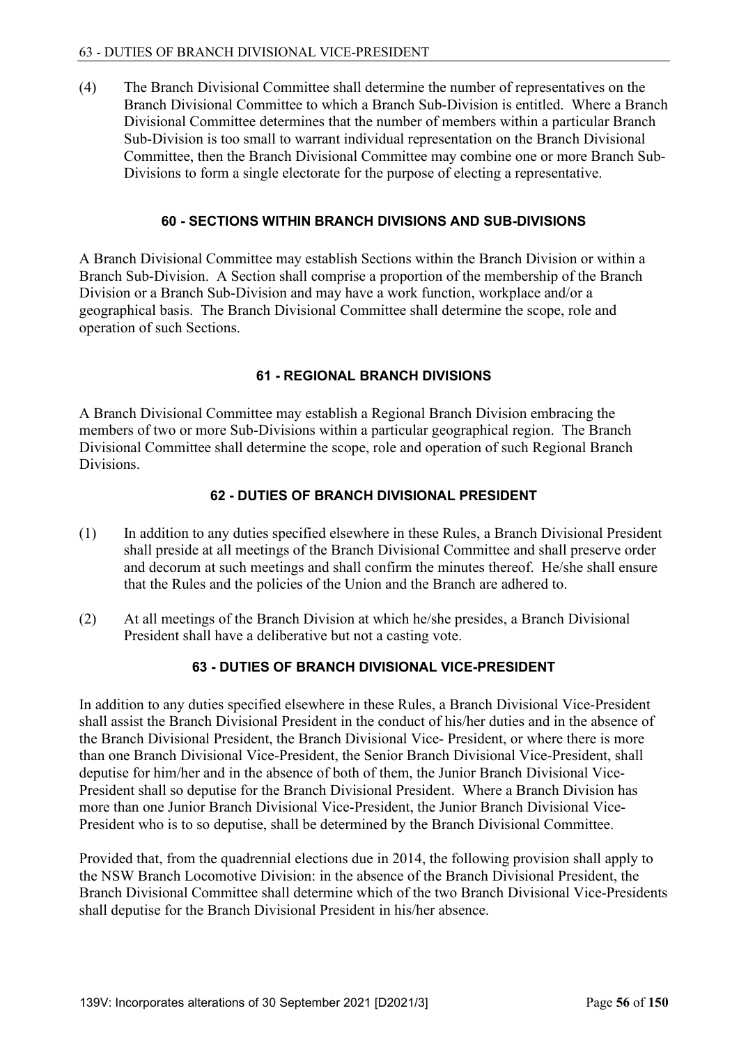(4) The Branch Divisional Committee shall determine the number of representatives on the Branch Divisional Committee to which a Branch Sub-Division is entitled. Where a Branch Divisional Committee determines that the number of members within a particular Branch Sub-Division is too small to warrant individual representation on the Branch Divisional Committee, then the Branch Divisional Committee may combine one or more Branch Sub-Divisions to form a single electorate for the purpose of electing a representative.

### 60 - SECTIONS WITHIN BRANCH DIVISIONS AND SUB-DIVISIONS

A Branch Divisional Committee may establish Sections within the Branch Division or within a Branch Sub-Division. A Section shall comprise a proportion of the membership of the Branch Division or a Branch Sub-Division and may have a work function, workplace and/or a geographical basis. The Branch Divisional Committee shall determine the scope, role and operation of such Sections.

### 61 - REGIONAL BRANCH DIVISIONS

A Branch Divisional Committee may establish a Regional Branch Division embracing the members of two or more Sub-Divisions within a particular geographical region. The Branch Divisional Committee shall determine the scope, role and operation of such Regional Branch Divisions.

### 62 - DUTIES OF BRANCH DIVISIONAL PRESIDENT

(1) In addition to any duties specified elsewhere in these Rules, a Branch Divisional President shall preside at all meetings of the Branch Divisional Committee and shall preserve order and decorum at such meetings and shall confirm the minutes thereof. He/she shall ensure that the Rules and the policies of the Union and the Branch are adhered to.

(2) At all meetings of the Branch Division at which he/she presides, a Branch Divisional President shall have a deliberative but not a casting vote.

### 63 - DUTIES OF BRANCH DIVISIONAL VICE-PRESIDENT

In addition to any duties specified elsewhere in these Rules, a Branch Divisional Vice-President shall assist the Branch Divisional President in the conduct of his/her duties and in the absence of the Branch Divisional President, the Branch Divisional Vice- President, or where there is more than one Branch Divisional Vice-President, the Senior Branch Divisional Vice-President, shall deputise for him/her and in the absence of both of them, the Junior Branch Divisional Vice-President shall so deputise for the Branch Divisional President. Where a Branch Division has more than one Junior Branch Divisional Vice-President, the Junior Branch Divisional Vice-President who is to so deputise, shall be determined by the Branch Divisional Committee.

Provided that, from the quadrennial elections due in 2014, the following provision shall apply to the NSW Branch Locomotive Division: in the absence of the Branch Divisional President, the Branch Divisional Committee shall determine which of the two Branch Divisional Vice-Presidents shall deputise for the Branch Divisional President in his/her absence.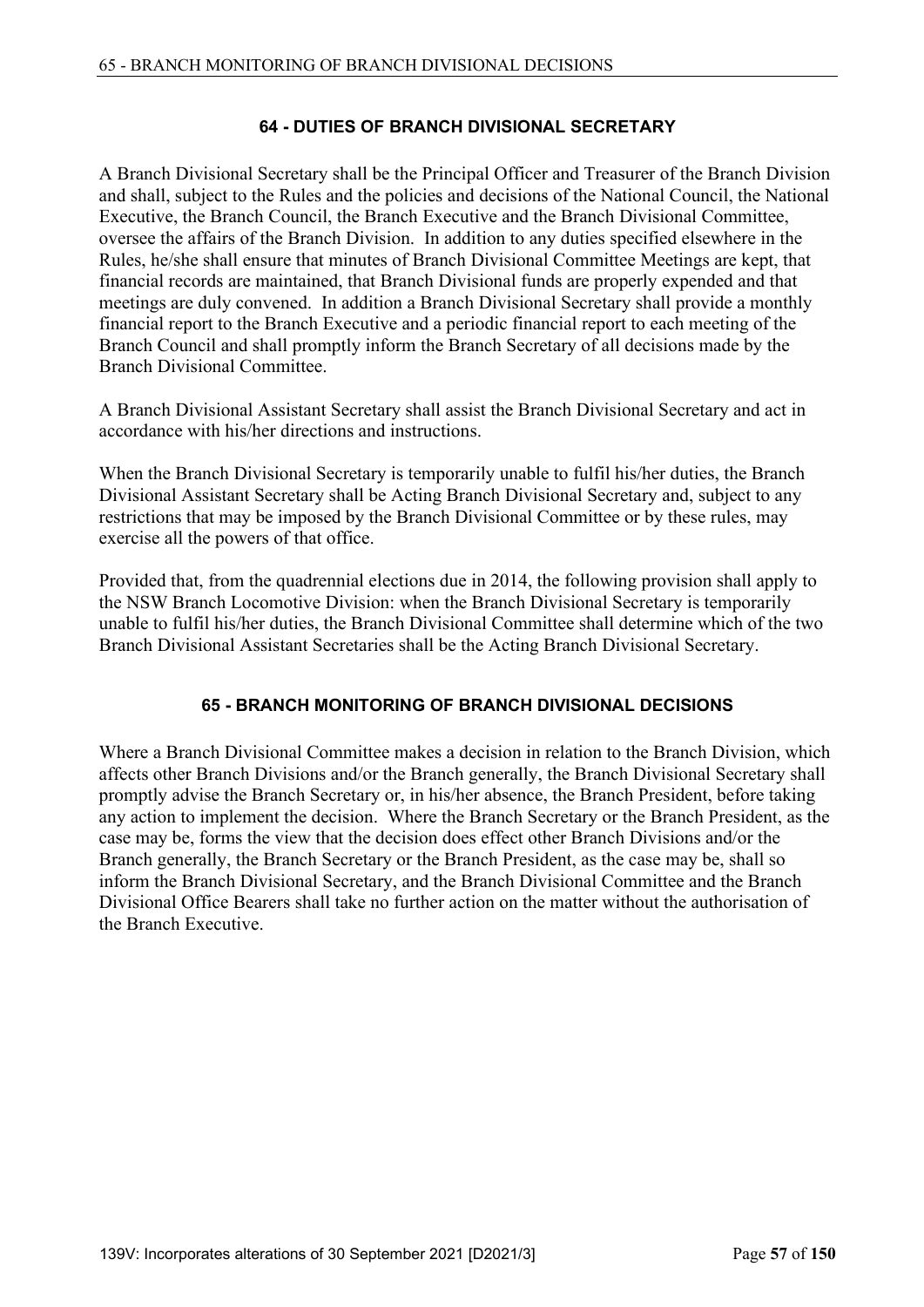## 64 - DUTIES OF BRANCH DIVISIONAL SECRETARY

A Branch Divisional Secretary shall be the Principal Officer and Treasurer of the Branch Division and shall, subject to the Rules and the policies and decisions of the National Council, the National Executive, the Branch Council, the Branch Executive and the Branch Divisional Committee, oversee the affairs of the Branch Division. In addition to any duties specified elsewhere in the Rules, he/she shall ensure that minutes of Branch Divisional Committee Meetings are kept, that financial records are maintained, that Branch Divisional funds are properly expended and that meetings are duly convened. In addition a Branch Divisional Secretary shall provide a monthly financial report to the Branch Executive and a periodic financial report to each meeting of the Branch Council and shall promptly inform the Branch Secretary of all decisions made by the Branch Divisional Committee.

A Branch Divisional Assistant Secretary shall assist the Branch Divisional Secretary and act in accordance with his/her directions and instructions.

When the Branch Divisional Secretary is temporarily unable to fulfil his/her duties, the Branch Divisional Assistant Secretary shall be Acting Branch Divisional Secretary and, subject to any restrictions that may be imposed by the Branch Divisional Committee or by these rules, may exercise all the powers of that office.

Provided that, from the quadrennial elections due in 2014, the following provision shall apply to the NSW Branch Locomotive Division: when the Branch Divisional Secretary is temporarily unable to fulfil his/her duties, the Branch Divisional Committee shall determine which of the two Branch Divisional Assistant Secretaries shall be the Acting Branch Divisional Secretary.

## 65 - BRANCH MONITORING OF BRANCH DIVISIONAL DECISIONS

Where a Branch Divisional Committee makes a decision in relation to the Branch Division, which affects other Branch Divisions and/or the Branch generally, the Branch Divisional Secretary shall promptly advise the Branch Secretary or, in his/her absence, the Branch President, before taking any action to implement the decision. Where the Branch Secretary or the Branch President, as the case may be, forms the view that the decision does effect other Branch Divisions and/or the Branch generally, the Branch Secretary or the Branch President, as the case may be, shall so inform the Branch Divisional Secretary, and the Branch Divisional Committee and the Branch Divisional Office Bearers shall take no further action on the matter without the authorisation of the Branch Executive.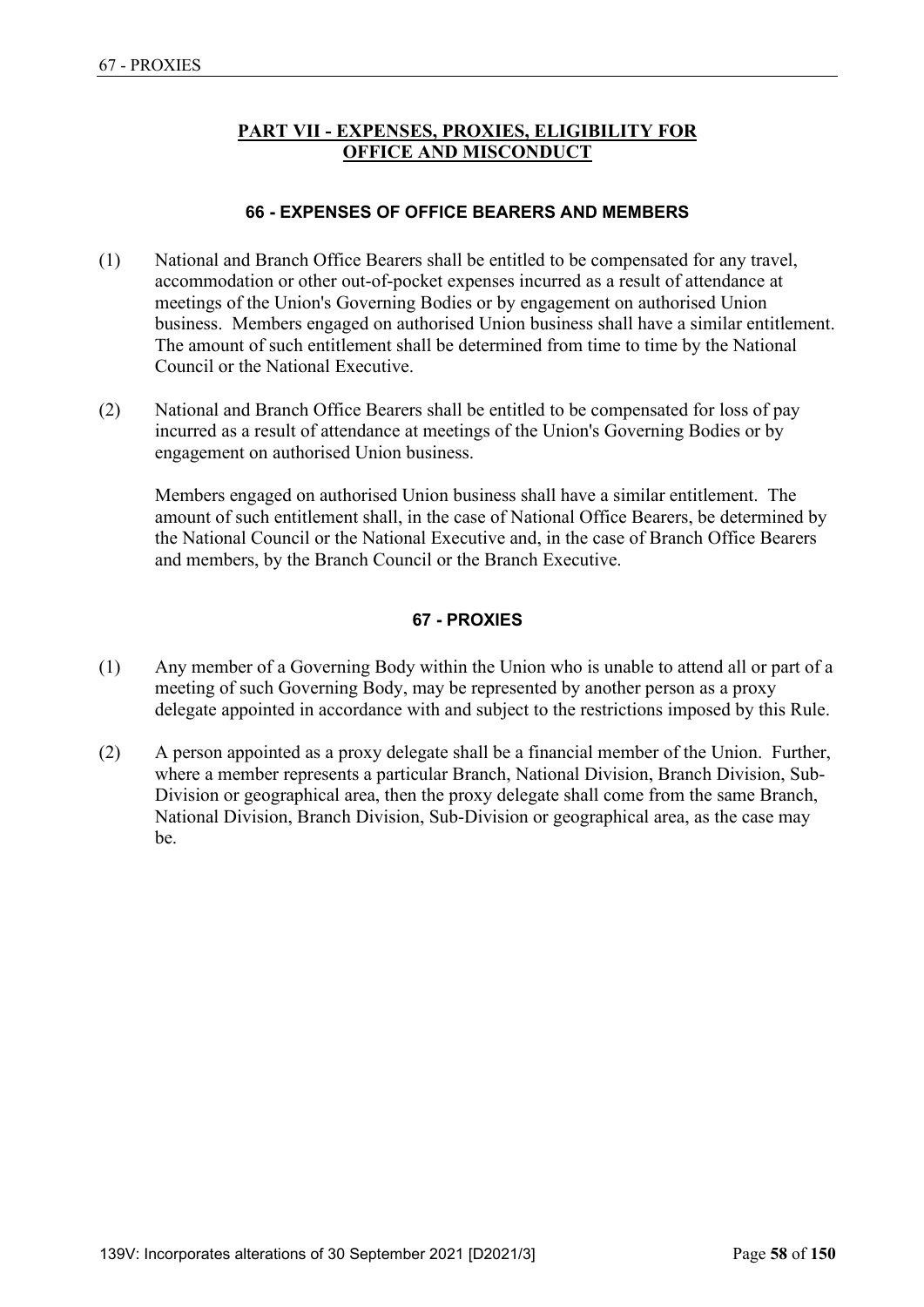## PART VII - EXPENSES, PROXIES, ELIGIBILITY FOR OFFICE AND MISCONDUCT

### 66 - EXPENSES OF OFFICE BEARERS AND MEMBERS

(1) National and Branch Office Bearers shall be entitled to be compensated for any travel, accommodation or other out-of-pocket expenses incurred as a result of attendance at meetings of the Union's Governing Bodies or by engagement on authorised Union business. Members engaged on authorised Union business shall have a similar entitlement. The amount of such entitlement shall be determined from time to time by the National Council or the National Executive.

(2) National and Branch Office Bearers shall be entitled to be compensated for loss of pay incurred as a result of attendance at meetings of the Union's Governing Bodies or by engagement on authorised Union business.

Members engaged on authorised Union business shall have a similar entitlement. The amount of such entitlement shall, in the case of National Office Bearers, be determined by the National Council or the National Executive and, in the case of Branch Office Bearers and members, by the Branch Council or the Branch Executive.

### 67 - PROXIES

(1) Any member of a Governing Body within the Union who is unable to attend all or part of a meeting of such Governing Body, may be represented by another person as a proxy delegate appointed in accordance with and subject to the restrictions imposed by this Rule.

(2) A person appointed as a proxy delegate shall be a financial member of the Union. Further, where a member represents a particular Branch, National Division, Branch Division, Sub-Division or geographical area, then the proxy delegate shall come from the same Branch, National Division, Branch Division, Sub-Division or geographical area, as the case may be.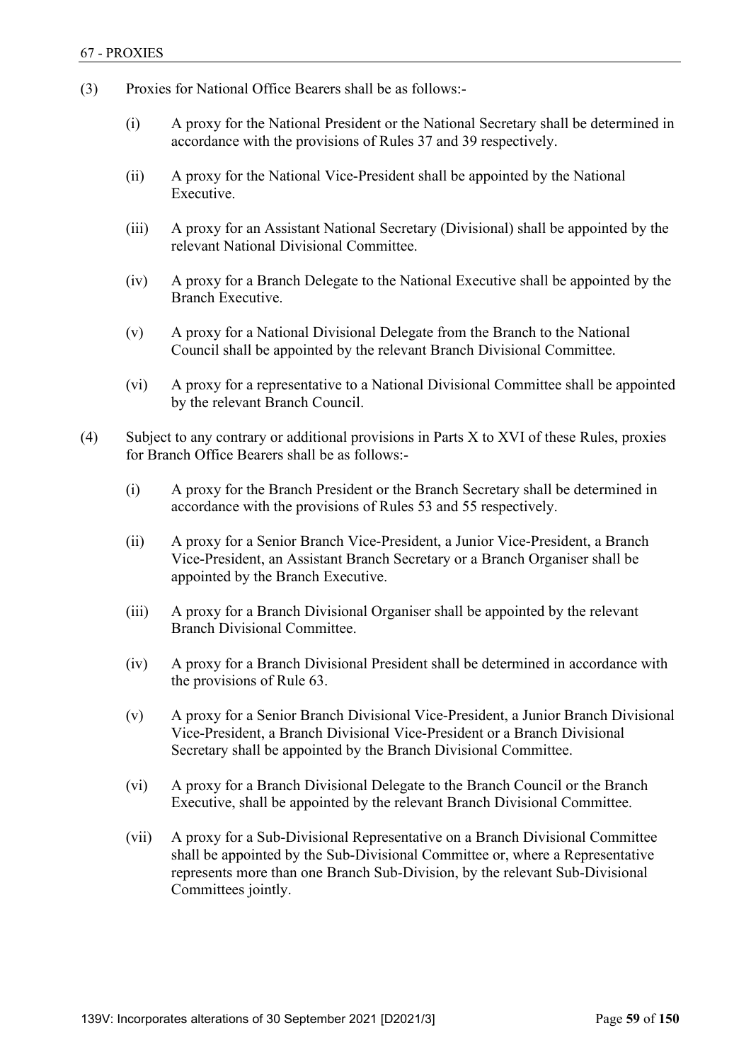(3) Proxies for National Office Bearers shall be as follows:-

  (i) A proxy for the National President or the National Secretary shall be determined in accordance with the provisions of Rules 37 and 39 respectively.

  (ii) A proxy for the National Vice-President shall be appointed by the National Executive.

  (iii) A proxy for an Assistant National Secretary (Divisional) shall be appointed by the relevant National Divisional Committee.

  (iv) A proxy for a Branch Delegate to the National Executive shall be appointed by the Branch Executive.

  (v) A proxy for a National Divisional Delegate from the Branch to the National Council shall be appointed by the relevant Branch Divisional Committee.

  (vi) A proxy for a representative to a National Divisional Committee shall be appointed by the relevant Branch Council.

(4) Subject to any contrary or additional provisions in Parts X to XVI of these Rules, proxies for Branch Office Bearers shall be as follows:-

  (i) A proxy for the Branch President or the Branch Secretary shall be determined in accordance with the provisions of Rules 53 and 55 respectively.

  (ii) A proxy for a Senior Branch Vice-President, a Junior Vice-President, a Branch Vice-President, an Assistant Branch Secretary or a Branch Organiser shall be appointed by the Branch Executive.

  (iii) A proxy for a Branch Divisional Organiser shall be appointed by the relevant Branch Divisional Committee.

  (iv) A proxy for a Branch Divisional President shall be determined in accordance with the provisions of Rule 63.

  (v) A proxy for a Senior Branch Divisional Vice-President, a Junior Branch Divisional Vice-President, a Branch Divisional Vice-President or a Branch Divisional Secretary shall be appointed by the Branch Divisional Committee.

  (vi) A proxy for a Branch Divisional Delegate to the Branch Council or the Branch Executive, shall be appointed by the relevant Branch Divisional Committee.

  (vii) A proxy for a Sub-Divisional Representative on a Branch Divisional Committee shall be appointed by the Sub-Divisional Committee or, where a Representative represents more than one Branch Sub-Division, by the relevant Sub-Divisional Committees jointly.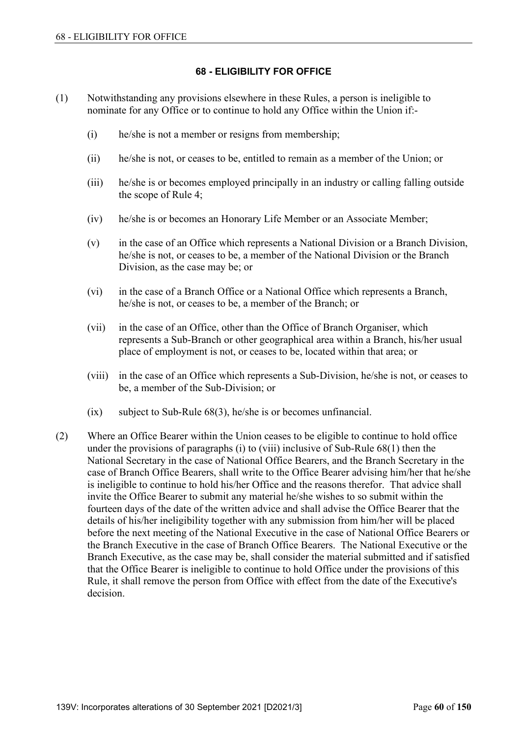## 68 - ELIGIBILITY FOR OFFICE

(1) Notwithstanding any provisions elsewhere in these Rules, a person is ineligible to nominate for any Office or to continue to hold any Office within the Union if:-

(i) he/she is not a member or resigns from membership;

(ii) he/she is not, or ceases to be, entitled to remain as a member of the Union; or

(iii) he/she is or becomes employed principally in an industry or calling falling outside the scope of Rule 4;

(iv) he/she is or becomes an Honorary Life Member or an Associate Member;

(v) in the case of an Office which represents a National Division or a Branch Division, he/she is not, or ceases to be, a member of the National Division or the Branch Division, as the case may be; or

(vi) in the case of a Branch Office or a National Office which represents a Branch, he/she is not, or ceases to be, a member of the Branch; or

(vii) in the case of an Office, other than the Office of Branch Organiser, which represents a Sub-Branch or other geographical area within a Branch, his/her usual place of employment is not, or ceases to be, located within that area; or

(viii) in the case of an Office which represents a Sub-Division, he/she is not, or ceases to be, a member of the Sub-Division; or

(ix) subject to Sub-Rule 68(3), he/she is or becomes unfinancial.

(2) Where an Office Bearer within the Union ceases to be eligible to continue to hold office under the provisions of paragraphs (i) to (viii) inclusive of Sub-Rule 68(1) then the National Secretary in the case of National Office Bearers, and the Branch Secretary in the case of Branch Office Bearers, shall write to the Office Bearer advising him/her that he/she is ineligible to continue to hold his/her Office and the reasons therefor. That advice shall invite the Office Bearer to submit any material he/she wishes to so submit within the fourteen days of the date of the written advice and shall advise the Office Bearer that the details of his/her ineligibility together with any submission from him/her will be placed before the next meeting of the National Executive in the case of National Office Bearers or the Branch Executive in the case of Branch Office Bearers. The National Executive or the Branch Executive, as the case may be, shall consider the material submitted and if satisfied that the Office Bearer is ineligible to continue to hold Office under the provisions of this Rule, it shall remove the person from Office with effect from the date of the Executive's decision.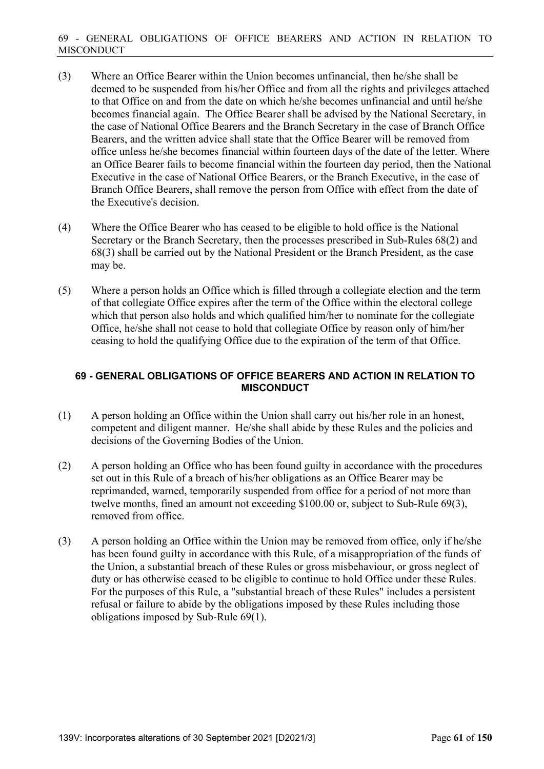(3) Where an Office Bearer within the Union becomes unfinancial, then he/she shall be deemed to be suspended from his/her Office and from all the rights and privileges attached to that Office on and from the date on which he/she becomes unfinancial and until he/she becomes financial again. The Office Bearer shall be advised by the National Secretary, in the case of National Office Bearers and the Branch Secretary in the case of Branch Office Bearers, and the written advice shall state that the Office Bearer will be removed from office unless he/she becomes financial within fourteen days of the date of the letter. Where an Office Bearer fails to become financial within the fourteen day period, then the National Executive in the case of National Office Bearers, or the Branch Executive, in the case of Branch Office Bearers, shall remove the person from Office with effect from the date of the Executive's decision.

(4) Where the Office Bearer who has ceased to be eligible to hold office is the National Secretary or the Branch Secretary, then the processes prescribed in Sub-Rules 68(2) and 68(3) shall be carried out by the National President or the Branch President, as the case may be.

(5) Where a person holds an Office which is filled through a collegiate election and the term of that collegiate Office expires after the term of the Office within the electoral college which that person also holds and which qualified him/her to nominate for the collegiate Office, he/she shall not cease to hold that collegiate Office by reason only of him/her ceasing to hold the qualifying Office due to the expiration of the term of that Office.

## 69 - GENERAL OBLIGATIONS OF OFFICE BEARERS AND ACTION IN RELATION TO MISCONDUCT

(1) A person holding an Office within the Union shall carry out his/her role in an honest, competent and diligent manner. He/she shall abide by these Rules and the policies and decisions of the Governing Bodies of the Union.

(2) A person holding an Office who has been found guilty in accordance with the procedures set out in this Rule of a breach of his/her obligations as an Office Bearer may be reprimanded, warned, temporarily suspended from office for a period of not more than twelve months, fined an amount not exceeding $100.00 or, subject to Sub-Rule 69(3), removed from office.

(3) A person holding an Office within the Union may be removed from office, only if he/she has been found guilty in accordance with this Rule, of a misappropriation of the funds of the Union, a substantial breach of these Rules or gross misbehaviour, or gross neglect of duty or has otherwise ceased to be eligible to continue to hold Office under these Rules. For the purposes of this Rule, a "substantial breach of these Rules" includes a persistent refusal or failure to abide by the obligations imposed by these Rules including those obligations imposed by Sub-Rule 69(1).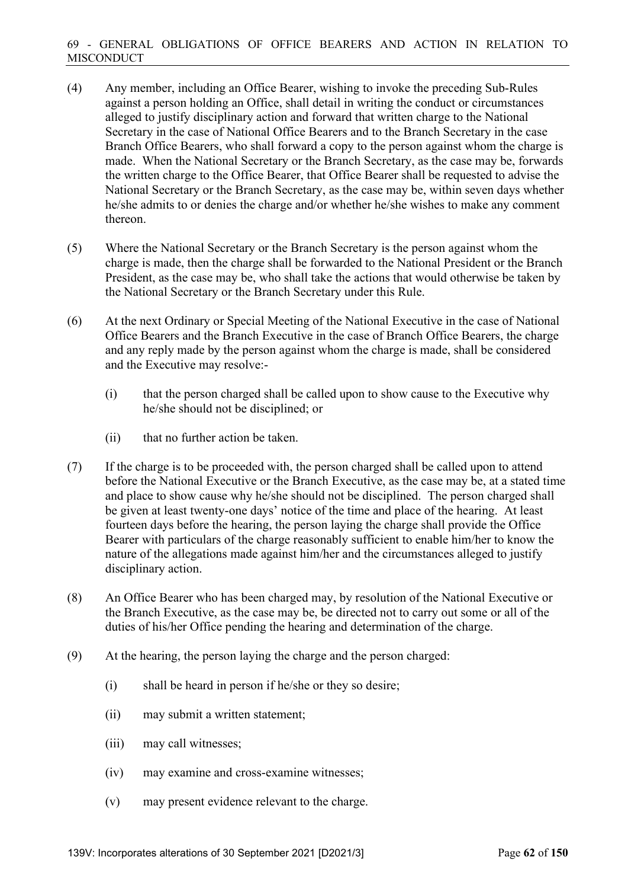(4) Any member, including an Office Bearer, wishing to invoke the preceding Sub-Rules against a person holding an Office, shall detail in writing the conduct or circumstances alleged to justify disciplinary action and forward that written charge to the National Secretary in the case of National Office Bearers and to the Branch Secretary in the case Branch Office Bearers, who shall forward a copy to the person against whom the charge is made. When the National Secretary or the Branch Secretary, as the case may be, forwards the written charge to the Office Bearer, that Office Bearer shall be requested to advise the National Secretary or the Branch Secretary, as the case may be, within seven days whether he/she admits to or denies the charge and/or whether he/she wishes to make any comment thereon.

(5) Where the National Secretary or the Branch Secretary is the person against whom the charge is made, then the charge shall be forwarded to the National President or the Branch President, as the case may be, who shall take the actions that would otherwise be taken by the National Secretary or the Branch Secretary under this Rule.

(6) At the next Ordinary or Special Meeting of the National Executive in the case of National Office Bearers and the Branch Executive in the case of Branch Office Bearers, the charge and any reply made by the person against whom the charge is made, shall be considered and the Executive may resolve:-

   (i) that the person charged shall be called upon to show cause to the Executive why he/she should not be disciplined; or

   (ii) that no further action be taken.

(7) If the charge is to be proceeded with, the person charged shall be called upon to attend before the National Executive or the Branch Executive, as the case may be, at a stated time and place to show cause why he/she should not be disciplined. The person charged shall be given at least twenty-one days' notice of the time and place of the hearing. At least fourteen days before the hearing, the person laying the charge shall provide the Office Bearer with particulars of the charge reasonably sufficient to enable him/her to know the nature of the allegations made against him/her and the circumstances alleged to justify disciplinary action.

(8) An Office Bearer who has been charged may, by resolution of the National Executive or the Branch Executive, as the case may be, be directed not to carry out some or all of the duties of his/her Office pending the hearing and determination of the charge.

(9) At the hearing, the person laying the charge and the person charged:

   (i) shall be heard in person if he/she or they so desire;

   (ii) may submit a written statement;

   (iii) may call witnesses;

   (iv) may examine and cross-examine witnesses;

   (v) may present evidence relevant to the charge.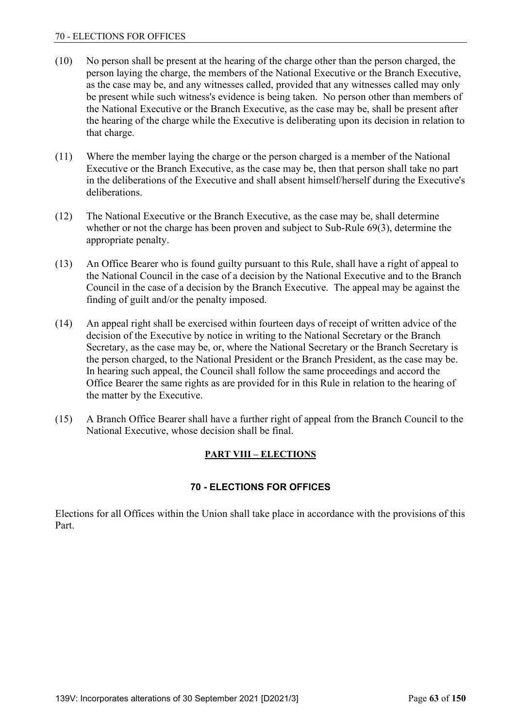(10) No person shall be present at the hearing of the charge other than the person charged, the person laying the charge, the members of the National Executive or the Branch Executive, as the case may be, and any witnesses called, provided that any witnesses called may only be present while such witness's evidence is being taken. No person other than members of the National Executive or the Branch Executive, as the case may be, shall be present after the hearing of the charge while the Executive is deliberating upon its decision in relation to that charge.

(11) Where the member laying the charge or the person charged is a member of the National Executive or the Branch Executive, as the case may be, then that person shall take no part in the deliberations of the Executive and shall absent himself/herself during the Executive's deliberations.

(12) The National Executive or the Branch Executive, as the case may be, shall determine whether or not the charge has been proven and subject to Sub-Rule 69(3), determine the appropriate penalty.

(13) An Office Bearer who is found guilty pursuant to this Rule, shall have a right of appeal to the National Council in the case of a decision by the National Executive and to the Branch Council in the case of a decision by the Branch Executive. The appeal may be against the finding of guilt and/or the penalty imposed.

(14) An appeal right shall be exercised within fourteen days of receipt of written advice of the decision of the Executive by notice in writing to the National Secretary or the Branch Secretary, as the case may be, or, where the National Secretary or the Branch Secretary is the person charged, to the National President or the Branch President, as the case may be. In hearing such appeal, the Council shall follow the same proceedings and accord the Office Bearer the same rights as are provided for in this Rule in relation to the hearing of the matter by the Executive.

(15) A Branch Office Bearer shall have a further right of appeal from the Branch Council to the National Executive, whose decision shall be final.

## PART VIII – ELECTIONS

### 70 - ELECTIONS FOR OFFICES

Elections for all Offices within the Union shall take place in accordance with the provisions of this Part.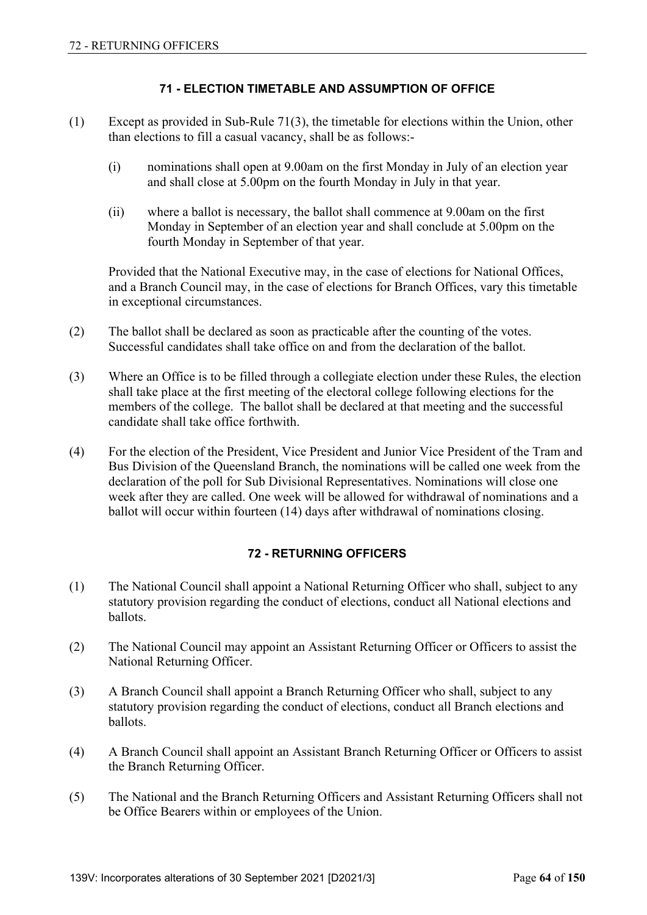### 71 - ELECTION TIMETABLE AND ASSUMPTION OF OFFICE

(1) Except as provided in Sub-Rule 71(3), the timetable for elections within the Union, other than elections to fill a casual vacancy, shall be as follows:-

(i) nominations shall open at 9.00am on the first Monday in July of an election year and shall close at 5.00pm on the fourth Monday in July in that year.

(ii) where a ballot is necessary, the ballot shall commence at 9.00am on the first Monday in September of an election year and shall conclude at 5.00pm on the fourth Monday in September of that year.

Provided that the National Executive may, in the case of elections for National Offices, and a Branch Council may, in the case of elections for Branch Offices, vary this timetable in exceptional circumstances.

(2) The ballot shall be declared as soon as practicable after the counting of the votes. Successful candidates shall take office on and from the declaration of the ballot.

(3) Where an Office is to be filled through a collegiate election under these Rules, the election shall take place at the first meeting of the electoral college following elections for the members of the college. The ballot shall be declared at that meeting and the successful candidate shall take office forthwith.

(4) For the election of the President, Vice President and Junior Vice President of the Tram and Bus Division of the Queensland Branch, the nominations will be called one week from the declaration of the poll for Sub Divisional Representatives. Nominations will close one week after they are called. One week will be allowed for withdrawal of nominations and a ballot will occur within fourteen (14) days after withdrawal of nominations closing.

### 72 - RETURNING OFFICERS

(1) The National Council shall appoint a National Returning Officer who shall, subject to any statutory provision regarding the conduct of elections, conduct all National elections and ballots.

(2) The National Council may appoint an Assistant Returning Officer or Officers to assist the National Returning Officer.

(3) A Branch Council shall appoint a Branch Returning Officer who shall, subject to any statutory provision regarding the conduct of elections, conduct all Branch elections and ballots.

(4) A Branch Council shall appoint an Assistant Branch Returning Officer or Officers to assist the Branch Returning Officer.

(5) The National and the Branch Returning Officers and Assistant Returning Officers shall not be Office Bearers within or employees of the Union.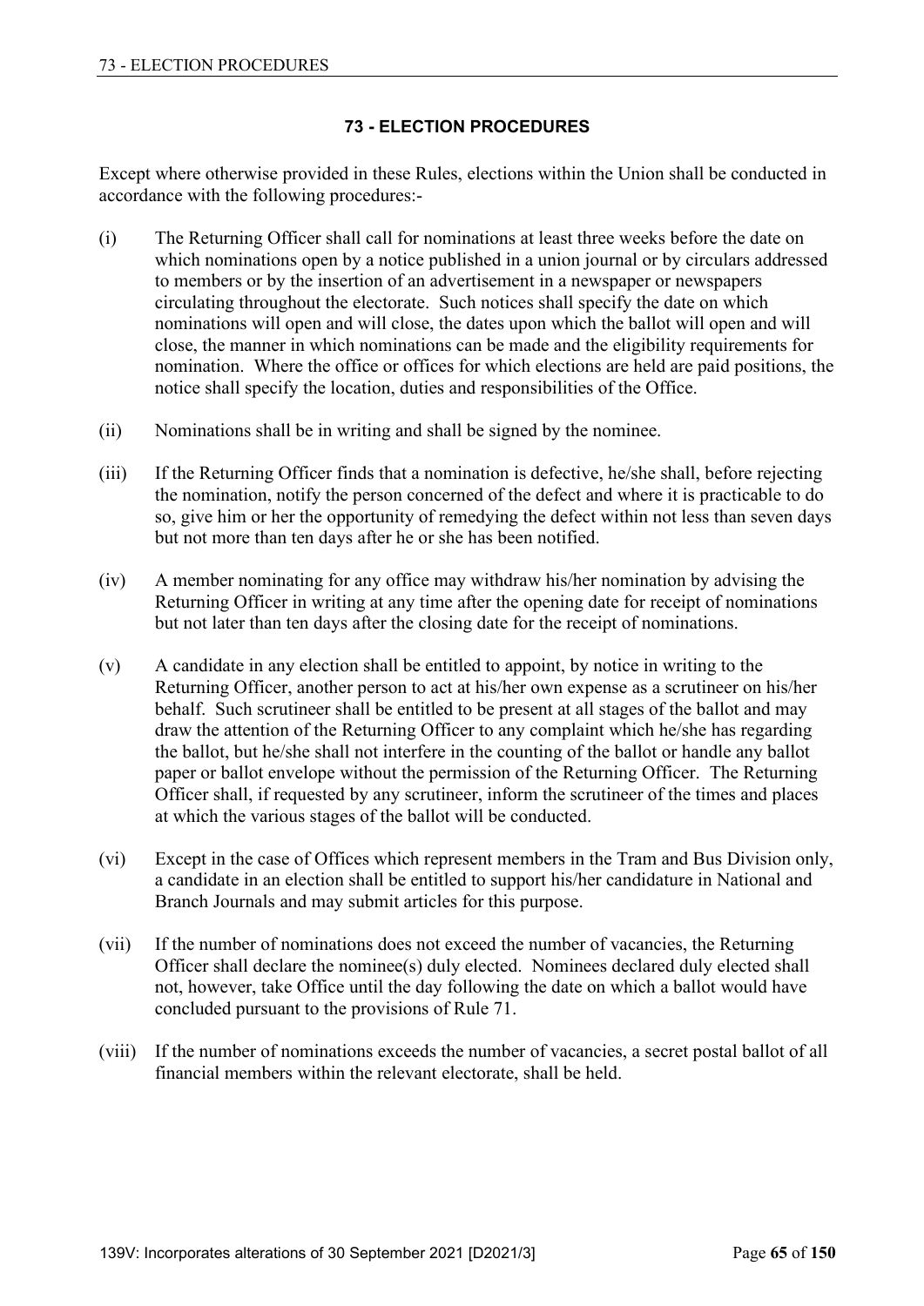# 73 - ELECTION PROCEDURES

Except where otherwise provided in these Rules, elections within the Union shall be conducted in accordance with the following procedures:-

(i) The Returning Officer shall call for nominations at least three weeks before the date on which nominations open by a notice published in a union journal or by circulars addressed to members or by the insertion of an advertisement in a newspaper or newspapers circulating throughout the electorate. Such notices shall specify the date on which nominations will open and will close, the dates upon which the ballot will open and will close, the manner in which nominations can be made and the eligibility requirements for nomination. Where the office or offices for which elections are held are paid positions, the notice shall specify the location, duties and responsibilities of the Office.

(ii) Nominations shall be in writing and shall be signed by the nominee.

(iii) If the Returning Officer finds that a nomination is defective, he/she shall, before rejecting the nomination, notify the person concerned of the defect and where it is practicable to do so, give him or her the opportunity of remedying the defect within not less than seven days but not more than ten days after he or she has been notified.

(iv) A member nominating for any office may withdraw his/her nomination by advising the Returning Officer in writing at any time after the opening date for receipt of nominations but not later than ten days after the closing date for the receipt of nominations.

(v) A candidate in any election shall be entitled to appoint, by notice in writing to the Returning Officer, another person to act at his/her own expense as a scrutineer on his/her behalf. Such scrutineer shall be entitled to be present at all stages of the ballot and may draw the attention of the Returning Officer to any complaint which he/she has regarding the ballot, but he/she shall not interfere in the counting of the ballot or handle any ballot paper or ballot envelope without the permission of the Returning Officer. The Returning Officer shall, if requested by any scrutineer, inform the scrutineer of the times and places at which the various stages of the ballot will be conducted.

(vi) Except in the case of Offices which represent members in the Tram and Bus Division only, a candidate in an election shall be entitled to support his/her candidature in National and Branch Journals and may submit articles for this purpose.

(vii) If the number of nominations does not exceed the number of vacancies, the Returning Officer shall declare the nominee(s) duly elected. Nominees declared duly elected shall not, however, take Office until the day following the date on which a ballot would have concluded pursuant to the provisions of Rule 71.

(viii) If the number of nominations exceeds the number of vacancies, a secret postal ballot of all financial members within the relevant electorate, shall be held.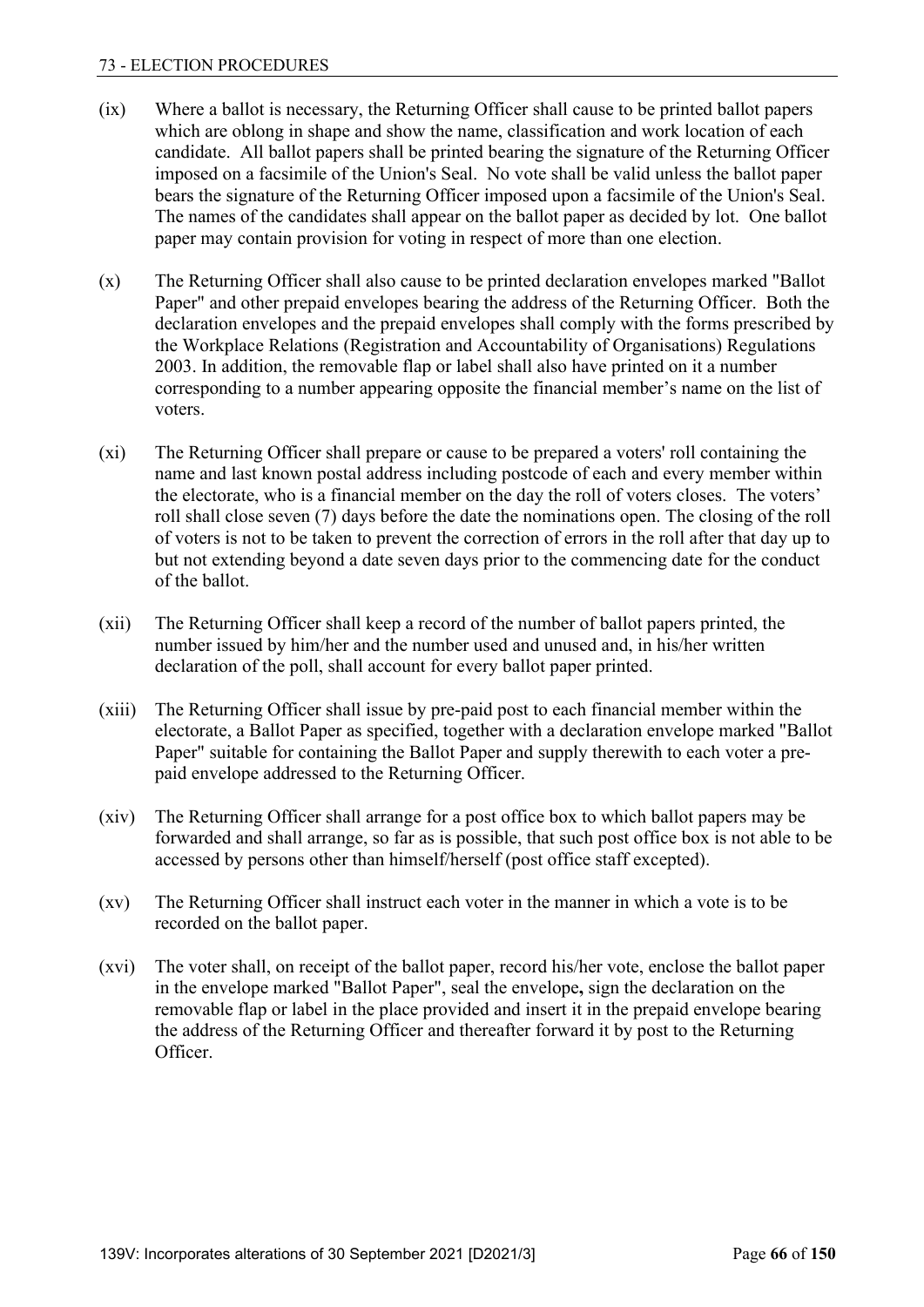(ix) Where a ballot is necessary, the Returning Officer shall cause to be printed ballot papers which are oblong in shape and show the name, classification and work location of each candidate. All ballot papers shall be printed bearing the signature of the Returning Officer imposed on a facsimile of the Union's Seal. No vote shall be valid unless the ballot paper bears the signature of the Returning Officer imposed upon a facsimile of the Union's Seal. The names of the candidates shall appear on the ballot paper as decided by lot. One ballot paper may contain provision for voting in respect of more than one election.

(x) The Returning Officer shall also cause to be printed declaration envelopes marked "Ballot Paper" and other prepaid envelopes bearing the address of the Returning Officer. Both the declaration envelopes and the prepaid envelopes shall comply with the forms prescribed by the Workplace Relations (Registration and Accountability of Organisations) Regulations 2003. In addition, the removable flap or label shall also have printed on it a number corresponding to a number appearing opposite the financial member's name on the list of voters.

(xi) The Returning Officer shall prepare or cause to be prepared a voters' roll containing the name and last known postal address including postcode of each and every member within the electorate, who is a financial member on the day the roll of voters closes. The voters' roll shall close seven (7) days before the date the nominations open. The closing of the roll of voters is not to be taken to prevent the correction of errors in the roll after that day up to but not extending beyond a date seven days prior to the commencing date for the conduct of the ballot.

(xii) The Returning Officer shall keep a record of the number of ballot papers printed, the number issued by him/her and the number used and unused and, in his/her written declaration of the poll, shall account for every ballot paper printed.

(xiii) The Returning Officer shall issue by pre-paid post to each financial member within the electorate, a Ballot Paper as specified, together with a declaration envelope marked "Ballot Paper" suitable for containing the Ballot Paper and supply therewith to each voter a pre-paid envelope addressed to the Returning Officer.

(xiv) The Returning Officer shall arrange for a post office box to which ballot papers may be forwarded and shall arrange, so far as is possible, that such post office box is not able to be accessed by persons other than himself/herself (post office staff excepted).

(xv) The Returning Officer shall instruct each voter in the manner in which a vote is to be recorded on the ballot paper.

(xvi) The voter shall, on receipt of the ballot paper, record his/her vote, enclose the ballot paper in the envelope marked "Ballot Paper", seal the envelope**,** sign the declaration on the removable flap or label in the place provided and insert it in the prepaid envelope bearing the address of the Returning Officer and thereafter forward it by post to the Returning Officer.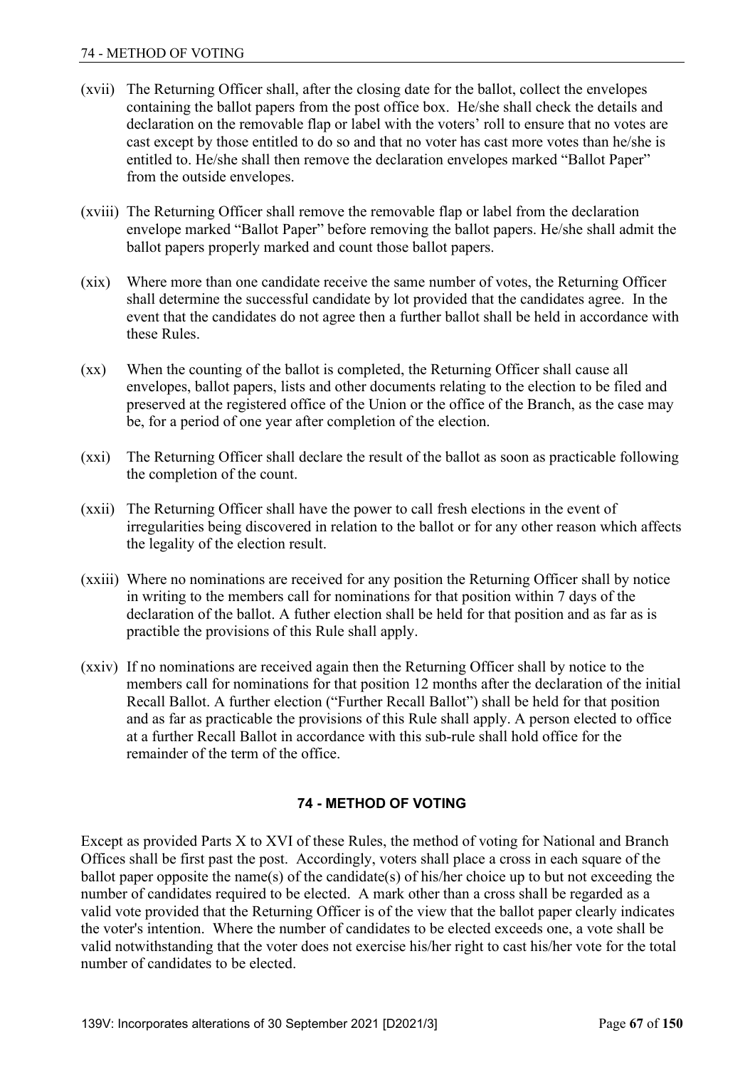(xvii) The Returning Officer shall, after the closing date for the ballot, collect the envelopes containing the ballot papers from the post office box. He/she shall check the details and declaration on the removable flap or label with the voters' roll to ensure that no votes are cast except by those entitled to do so and that no voter has cast more votes than he/she is entitled to. He/she shall then remove the declaration envelopes marked "Ballot Paper" from the outside envelopes.

(xviii) The Returning Officer shall remove the removable flap or label from the declaration envelope marked "Ballot Paper" before removing the ballot papers. He/she shall admit the ballot papers properly marked and count those ballot papers.

(xix) Where more than one candidate receive the same number of votes, the Returning Officer shall determine the successful candidate by lot provided that the candidates agree. In the event that the candidates do not agree then a further ballot shall be held in accordance with these Rules.

(xx) When the counting of the ballot is completed, the Returning Officer shall cause all envelopes, ballot papers, lists and other documents relating to the election to be filed and preserved at the registered office of the Union or the office of the Branch, as the case may be, for a period of one year after completion of the election.

(xxi) The Returning Officer shall declare the result of the ballot as soon as practicable following the completion of the count.

(xxii) The Returning Officer shall have the power to call fresh elections in the event of irregularities being discovered in relation to the ballot or for any other reason which affects the legality of the election result.

(xxiii) Where no nominations are received for any position the Returning Officer shall by notice in writing to the members call for nominations for that position within 7 days of the declaration of the ballot. A futher election shall be held for that position and as far as is practible the provisions of this Rule shall apply.

(xxiv) If no nominations are received again then the Returning Officer shall by notice to the members call for nominations for that position 12 months after the declaration of the initial Recall Ballot. A further election ("Further Recall Ballot") shall be held for that position and as far as practicable the provisions of this Rule shall apply. A person elected to office at a further Recall Ballot in accordance with this sub-rule shall hold office for the remainder of the term of the office.

## 74 - METHOD OF VOTING

Except as provided Parts X to XVI of these Rules, the method of voting for National and Branch Offices shall be first past the post. Accordingly, voters shall place a cross in each square of the ballot paper opposite the name(s) of the candidate(s) of his/her choice up to but not exceeding the number of candidates required to be elected. A mark other than a cross shall be regarded as a valid vote provided that the Returning Officer is of the view that the ballot paper clearly indicates the voter's intention. Where the number of candidates to be elected exceeds one, a vote shall be valid notwithstanding that the voter does not exercise his/her right to cast his/her vote for the total number of candidates to be elected.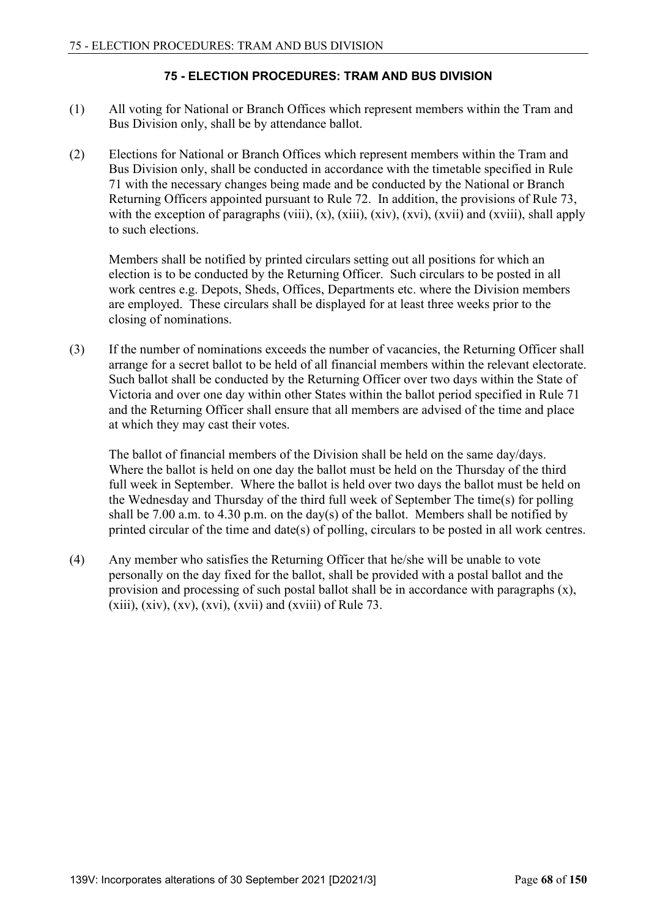## 75 - ELECTION PROCEDURES: TRAM AND BUS DIVISION

(1) All voting for National or Branch Offices which represent members within the Tram and Bus Division only, shall be by attendance ballot.

(2) Elections for National or Branch Offices which represent members within the Tram and Bus Division only, shall be conducted in accordance with the timetable specified in Rule 71 with the necessary changes being made and be conducted by the National or Branch Returning Officers appointed pursuant to Rule 72. In addition, the provisions of Rule 73, with the exception of paragraphs (viii), (x), (xiii), (xiv), (xvi), (xvii) and (xviii), shall apply to such elections.

Members shall be notified by printed circulars setting out all positions for which an election is to be conducted by the Returning Officer. Such circulars to be posted in all work centres e.g. Depots, Sheds, Offices, Departments etc. where the Division members are employed. These circulars shall be displayed for at least three weeks prior to the closing of nominations.

(3) If the number of nominations exceeds the number of vacancies, the Returning Officer shall arrange for a secret ballot to be held of all financial members within the relevant electorate. Such ballot shall be conducted by the Returning Officer over two days within the State of Victoria and over one day within other States within the ballot period specified in Rule 71 and the Returning Officer shall ensure that all members are advised of the time and place at which they may cast their votes.

The ballot of financial members of the Division shall be held on the same day/days. Where the ballot is held on one day the ballot must be held on the Thursday of the third full week in September. Where the ballot is held over two days the ballot must be held on the Wednesday and Thursday of the third full week of September The time(s) for polling shall be 7.00 a.m. to 4.30 p.m. on the day(s) of the ballot. Members shall be notified by printed circular of the time and date(s) of polling, circulars to be posted in all work centres.

(4) Any member who satisfies the Returning Officer that he/she will be unable to vote personally on the day fixed for the ballot, shall be provided with a postal ballot and the provision and processing of such postal ballot shall be in accordance with paragraphs (x), (xiii), (xiv), (xv), (xvi), (xvii) and (xviii) of Rule 73.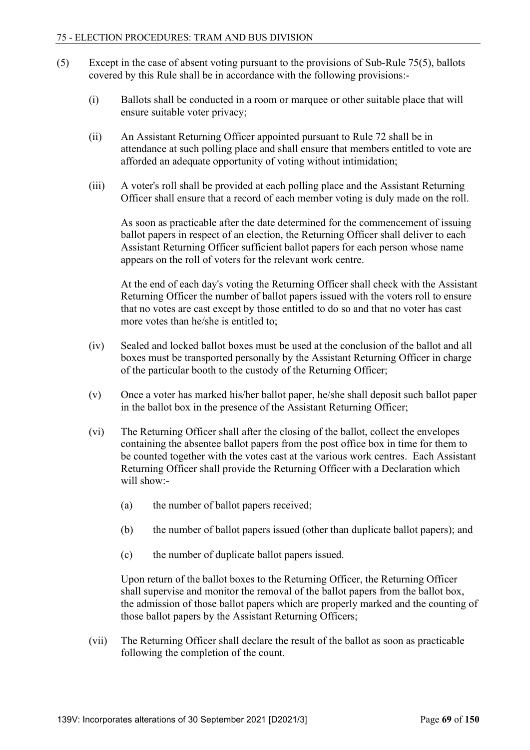(5) Except in the case of absent voting pursuant to the provisions of Sub-Rule 75(5), ballots covered by this Rule shall be in accordance with the following provisions:-

(i) Ballots shall be conducted in a room or marquee or other suitable place that will ensure suitable voter privacy;

(ii) An Assistant Returning Officer appointed pursuant to Rule 72 shall be in attendance at such polling place and shall ensure that members entitled to vote are afforded an adequate opportunity of voting without intimidation;

(iii) A voter's roll shall be provided at each polling place and the Assistant Returning Officer shall ensure that a record of each member voting is duly made on the roll.

As soon as practicable after the date determined for the commencement of issuing ballot papers in respect of an election, the Returning Officer shall deliver to each Assistant Returning Officer sufficient ballot papers for each person whose name appears on the roll of voters for the relevant work centre.

At the end of each day's voting the Returning Officer shall check with the Assistant Returning Officer the number of ballot papers issued with the voters roll to ensure that no votes are cast except by those entitled to do so and that no voter has cast more votes than he/she is entitled to;

(iv) Sealed and locked ballot boxes must be used at the conclusion of the ballot and all boxes must be transported personally by the Assistant Returning Officer in charge of the particular booth to the custody of the Returning Officer;

(v) Once a voter has marked his/her ballot paper, he/she shall deposit such ballot paper in the ballot box in the presence of the Assistant Returning Officer;

(vi) The Returning Officer shall after the closing of the ballot, collect the envelopes containing the absentee ballot papers from the post office box in time for them to be counted together with the votes cast at the various work centres. Each Assistant Returning Officer shall provide the Returning Officer with a Declaration which will show:-

(a) the number of ballot papers received;

(b) the number of ballot papers issued (other than duplicate ballot papers); and

(c) the number of duplicate ballot papers issued.

Upon return of the ballot boxes to the Returning Officer, the Returning Officer shall supervise and monitor the removal of the ballot papers from the ballot box, the admission of those ballot papers which are properly marked and the counting of those ballot papers by the Assistant Returning Officers;

(vii) The Returning Officer shall declare the result of the ballot as soon as practicable following the completion of the count.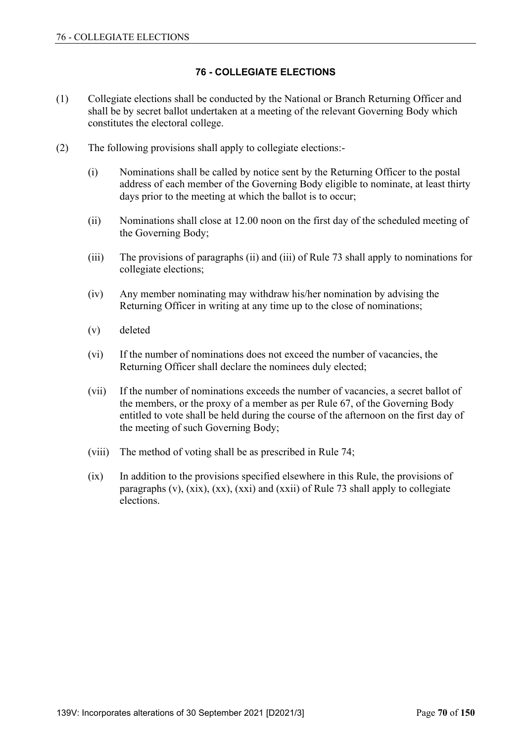## 76 - COLLEGIATE ELECTIONS

(1) Collegiate elections shall be conducted by the National or Branch Returning Officer and shall be by secret ballot undertaken at a meeting of the relevant Governing Body which constitutes the electoral college.

(2) The following provisions shall apply to collegiate elections:-

(i) Nominations shall be called by notice sent by the Returning Officer to the postal address of each member of the Governing Body eligible to nominate, at least thirty days prior to the meeting at which the ballot is to occur;

(ii) Nominations shall close at 12.00 noon on the first day of the scheduled meeting of the Governing Body;

(iii) The provisions of paragraphs (ii) and (iii) of Rule 73 shall apply to nominations for collegiate elections;

(iv) Any member nominating may withdraw his/her nomination by advising the Returning Officer in writing at any time up to the close of nominations;

(v) deleted

(vi) If the number of nominations does not exceed the number of vacancies, the Returning Officer shall declare the nominees duly elected;

(vii) If the number of nominations exceeds the number of vacancies, a secret ballot of the members, or the proxy of a member as per Rule 67, of the Governing Body entitled to vote shall be held during the course of the afternoon on the first day of the meeting of such Governing Body;

(viii) The method of voting shall be as prescribed in Rule 74;

(ix) In addition to the provisions specified elsewhere in this Rule, the provisions of paragraphs (v), (xix), (xx), (xxi) and (xxii) of Rule 73 shall apply to collegiate elections.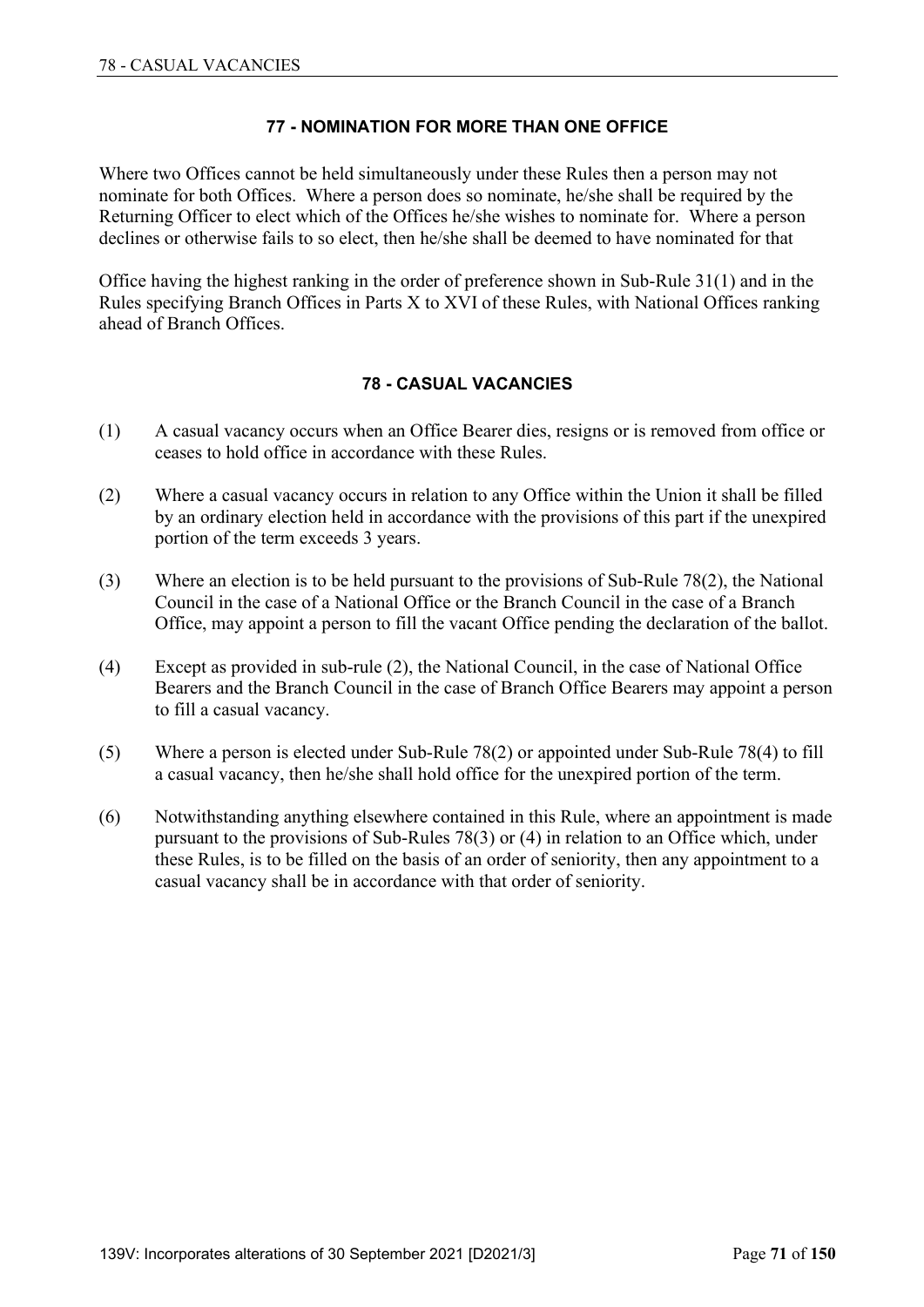## 77 - NOMINATION FOR MORE THAN ONE OFFICE

Where two Offices cannot be held simultaneously under these Rules then a person may not nominate for both Offices. Where a person does so nominate, he/she shall be required by the Returning Officer to elect which of the Offices he/she wishes to nominate for. Where a person declines or otherwise fails to so elect, then he/she shall be deemed to have nominated for that

Office having the highest ranking in the order of preference shown in Sub-Rule 31(1) and in the Rules specifying Branch Offices in Parts X to XVI of these Rules, with National Offices ranking ahead of Branch Offices.

## 78 - CASUAL VACANCIES

(1) A casual vacancy occurs when an Office Bearer dies, resigns or is removed from office or ceases to hold office in accordance with these Rules.

(2) Where a casual vacancy occurs in relation to any Office within the Union it shall be filled by an ordinary election held in accordance with the provisions of this part if the unexpired portion of the term exceeds 3 years.

(3) Where an election is to be held pursuant to the provisions of Sub-Rule 78(2), the National Council in the case of a National Office or the Branch Council in the case of a Branch Office, may appoint a person to fill the vacant Office pending the declaration of the ballot.

(4) Except as provided in sub-rule (2), the National Council, in the case of National Office Bearers and the Branch Council in the case of Branch Office Bearers may appoint a person to fill a casual vacancy.

(5) Where a person is elected under Sub-Rule 78(2) or appointed under Sub-Rule 78(4) to fill a casual vacancy, then he/she shall hold office for the unexpired portion of the term.

(6) Notwithstanding anything elsewhere contained in this Rule, where an appointment is made pursuant to the provisions of Sub-Rules 78(3) or (4) in relation to an Office which, under these Rules, is to be filled on the basis of an order of seniority, then any appointment to a casual vacancy shall be in accordance with that order of seniority.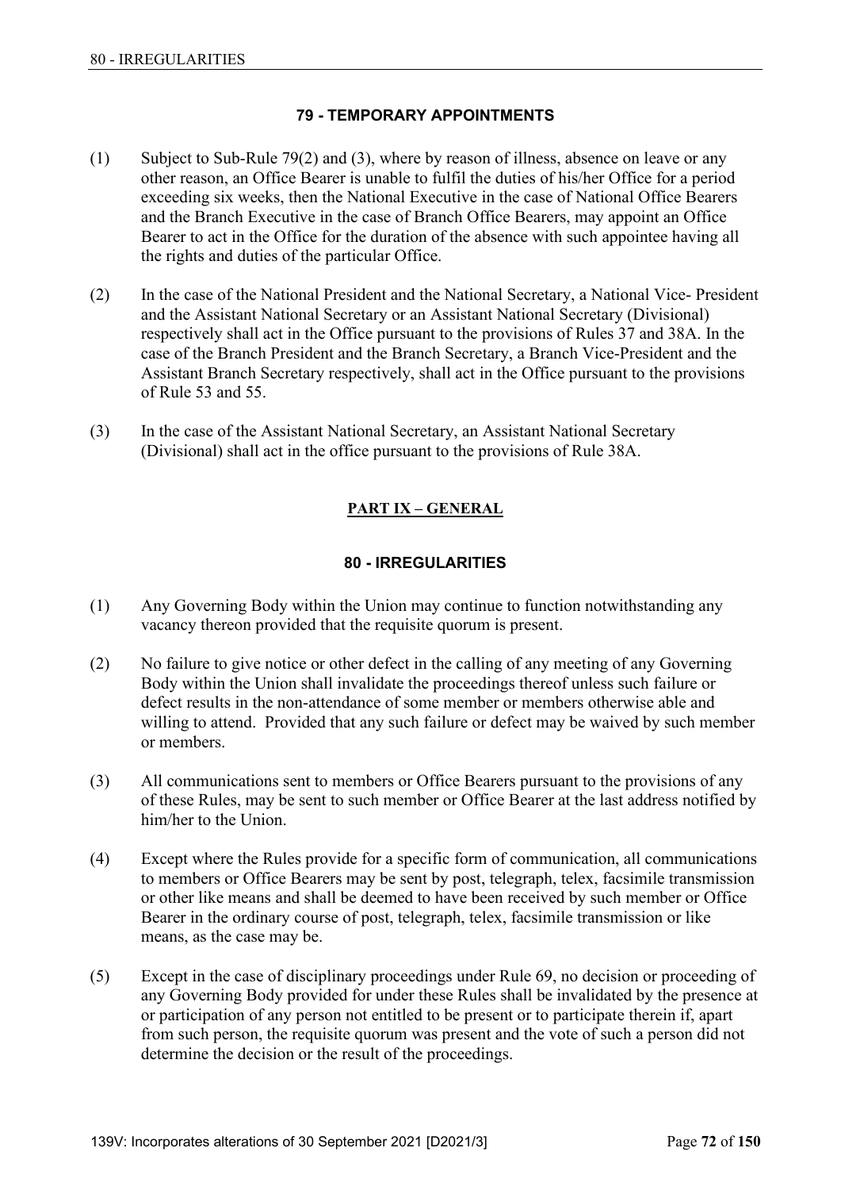## 79 - TEMPORARY APPOINTMENTS

(1) Subject to Sub-Rule 79(2) and (3), where by reason of illness, absence on leave or any other reason, an Office Bearer is unable to fulfil the duties of his/her Office for a period exceeding six weeks, then the National Executive in the case of National Office Bearers and the Branch Executive in the case of Branch Office Bearers, may appoint an Office Bearer to act in the Office for the duration of the absence with such appointee having all the rights and duties of the particular Office.

(2) In the case of the National President and the National Secretary, a National Vice- President and the Assistant National Secretary or an Assistant National Secretary (Divisional) respectively shall act in the Office pursuant to the provisions of Rules 37 and 38A. In the case of the Branch President and the Branch Secretary, a Branch Vice-President and the Assistant Branch Secretary respectively, shall act in the Office pursuant to the provisions of Rule 53 and 55.

(3) In the case of the Assistant National Secretary, an Assistant National Secretary (Divisional) shall act in the office pursuant to the provisions of Rule 38A.

# PART IX – GENERAL

## 80 - IRREGULARITIES

(1) Any Governing Body within the Union may continue to function notwithstanding any vacancy thereon provided that the requisite quorum is present.

(2) No failure to give notice or other defect in the calling of any meeting of any Governing Body within the Union shall invalidate the proceedings thereof unless such failure or defect results in the non-attendance of some member or members otherwise able and willing to attend. Provided that any such failure or defect may be waived by such member or members.

(3) All communications sent to members or Office Bearers pursuant to the provisions of any of these Rules, may be sent to such member or Office Bearer at the last address notified by him/her to the Union.

(4) Except where the Rules provide for a specific form of communication, all communications to members or Office Bearers may be sent by post, telegraph, telex, facsimile transmission or other like means and shall be deemed to have been received by such member or Office Bearer in the ordinary course of post, telegraph, telex, facsimile transmission or like means, as the case may be.

(5) Except in the case of disciplinary proceedings under Rule 69, no decision or proceeding of any Governing Body provided for under these Rules shall be invalidated by the presence at or participation of any person not entitled to be present or to participate therein if, apart from such person, the requisite quorum was present and the vote of such a person did not determine the decision or the result of the proceedings.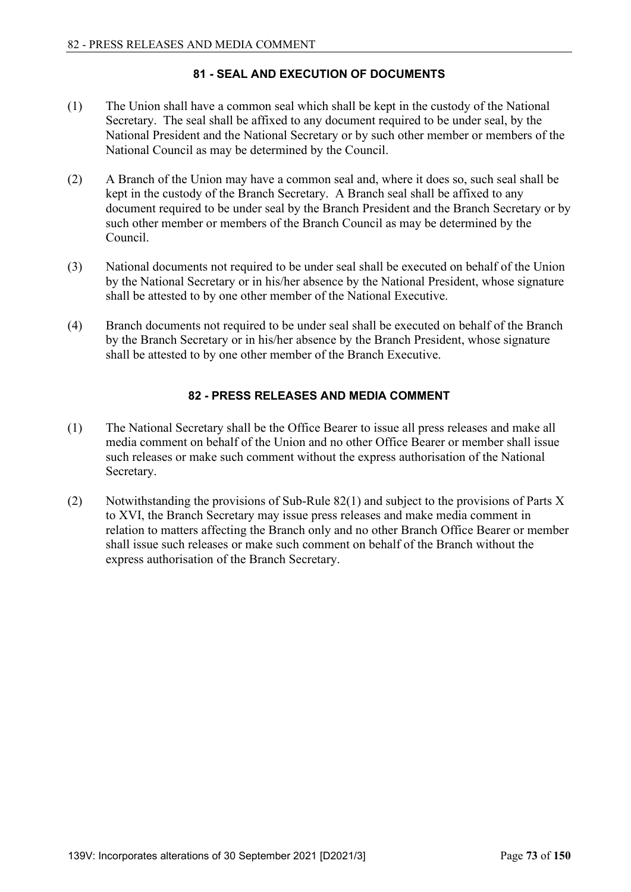## 81 - SEAL AND EXECUTION OF DOCUMENTS

(1) The Union shall have a common seal which shall be kept in the custody of the National Secretary. The seal shall be affixed to any document required to be under seal, by the National President and the National Secretary or by such other member or members of the National Council as may be determined by the Council.

(2) A Branch of the Union may have a common seal and, where it does so, such seal shall be kept in the custody of the Branch Secretary. A Branch seal shall be affixed to any document required to be under seal by the Branch President and the Branch Secretary or by such other member or members of the Branch Council as may be determined by the Council.

(3) National documents not required to be under seal shall be executed on behalf of the Union by the National Secretary or in his/her absence by the National President, whose signature shall be attested to by one other member of the National Executive.

(4) Branch documents not required to be under seal shall be executed on behalf of the Branch by the Branch Secretary or in his/her absence by the Branch President, whose signature shall be attested to by one other member of the Branch Executive.

## 82 - PRESS RELEASES AND MEDIA COMMENT

(1) The National Secretary shall be the Office Bearer to issue all press releases and make all media comment on behalf of the Union and no other Office Bearer or member shall issue such releases or make such comment without the express authorisation of the National Secretary.

(2) Notwithstanding the provisions of Sub-Rule 82(1) and subject to the provisions of Parts X to XVI, the Branch Secretary may issue press releases and make media comment in relation to matters affecting the Branch only and no other Branch Office Bearer or member shall issue such releases or make such comment on behalf of the Branch without the express authorisation of the Branch Secretary.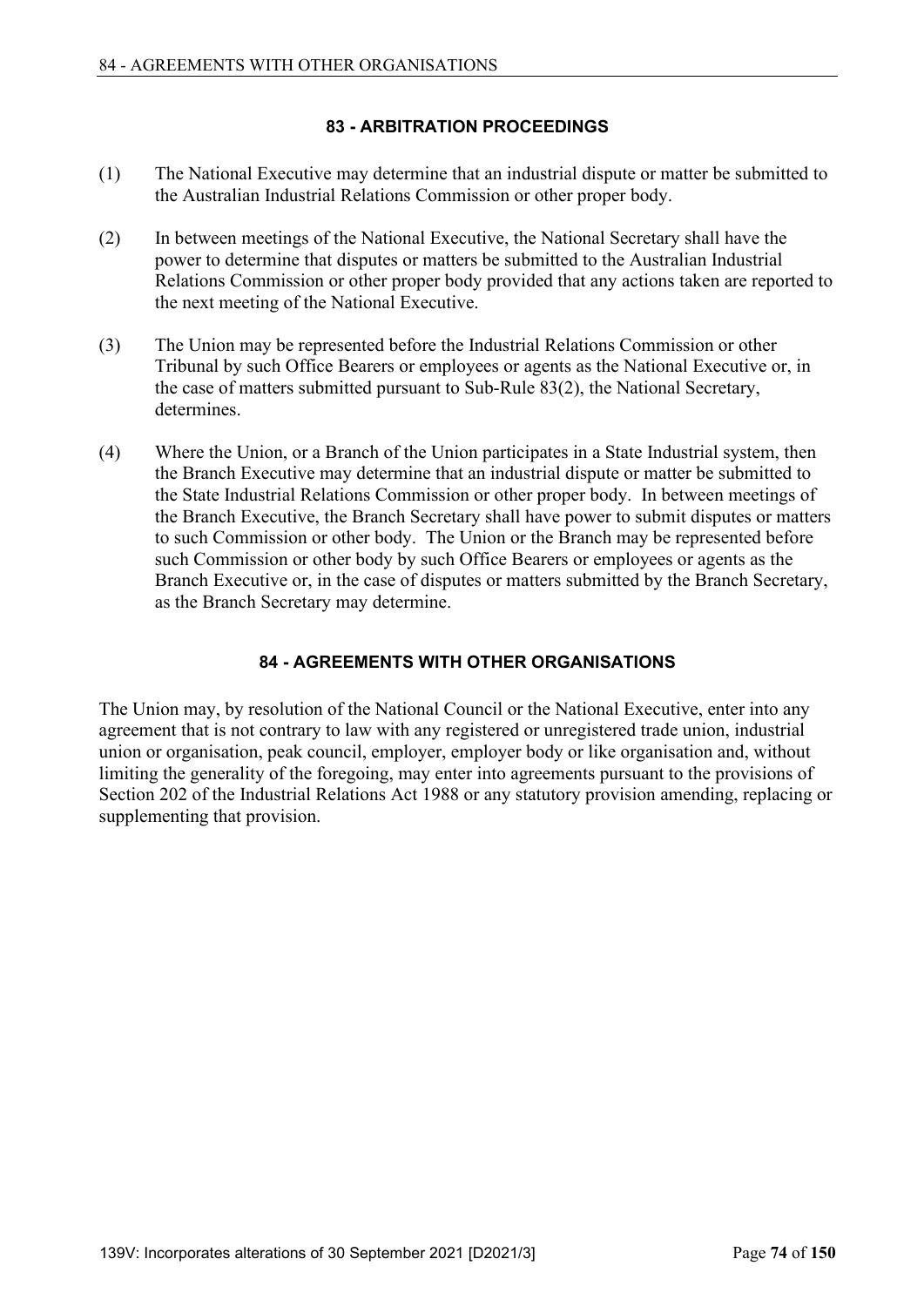## 83 - ARBITRATION PROCEEDINGS

(1) The National Executive may determine that an industrial dispute or matter be submitted to the Australian Industrial Relations Commission or other proper body.

(2) In between meetings of the National Executive, the National Secretary shall have the power to determine that disputes or matters be submitted to the Australian Industrial Relations Commission or other proper body provided that any actions taken are reported to the next meeting of the National Executive.

(3) The Union may be represented before the Industrial Relations Commission or other Tribunal by such Office Bearers or employees or agents as the National Executive or, in the case of matters submitted pursuant to Sub-Rule 83(2), the National Secretary, determines.

(4) Where the Union, or a Branch of the Union participates in a State Industrial system, then the Branch Executive may determine that an industrial dispute or matter be submitted to the State Industrial Relations Commission or other proper body. In between meetings of the Branch Executive, the Branch Secretary shall have power to submit disputes or matters to such Commission or other body. The Union or the Branch may be represented before such Commission or other body by such Office Bearers or employees or agents as the Branch Executive or, in the case of disputes or matters submitted by the Branch Secretary, as the Branch Secretary may determine.

## 84 - AGREEMENTS WITH OTHER ORGANISATIONS

The Union may, by resolution of the National Council or the National Executive, enter into any agreement that is not contrary to law with any registered or unregistered trade union, industrial union or organisation, peak council, employer, employer body or like organisation and, without limiting the generality of the foregoing, may enter into agreements pursuant to the provisions of Section 202 of the Industrial Relations Act 1988 or any statutory provision amending, replacing or supplementing that provision.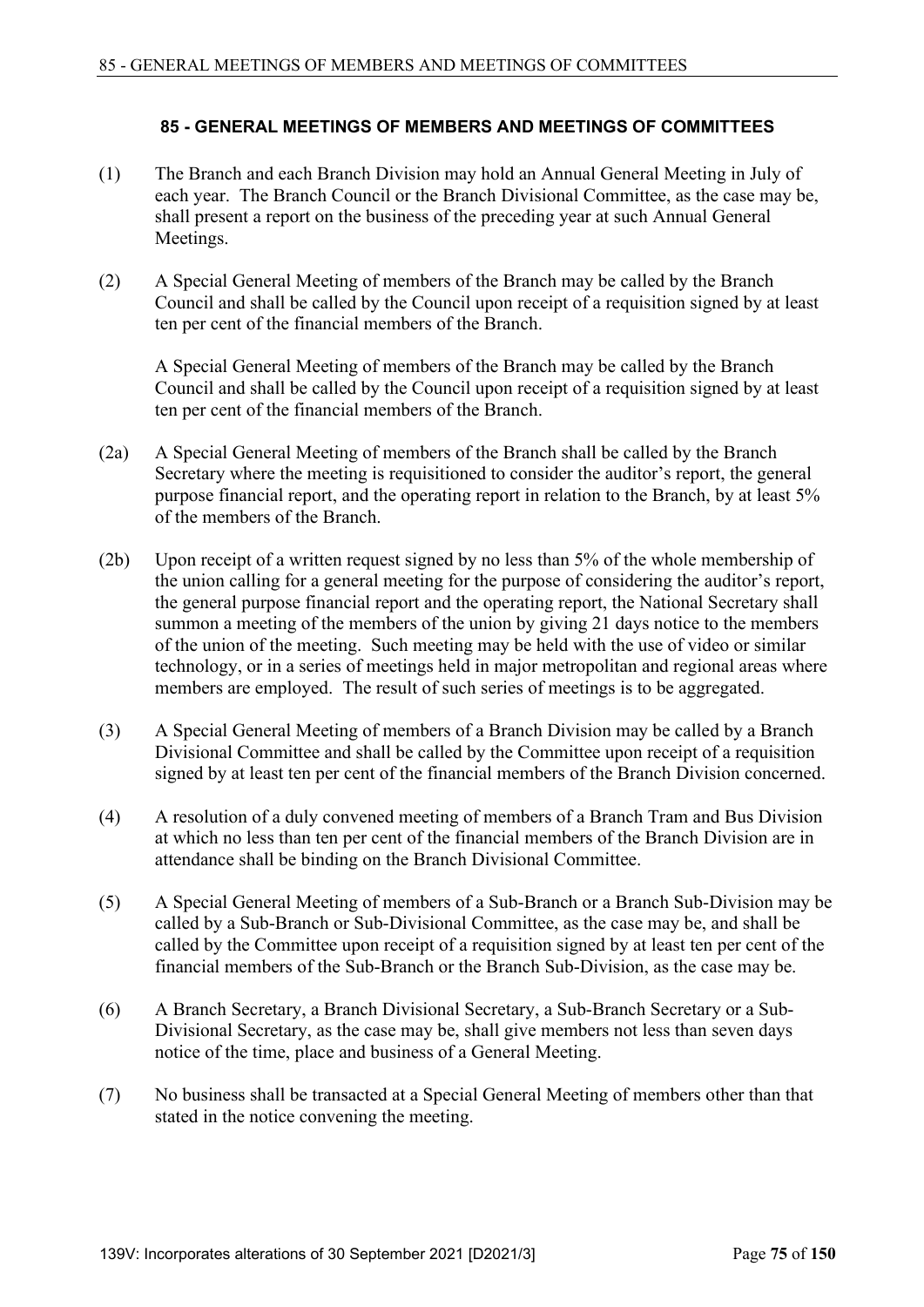## 85 - GENERAL MEETINGS OF MEMBERS AND MEETINGS OF COMMITTEES

(1) The Branch and each Branch Division may hold an Annual General Meeting in July of each year. The Branch Council or the Branch Divisional Committee, as the case may be, shall present a report on the business of the preceding year at such Annual General Meetings.

(2) A Special General Meeting of members of the Branch may be called by the Branch Council and shall be called by the Council upon receipt of a requisition signed by at least ten per cent of the financial members of the Branch.

A Special General Meeting of members of the Branch may be called by the Branch Council and shall be called by the Council upon receipt of a requisition signed by at least ten per cent of the financial members of the Branch.

(2a) A Special General Meeting of members of the Branch shall be called by the Branch Secretary where the meeting is requisitioned to consider the auditor's report, the general purpose financial report, and the operating report in relation to the Branch, by at least 5% of the members of the Branch.

(2b) Upon receipt of a written request signed by no less than 5% of the whole membership of the union calling for a general meeting for the purpose of considering the auditor's report, the general purpose financial report and the operating report, the National Secretary shall summon a meeting of the members of the union by giving 21 days notice to the members of the union of the meeting. Such meeting may be held with the use of video or similar technology, or in a series of meetings held in major metropolitan and regional areas where members are employed. The result of such series of meetings is to be aggregated.

(3) A Special General Meeting of members of a Branch Division may be called by a Branch Divisional Committee and shall be called by the Committee upon receipt of a requisition signed by at least ten per cent of the financial members of the Branch Division concerned.

(4) A resolution of a duly convened meeting of members of a Branch Tram and Bus Division at which no less than ten per cent of the financial members of the Branch Division are in attendance shall be binding on the Branch Divisional Committee.

(5) A Special General Meeting of members of a Sub-Branch or a Branch Sub-Division may be called by a Sub-Branch or Sub-Divisional Committee, as the case may be, and shall be called by the Committee upon receipt of a requisition signed by at least ten per cent of the financial members of the Sub-Branch or the Branch Sub-Division, as the case may be.

(6) A Branch Secretary, a Branch Divisional Secretary, a Sub-Branch Secretary or a Sub-Divisional Secretary, as the case may be, shall give members not less than seven days notice of the time, place and business of a General Meeting.

(7) No business shall be transacted at a Special General Meeting of members other than that stated in the notice convening the meeting.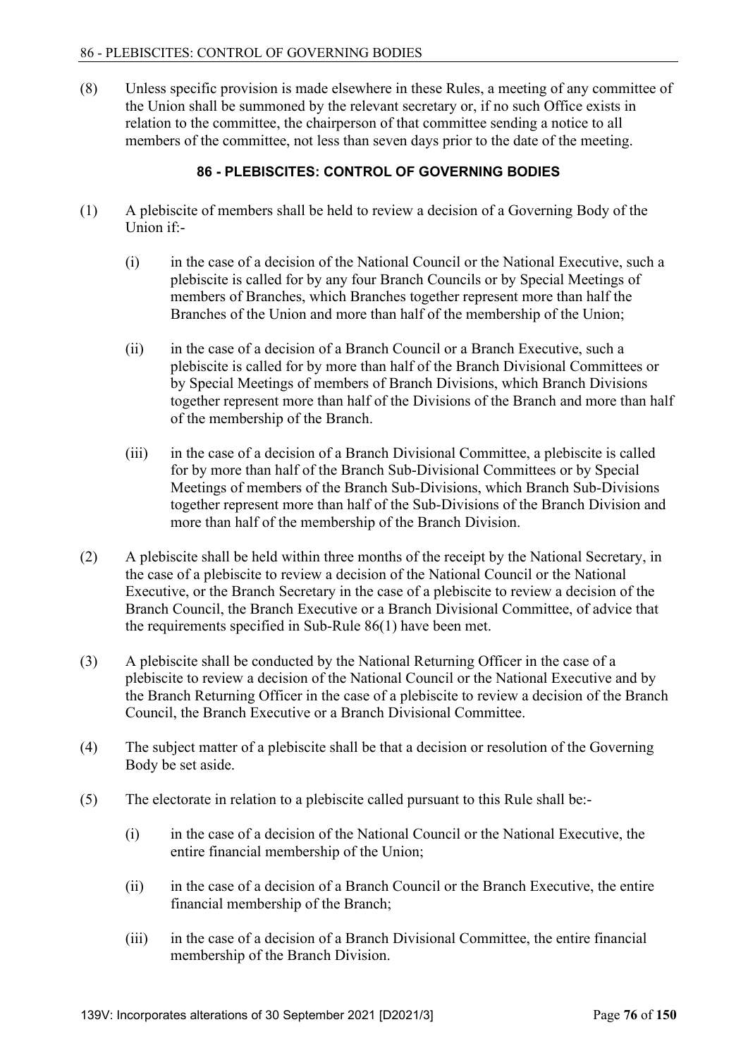(8) Unless specific provision is made elsewhere in these Rules, a meeting of any committee of the Union shall be summoned by the relevant secretary or, if no such Office exists in relation to the committee, the chairperson of that committee sending a notice to all members of the committee, not less than seven days prior to the date of the meeting.

## 86 - PLEBISCITES: CONTROL OF GOVERNING BODIES

(1) A plebiscite of members shall be held to review a decision of a Governing Body of the Union if:-

(i) in the case of a decision of the National Council or the National Executive, such a plebiscite is called for by any four Branch Councils or by Special Meetings of members of Branches, which Branches together represent more than half the Branches of the Union and more than half of the membership of the Union;

(ii) in the case of a decision of a Branch Council or a Branch Executive, such a plebiscite is called for by more than half of the Branch Divisional Committees or by Special Meetings of members of Branch Divisions, which Branch Divisions together represent more than half of the Divisions of the Branch and more than half of the membership of the Branch.

(iii) in the case of a decision of a Branch Divisional Committee, a plebiscite is called for by more than half of the Branch Sub-Divisional Committees or by Special Meetings of members of the Branch Sub-Divisions, which Branch Sub-Divisions together represent more than half of the Sub-Divisions of the Branch Division and more than half of the membership of the Branch Division.

(2) A plebiscite shall be held within three months of the receipt by the National Secretary, in the case of a plebiscite to review a decision of the National Council or the National Executive, or the Branch Secretary in the case of a plebiscite to review a decision of the Branch Council, the Branch Executive or a Branch Divisional Committee, of advice that the requirements specified in Sub-Rule 86(1) have been met.

(3) A plebiscite shall be conducted by the National Returning Officer in the case of a plebiscite to review a decision of the National Council or the National Executive and by the Branch Returning Officer in the case of a plebiscite to review a decision of the Branch Council, the Branch Executive or a Branch Divisional Committee.

(4) The subject matter of a plebiscite shall be that a decision or resolution of the Governing Body be set aside.

(5) The electorate in relation to a plebiscite called pursuant to this Rule shall be:-

(i) in the case of a decision of the National Council or the National Executive, the entire financial membership of the Union;

(ii) in the case of a decision of a Branch Council or the Branch Executive, the entire financial membership of the Branch;

(iii) in the case of a decision of a Branch Divisional Committee, the entire financial membership of the Branch Division.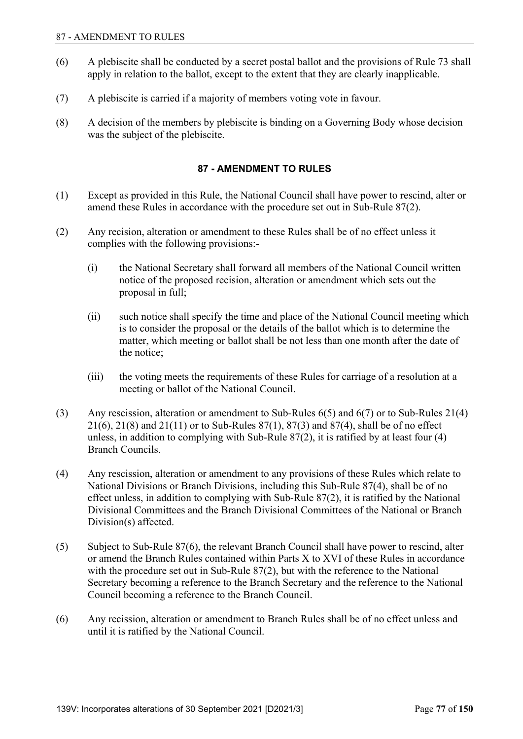(6) A plebiscite shall be conducted by a secret postal ballot and the provisions of Rule 73 shall apply in relation to the ballot, except to the extent that they are clearly inapplicable.

(7) A plebiscite is carried if a majority of members voting vote in favour.

(8) A decision of the members by plebiscite is binding on a Governing Body whose decision was the subject of the plebiscite.

## 87 - AMENDMENT TO RULES

(1) Except as provided in this Rule, the National Council shall have power to rescind, alter or amend these Rules in accordance with the procedure set out in Sub-Rule 87(2).

(2) Any recision, alteration or amendment to these Rules shall be of no effect unless it complies with the following provisions:-

  (i) the National Secretary shall forward all members of the National Council written notice of the proposed recision, alteration or amendment which sets out the proposal in full;

  (ii) such notice shall specify the time and place of the National Council meeting which is to consider the proposal or the details of the ballot which is to determine the matter, which meeting or ballot shall be not less than one month after the date of the notice;

  (iii) the voting meets the requirements of these Rules for carriage of a resolution at a meeting or ballot of the National Council.

(3) Any rescission, alteration or amendment to Sub-Rules 6(5) and 6(7) or to Sub-Rules 21(4) 21(6), 21(8) and 21(11) or to Sub-Rules 87(1), 87(3) and 87(4), shall be of no effect unless, in addition to complying with Sub-Rule 87(2), it is ratified by at least four (4) Branch Councils.

(4) Any rescission, alteration or amendment to any provisions of these Rules which relate to National Divisions or Branch Divisions, including this Sub-Rule 87(4), shall be of no effect unless, in addition to complying with Sub-Rule 87(2), it is ratified by the National Divisional Committees and the Branch Divisional Committees of the National or Branch Division(s) affected.

(5) Subject to Sub-Rule 87(6), the relevant Branch Council shall have power to rescind, alter or amend the Branch Rules contained within Parts X to XVI of these Rules in accordance with the procedure set out in Sub-Rule 87(2), but with the reference to the National Secretary becoming a reference to the Branch Secretary and the reference to the National Council becoming a reference to the Branch Council.

(6) Any recission, alteration or amendment to Branch Rules shall be of no effect unless and until it is ratified by the National Council.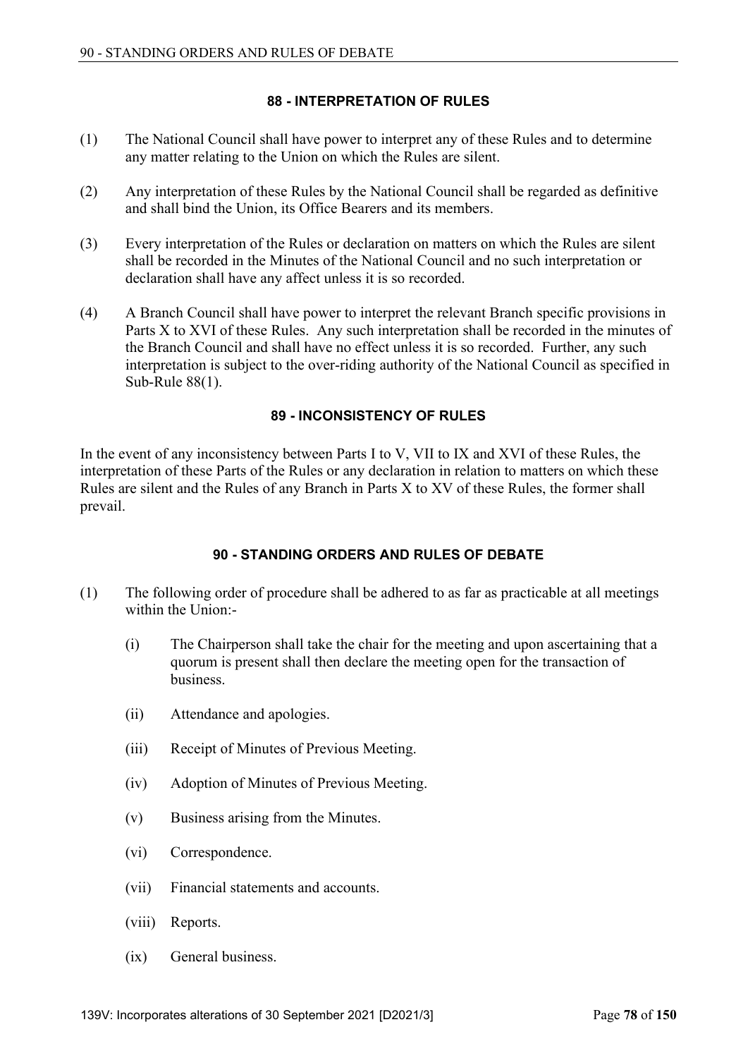## 88 - INTERPRETATION OF RULES

(1) The National Council shall have power to interpret any of these Rules and to determine any matter relating to the Union on which the Rules are silent.

(2) Any interpretation of these Rules by the National Council shall be regarded as definitive and shall bind the Union, its Office Bearers and its members.

(3) Every interpretation of the Rules or declaration on matters on which the Rules are silent shall be recorded in the Minutes of the National Council and no such interpretation or declaration shall have any affect unless it is so recorded.

(4) A Branch Council shall have power to interpret the relevant Branch specific provisions in Parts X to XVI of these Rules. Any such interpretation shall be recorded in the minutes of the Branch Council and shall have no effect unless it is so recorded. Further, any such interpretation is subject to the over-riding authority of the National Council as specified in Sub-Rule 88(1).

## 89 - INCONSISTENCY OF RULES

In the event of any inconsistency between Parts I to V, VII to IX and XVI of these Rules, the interpretation of these Parts of the Rules or any declaration in relation to matters on which these Rules are silent and the Rules of any Branch in Parts X to XV of these Rules, the former shall prevail.

## 90 - STANDING ORDERS AND RULES OF DEBATE

(1) The following order of procedure shall be adhered to as far as practicable at all meetings within the Union:-

 (i) The Chairperson shall take the chair for the meeting and upon ascertaining that a quorum is present shall then declare the meeting open for the transaction of business.

 (ii) Attendance and apologies.

 (iii) Receipt of Minutes of Previous Meeting.

 (iv) Adoption of Minutes of Previous Meeting.

 (v) Business arising from the Minutes.

 (vi) Correspondence.

 (vii) Financial statements and accounts.

 (viii) Reports.

 (ix) General business.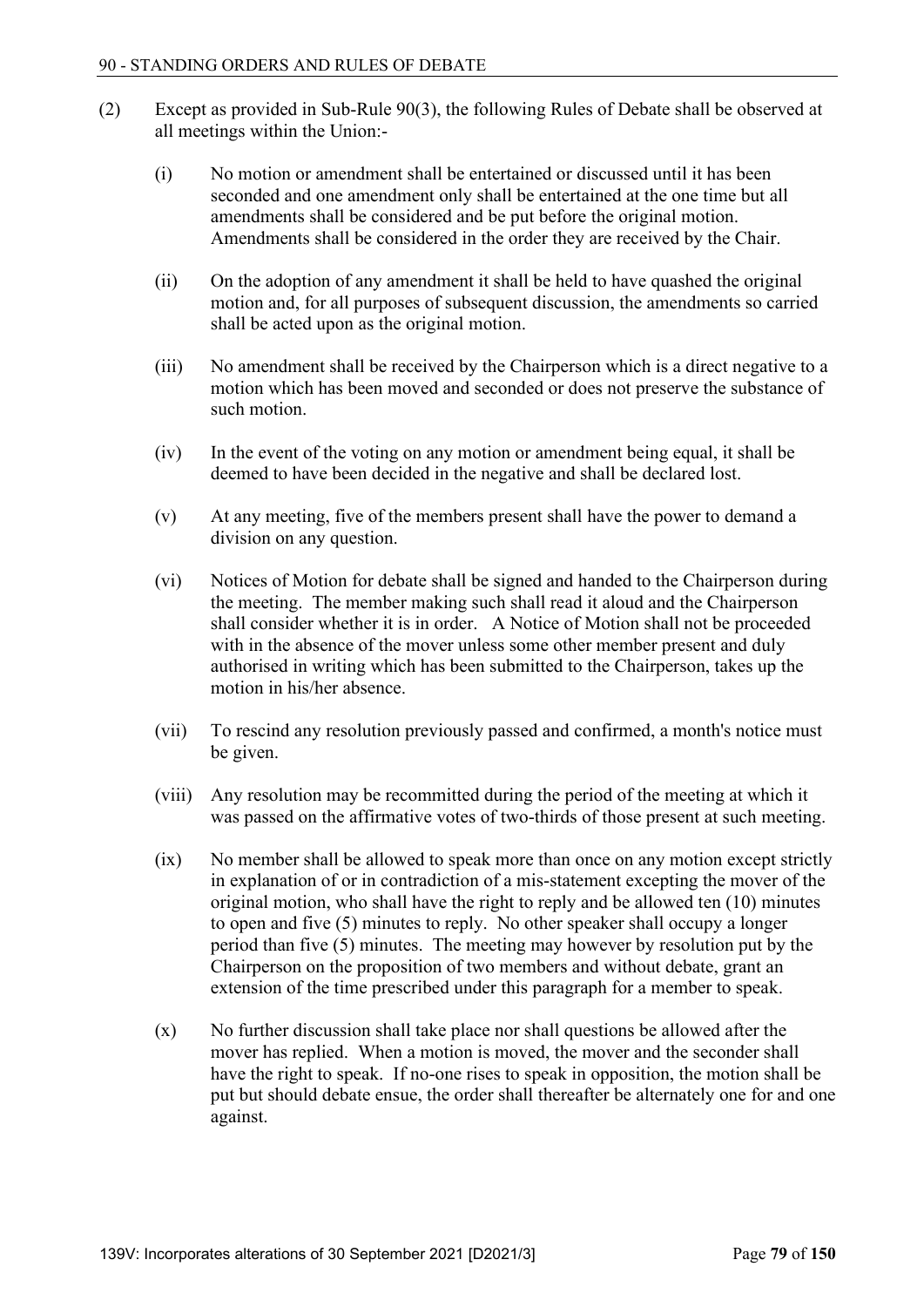(2) Except as provided in Sub-Rule 90(3), the following Rules of Debate shall be observed at all meetings within the Union:-

(i) No motion or amendment shall be entertained or discussed until it has been seconded and one amendment only shall be entertained at the one time but all amendments shall be considered and be put before the original motion. Amendments shall be considered in the order they are received by the Chair.

(ii) On the adoption of any amendment it shall be held to have quashed the original motion and, for all purposes of subsequent discussion, the amendments so carried shall be acted upon as the original motion.

(iii) No amendment shall be received by the Chairperson which is a direct negative to a motion which has been moved and seconded or does not preserve the substance of such motion.

(iv) In the event of the voting on any motion or amendment being equal, it shall be deemed to have been decided in the negative and shall be declared lost.

(v) At any meeting, five of the members present shall have the power to demand a division on any question.

(vi) Notices of Motion for debate shall be signed and handed to the Chairperson during the meeting. The member making such shall read it aloud and the Chairperson shall consider whether it is in order. A Notice of Motion shall not be proceeded with in the absence of the mover unless some other member present and duly authorised in writing which has been submitted to the Chairperson, takes up the motion in his/her absence.

(vii) To rescind any resolution previously passed and confirmed, a month's notice must be given.

(viii) Any resolution may be recommitted during the period of the meeting at which it was passed on the affirmative votes of two-thirds of those present at such meeting.

(ix) No member shall be allowed to speak more than once on any motion except strictly in explanation of or in contradiction of a mis-statement excepting the mover of the original motion, who shall have the right to reply and be allowed ten (10) minutes to open and five (5) minutes to reply. No other speaker shall occupy a longer period than five (5) minutes. The meeting may however by resolution put by the Chairperson on the proposition of two members and without debate, grant an extension of the time prescribed under this paragraph for a member to speak.

(x) No further discussion shall take place nor shall questions be allowed after the mover has replied. When a motion is moved, the mover and the seconder shall have the right to speak. If no-one rises to speak in opposition, the motion shall be put but should debate ensue, the order shall thereafter be alternately one for and one against.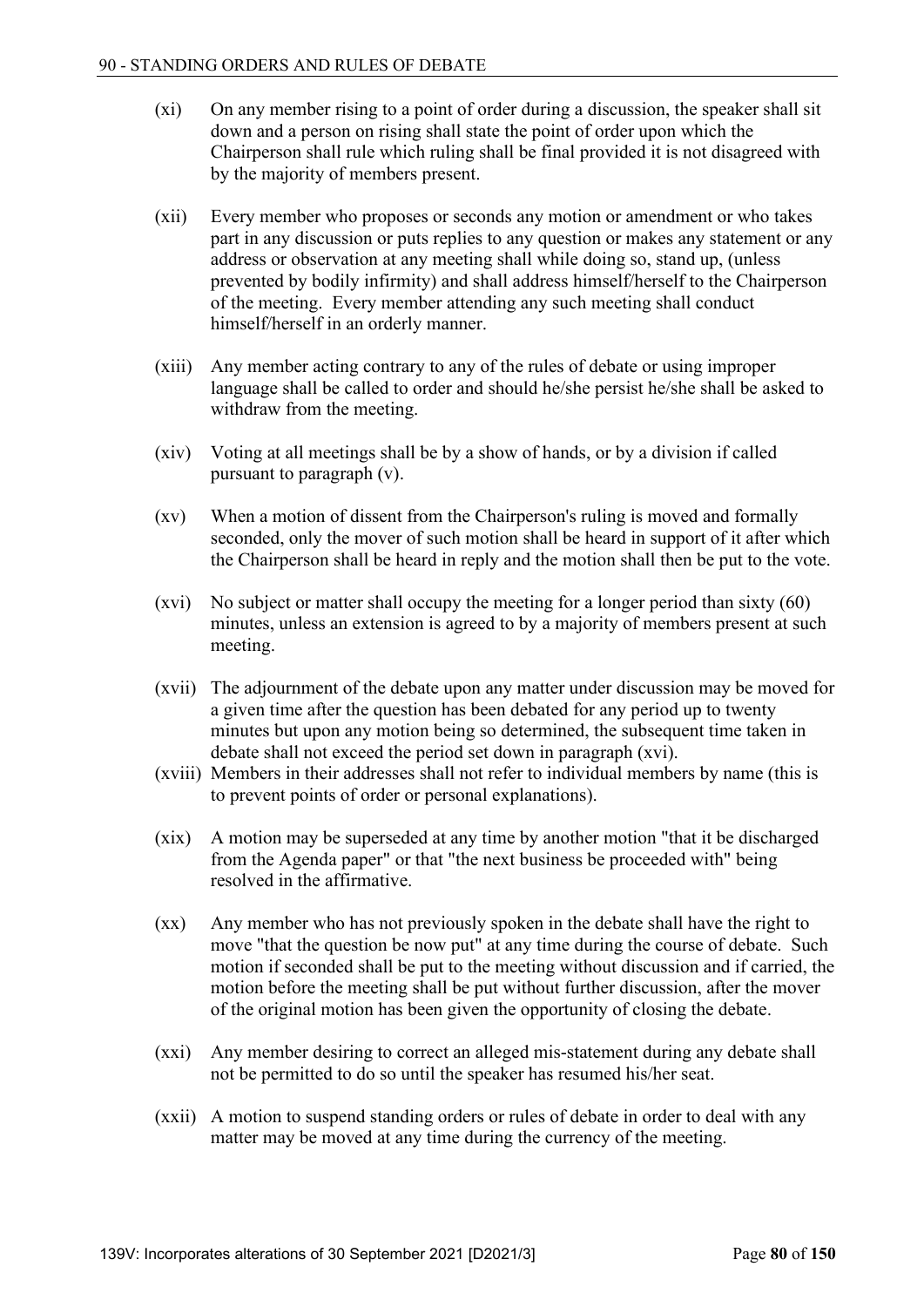(xi) On any member rising to a point of order during a discussion, the speaker shall sit down and a person on rising shall state the point of order upon which the Chairperson shall rule which ruling shall be final provided it is not disagreed with by the majority of members present.

(xii) Every member who proposes or seconds any motion or amendment or who takes part in any discussion or puts replies to any question or makes any statement or any address or observation at any meeting shall while doing so, stand up, (unless prevented by bodily infirmity) and shall address himself/herself to the Chairperson of the meeting. Every member attending any such meeting shall conduct himself/herself in an orderly manner.

(xiii) Any member acting contrary to any of the rules of debate or using improper language shall be called to order and should he/she persist he/she shall be asked to withdraw from the meeting.

(xiv) Voting at all meetings shall be by a show of hands, or by a division if called pursuant to paragraph (v).

(xv) When a motion of dissent from the Chairperson's ruling is moved and formally seconded, only the mover of such motion shall be heard in support of it after which the Chairperson shall be heard in reply and the motion shall then be put to the vote.

(xvi) No subject or matter shall occupy the meeting for a longer period than sixty (60) minutes, unless an extension is agreed to by a majority of members present at such meeting.

(xvii) The adjournment of the debate upon any matter under discussion may be moved for a given time after the question has been debated for any period up to twenty minutes but upon any motion being so determined, the subsequent time taken in debate shall not exceed the period set down in paragraph (xvi).

(xviii) Members in their addresses shall not refer to individual members by name (this is to prevent points of order or personal explanations).

(xix) A motion may be superseded at any time by another motion "that it be discharged from the Agenda paper" or that "the next business be proceeded with" being resolved in the affirmative.

(xx) Any member who has not previously spoken in the debate shall have the right to move "that the question be now put" at any time during the course of debate. Such motion if seconded shall be put to the meeting without discussion and if carried, the motion before the meeting shall be put without further discussion, after the mover of the original motion has been given the opportunity of closing the debate.

(xxi) Any member desiring to correct an alleged mis-statement during any debate shall not be permitted to do so until the speaker has resumed his/her seat.

(xxii) A motion to suspend standing orders or rules of debate in order to deal with any matter may be moved at any time during the currency of the meeting.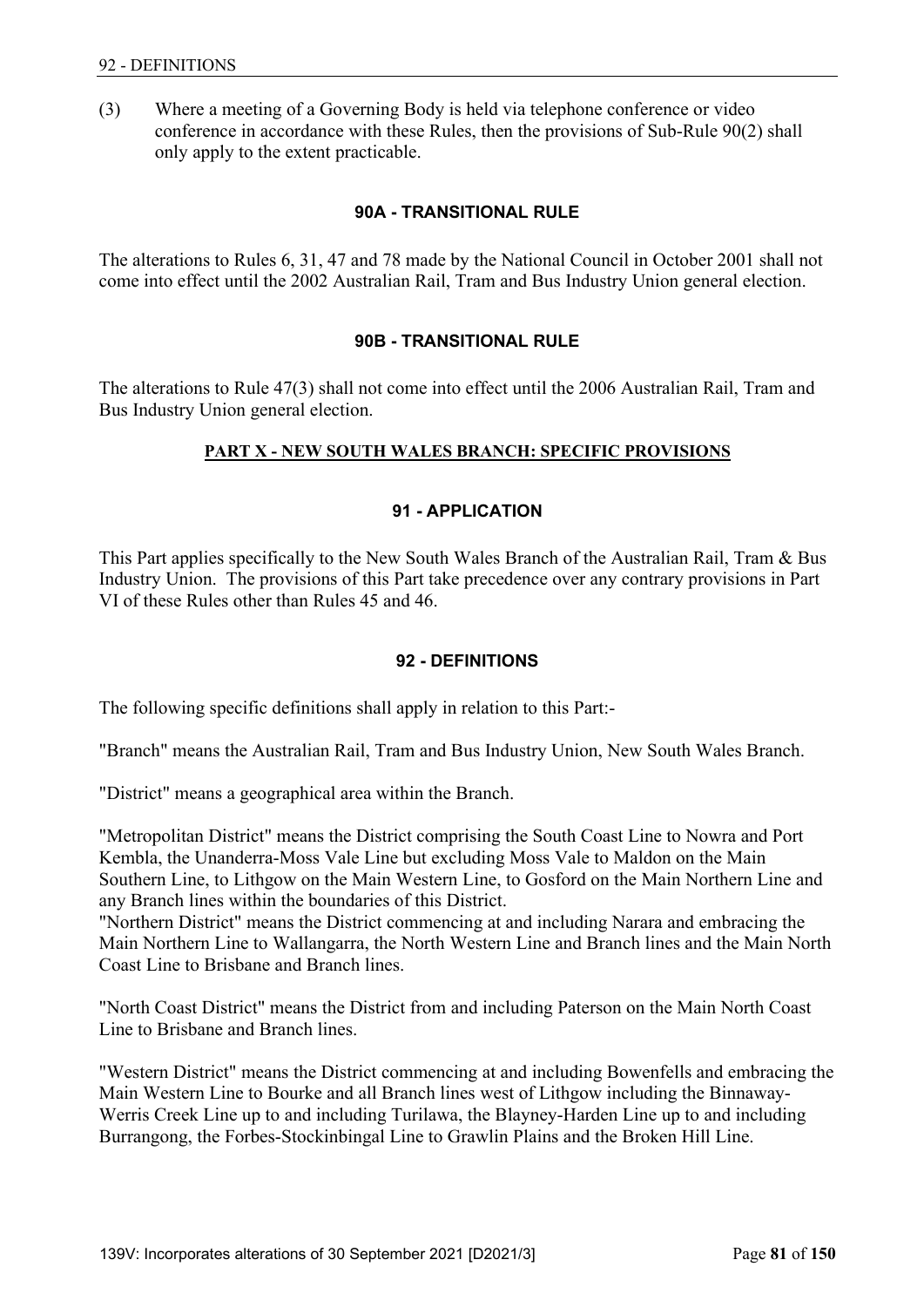(3) Where a meeting of a Governing Body is held via telephone conference or video conference in accordance with these Rules, then the provisions of Sub-Rule 90(2) shall only apply to the extent practicable.

### 90A - TRANSITIONAL RULE

The alterations to Rules 6, 31, 47 and 78 made by the National Council in October 2001 shall not come into effect until the 2002 Australian Rail, Tram and Bus Industry Union general election.

### 90B - TRANSITIONAL RULE

The alterations to Rule 47(3) shall not come into effect until the 2006 Australian Rail, Tram and Bus Industry Union general election.

## PART X - NEW SOUTH WALES BRANCH: SPECIFIC PROVISIONS

### 91 - APPLICATION

This Part applies specifically to the New South Wales Branch of the Australian Rail, Tram & Bus Industry Union. The provisions of this Part take precedence over any contrary provisions in Part VI of these Rules other than Rules 45 and 46.

### 92 - DEFINITIONS

The following specific definitions shall apply in relation to this Part:-

"Branch" means the Australian Rail, Tram and Bus Industry Union, New South Wales Branch.

"District" means a geographical area within the Branch.

"Metropolitan District" means the District comprising the South Coast Line to Nowra and Port Kembla, the Unanderra-Moss Vale Line but excluding Moss Vale to Maldon on the Main Southern Line, to Lithgow on the Main Western Line, to Gosford on the Main Northern Line and any Branch lines within the boundaries of this District.

"Northern District" means the District commencing at and including Narara and embracing the Main Northern Line to Wallangarra, the North Western Line and Branch lines and the Main North Coast Line to Brisbane and Branch lines.

"North Coast District" means the District from and including Paterson on the Main North Coast Line to Brisbane and Branch lines.

"Western District" means the District commencing at and including Bowenfells and embracing the Main Western Line to Bourke and all Branch lines west of Lithgow including the Binnaway-Werris Creek Line up to and including Turilawa, the Blayney-Harden Line up to and including Burrangong, the Forbes-Stockinbingal Line to Grawlin Plains and the Broken Hill Line.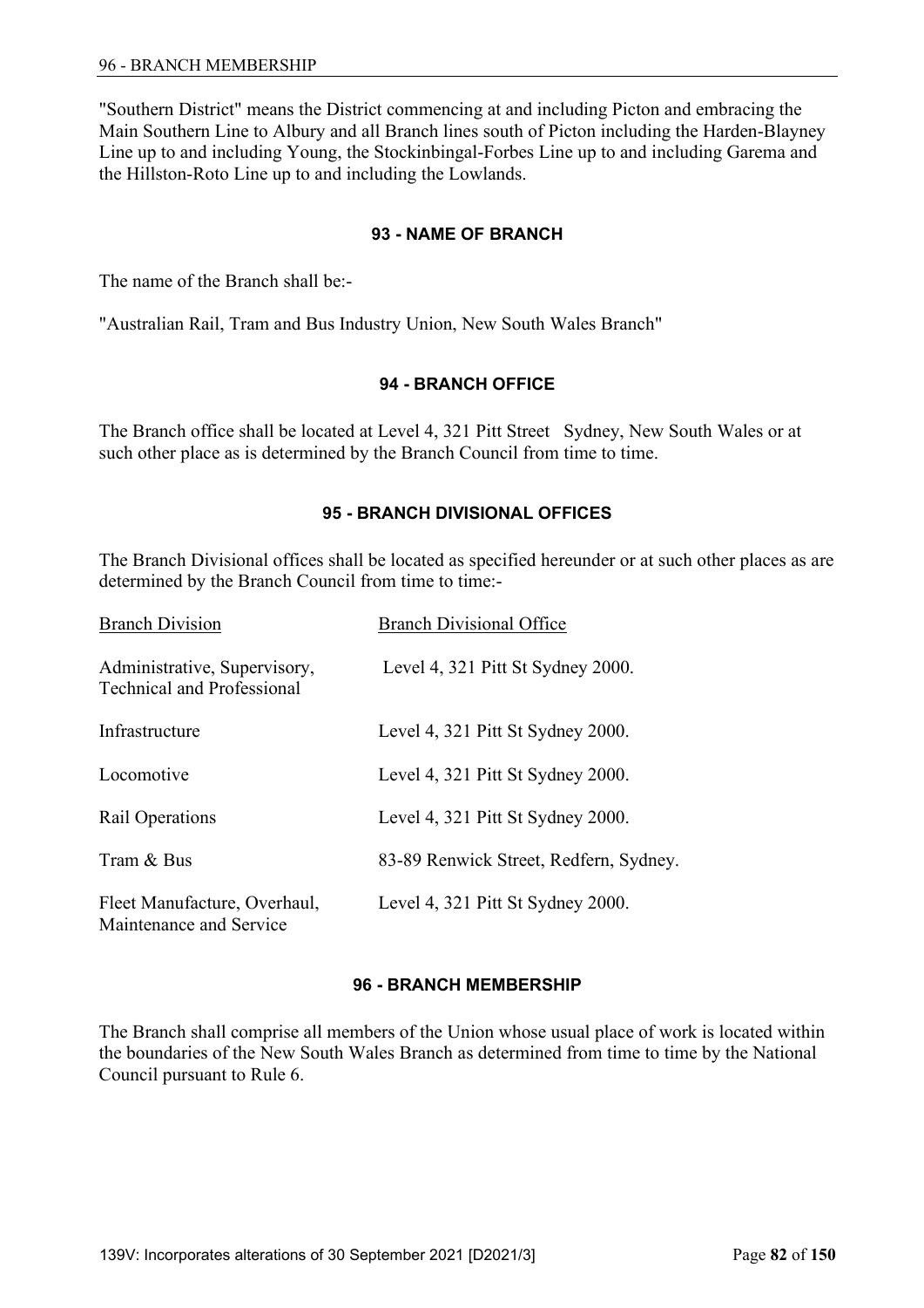"Southern District" means the District commencing at and including Picton and embracing the Main Southern Line to Albury and all Branch lines south of Picton including the Harden-Blayney Line up to and including Young, the Stockinbingal-Forbes Line up to and including Garema and the Hillston-Roto Line up to and including the Lowlands.

### 93 - NAME OF BRANCH

The name of the Branch shall be:-

"Australian Rail, Tram and Bus Industry Union, New South Wales Branch"

### 94 - BRANCH OFFICE

The Branch office shall be located at Level 4, 321 Pitt Street Sydney, New South Wales or at such other place as is determined by the Branch Council from time to time.

### 95 - BRANCH DIVISIONAL OFFICES

The Branch Divisional offices shall be located as specified hereunder or at such other places as are determined by the Branch Council from time to time:-

| Branch Division | Branch Divisional Office |
|---|---|
| Administrative, Supervisory, Technical and Professional | Level 4, 321 Pitt St Sydney 2000. |
| Infrastructure | Level 4, 321 Pitt St Sydney 2000. |
| Locomotive | Level 4, 321 Pitt St Sydney 2000. |
| Rail Operations | Level 4, 321 Pitt St Sydney 2000. |
| Tram & Bus | 83-89 Renwick Street, Redfern, Sydney. |
| Fleet Manufacture, Overhaul, Maintenance and Service | Level 4, 321 Pitt St Sydney 2000. |

### 96 - BRANCH MEMBERSHIP

The Branch shall comprise all members of the Union whose usual place of work is located within the boundaries of the New South Wales Branch as determined from time to time by the National Council pursuant to Rule 6.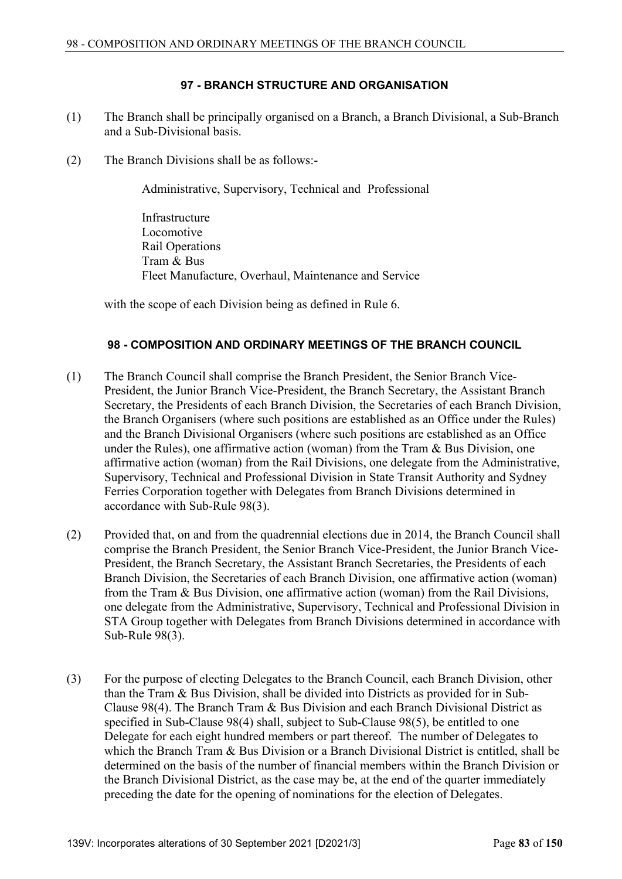### 97 - BRANCH STRUCTURE AND ORGANISATION

(1) The Branch shall be principally organised on a Branch, a Branch Divisional, a Sub-Branch and a Sub-Divisional basis.

(2) The Branch Divisions shall be as follows:-

Administrative, Supervisory, Technical and Professional

Infrastructure
Locomotive
Rail Operations
Tram & Bus
Fleet Manufacture, Overhaul, Maintenance and Service

with the scope of each Division being as defined in Rule 6.

### 98 - COMPOSITION AND ORDINARY MEETINGS OF THE BRANCH COUNCIL

(1) The Branch Council shall comprise the Branch President, the Senior Branch Vice-President, the Junior Branch Vice-President, the Branch Secretary, the Assistant Branch Secretary, the Presidents of each Branch Division, the Secretaries of each Branch Division, the Branch Organisers (where such positions are established as an Office under the Rules) and the Branch Divisional Organisers (where such positions are established as an Office under the Rules), one affirmative action (woman) from the Tram & Bus Division, one affirmative action (woman) from the Rail Divisions, one delegate from the Administrative, Supervisory, Technical and Professional Division in State Transit Authority and Sydney Ferries Corporation together with Delegates from Branch Divisions determined in accordance with Sub-Rule 98(3).

(2) Provided that, on and from the quadrennial elections due in 2014, the Branch Council shall comprise the Branch President, the Senior Branch Vice-President, the Junior Branch Vice-President, the Branch Secretary, the Assistant Branch Secretaries, the Presidents of each Branch Division, the Secretaries of each Branch Division, one affirmative action (woman) from the Tram & Bus Division, one affirmative action (woman) from the Rail Divisions, one delegate from the Administrative, Supervisory, Technical and Professional Division in STA Group together with Delegates from Branch Divisions determined in accordance with Sub-Rule 98(3).

(3) For the purpose of electing Delegates to the Branch Council, each Branch Division, other than the Tram & Bus Division, shall be divided into Districts as provided for in Sub-Clause 98(4). The Branch Tram & Bus Division and each Branch Divisional District as specified in Sub-Clause 98(4) shall, subject to Sub-Clause 98(5), be entitled to one Delegate for each eight hundred members or part thereof. The number of Delegates to which the Branch Tram & Bus Division or a Branch Divisional District is entitled, shall be determined on the basis of the number of financial members within the Branch Division or the Branch Divisional District, as the case may be, at the end of the quarter immediately preceding the date for the opening of nominations for the election of Delegates.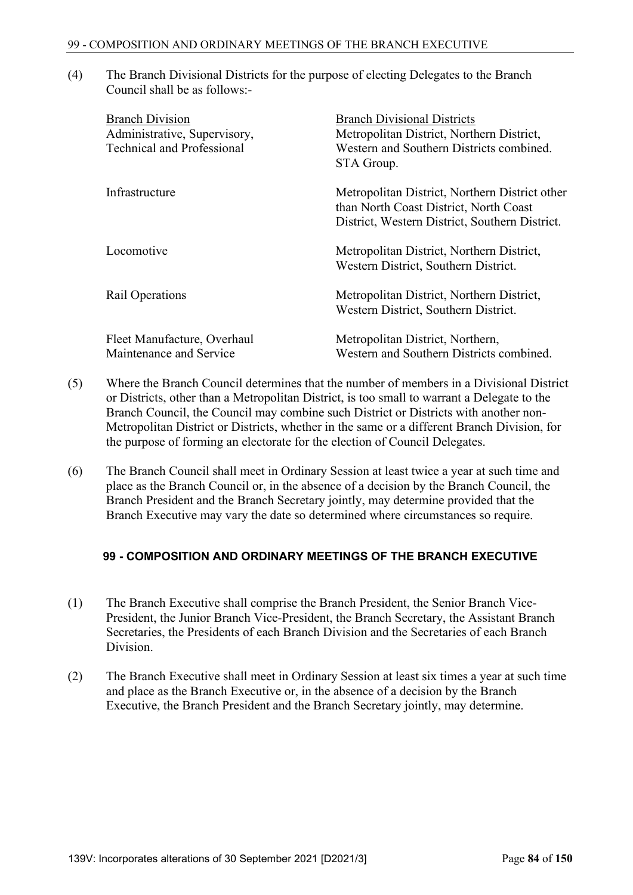(4) The Branch Divisional Districts for the purpose of electing Delegates to the Branch Council shall be as follows:-

| Branch Division | Branch Divisional Districts |
| --- | --- |
| Administrative, Supervisory, Technical and Professional | Metropolitan District, Northern District, Western and Southern Districts combined. STA Group. |
| Infrastructure | Metropolitan District, Northern District other than North Coast District, North Coast District, Western District, Southern District. |
| Locomotive | Metropolitan District, Northern District, Western District, Southern District. |
| Rail Operations | Metropolitan District, Northern District, Western District, Southern District. |
| Fleet Manufacture, Overhaul Maintenance and Service | Metropolitan District, Northern, Western and Southern Districts combined. |

(5) Where the Branch Council determines that the number of members in a Divisional District or Districts, other than a Metropolitan District, is too small to warrant a Delegate to the Branch Council, the Council may combine such District or Districts with another non-Metropolitan District or Districts, whether in the same or a different Branch Division, for the purpose of forming an electorate for the election of Council Delegates.

(6) The Branch Council shall meet in Ordinary Session at least twice a year at such time and place as the Branch Council or, in the absence of a decision by the Branch Council, the Branch President and the Branch Secretary jointly, may determine provided that the Branch Executive may vary the date so determined where circumstances so require.

## 99 - COMPOSITION AND ORDINARY MEETINGS OF THE BRANCH EXECUTIVE

(1) The Branch Executive shall comprise the Branch President, the Senior Branch Vice-President, the Junior Branch Vice-President, the Branch Secretary, the Assistant Branch Secretaries, the Presidents of each Branch Division and the Secretaries of each Branch Division.

(2) The Branch Executive shall meet in Ordinary Session at least six times a year at such time and place as the Branch Executive or, in the absence of a decision by the Branch Executive, the Branch President and the Branch Secretary jointly, may determine.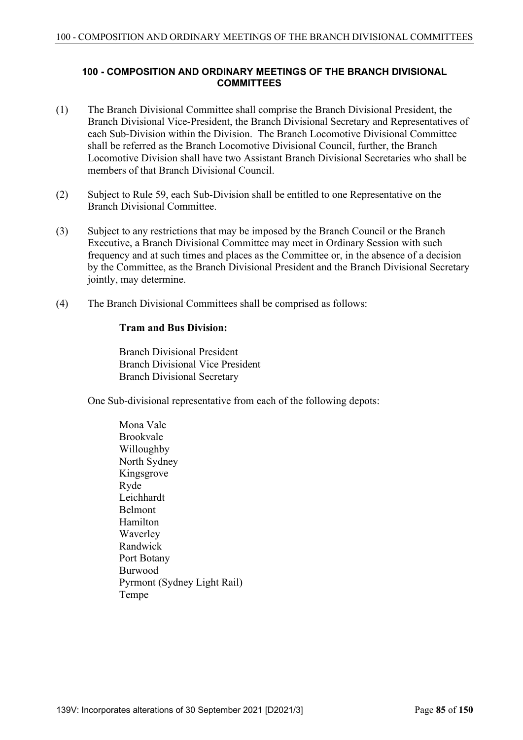## 100 - COMPOSITION AND ORDINARY MEETINGS OF THE BRANCH DIVISIONAL COMMITTEES

(1) The Branch Divisional Committee shall comprise the Branch Divisional President, the Branch Divisional Vice-President, the Branch Divisional Secretary and Representatives of each Sub-Division within the Division. The Branch Locomotive Divisional Committee shall be referred as the Branch Locomotive Divisional Council, further, the Branch Locomotive Division shall have two Assistant Branch Divisional Secretaries who shall be members of that Branch Divisional Council.

(2) Subject to Rule 59, each Sub-Division shall be entitled to one Representative on the Branch Divisional Committee.

(3) Subject to any restrictions that may be imposed by the Branch Council or the Branch Executive, a Branch Divisional Committee may meet in Ordinary Session with such frequency and at such times and places as the Committee or, in the absence of a decision by the Committee, as the Branch Divisional President and the Branch Divisional Secretary jointly, may determine.

(4) The Branch Divisional Committees shall be comprised as follows:

**Tram and Bus Division:**

Branch Divisional President
Branch Divisional Vice President
Branch Divisional Secretary

One Sub-divisional representative from each of the following depots:

Mona Vale
Brookvale
Willoughby
North Sydney
Kingsgrove
Ryde
Leichhardt
Belmont
Hamilton
Waverley
Randwick
Port Botany
Burwood
Pyrmont (Sydney Light Rail)
Tempe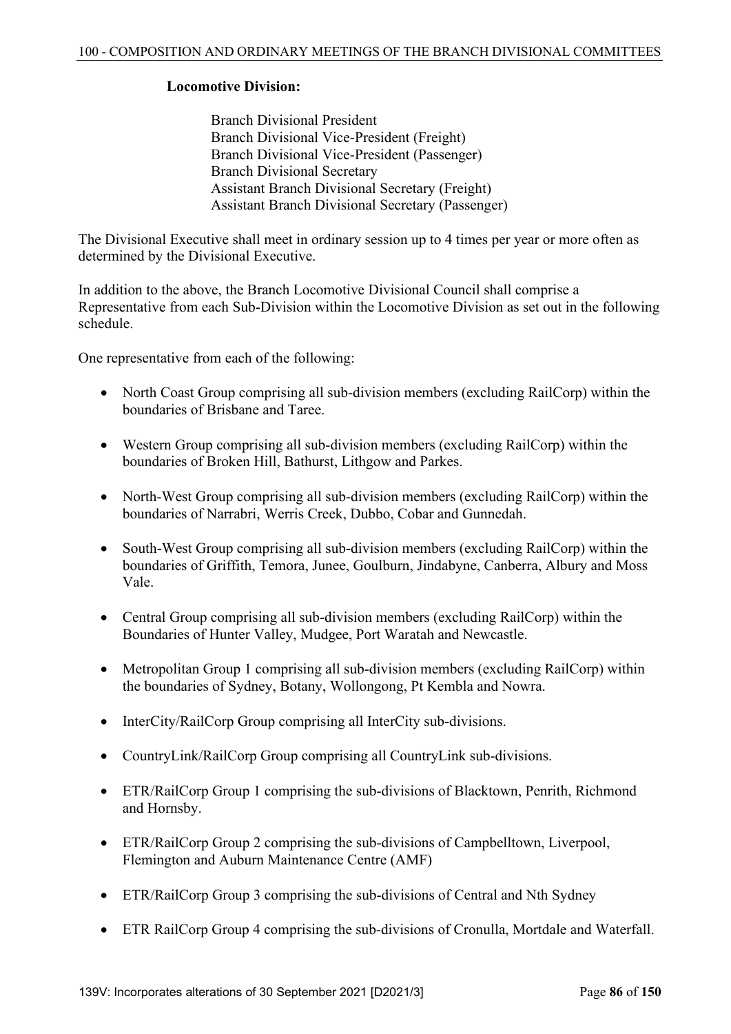**Locomotive Division:**

Branch Divisional President
Branch Divisional Vice-President (Freight)
Branch Divisional Vice-President (Passenger)
Branch Divisional Secretary
Assistant Branch Divisional Secretary (Freight)
Assistant Branch Divisional Secretary (Passenger)

The Divisional Executive shall meet in ordinary session up to 4 times per year or more often as determined by the Divisional Executive.

In addition to the above, the Branch Locomotive Divisional Council shall comprise a Representative from each Sub-Division within the Locomotive Division as set out in the following schedule.

One representative from each of the following:

- North Coast Group comprising all sub-division members (excluding RailCorp) within the boundaries of Brisbane and Taree.
- Western Group comprising all sub-division members (excluding RailCorp) within the boundaries of Broken Hill, Bathurst, Lithgow and Parkes.
- North-West Group comprising all sub-division members (excluding RailCorp) within the boundaries of Narrabri, Werris Creek, Dubbo, Cobar and Gunnedah.
- South-West Group comprising all sub-division members (excluding RailCorp) within the boundaries of Griffith, Temora, Junee, Goulburn, Jindabyne, Canberra, Albury and Moss Vale.
- Central Group comprising all sub-division members (excluding RailCorp) within the Boundaries of Hunter Valley, Mudgee, Port Waratah and Newcastle.
- Metropolitan Group 1 comprising all sub-division members (excluding RailCorp) within the boundaries of Sydney, Botany, Wollongong, Pt Kembla and Nowra.
- InterCity/RailCorp Group comprising all InterCity sub-divisions.
- CountryLink/RailCorp Group comprising all CountryLink sub-divisions.
- ETR/RailCorp Group 1 comprising the sub-divisions of Blacktown, Penrith, Richmond and Hornsby.
- ETR/RailCorp Group 2 comprising the sub-divisions of Campbelltown, Liverpool, Flemington and Auburn Maintenance Centre (AMF)
- ETR/RailCorp Group 3 comprising the sub-divisions of Central and Nth Sydney
- ETR RailCorp Group 4 comprising the sub-divisions of Cronulla, Mortdale and Waterfall.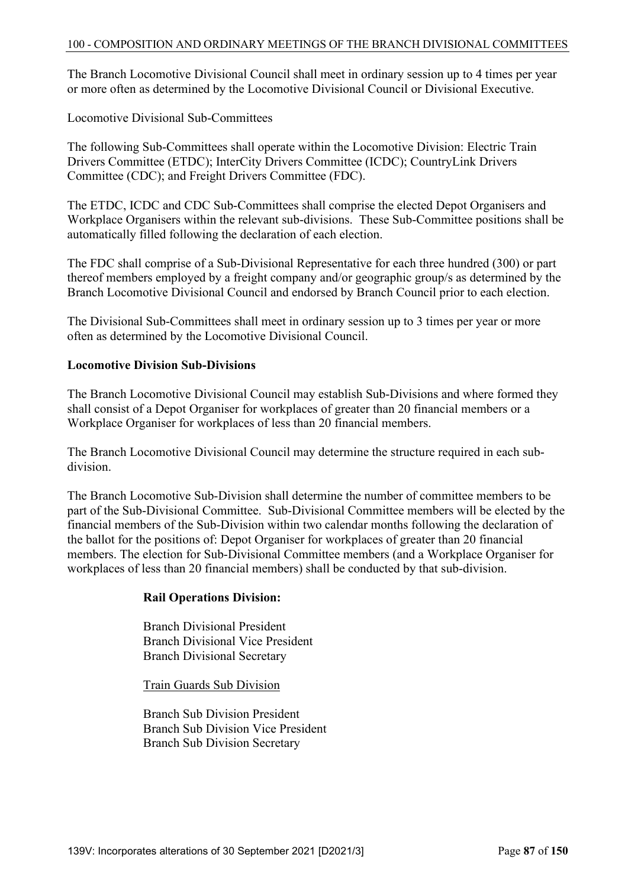The Branch Locomotive Divisional Council shall meet in ordinary session up to 4 times per year or more often as determined by the Locomotive Divisional Council or Divisional Executive.

Locomotive Divisional Sub-Committees

The following Sub-Committees shall operate within the Locomotive Division: Electric Train Drivers Committee (ETDC); InterCity Drivers Committee (ICDC); CountryLink Drivers Committee (CDC); and Freight Drivers Committee (FDC).

The ETDC, ICDC and CDC Sub-Committees shall comprise the elected Depot Organisers and Workplace Organisers within the relevant sub-divisions. These Sub-Committee positions shall be automatically filled following the declaration of each election.

The FDC shall comprise of a Sub-Divisional Representative for each three hundred (300) or part thereof members employed by a freight company and/or geographic group/s as determined by the Branch Locomotive Divisional Council and endorsed by Branch Council prior to each election.

The Divisional Sub-Committees shall meet in ordinary session up to 3 times per year or more often as determined by the Locomotive Divisional Council.

**Locomotive Division Sub-Divisions**

The Branch Locomotive Divisional Council may establish Sub-Divisions and where formed they shall consist of a Depot Organiser for workplaces of greater than 20 financial members or a Workplace Organiser for workplaces of less than 20 financial members.

The Branch Locomotive Divisional Council may determine the structure required in each sub-division.

The Branch Locomotive Sub-Division shall determine the number of committee members to be part of the Sub-Divisional Committee. Sub-Divisional Committee members will be elected by the financial members of the Sub-Division within two calendar months following the declaration of the ballot for the positions of: Depot Organiser for workplaces of greater than 20 financial members. The election for Sub-Divisional Committee members (and a Workplace Organiser for workplaces of less than 20 financial members) shall be conducted by that sub-division.

**Rail Operations Division:**

Branch Divisional President
Branch Divisional Vice President
Branch Divisional Secretary

Train Guards Sub Division

Branch Sub Division President
Branch Sub Division Vice President
Branch Sub Division Secretary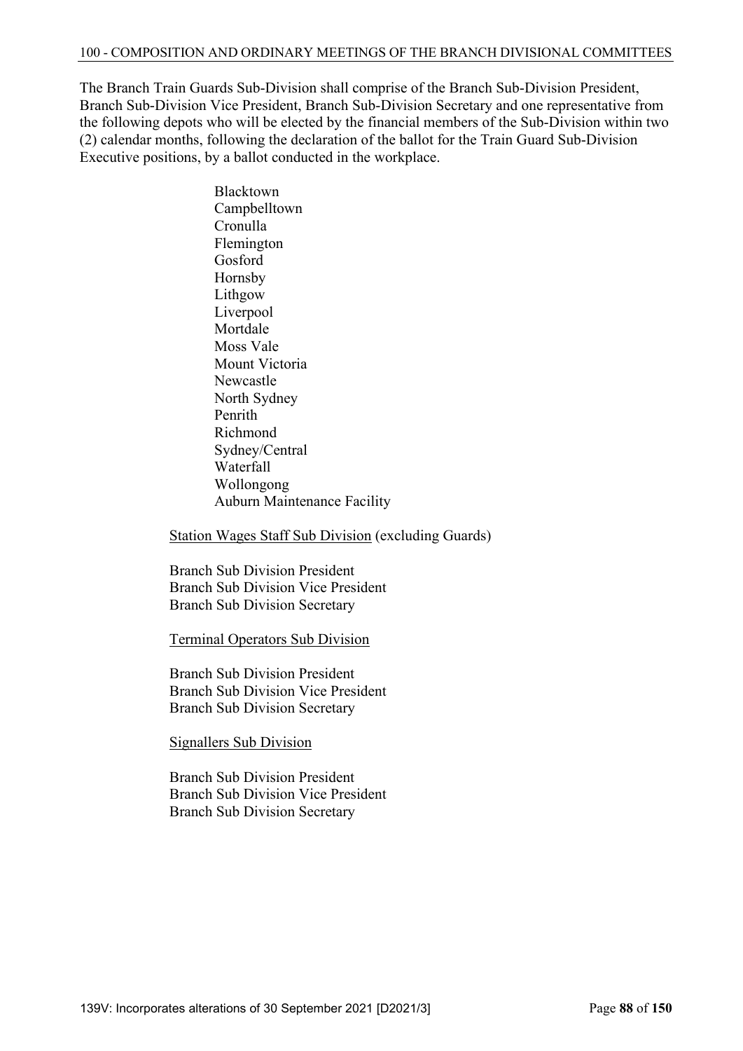## 100 - COMPOSITION AND ORDINARY MEETINGS OF THE BRANCH DIVISIONAL COMMITTEES

The Branch Train Guards Sub-Division shall comprise of the Branch Sub-Division President, Branch Sub-Division Vice President, Branch Sub-Division Secretary and one representative from the following depots who will be elected by the financial members of the Sub-Division within two (2) calendar months, following the declaration of the ballot for the Train Guard Sub-Division Executive positions, by a ballot conducted in the workplace.

Blacktown
Campbelltown
Cronulla
Flemington
Gosford
Hornsby
Lithgow
Liverpool
Mortdale
Moss Vale
Mount Victoria
Newcastle
North Sydney
Penrith
Richmond
Sydney/Central
Waterfall
Wollongong
Auburn Maintenance Facility

<u>Station Wages Staff Sub Division</u> (excluding Guards)

Branch Sub Division President
Branch Sub Division Vice President
Branch Sub Division Secretary

<u>Terminal Operators Sub Division</u>

Branch Sub Division President
Branch Sub Division Vice President
Branch Sub Division Secretary

<u>Signallers Sub Division</u>

Branch Sub Division President
Branch Sub Division Vice President
Branch Sub Division Secretary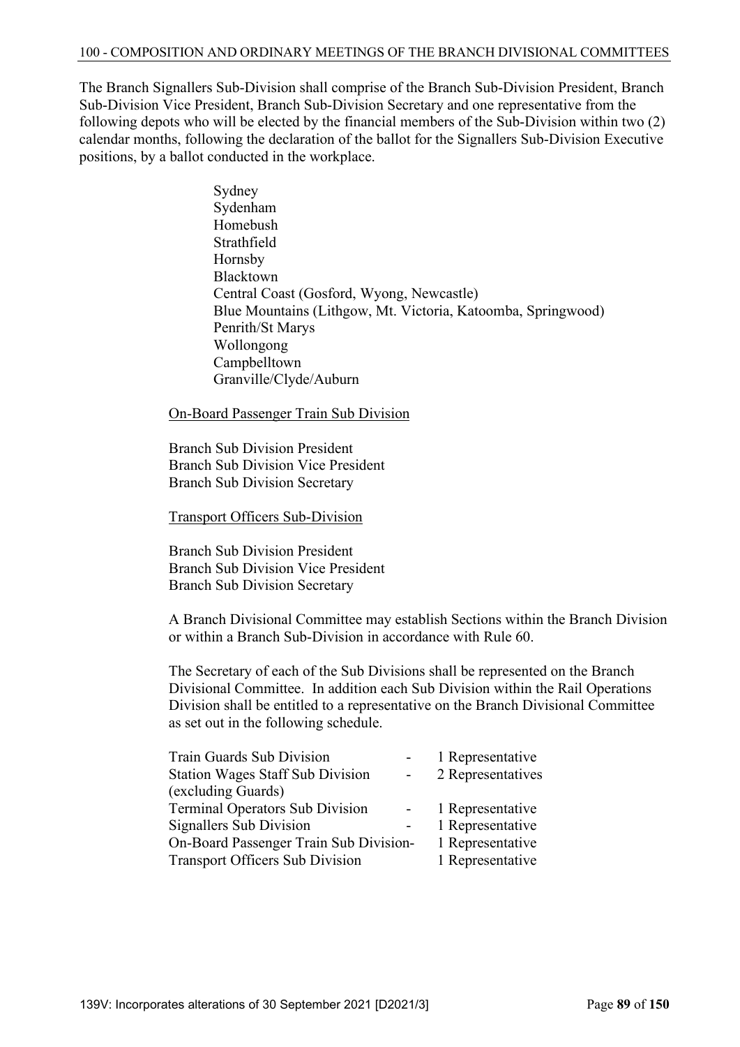The Branch Signallers Sub-Division shall comprise of the Branch Sub-Division President, Branch Sub-Division Vice President, Branch Sub-Division Secretary and one representative from the following depots who will be elected by the financial members of the Sub-Division within two (2) calendar months, following the declaration of the ballot for the Signallers Sub-Division Executive positions, by a ballot conducted in the workplace.

Sydney
Sydenham
Homebush
Strathfield
Hornsby
Blacktown
Central Coast (Gosford, Wyong, Newcastle)
Blue Mountains (Lithgow, Mt. Victoria, Katoomba, Springwood)
Penrith/St Marys
Wollongong
Campbelltown
Granville/Clyde/Auburn

<u>On-Board Passenger Train Sub Division</u>

Branch Sub Division President
Branch Sub Division Vice President
Branch Sub Division Secretary

<u>Transport Officers Sub-Division</u>

Branch Sub Division President
Branch Sub Division Vice President
Branch Sub Division Secretary

A Branch Divisional Committee may establish Sections within the Branch Division or within a Branch Sub-Division in accordance with Rule 60.

The Secretary of each of the Sub Divisions shall be represented on the Branch Divisional Committee. In addition each Sub Division within the Rail Operations Division shall be entitled to a representative on the Branch Divisional Committee as set out in the following schedule.

| | | |
|---|---|---|
| Train Guards Sub Division | - | 1 Representative |
| Station Wages Staff Sub Division (excluding Guards) | - | 2 Representatives |
| Terminal Operators Sub Division | - | 1 Representative |
| Signallers Sub Division | - | 1 Representative |
| On-Board Passenger Train Sub Division | - | 1 Representative |
| Transport Officers Sub Division | | 1 Representative |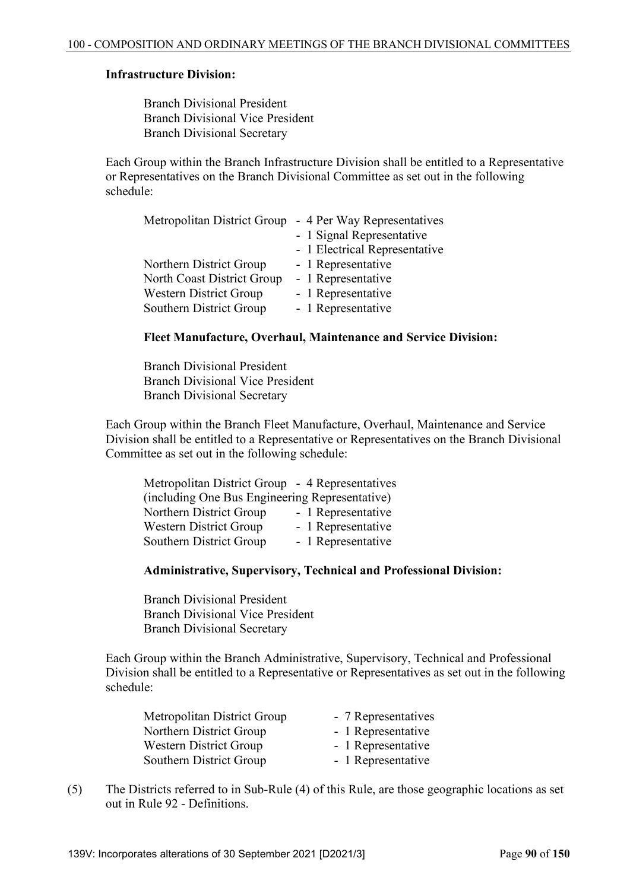**Infrastructure Division:**

Branch Divisional President
Branch Divisional Vice President
Branch Divisional Secretary

Each Group within the Branch Infrastructure Division shall be entitled to a Representative or Representatives on the Branch Divisional Committee as set out in the following schedule:

| | |
|---|---|
| Metropolitan District Group | - 4 Per Way Representatives |
| | - 1 Signal Representative |
| | - 1 Electrical Representative |
| Northern District Group | - 1 Representative |
| North Coast District Group | - 1 Representative |
| Western District Group | - 1 Representative |
| Southern District Group | - 1 Representative |

**Fleet Manufacture, Overhaul, Maintenance and Service Division:**

Branch Divisional President
Branch Divisional Vice President
Branch Divisional Secretary

Each Group within the Branch Fleet Manufacture, Overhaul, Maintenance and Service Division shall be entitled to a Representative or Representatives on the Branch Divisional Committee as set out in the following schedule:

| | |
|---|---|
| Metropolitan District Group (including One Bus Engineering Representative) | - 4 Representatives |
| Northern District Group | - 1 Representative |
| Western District Group | - 1 Representative |
| Southern District Group | - 1 Representative |

**Administrative, Supervisory, Technical and Professional Division:**

Branch Divisional President
Branch Divisional Vice President
Branch Divisional Secretary

Each Group within the Branch Administrative, Supervisory, Technical and Professional Division shall be entitled to a Representative or Representatives as set out in the following schedule:

| | |
|---|---|
| Metropolitan District Group | - 7 Representatives |
| Northern District Group | - 1 Representative |
| Western District Group | - 1 Representative |
| Southern District Group | - 1 Representative |

(5) The Districts referred to in Sub-Rule (4) of this Rule, are those geographic locations as set out in Rule 92 - Definitions.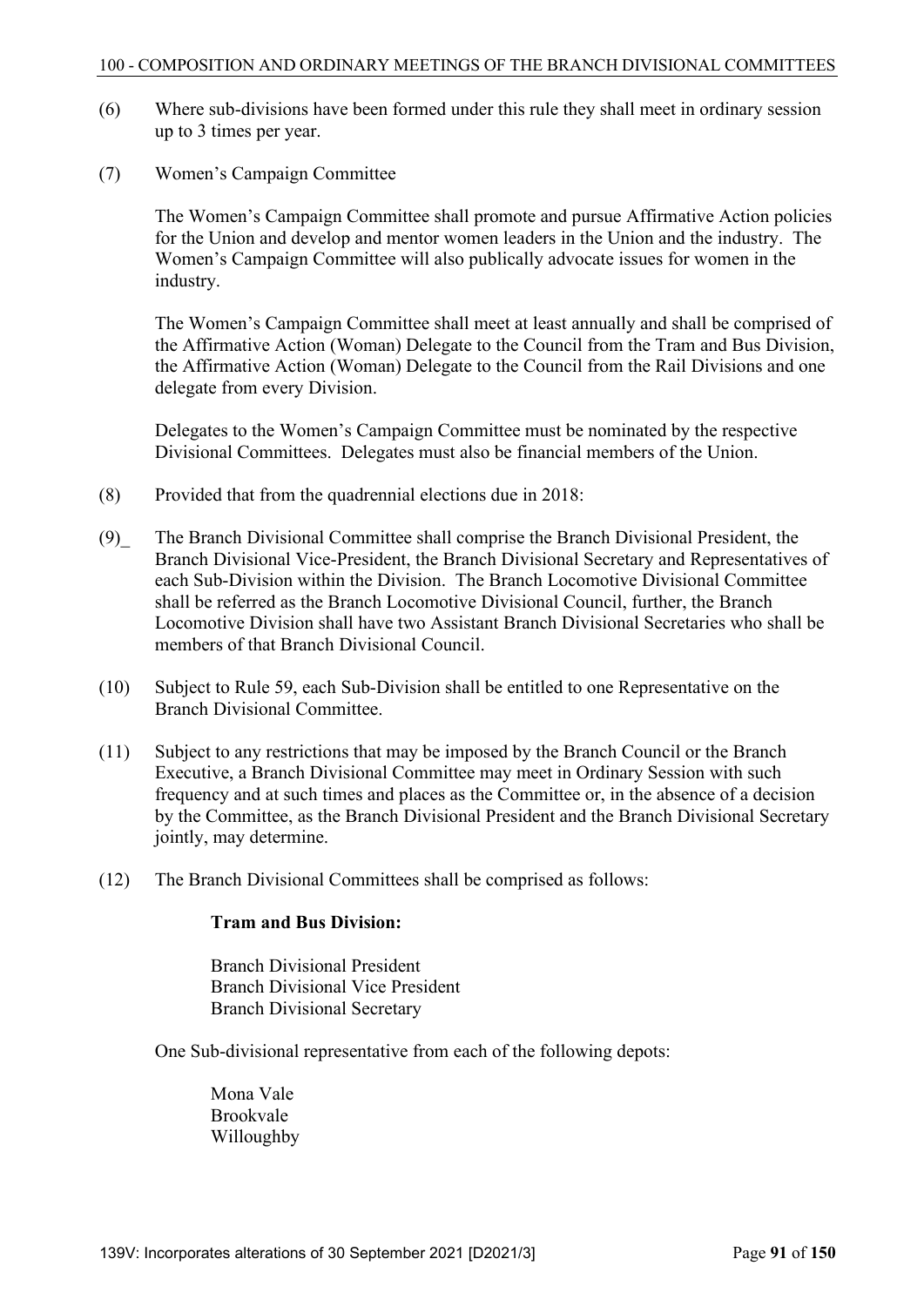(6) Where sub-divisions have been formed under this rule they shall meet in ordinary session up to 3 times per year.

(7) Women's Campaign Committee

The Women's Campaign Committee shall promote and pursue Affirmative Action policies for the Union and develop and mentor women leaders in the Union and the industry. The Women's Campaign Committee will also publically advocate issues for women in the industry.

The Women's Campaign Committee shall meet at least annually and shall be comprised of the Affirmative Action (Woman) Delegate to the Council from the Tram and Bus Division, the Affirmative Action (Woman) Delegate to the Council from the Rail Divisions and one delegate from every Division.

Delegates to the Women's Campaign Committee must be nominated by the respective Divisional Committees. Delegates must also be financial members of the Union.

(8) Provided that from the quadrennial elections due in 2018:

(9)_ The Branch Divisional Committee shall comprise the Branch Divisional President, the Branch Divisional Vice-President, the Branch Divisional Secretary and Representatives of each Sub-Division within the Division. The Branch Locomotive Divisional Committee shall be referred as the Branch Locomotive Divisional Council, further, the Branch Locomotive Division shall have two Assistant Branch Divisional Secretaries who shall be members of that Branch Divisional Council.

(10) Subject to Rule 59, each Sub-Division shall be entitled to one Representative on the Branch Divisional Committee.

(11) Subject to any restrictions that may be imposed by the Branch Council or the Branch Executive, a Branch Divisional Committee may meet in Ordinary Session with such frequency and at such times and places as the Committee or, in the absence of a decision by the Committee, as the Branch Divisional President and the Branch Divisional Secretary jointly, may determine.

(12) The Branch Divisional Committees shall be comprised as follows:

**Tram and Bus Division:**

Branch Divisional President
Branch Divisional Vice President
Branch Divisional Secretary

One Sub-divisional representative from each of the following depots:

Mona Vale
Brookvale
Willoughby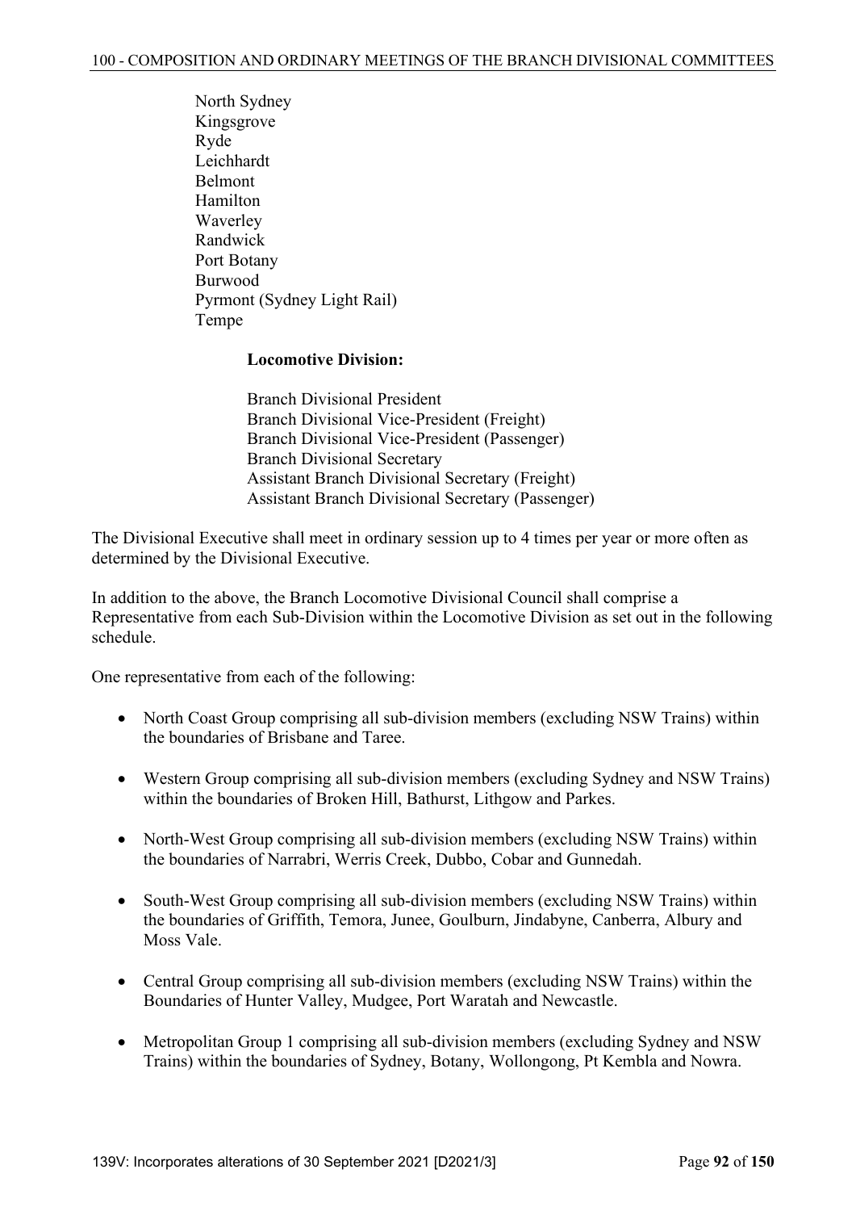North Sydney
Kingsgrove
Ryde
Leichhardt
Belmont
Hamilton
Waverley
Randwick
Port Botany
Burwood
Pyrmont (Sydney Light Rail)
Tempe

**Locomotive Division:**

Branch Divisional President
Branch Divisional Vice-President (Freight)
Branch Divisional Vice-President (Passenger)
Branch Divisional Secretary
Assistant Branch Divisional Secretary (Freight)
Assistant Branch Divisional Secretary (Passenger)

The Divisional Executive shall meet in ordinary session up to 4 times per year or more often as determined by the Divisional Executive.

In addition to the above, the Branch Locomotive Divisional Council shall comprise a Representative from each Sub-Division within the Locomotive Division as set out in the following schedule.

One representative from each of the following:

- North Coast Group comprising all sub-division members (excluding NSW Trains) within the boundaries of Brisbane and Taree.
- Western Group comprising all sub-division members (excluding Sydney and NSW Trains) within the boundaries of Broken Hill, Bathurst, Lithgow and Parkes.
- North-West Group comprising all sub-division members (excluding NSW Trains) within the boundaries of Narrabri, Werris Creek, Dubbo, Cobar and Gunnedah.
- South-West Group comprising all sub-division members (excluding NSW Trains) within the boundaries of Griffith, Temora, Junee, Goulburn, Jindabyne, Canberra, Albury and Moss Vale.
- Central Group comprising all sub-division members (excluding NSW Trains) within the Boundaries of Hunter Valley, Mudgee, Port Waratah and Newcastle.
- Metropolitan Group 1 comprising all sub-division members (excluding Sydney and NSW Trains) within the boundaries of Sydney, Botany, Wollongong, Pt Kembla and Nowra.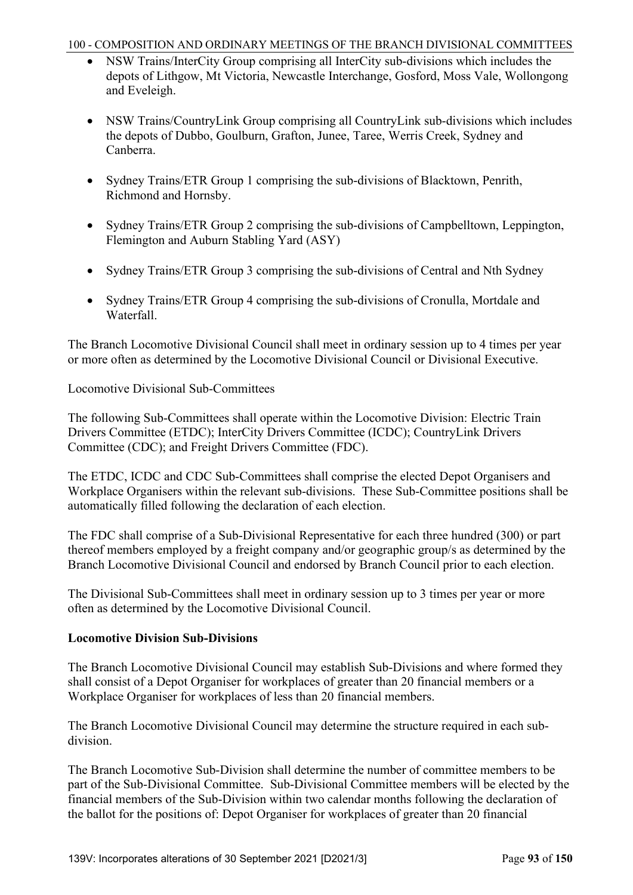- NSW Trains/InterCity Group comprising all InterCity sub-divisions which includes the depots of Lithgow, Mt Victoria, Newcastle Interchange, Gosford, Moss Vale, Wollongong and Eveleigh.

- NSW Trains/CountryLink Group comprising all CountryLink sub-divisions which includes the depots of Dubbo, Goulburn, Grafton, Junee, Taree, Werris Creek, Sydney and Canberra.

- Sydney Trains/ETR Group 1 comprising the sub-divisions of Blacktown, Penrith, Richmond and Hornsby.

- Sydney Trains/ETR Group 2 comprising the sub-divisions of Campbelltown, Leppington, Flemington and Auburn Stabling Yard (ASY)

- Sydney Trains/ETR Group 3 comprising the sub-divisions of Central and Nth Sydney

- Sydney Trains/ETR Group 4 comprising the sub-divisions of Cronulla, Mortdale and Waterfall.

The Branch Locomotive Divisional Council shall meet in ordinary session up to 4 times per year or more often as determined by the Locomotive Divisional Council or Divisional Executive.

Locomotive Divisional Sub-Committees

The following Sub-Committees shall operate within the Locomotive Division: Electric Train Drivers Committee (ETDC); InterCity Drivers Committee (ICDC); CountryLink Drivers Committee (CDC); and Freight Drivers Committee (FDC).

The ETDC, ICDC and CDC Sub-Committees shall comprise the elected Depot Organisers and Workplace Organisers within the relevant sub-divisions. These Sub-Committee positions shall be automatically filled following the declaration of each election.

The FDC shall comprise of a Sub-Divisional Representative for each three hundred (300) or part thereof members employed by a freight company and/or geographic group/s as determined by the Branch Locomotive Divisional Council and endorsed by Branch Council prior to each election.

The Divisional Sub-Committees shall meet in ordinary session up to 3 times per year or more often as determined by the Locomotive Divisional Council.

**Locomotive Division Sub-Divisions**

The Branch Locomotive Divisional Council may establish Sub-Divisions and where formed they shall consist of a Depot Organiser for workplaces of greater than 20 financial members or a Workplace Organiser for workplaces of less than 20 financial members.

The Branch Locomotive Divisional Council may determine the structure required in each sub-division.

The Branch Locomotive Sub-Division shall determine the number of committee members to be part of the Sub-Divisional Committee. Sub-Divisional Committee members will be elected by the financial members of the Sub-Division within two calendar months following the declaration of the ballot for the positions of: Depot Organiser for workplaces of greater than 20 financial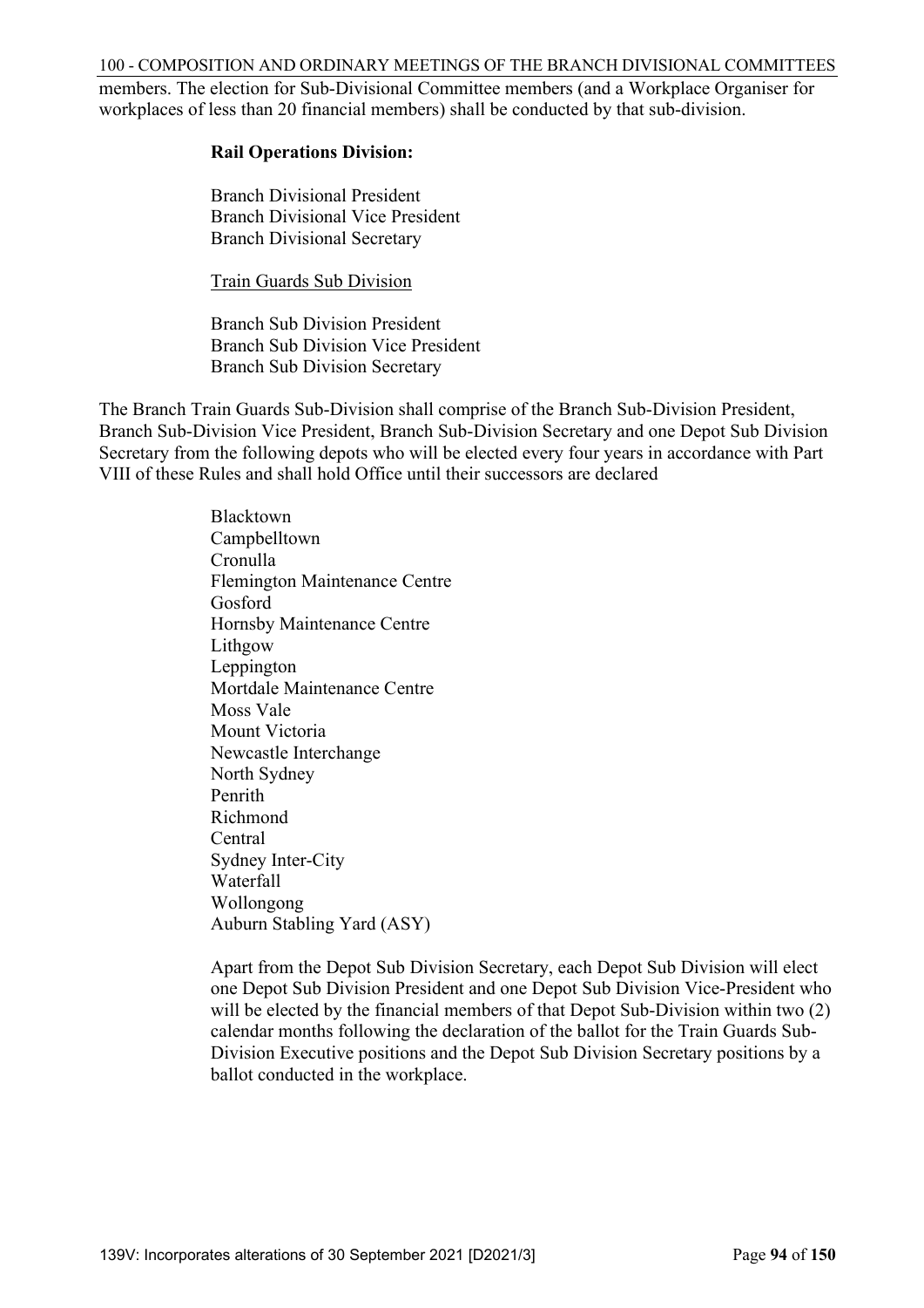members. The election for Sub-Divisional Committee members (and a Workplace Organiser for workplaces of less than 20 financial members) shall be conducted by that sub-division.

**Rail Operations Division:**

Branch Divisional President
Branch Divisional Vice President
Branch Divisional Secretary

Train Guards Sub Division

Branch Sub Division President
Branch Sub Division Vice President
Branch Sub Division Secretary

The Branch Train Guards Sub-Division shall comprise of the Branch Sub-Division President, Branch Sub-Division Vice President, Branch Sub-Division Secretary and one Depot Sub Division Secretary from the following depots who will be elected every four years in accordance with Part VIII of these Rules and shall hold Office until their successors are declared

Blacktown
Campbelltown
Cronulla
Flemington Maintenance Centre
Gosford
Hornsby Maintenance Centre
Lithgow
Leppington
Mortdale Maintenance Centre
Moss Vale
Mount Victoria
Newcastle Interchange
North Sydney
Penrith
Richmond
Central
Sydney Inter-City
Waterfall
Wollongong
Auburn Stabling Yard (ASY)

Apart from the Depot Sub Division Secretary, each Depot Sub Division will elect one Depot Sub Division President and one Depot Sub Division Vice-President who will be elected by the financial members of that Depot Sub-Division within two (2) calendar months following the declaration of the ballot for the Train Guards Sub-Division Executive positions and the Depot Sub Division Secretary positions by a ballot conducted in the workplace.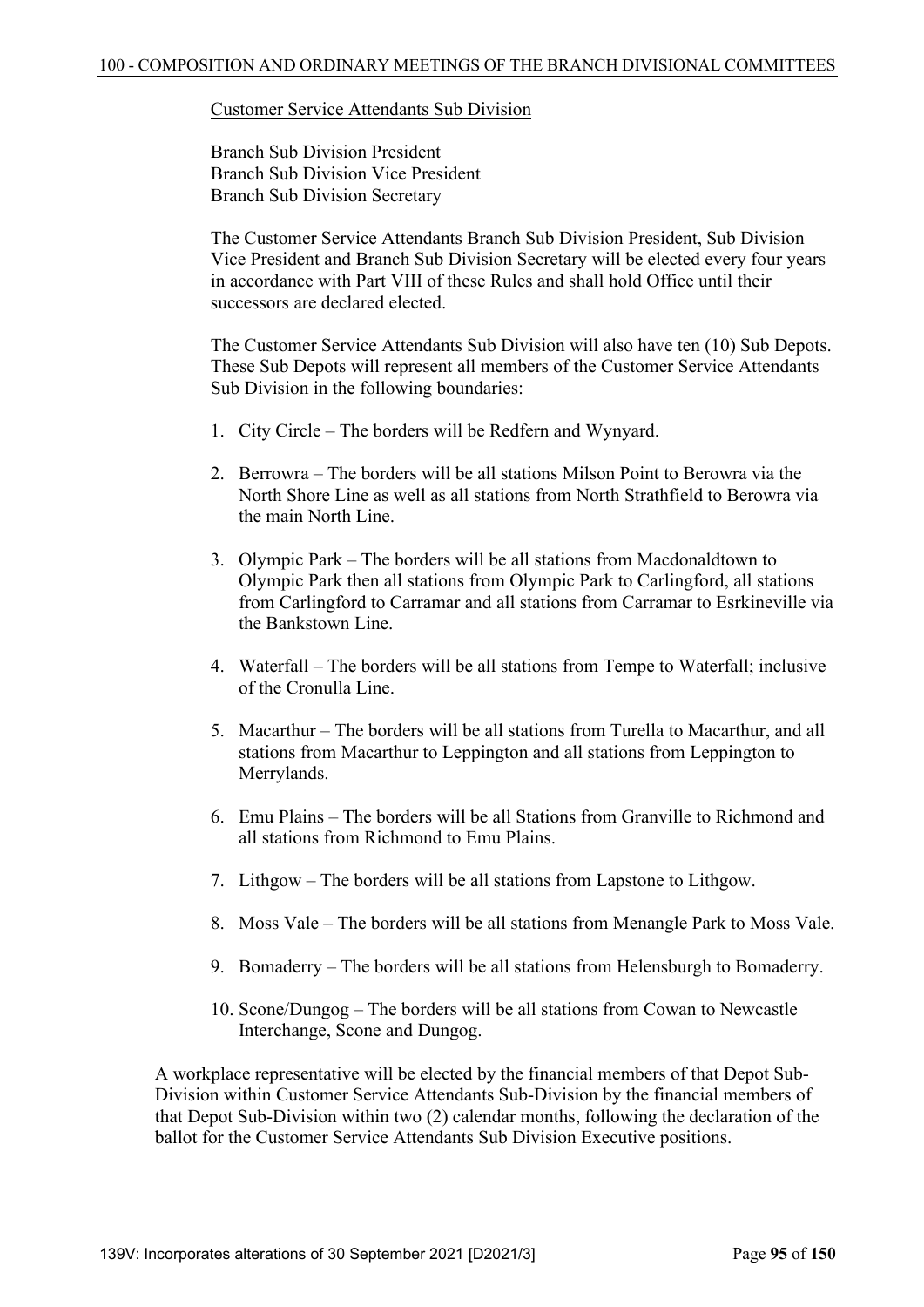Customer Service Attendants Sub Division

Branch Sub Division President
Branch Sub Division Vice President
Branch Sub Division Secretary

The Customer Service Attendants Branch Sub Division President, Sub Division Vice President and Branch Sub Division Secretary will be elected every four years in accordance with Part VIII of these Rules and shall hold Office until their successors are declared elected.

The Customer Service Attendants Sub Division will also have ten (10) Sub Depots. These Sub Depots will represent all members of the Customer Service Attendants Sub Division in the following boundaries:

1. City Circle – The borders will be Redfern and Wynyard.
2. Berrowra – The borders will be all stations Milson Point to Berowra via the North Shore Line as well as all stations from North Strathfield to Berowra via the main North Line.
3. Olympic Park – The borders will be all stations from Macdonaldtown to Olympic Park then all stations from Olympic Park to Carlingford, all stations from Carlingford to Carramar and all stations from Carramar to Esrkineville via the Bankstown Line.
4. Waterfall – The borders will be all stations from Tempe to Waterfall; inclusive of the Cronulla Line.
5. Macarthur – The borders will be all stations from Turella to Macarthur, and all stations from Macarthur to Leppington and all stations from Leppington to Merrylands.
6. Emu Plains – The borders will be all Stations from Granville to Richmond and all stations from Richmond to Emu Plains.
7. Lithgow – The borders will be all stations from Lapstone to Lithgow.
8. Moss Vale – The borders will be all stations from Menangle Park to Moss Vale.
9. Bomaderry – The borders will be all stations from Helensburgh to Bomaderry.
10. Scone/Dungog – The borders will be all stations from Cowan to Newcastle Interchange, Scone and Dungog.

A workplace representative will be elected by the financial members of that Depot Sub-Division within Customer Service Attendants Sub-Division by the financial members of that Depot Sub-Division within two (2) calendar months, following the declaration of the ballot for the Customer Service Attendants Sub Division Executive positions.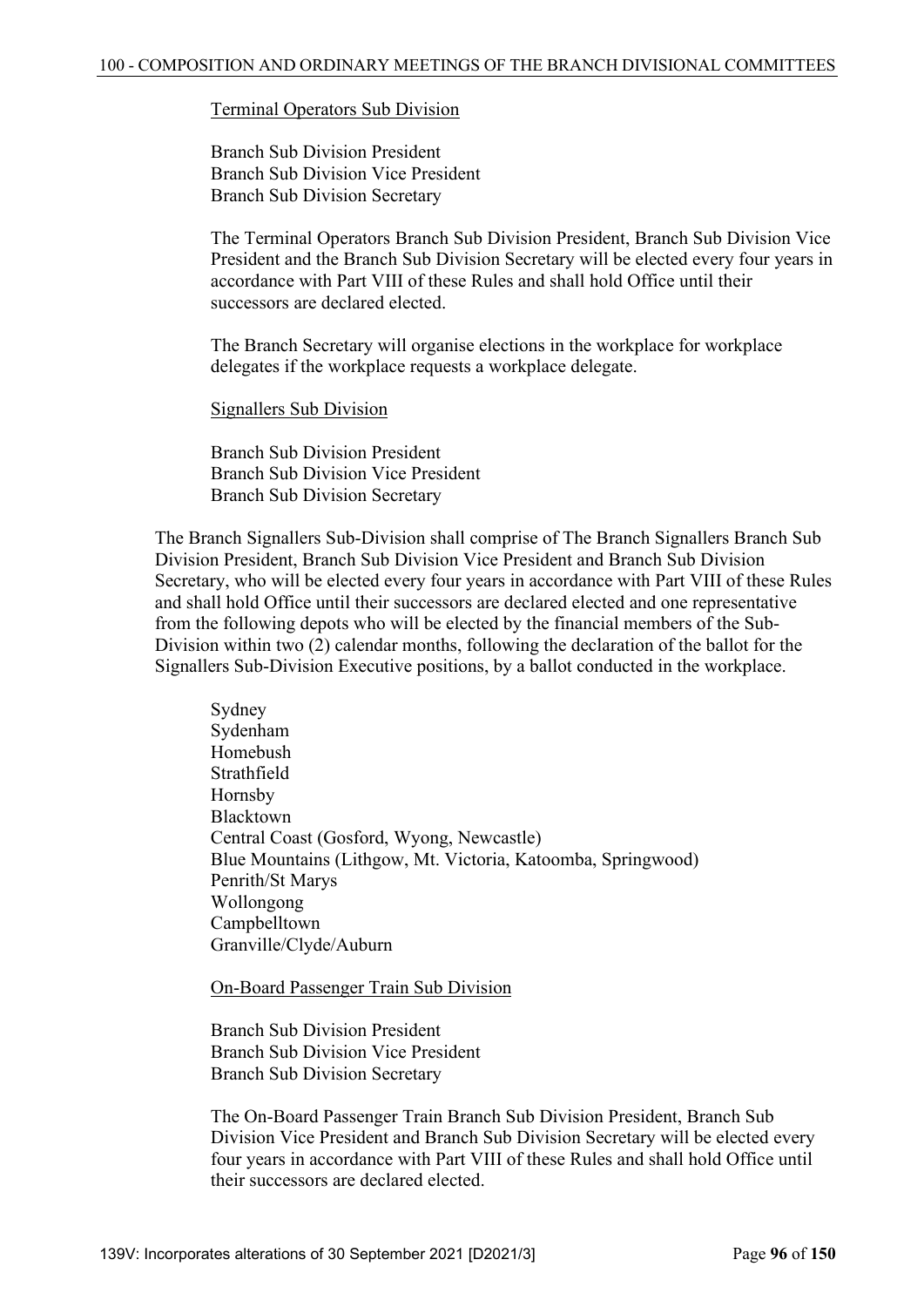Terminal Operators Sub Division

Branch Sub Division President
Branch Sub Division Vice President
Branch Sub Division Secretary

The Terminal Operators Branch Sub Division President, Branch Sub Division Vice President and the Branch Sub Division Secretary will be elected every four years in accordance with Part VIII of these Rules and shall hold Office until their successors are declared elected.

The Branch Secretary will organise elections in the workplace for workplace delegates if the workplace requests a workplace delegate.

Signallers Sub Division

Branch Sub Division President
Branch Sub Division Vice President
Branch Sub Division Secretary

The Branch Signallers Sub-Division shall comprise of The Branch Signallers Branch Sub Division President, Branch Sub Division Vice President and Branch Sub Division Secretary, who will be elected every four years in accordance with Part VIII of these Rules and shall hold Office until their successors are declared elected and one representative from the following depots who will be elected by the financial members of the Sub-Division within two (2) calendar months, following the declaration of the ballot for the Signallers Sub-Division Executive positions, by a ballot conducted in the workplace.

Sydney
Sydenham
Homebush
Strathfield
Hornsby
Blacktown
Central Coast (Gosford, Wyong, Newcastle)
Blue Mountains (Lithgow, Mt. Victoria, Katoomba, Springwood)
Penrith/St Marys
Wollongong
Campbelltown
Granville/Clyde/Auburn

On-Board Passenger Train Sub Division

Branch Sub Division President
Branch Sub Division Vice President
Branch Sub Division Secretary

The On-Board Passenger Train Branch Sub Division President, Branch Sub Division Vice President and Branch Sub Division Secretary will be elected every four years in accordance with Part VIII of these Rules and shall hold Office until their successors are declared elected.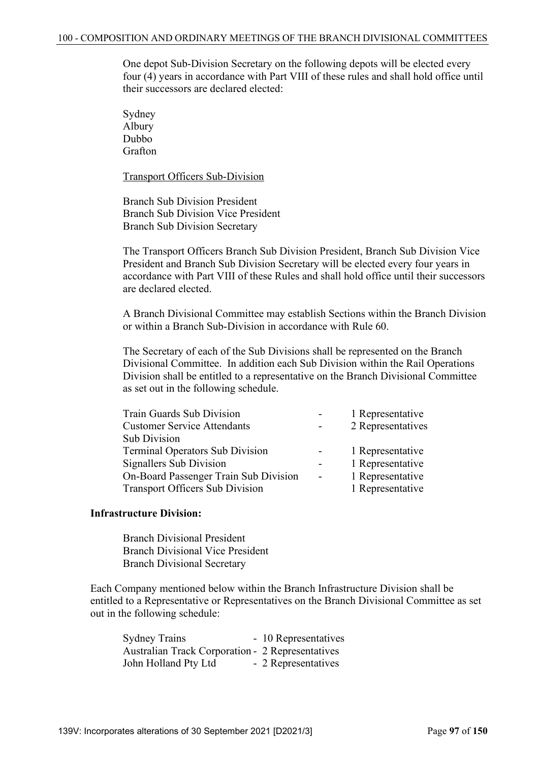One depot Sub-Division Secretary on the following depots will be elected every four (4) years in accordance with Part VIII of these rules and shall hold office until their successors are declared elected:

Sydney
Albury
Dubbo
Grafton

Transport Officers Sub-Division

Branch Sub Division President
Branch Sub Division Vice President
Branch Sub Division Secretary

The Transport Officers Branch Sub Division President, Branch Sub Division Vice President and Branch Sub Division Secretary will be elected every four years in accordance with Part VIII of these Rules and shall hold office until their successors are declared elected.

A Branch Divisional Committee may establish Sections within the Branch Division or within a Branch Sub-Division in accordance with Rule 60.

The Secretary of each of the Sub Divisions shall be represented on the Branch Divisional Committee. In addition each Sub Division within the Rail Operations Division shall be entitled to a representative on the Branch Divisional Committee as set out in the following schedule.

| | | |
|---|---|---|
| Train Guards Sub Division | - | 1 Representative |
| Customer Service Attendants Sub Division | - | 2 Representatives |
| Terminal Operators Sub Division | - | 1 Representative |
| Signallers Sub Division | - | 1 Representative |
| On-Board Passenger Train Sub Division | - | 1 Representative |
| Transport Officers Sub Division | | 1 Representative |

**Infrastructure Division:**

Branch Divisional President
Branch Divisional Vice President
Branch Divisional Secretary

Each Company mentioned below within the Branch Infrastructure Division shall be entitled to a Representative or Representatives on the Branch Divisional Committee as set out in the following schedule:

| | |
|---|---|
| Sydney Trains | - 10 Representatives |
| Australian Track Corporation | - 2 Representatives |
| John Holland Pty Ltd | - 2 Representatives |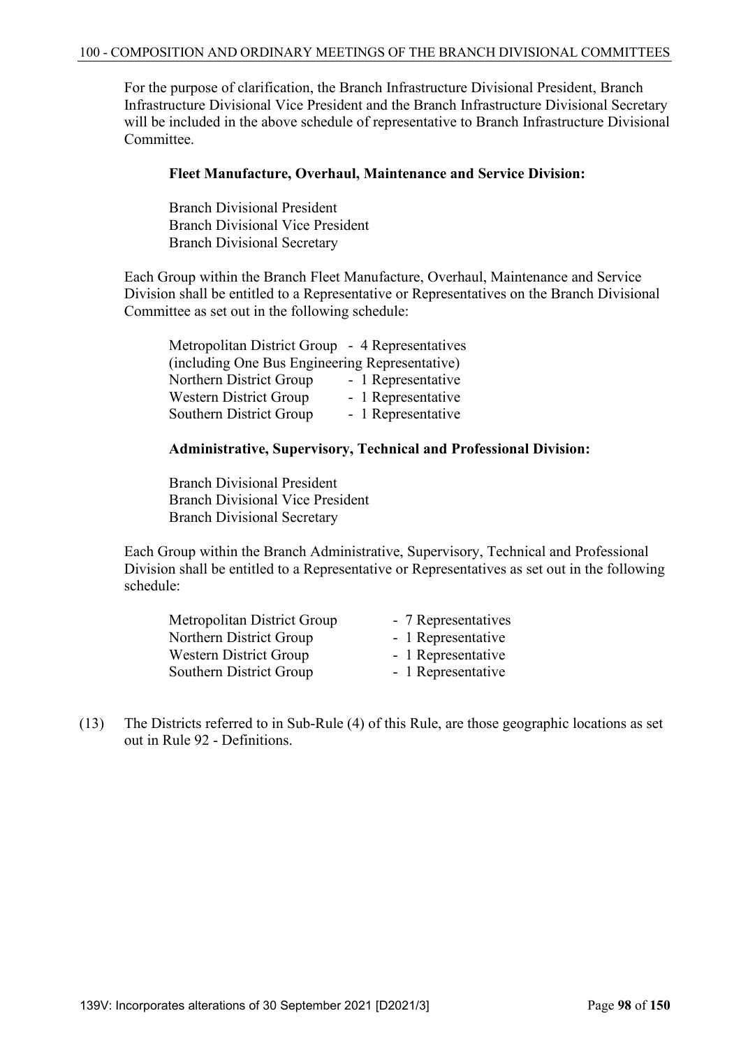For the purpose of clarification, the Branch Infrastructure Divisional President, Branch Infrastructure Divisional Vice President and the Branch Infrastructure Divisional Secretary will be included in the above schedule of representative to Branch Infrastructure Divisional Committee.

**Fleet Manufacture, Overhaul, Maintenance and Service Division:**

Branch Divisional President
Branch Divisional Vice President
Branch Divisional Secretary

Each Group within the Branch Fleet Manufacture, Overhaul, Maintenance and Service Division shall be entitled to a Representative or Representatives on the Branch Divisional Committee as set out in the following schedule:

Metropolitan District Group - 4 Representatives
(including One Bus Engineering Representative)
Northern District Group - 1 Representative
Western District Group - 1 Representative
Southern District Group - 1 Representative

**Administrative, Supervisory, Technical and Professional Division:**

Branch Divisional President
Branch Divisional Vice President
Branch Divisional Secretary

Each Group within the Branch Administrative, Supervisory, Technical and Professional Division shall be entitled to a Representative or Representatives as set out in the following schedule:

Metropolitan District Group - 7 Representatives
Northern District Group - 1 Representative
Western District Group - 1 Representative
Southern District Group - 1 Representative

(13) The Districts referred to in Sub-Rule (4) of this Rule, are those geographic locations as set out in Rule 92 - Definitions.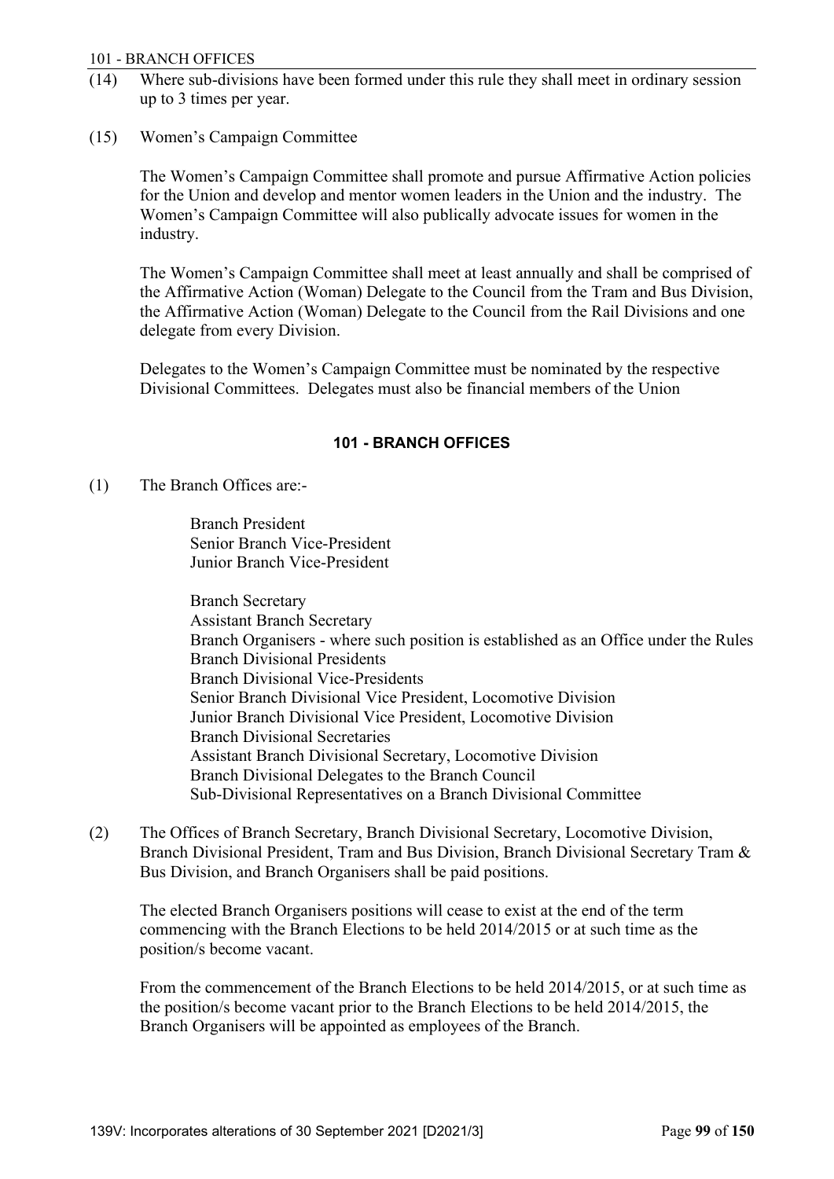(14) Where sub-divisions have been formed under this rule they shall meet in ordinary session up to 3 times per year.

(15) Women's Campaign Committee

The Women's Campaign Committee shall promote and pursue Affirmative Action policies for the Union and develop and mentor women leaders in the Union and the industry. The Women's Campaign Committee will also publically advocate issues for women in the industry.

The Women's Campaign Committee shall meet at least annually and shall be comprised of the Affirmative Action (Woman) Delegate to the Council from the Tram and Bus Division, the Affirmative Action (Woman) Delegate to the Council from the Rail Divisions and one delegate from every Division.

Delegates to the Women's Campaign Committee must be nominated by the respective Divisional Committees. Delegates must also be financial members of the Union

## 101 - BRANCH OFFICES

(1) The Branch Offices are:-

Branch President
Senior Branch Vice-President
Junior Branch Vice-President

Branch Secretary
Assistant Branch Secretary
Branch Organisers - where such position is established as an Office under the Rules
Branch Divisional Presidents
Branch Divisional Vice-Presidents
Senior Branch Divisional Vice President, Locomotive Division
Junior Branch Divisional Vice President, Locomotive Division
Branch Divisional Secretaries
Assistant Branch Divisional Secretary, Locomotive Division
Branch Divisional Delegates to the Branch Council
Sub-Divisional Representatives on a Branch Divisional Committee

(2) The Offices of Branch Secretary, Branch Divisional Secretary, Locomotive Division, Branch Divisional President, Tram and Bus Division, Branch Divisional Secretary Tram & Bus Division, and Branch Organisers shall be paid positions.

The elected Branch Organisers positions will cease to exist at the end of the term commencing with the Branch Elections to be held 2014/2015 or at such time as the position/s become vacant.

From the commencement of the Branch Elections to be held 2014/2015, or at such time as the position/s become vacant prior to the Branch Elections to be held 2014/2015, the Branch Organisers will be appointed as employees of the Branch.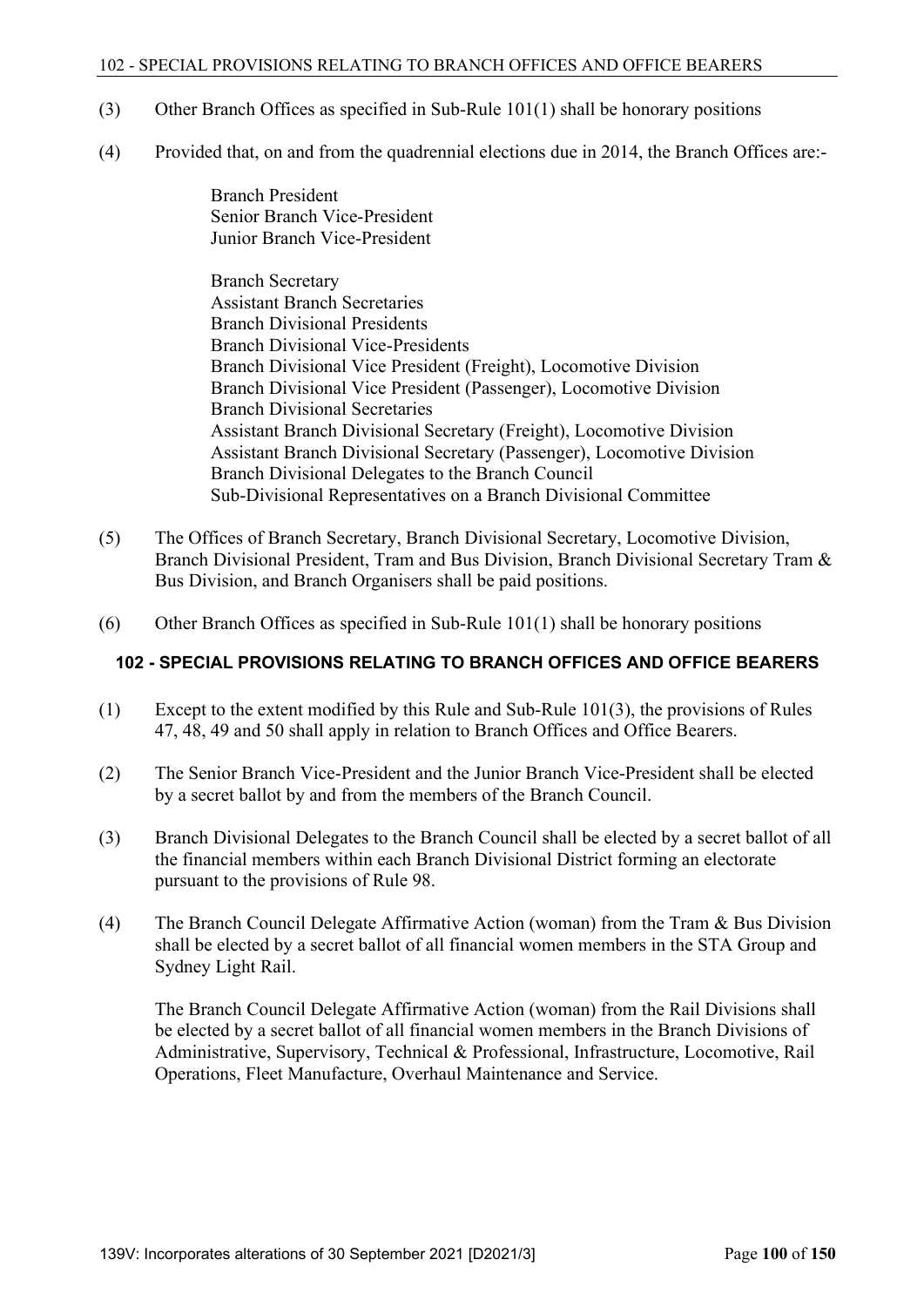(3) Other Branch Offices as specified in Sub-Rule 101(1) shall be honorary positions

(4) Provided that, on and from the quadrennial elections due in 2014, the Branch Offices are:-

Branch President
Senior Branch Vice-President
Junior Branch Vice-President

Branch Secretary
Assistant Branch Secretaries
Branch Divisional Presidents
Branch Divisional Vice-Presidents
Branch Divisional Vice President (Freight), Locomotive Division
Branch Divisional Vice President (Passenger), Locomotive Division
Branch Divisional Secretaries
Assistant Branch Divisional Secretary (Freight), Locomotive Division
Assistant Branch Divisional Secretary (Passenger), Locomotive Division
Branch Divisional Delegates to the Branch Council
Sub-Divisional Representatives on a Branch Divisional Committee

(5) The Offices of Branch Secretary, Branch Divisional Secretary, Locomotive Division, Branch Divisional President, Tram and Bus Division, Branch Divisional Secretary Tram & Bus Division, and Branch Organisers shall be paid positions.

(6) Other Branch Offices as specified in Sub-Rule 101(1) shall be honorary positions

### 102 - SPECIAL PROVISIONS RELATING TO BRANCH OFFICES AND OFFICE BEARERS

(1) Except to the extent modified by this Rule and Sub-Rule 101(3), the provisions of Rules 47, 48, 49 and 50 shall apply in relation to Branch Offices and Office Bearers.

(2) The Senior Branch Vice-President and the Junior Branch Vice-President shall be elected by a secret ballot by and from the members of the Branch Council.

(3) Branch Divisional Delegates to the Branch Council shall be elected by a secret ballot of all the financial members within each Branch Divisional District forming an electorate pursuant to the provisions of Rule 98.

(4) The Branch Council Delegate Affirmative Action (woman) from the Tram & Bus Division shall be elected by a secret ballot of all financial women members in the STA Group and Sydney Light Rail.

The Branch Council Delegate Affirmative Action (woman) from the Rail Divisions shall be elected by a secret ballot of all financial women members in the Branch Divisions of Administrative, Supervisory, Technical & Professional, Infrastructure, Locomotive, Rail Operations, Fleet Manufacture, Overhaul Maintenance and Service.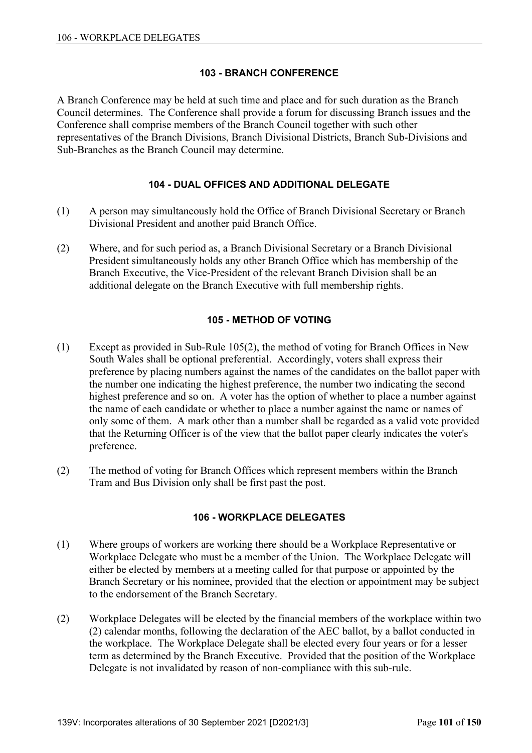### 103 - BRANCH CONFERENCE

A Branch Conference may be held at such time and place and for such duration as the Branch Council determines. The Conference shall provide a forum for discussing Branch issues and the Conference shall comprise members of the Branch Council together with such other representatives of the Branch Divisions, Branch Divisional Districts, Branch Sub-Divisions and Sub-Branches as the Branch Council may determine.

### 104 - DUAL OFFICES AND ADDITIONAL DELEGATE

(1) A person may simultaneously hold the Office of Branch Divisional Secretary or Branch Divisional President and another paid Branch Office.

(2) Where, and for such period as, a Branch Divisional Secretary or a Branch Divisional President simultaneously holds any other Branch Office which has membership of the Branch Executive, the Vice-President of the relevant Branch Division shall be an additional delegate on the Branch Executive with full membership rights.

### 105 - METHOD OF VOTING

(1) Except as provided in Sub-Rule 105(2), the method of voting for Branch Offices in New South Wales shall be optional preferential. Accordingly, voters shall express their preference by placing numbers against the names of the candidates on the ballot paper with the number one indicating the highest preference, the number two indicating the second highest preference and so on. A voter has the option of whether to place a number against the name of each candidate or whether to place a number against the name or names of only some of them. A mark other than a number shall be regarded as a valid vote provided that the Returning Officer is of the view that the ballot paper clearly indicates the voter's preference.

(2) The method of voting for Branch Offices which represent members within the Branch Tram and Bus Division only shall be first past the post.

### 106 - WORKPLACE DELEGATES

(1) Where groups of workers are working there should be a Workplace Representative or Workplace Delegate who must be a member of the Union. The Workplace Delegate will either be elected by members at a meeting called for that purpose or appointed by the Branch Secretary or his nominee, provided that the election or appointment may be subject to the endorsement of the Branch Secretary.

(2) Workplace Delegates will be elected by the financial members of the workplace within two (2) calendar months, following the declaration of the AEC ballot, by a ballot conducted in the workplace. The Workplace Delegate shall be elected every four years or for a lesser term as determined by the Branch Executive. Provided that the position of the Workplace Delegate is not invalidated by reason of non-compliance with this sub-rule.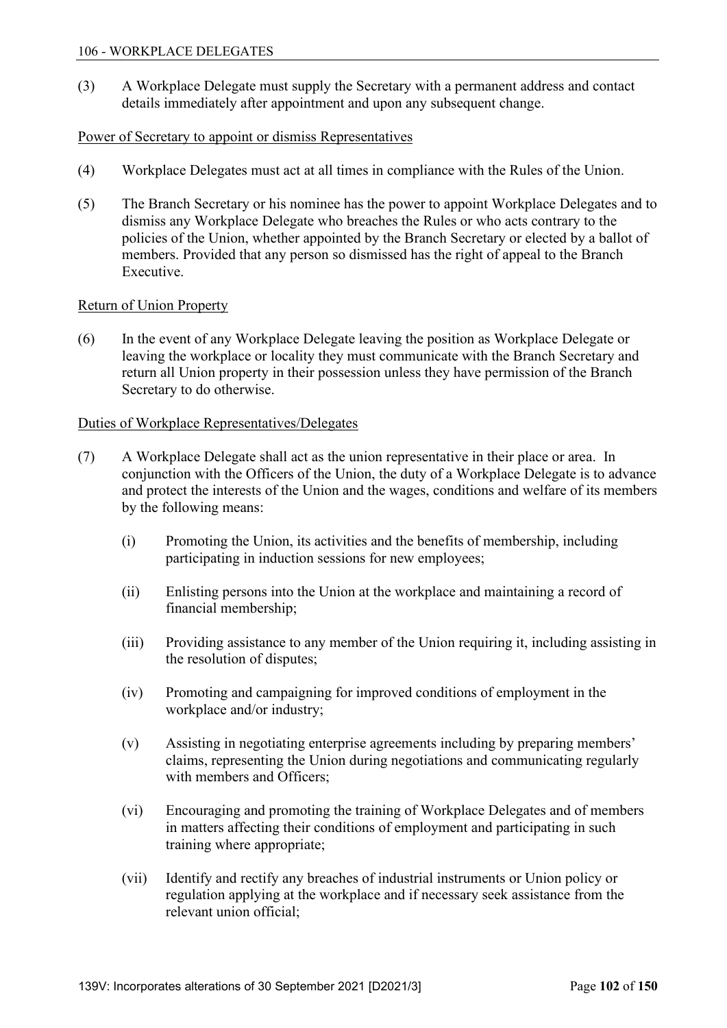(3) A Workplace Delegate must supply the Secretary with a permanent address and contact details immediately after appointment and upon any subsequent change.

Power of Secretary to appoint or dismiss Representatives

(4) Workplace Delegates must act at all times in compliance with the Rules of the Union.

(5) The Branch Secretary or his nominee has the power to appoint Workplace Delegates and to dismiss any Workplace Delegate who breaches the Rules or who acts contrary to the policies of the Union, whether appointed by the Branch Secretary or elected by a ballot of members. Provided that any person so dismissed has the right of appeal to the Branch Executive.

Return of Union Property

(6) In the event of any Workplace Delegate leaving the position as Workplace Delegate or leaving the workplace or locality they must communicate with the Branch Secretary and return all Union property in their possession unless they have permission of the Branch Secretary to do otherwise.

Duties of Workplace Representatives/Delegates

(7) A Workplace Delegate shall act as the union representative in their place or area. In conjunction with the Officers of the Union, the duty of a Workplace Delegate is to advance and protect the interests of the Union and the wages, conditions and welfare of its members by the following means:

(i) Promoting the Union, its activities and the benefits of membership, including participating in induction sessions for new employees;

(ii) Enlisting persons into the Union at the workplace and maintaining a record of financial membership;

(iii) Providing assistance to any member of the Union requiring it, including assisting in the resolution of disputes;

(iv) Promoting and campaigning for improved conditions of employment in the workplace and/or industry;

(v) Assisting in negotiating enterprise agreements including by preparing members' claims, representing the Union during negotiations and communicating regularly with members and Officers;

(vi) Encouraging and promoting the training of Workplace Delegates and of members in matters affecting their conditions of employment and participating in such training where appropriate;

(vii) Identify and rectify any breaches of industrial instruments or Union policy or regulation applying at the workplace and if necessary seek assistance from the relevant union official;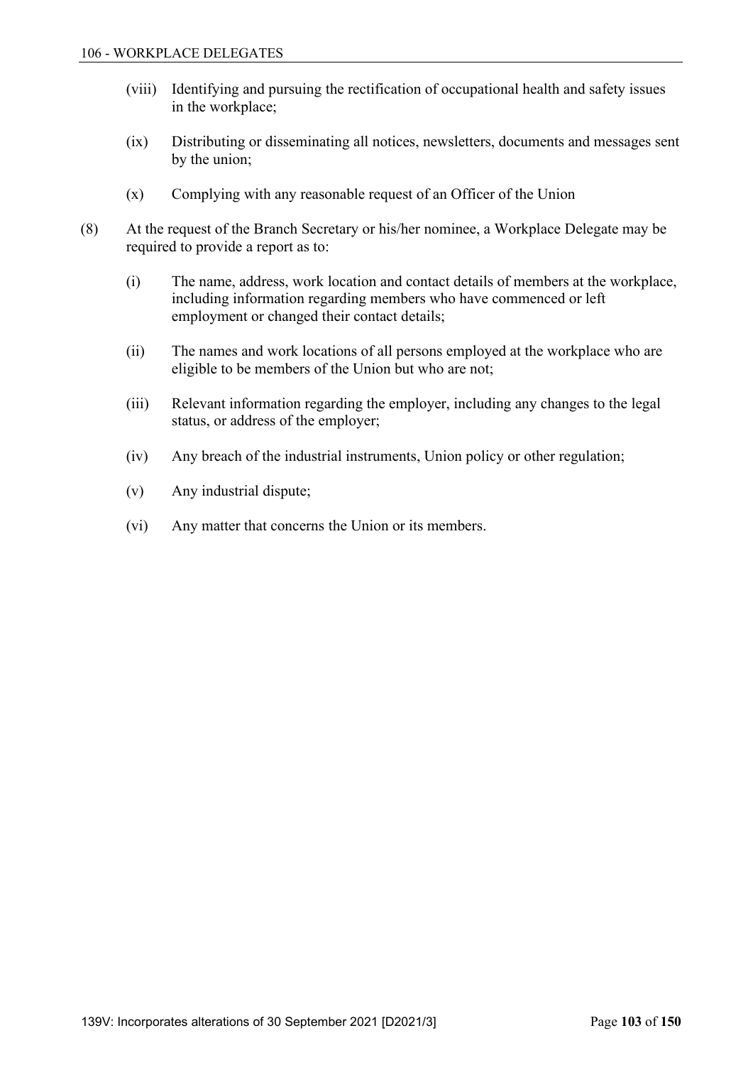(viii) Identifying and pursuing the rectification of occupational health and safety issues in the workplace;

(ix) Distributing or disseminating all notices, newsletters, documents and messages sent by the union;

(x) Complying with any reasonable request of an Officer of the Union

(8) At the request of the Branch Secretary or his/her nominee, a Workplace Delegate may be required to provide a report as to:

(i) The name, address, work location and contact details of members at the workplace, including information regarding members who have commenced or left employment or changed their contact details;

(ii) The names and work locations of all persons employed at the workplace who are eligible to be members of the Union but who are not;

(iii) Relevant information regarding the employer, including any changes to the legal status, or address of the employer;

(iv) Any breach of the industrial instruments, Union policy or other regulation;

(v) Any industrial dispute;

(vi) Any matter that concerns the Union or its members.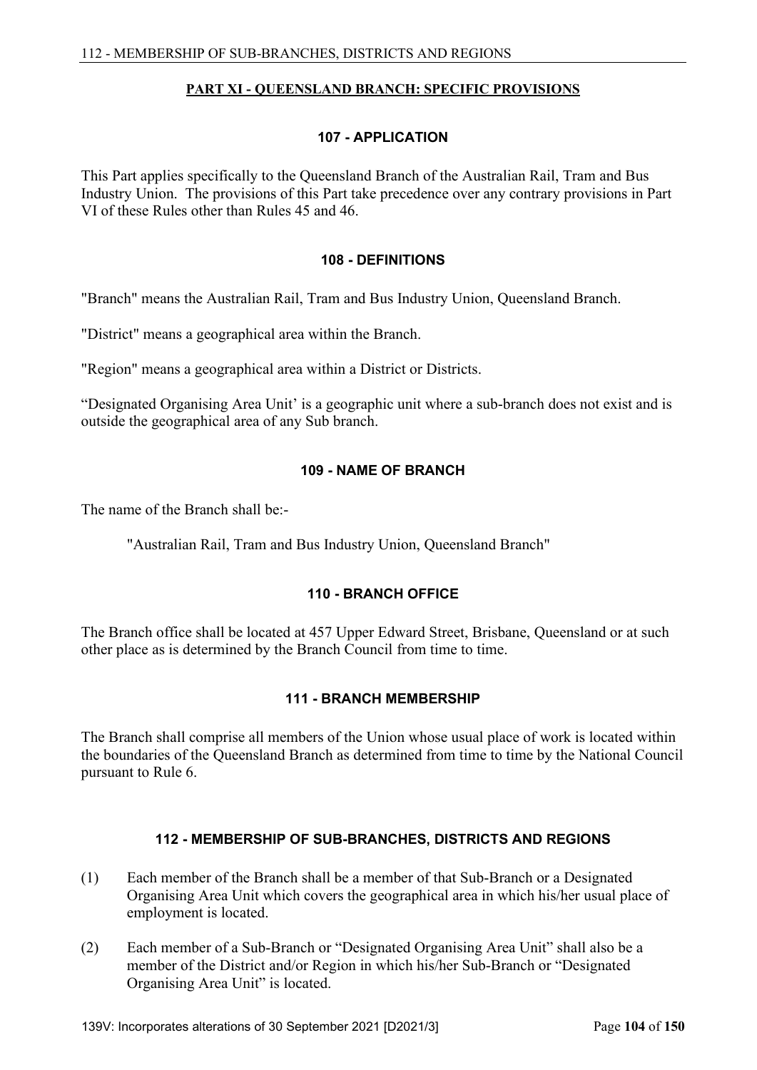## PART XI - QUEENSLAND BRANCH: SPECIFIC PROVISIONS

### 107 - APPLICATION

This Part applies specifically to the Queensland Branch of the Australian Rail, Tram and Bus Industry Union. The provisions of this Part take precedence over any contrary provisions in Part VI of these Rules other than Rules 45 and 46.

### 108 - DEFINITIONS

"Branch" means the Australian Rail, Tram and Bus Industry Union, Queensland Branch.

"District" means a geographical area within the Branch.

"Region" means a geographical area within a District or Districts.

“Designated Organising Area Unit’ is a geographic unit where a sub-branch does not exist and is outside the geographical area of any Sub branch.

### 109 - NAME OF BRANCH

The name of the Branch shall be:-

"Australian Rail, Tram and Bus Industry Union, Queensland Branch"

### 110 - BRANCH OFFICE

The Branch office shall be located at 457 Upper Edward Street, Brisbane, Queensland or at such other place as is determined by the Branch Council from time to time.

### 111 - BRANCH MEMBERSHIP

The Branch shall comprise all members of the Union whose usual place of work is located within the boundaries of the Queensland Branch as determined from time to time by the National Council pursuant to Rule 6.

### 112 - MEMBERSHIP OF SUB-BRANCHES, DISTRICTS AND REGIONS

(1) Each member of the Branch shall be a member of that Sub-Branch or a Designated Organising Area Unit which covers the geographical area in which his/her usual place of employment is located.

(2) Each member of a Sub-Branch or “Designated Organising Area Unit” shall also be a member of the District and/or Region in which his/her Sub-Branch or “Designated Organising Area Unit” is located.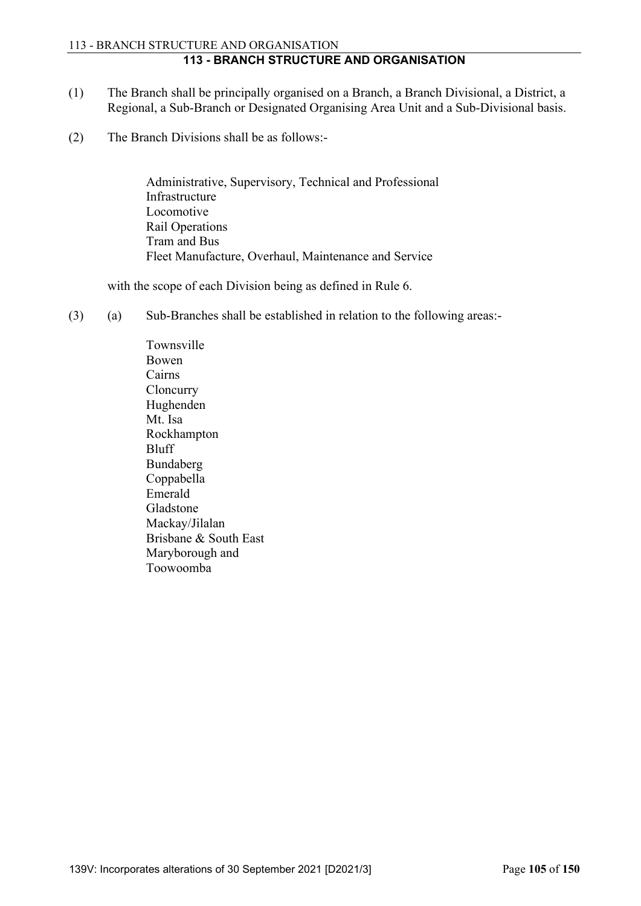# 113 - BRANCH STRUCTURE AND ORGANISATION

(1) The Branch shall be principally organised on a Branch, a Branch Divisional, a District, a Regional, a Sub-Branch or Designated Organising Area Unit and a Sub-Divisional basis.

(2) The Branch Divisions shall be as follows:-

Administrative, Supervisory, Technical and Professional
Infrastructure
Locomotive
Rail Operations
Tram and Bus
Fleet Manufacture, Overhaul, Maintenance and Service

with the scope of each Division being as defined in Rule 6.

(3) (a) Sub-Branches shall be established in relation to the following areas:-

Townsville
Bowen
Cairns
Cloncurry
Hughenden
Mt. Isa
Rockhampton
Bluff
Bundaberg
Coppabella
Emerald
Gladstone
Mackay/Jilalan
Brisbane & South East
Maryborough and
Toowoomba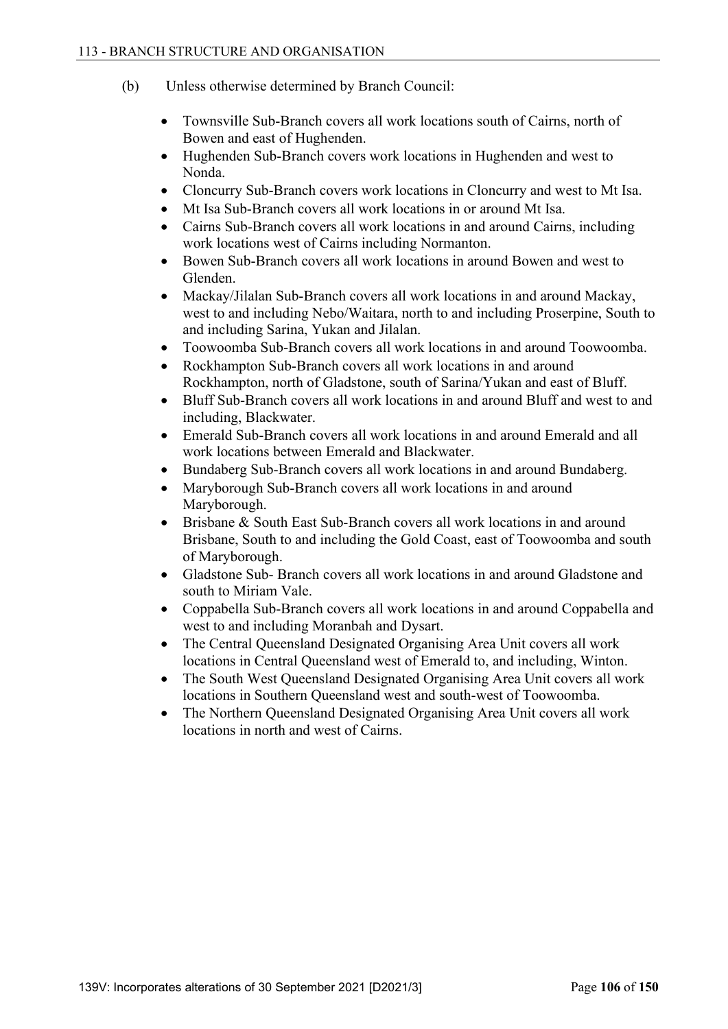(b) Unless otherwise determined by Branch Council:

- Townsville Sub-Branch covers all work locations south of Cairns, north of Bowen and east of Hughenden.
- Hughenden Sub-Branch covers work locations in Hughenden and west to Nonda.
- Cloncurry Sub-Branch covers work locations in Cloncurry and west to Mt Isa.
- Mt Isa Sub-Branch covers all work locations in or around Mt Isa.
- Cairns Sub-Branch covers all work locations in and around Cairns, including work locations west of Cairns including Normanton.
- Bowen Sub-Branch covers all work locations in around Bowen and west to Glenden.
- Mackay/Jilalan Sub-Branch covers all work locations in and around Mackay, west to and including Nebo/Waitara, north to and including Proserpine, South to and including Sarina, Yukan and Jilalan.
- Toowoomba Sub-Branch covers all work locations in and around Toowoomba.
- Rockhampton Sub-Branch covers all work locations in and around Rockhampton, north of Gladstone, south of Sarina/Yukan and east of Bluff.
- Bluff Sub-Branch covers all work locations in and around Bluff and west to and including, Blackwater.
- Emerald Sub-Branch covers all work locations in and around Emerald and all work locations between Emerald and Blackwater.
- Bundaberg Sub-Branch covers all work locations in and around Bundaberg.
- Maryborough Sub-Branch covers all work locations in and around Maryborough.
- Brisbane & South East Sub-Branch covers all work locations in and around Brisbane, South to and including the Gold Coast, east of Toowoomba and south of Maryborough.
- Gladstone Sub- Branch covers all work locations in and around Gladstone and south to Miriam Vale.
- Coppabella Sub-Branch covers all work locations in and around Coppabella and west to and including Moranbah and Dysart.
- The Central Queensland Designated Organising Area Unit covers all work locations in Central Queensland west of Emerald to, and including, Winton.
- The South West Queensland Designated Organising Area Unit covers all work locations in Southern Queensland west and south-west of Toowoomba.
- The Northern Queensland Designated Organising Area Unit covers all work locations in north and west of Cairns.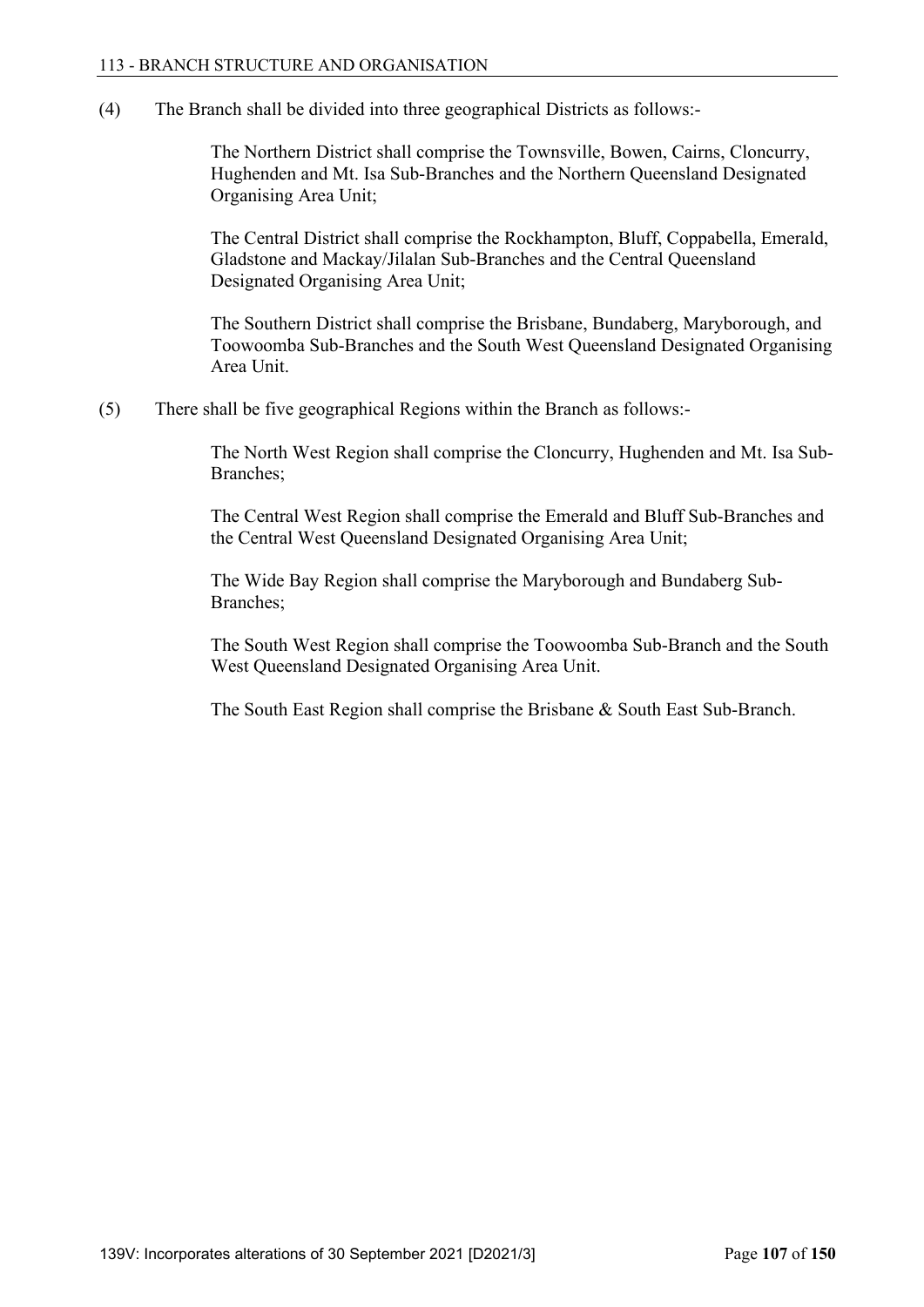(4) The Branch shall be divided into three geographical Districts as follows:-

The Northern District shall comprise the Townsville, Bowen, Cairns, Cloncurry, Hughenden and Mt. Isa Sub-Branches and the Northern Queensland Designated Organising Area Unit;

The Central District shall comprise the Rockhampton, Bluff, Coppabella, Emerald, Gladstone and Mackay/Jilalan Sub-Branches and the Central Queensland Designated Organising Area Unit;

The Southern District shall comprise the Brisbane, Bundaberg, Maryborough, and Toowoomba Sub-Branches and the South West Queensland Designated Organising Area Unit.

(5) There shall be five geographical Regions within the Branch as follows:-

The North West Region shall comprise the Cloncurry, Hughenden and Mt. Isa Sub-Branches;

The Central West Region shall comprise the Emerald and Bluff Sub-Branches and the Central West Queensland Designated Organising Area Unit;

The Wide Bay Region shall comprise the Maryborough and Bundaberg Sub-Branches;

The South West Region shall comprise the Toowoomba Sub-Branch and the South West Queensland Designated Organising Area Unit.

The South East Region shall comprise the Brisbane & South East Sub-Branch.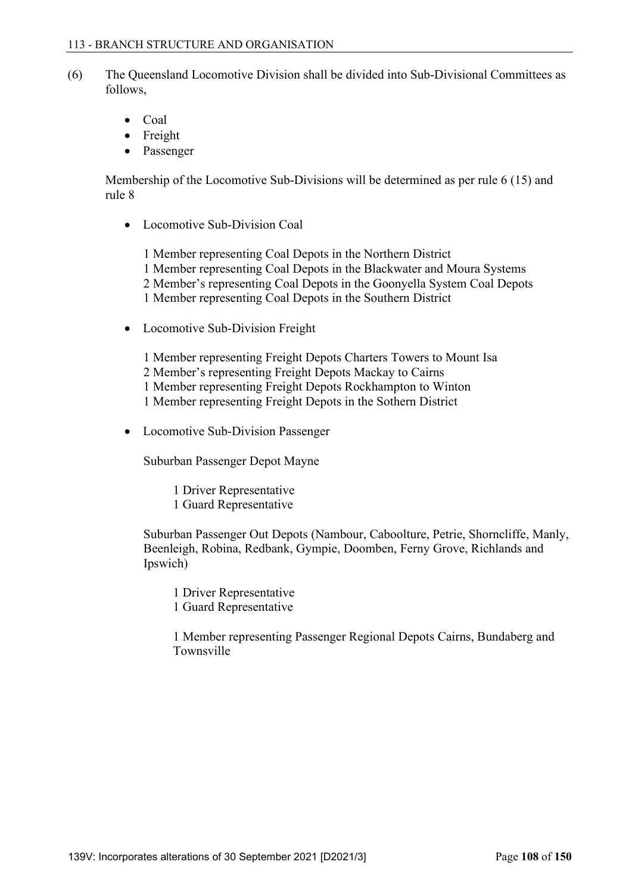(6) The Queensland Locomotive Division shall be divided into Sub-Divisional Committees as follows,

- Coal
- Freight
- Passenger

Membership of the Locomotive Sub-Divisions will be determined as per rule 6 (15) and rule 8

- Locomotive Sub-Division Coal

  1 Member representing Coal Depots in the Northern District
  1 Member representing Coal Depots in the Blackwater and Moura Systems
  2 Member's representing Coal Depots in the Goonyella System Coal Depots
  1 Member representing Coal Depots in the Southern District

- Locomotive Sub-Division Freight

  1 Member representing Freight Depots Charters Towers to Mount Isa
  2 Member's representing Freight Depots Mackay to Cairns
  1 Member representing Freight Depots Rockhampton to Winton
  1 Member representing Freight Depots in the Sothern District

- Locomotive Sub-Division Passenger

  Suburban Passenger Depot Mayne

    1 Driver Representative
    1 Guard Representative

  Suburban Passenger Out Depots (Nambour, Caboolture, Petrie, Shorncliffe, Manly, Beenleigh, Robina, Redbank, Gympie, Doomben, Ferny Grove, Richlands and Ipswich)

    1 Driver Representative
    1 Guard Representative

    1 Member representing Passenger Regional Depots Cairns, Bundaberg and Townsville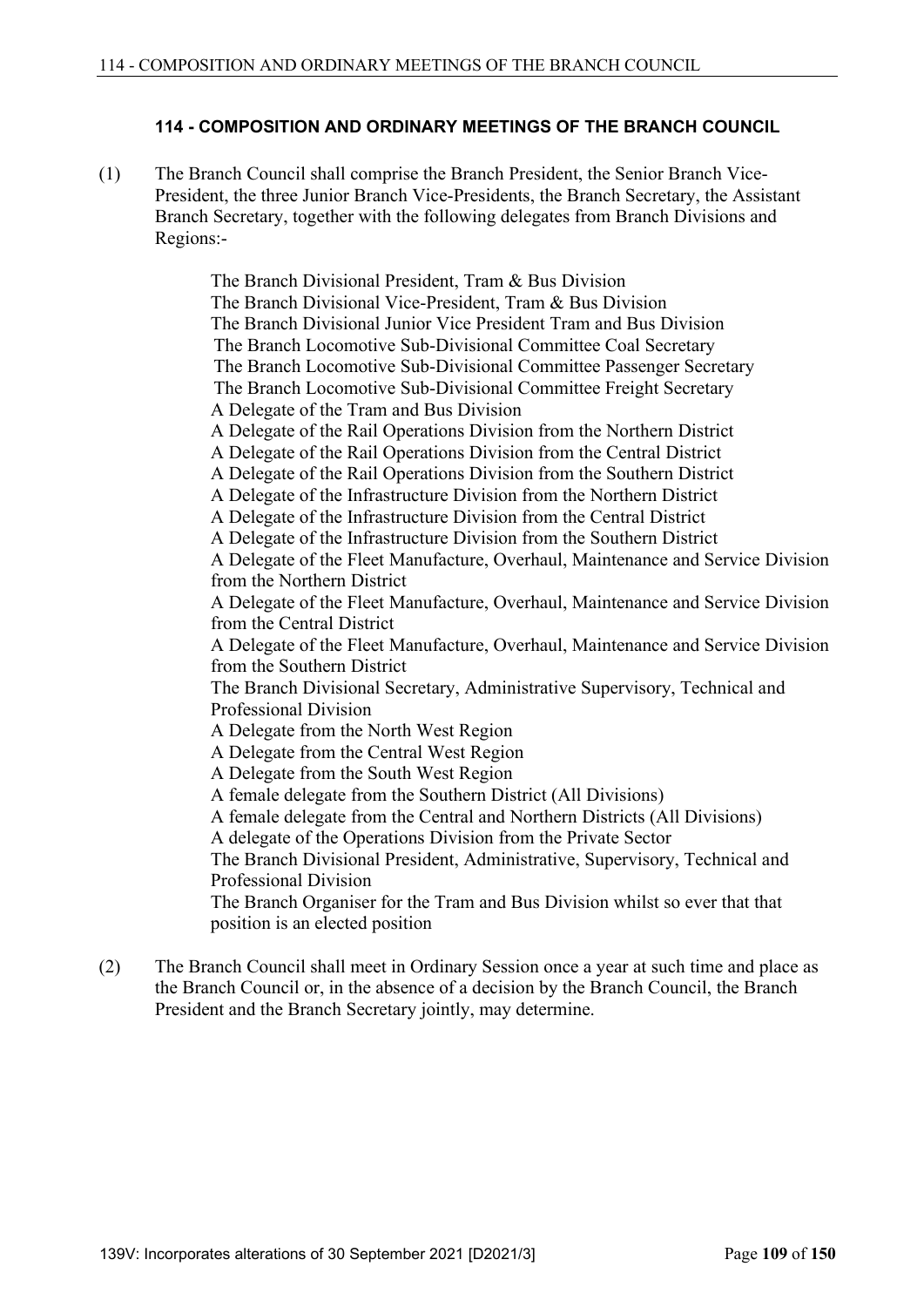### 114 - COMPOSITION AND ORDINARY MEETINGS OF THE BRANCH COUNCIL

(1) The Branch Council shall comprise the Branch President, the Senior Branch Vice-President, the three Junior Branch Vice-Presidents, the Branch Secretary, the Assistant Branch Secretary, together with the following delegates from Branch Divisions and Regions:-

The Branch Divisional President, Tram & Bus Division
The Branch Divisional Vice-President, Tram & Bus Division
The Branch Divisional Junior Vice President Tram and Bus Division
The Branch Locomotive Sub-Divisional Committee Coal Secretary
The Branch Locomotive Sub-Divisional Committee Passenger Secretary
The Branch Locomotive Sub-Divisional Committee Freight Secretary
A Delegate of the Tram and Bus Division
A Delegate of the Rail Operations Division from the Northern District
A Delegate of the Rail Operations Division from the Central District
A Delegate of the Rail Operations Division from the Southern District
A Delegate of the Infrastructure Division from the Northern District
A Delegate of the Infrastructure Division from the Central District
A Delegate of the Infrastructure Division from the Southern District
A Delegate of the Fleet Manufacture, Overhaul, Maintenance and Service Division from the Northern District
A Delegate of the Fleet Manufacture, Overhaul, Maintenance and Service Division from the Central District
A Delegate of the Fleet Manufacture, Overhaul, Maintenance and Service Division from the Southern District
The Branch Divisional Secretary, Administrative Supervisory, Technical and Professional Division
A Delegate from the North West Region
A Delegate from the Central West Region
A Delegate from the South West Region
A female delegate from the Southern District (All Divisions)
A female delegate from the Central and Northern Districts (All Divisions)
A delegate of the Operations Division from the Private Sector
The Branch Divisional President, Administrative, Supervisory, Technical and Professional Division
The Branch Organiser for the Tram and Bus Division whilst so ever that that position is an elected position

(2) The Branch Council shall meet in Ordinary Session once a year at such time and place as the Branch Council or, in the absence of a decision by the Branch Council, the Branch President and the Branch Secretary jointly, may determine.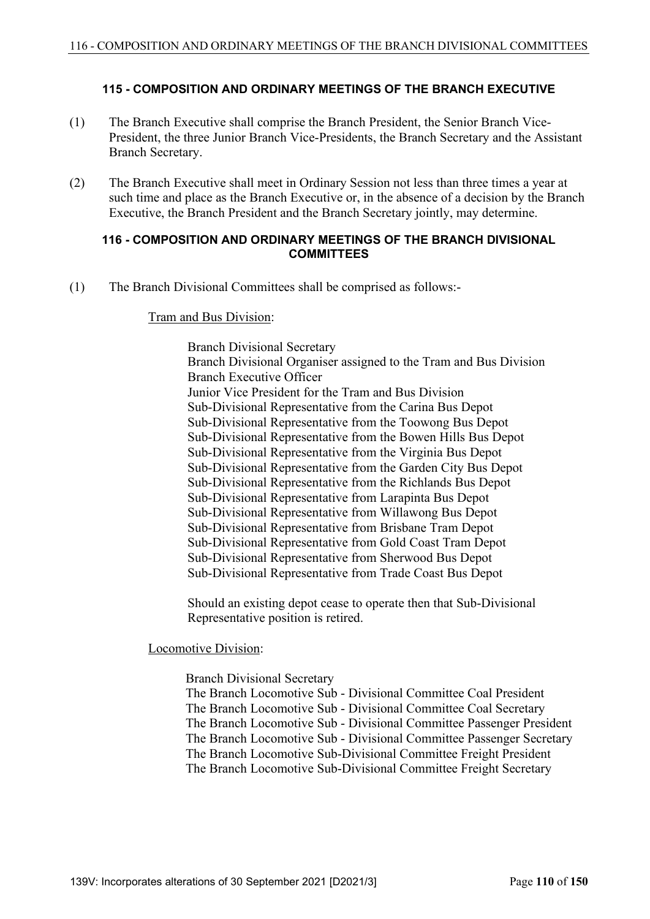## 115 - COMPOSITION AND ORDINARY MEETINGS OF THE BRANCH EXECUTIVE

(1) The Branch Executive shall comprise the Branch President, the Senior Branch Vice-President, the three Junior Branch Vice-Presidents, the Branch Secretary and the Assistant Branch Secretary.

(2) The Branch Executive shall meet in Ordinary Session not less than three times a year at such time and place as the Branch Executive or, in the absence of a decision by the Branch Executive, the Branch President and the Branch Secretary jointly, may determine.

## 116 - COMPOSITION AND ORDINARY MEETINGS OF THE BRANCH DIVISIONAL COMMITTEES

(1) The Branch Divisional Committees shall be comprised as follows:-

Tram and Bus Division:

Branch Divisional Secretary
Branch Divisional Organiser assigned to the Tram and Bus Division
Branch Executive Officer
Junior Vice President for the Tram and Bus Division
Sub-Divisional Representative from the Carina Bus Depot
Sub-Divisional Representative from the Toowong Bus Depot
Sub-Divisional Representative from the Bowen Hills Bus Depot
Sub-Divisional Representative from the Virginia Bus Depot
Sub-Divisional Representative from the Garden City Bus Depot
Sub-Divisional Representative from the Richlands Bus Depot
Sub-Divisional Representative from Larapinta Bus Depot
Sub-Divisional Representative from Willawong Bus Depot
Sub-Divisional Representative from Brisbane Tram Depot
Sub-Divisional Representative from Gold Coast Tram Depot
Sub-Divisional Representative from Sherwood Bus Depot
Sub-Divisional Representative from Trade Coast Bus Depot

Should an existing depot cease to operate then that Sub-Divisional Representative position is retired.

Locomotive Division:

Branch Divisional Secretary
The Branch Locomotive Sub - Divisional Committee Coal President
The Branch Locomotive Sub - Divisional Committee Coal Secretary
The Branch Locomotive Sub - Divisional Committee Passenger President
The Branch Locomotive Sub - Divisional Committee Passenger Secretary
The Branch Locomotive Sub-Divisional Committee Freight President
The Branch Locomotive Sub-Divisional Committee Freight Secretary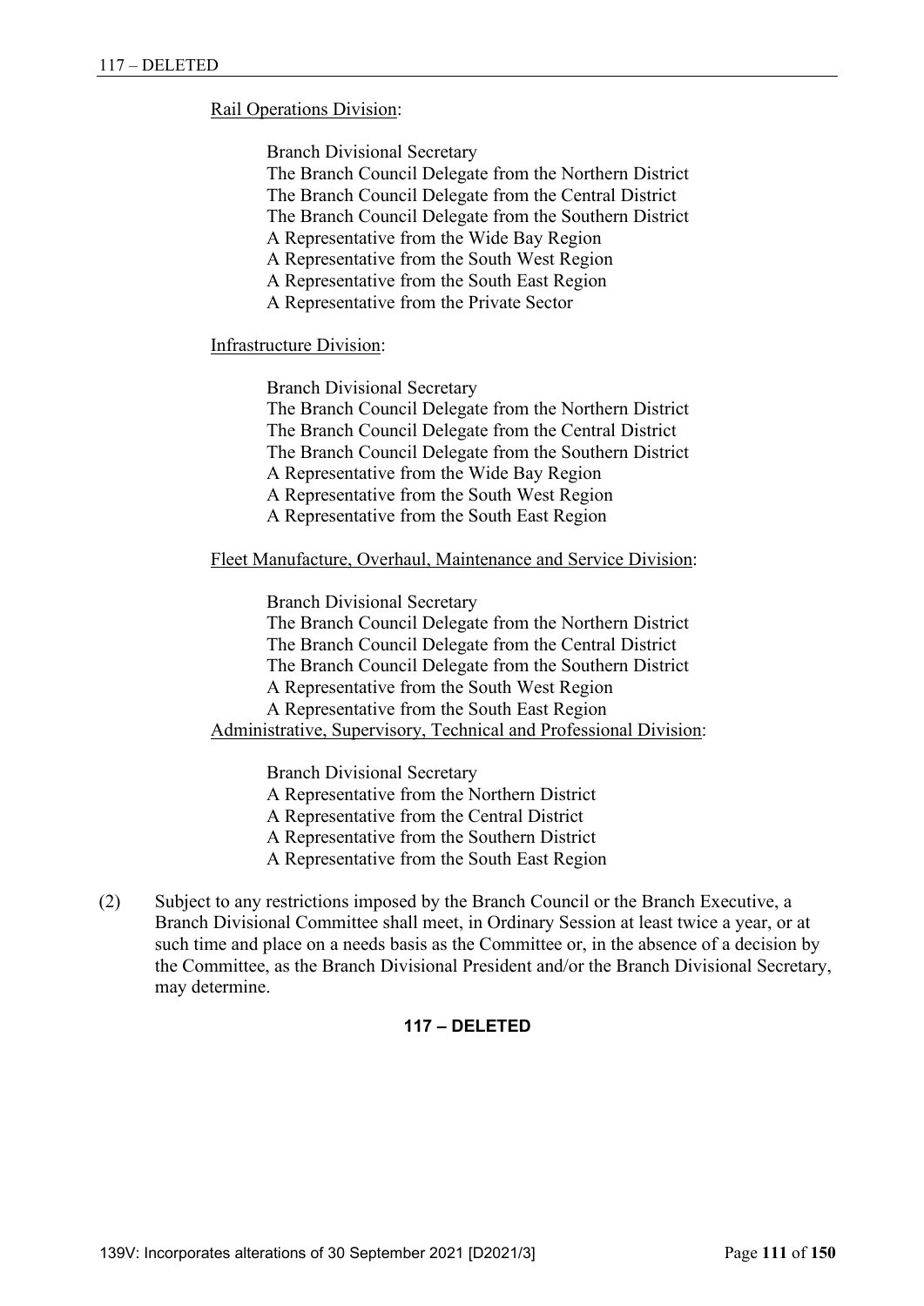Rail Operations Division:

Branch Divisional Secretary
The Branch Council Delegate from the Northern District
The Branch Council Delegate from the Central District
The Branch Council Delegate from the Southern District
A Representative from the Wide Bay Region
A Representative from the South West Region
A Representative from the South East Region
A Representative from the Private Sector

Infrastructure Division:

Branch Divisional Secretary
The Branch Council Delegate from the Northern District
The Branch Council Delegate from the Central District
The Branch Council Delegate from the Southern District
A Representative from the Wide Bay Region
A Representative from the South West Region
A Representative from the South East Region

Fleet Manufacture, Overhaul, Maintenance and Service Division:

Branch Divisional Secretary
The Branch Council Delegate from the Northern District
The Branch Council Delegate from the Central District
The Branch Council Delegate from the Southern District
A Representative from the South West Region
A Representative from the South East Region

Administrative, Supervisory, Technical and Professional Division:

Branch Divisional Secretary
A Representative from the Northern District
A Representative from the Central District
A Representative from the Southern District
A Representative from the South East Region

(2) Subject to any restrictions imposed by the Branch Council or the Branch Executive, a Branch Divisional Committee shall meet, in Ordinary Session at least twice a year, or at such time and place on a needs basis as the Committee or, in the absence of a decision by the Committee, as the Branch Divisional President and/or the Branch Divisional Secretary, may determine.

**117 – DELETED**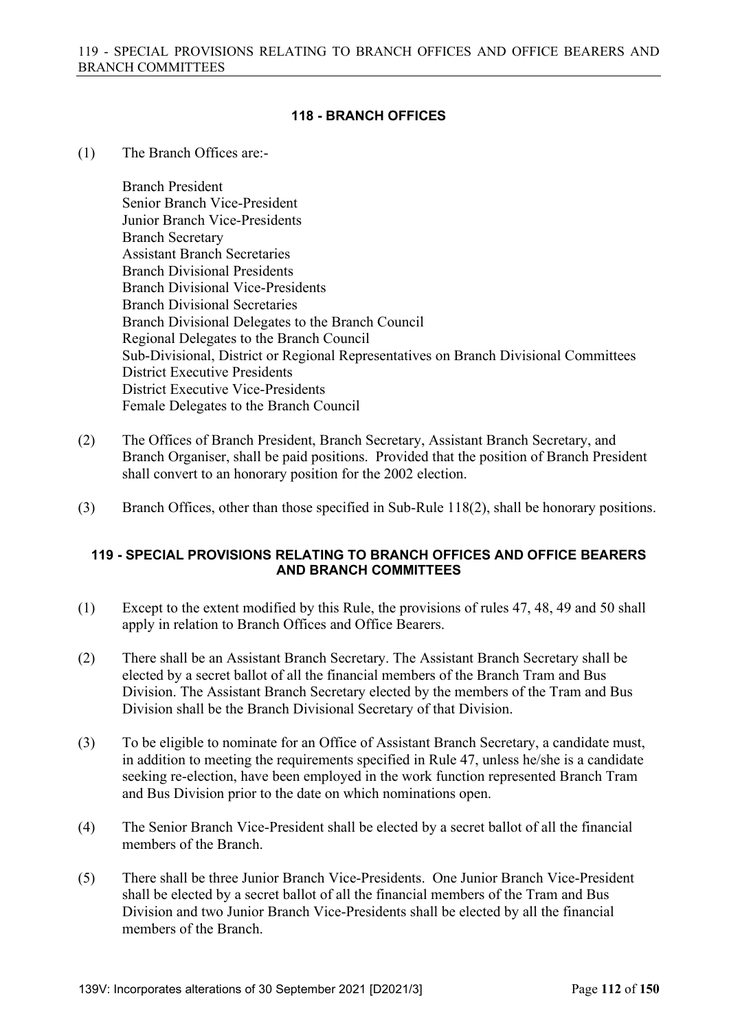## 118 - BRANCH OFFICES

(1) The Branch Offices are:-

Branch President
Senior Branch Vice-President
Junior Branch Vice-Presidents
Branch Secretary
Assistant Branch Secretaries
Branch Divisional Presidents
Branch Divisional Vice-Presidents
Branch Divisional Secretaries
Branch Divisional Delegates to the Branch Council
Regional Delegates to the Branch Council
Sub-Divisional, District or Regional Representatives on Branch Divisional Committees
District Executive Presidents
District Executive Vice-Presidents
Female Delegates to the Branch Council

(2) The Offices of Branch President, Branch Secretary, Assistant Branch Secretary, and Branch Organiser, shall be paid positions. Provided that the position of Branch President shall convert to an honorary position for the 2002 election.

(3) Branch Offices, other than those specified in Sub-Rule 118(2), shall be honorary positions.

## 119 - SPECIAL PROVISIONS RELATING TO BRANCH OFFICES AND OFFICE BEARERS AND BRANCH COMMITTEES

(1) Except to the extent modified by this Rule, the provisions of rules 47, 48, 49 and 50 shall apply in relation to Branch Offices and Office Bearers.

(2) There shall be an Assistant Branch Secretary. The Assistant Branch Secretary shall be elected by a secret ballot of all the financial members of the Branch Tram and Bus Division. The Assistant Branch Secretary elected by the members of the Tram and Bus Division shall be the Branch Divisional Secretary of that Division.

(3) To be eligible to nominate for an Office of Assistant Branch Secretary, a candidate must, in addition to meeting the requirements specified in Rule 47, unless he/she is a candidate seeking re-election, have been employed in the work function represented Branch Tram and Bus Division prior to the date on which nominations open.

(4) The Senior Branch Vice-President shall be elected by a secret ballot of all the financial members of the Branch.

(5) There shall be three Junior Branch Vice-Presidents. One Junior Branch Vice-President shall be elected by a secret ballot of all the financial members of the Tram and Bus Division and two Junior Branch Vice-Presidents shall be elected by all the financial members of the Branch.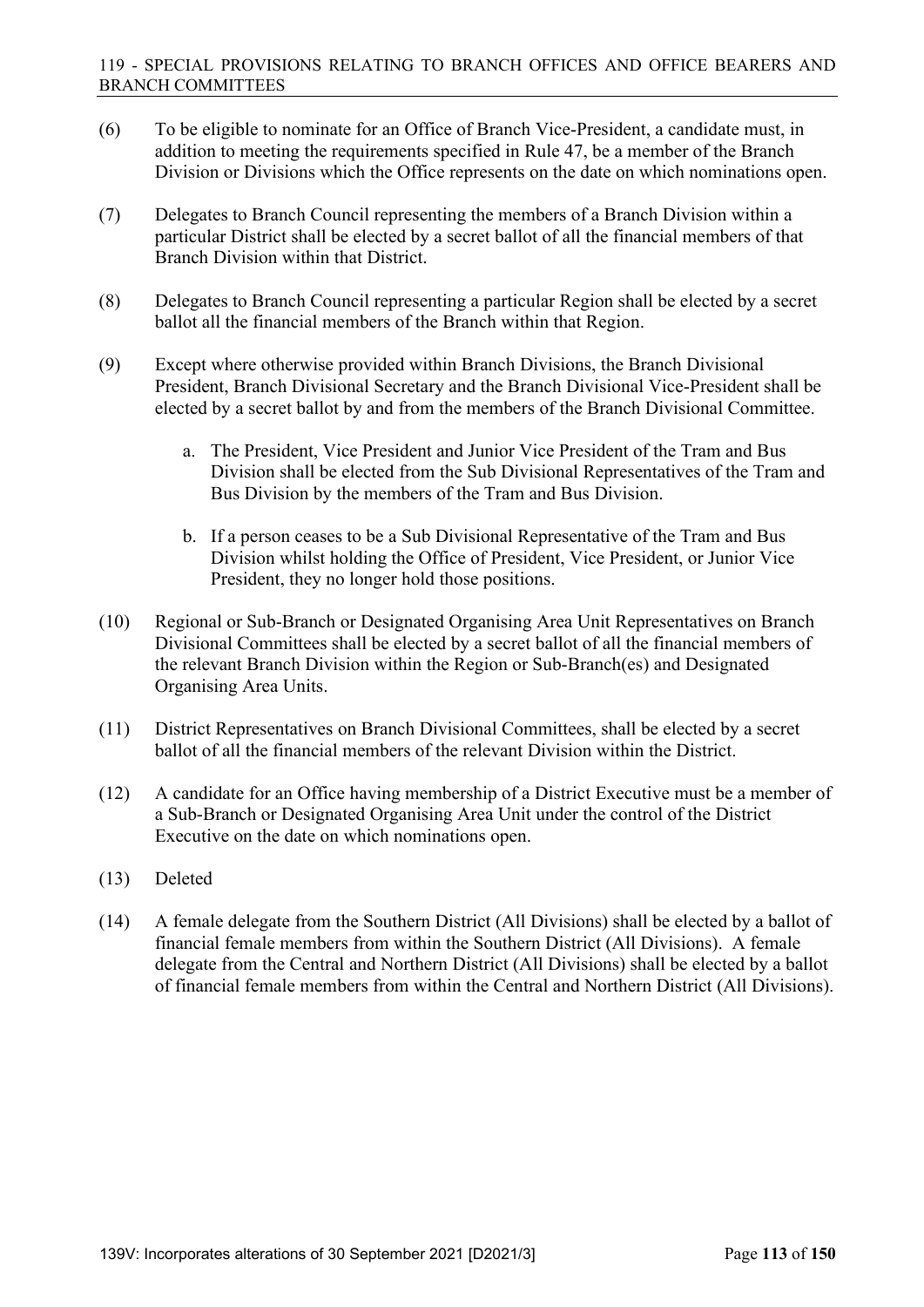(6) To be eligible to nominate for an Office of Branch Vice-President, a candidate must, in addition to meeting the requirements specified in Rule 47, be a member of the Branch Division or Divisions which the Office represents on the date on which nominations open.

(7) Delegates to Branch Council representing the members of a Branch Division within a particular District shall be elected by a secret ballot of all the financial members of that Branch Division within that District.

(8) Delegates to Branch Council representing a particular Region shall be elected by a secret ballot all the financial members of the Branch within that Region.

(9) Except where otherwise provided within Branch Divisions, the Branch Divisional President, Branch Divisional Secretary and the Branch Divisional Vice-President shall be elected by a secret ballot by and from the members of the Branch Divisional Committee.

   a. The President, Vice President and Junior Vice President of the Tram and Bus Division shall be elected from the Sub Divisional Representatives of the Tram and Bus Division by the members of the Tram and Bus Division.

   b. If a person ceases to be a Sub Divisional Representative of the Tram and Bus Division whilst holding the Office of President, Vice President, or Junior Vice President, they no longer hold those positions.

(10) Regional or Sub-Branch or Designated Organising Area Unit Representatives on Branch Divisional Committees shall be elected by a secret ballot of all the financial members of the relevant Branch Division within the Region or Sub-Branch(es) and Designated Organising Area Units.

(11) District Representatives on Branch Divisional Committees, shall be elected by a secret ballot of all the financial members of the relevant Division within the District.

(12) A candidate for an Office having membership of a District Executive must be a member of a Sub-Branch or Designated Organising Area Unit under the control of the District Executive on the date on which nominations open.

(13) Deleted

(14) A female delegate from the Southern District (All Divisions) shall be elected by a ballot of financial female members from within the Southern District (All Divisions). A female delegate from the Central and Northern District (All Divisions) shall be elected by a ballot of financial female members from within the Central and Northern District (All Divisions).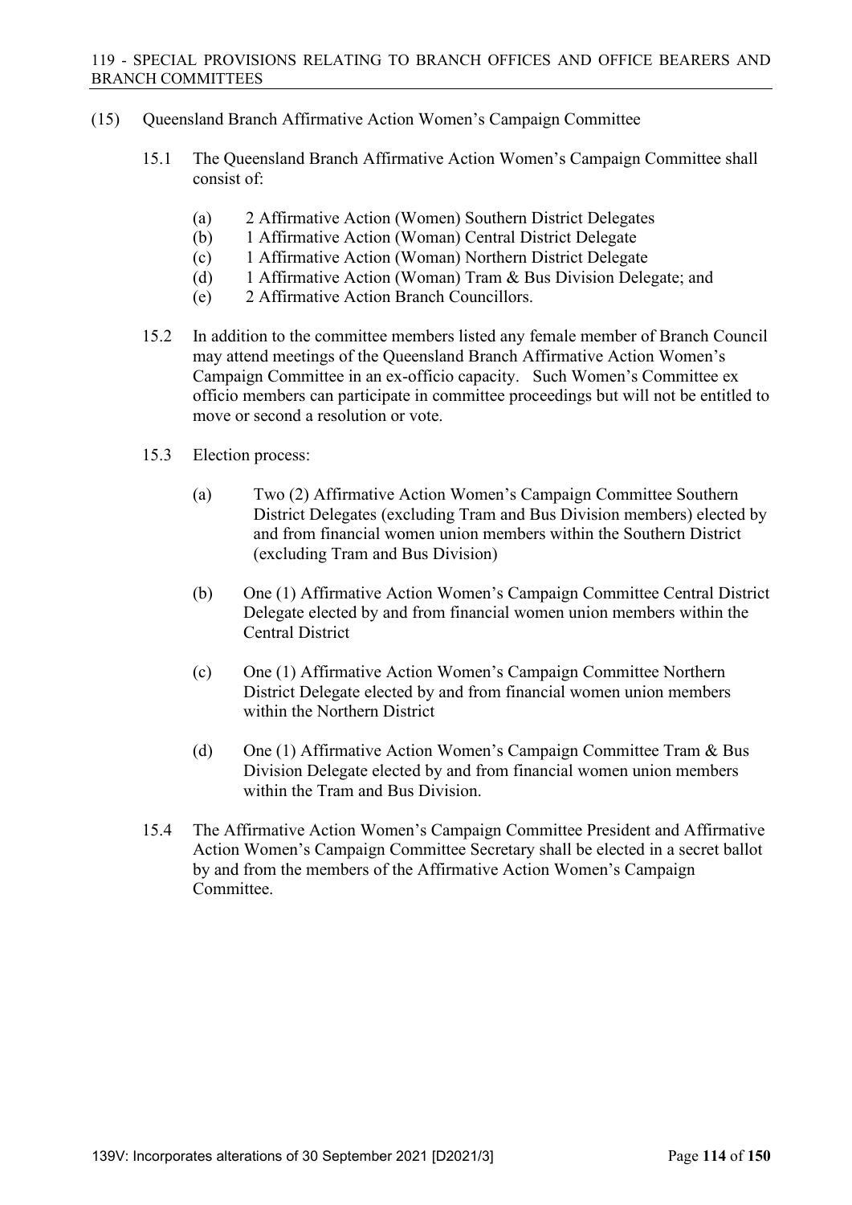(15) Queensland Branch Affirmative Action Women's Campaign Committee

15.1 The Queensland Branch Affirmative Action Women's Campaign Committee shall consist of:

(a) 2 Affirmative Action (Women) Southern District Delegates
(b) 1 Affirmative Action (Woman) Central District Delegate
(c) 1 Affirmative Action (Woman) Northern District Delegate
(d) 1 Affirmative Action (Woman) Tram & Bus Division Delegate; and
(e) 2 Affirmative Action Branch Councillors.

15.2 In addition to the committee members listed any female member of Branch Council may attend meetings of the Queensland Branch Affirmative Action Women's Campaign Committee in an ex-officio capacity. Such Women's Committee ex officio members can participate in committee proceedings but will not be entitled to move or second a resolution or vote.

15.3 Election process:

(a) Two (2) Affirmative Action Women's Campaign Committee Southern District Delegates (excluding Tram and Bus Division members) elected by and from financial women union members within the Southern District (excluding Tram and Bus Division)

(b) One (1) Affirmative Action Women's Campaign Committee Central District Delegate elected by and from financial women union members within the Central District

(c) One (1) Affirmative Action Women's Campaign Committee Northern District Delegate elected by and from financial women union members within the Northern District

(d) One (1) Affirmative Action Women's Campaign Committee Tram & Bus Division Delegate elected by and from financial women union members within the Tram and Bus Division.

15.4 The Affirmative Action Women's Campaign Committee President and Affirmative Action Women's Campaign Committee Secretary shall be elected in a secret ballot by and from the members of the Affirmative Action Women's Campaign Committee.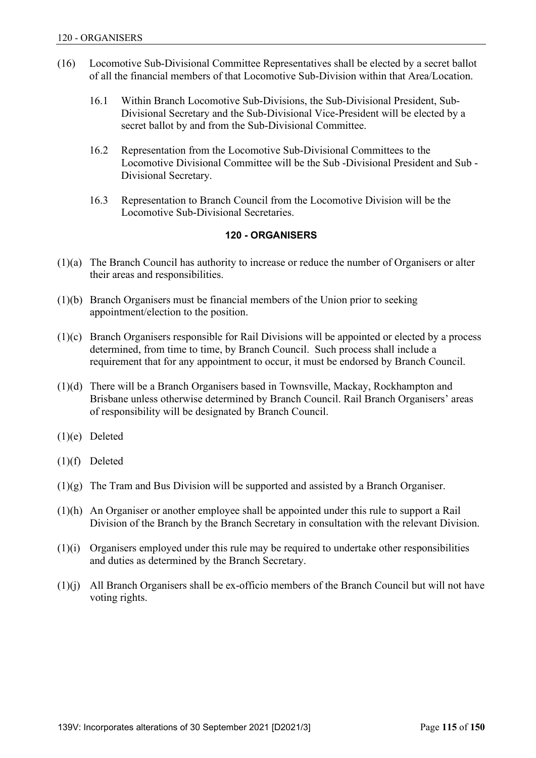(16) Locomotive Sub-Divisional Committee Representatives shall be elected by a secret ballot of all the financial members of that Locomotive Sub-Division within that Area/Location.

16.1 Within Branch Locomotive Sub-Divisions, the Sub-Divisional President, Sub-Divisional Secretary and the Sub-Divisional Vice-President will be elected by a secret ballot by and from the Sub-Divisional Committee.

16.2 Representation from the Locomotive Sub-Divisional Committees to the Locomotive Divisional Committee will be the Sub -Divisional President and Sub - Divisional Secretary.

16.3 Representation to Branch Council from the Locomotive Division will be the Locomotive Sub-Divisional Secretaries.

## 120 - ORGANISERS

(1)(a) The Branch Council has authority to increase or reduce the number of Organisers or alter their areas and responsibilities.

(1)(b) Branch Organisers must be financial members of the Union prior to seeking appointment/election to the position.

(1)(c) Branch Organisers responsible for Rail Divisions will be appointed or elected by a process determined, from time to time, by Branch Council. Such process shall include a requirement that for any appointment to occur, it must be endorsed by Branch Council.

(1)(d) There will be a Branch Organisers based in Townsville, Mackay, Rockhampton and Brisbane unless otherwise determined by Branch Council. Rail Branch Organisers' areas of responsibility will be designated by Branch Council.

(1)(e) Deleted

(1)(f) Deleted

(1)(g) The Tram and Bus Division will be supported and assisted by a Branch Organiser.

(1)(h) An Organiser or another employee shall be appointed under this rule to support a Rail Division of the Branch by the Branch Secretary in consultation with the relevant Division.

(1)(i) Organisers employed under this rule may be required to undertake other responsibilities and duties as determined by the Branch Secretary.

(1)(j) All Branch Organisers shall be ex-officio members of the Branch Council but will not have voting rights.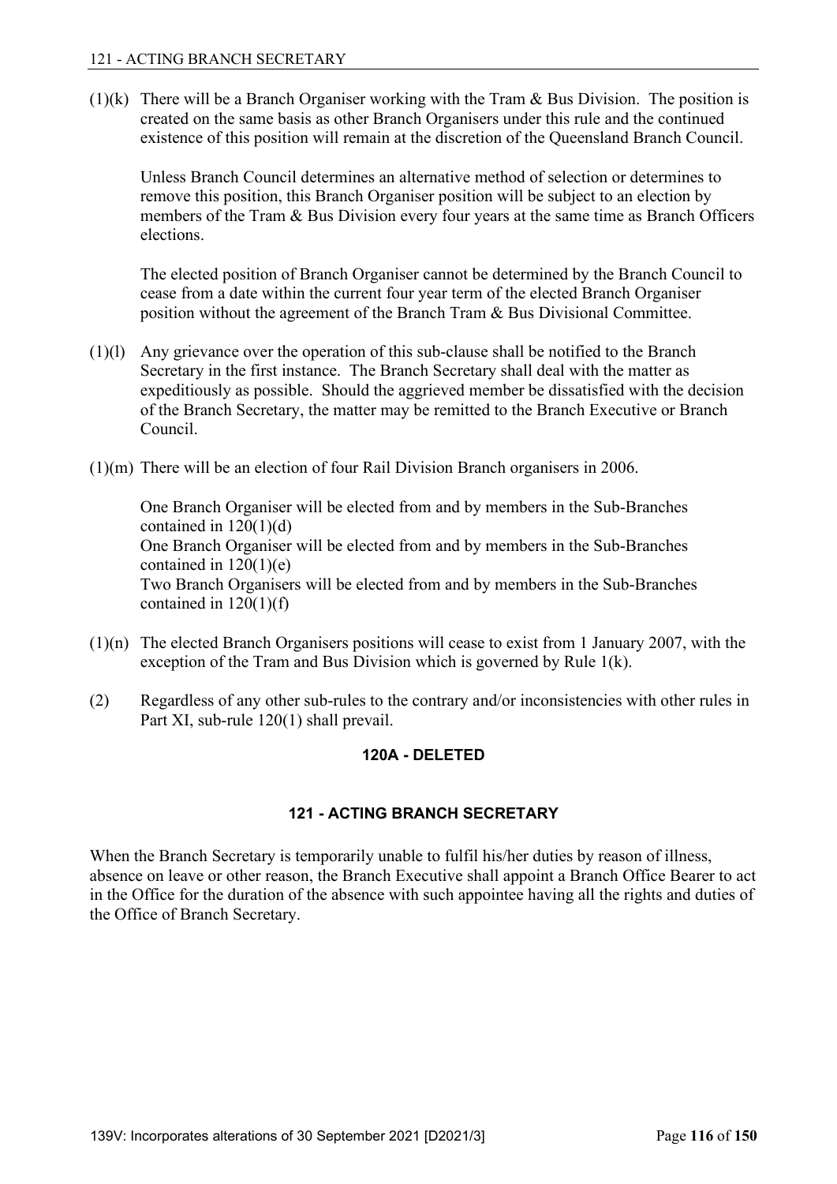(1)(k) There will be a Branch Organiser working with the Tram & Bus Division. The position is created on the same basis as other Branch Organisers under this rule and the continued existence of this position will remain at the discretion of the Queensland Branch Council.

Unless Branch Council determines an alternative method of selection or determines to remove this position, this Branch Organiser position will be subject to an election by members of the Tram & Bus Division every four years at the same time as Branch Officers elections.

The elected position of Branch Organiser cannot be determined by the Branch Council to cease from a date within the current four year term of the elected Branch Organiser position without the agreement of the Branch Tram & Bus Divisional Committee.

(1)(l) Any grievance over the operation of this sub-clause shall be notified to the Branch Secretary in the first instance. The Branch Secretary shall deal with the matter as expeditiously as possible. Should the aggrieved member be dissatisfied with the decision of the Branch Secretary, the matter may be remitted to the Branch Executive or Branch Council.

(1)(m) There will be an election of four Rail Division Branch organisers in 2006.

One Branch Organiser will be elected from and by members in the Sub-Branches contained in 120(1)(d)
One Branch Organiser will be elected from and by members in the Sub-Branches contained in 120(1)(e)
Two Branch Organisers will be elected from and by members in the Sub-Branches contained in 120(1)(f)

(1)(n) The elected Branch Organisers positions will cease to exist from 1 January 2007, with the exception of the Tram and Bus Division which is governed by Rule 1(k).

(2) Regardless of any other sub-rules to the contrary and/or inconsistencies with other rules in Part XI, sub-rule 120(1) shall prevail.

## 120A - DELETED

## 121 - ACTING BRANCH SECRETARY

When the Branch Secretary is temporarily unable to fulfil his/her duties by reason of illness, absence on leave or other reason, the Branch Executive shall appoint a Branch Office Bearer to act in the Office for the duration of the absence with such appointee having all the rights and duties of the Office of Branch Secretary.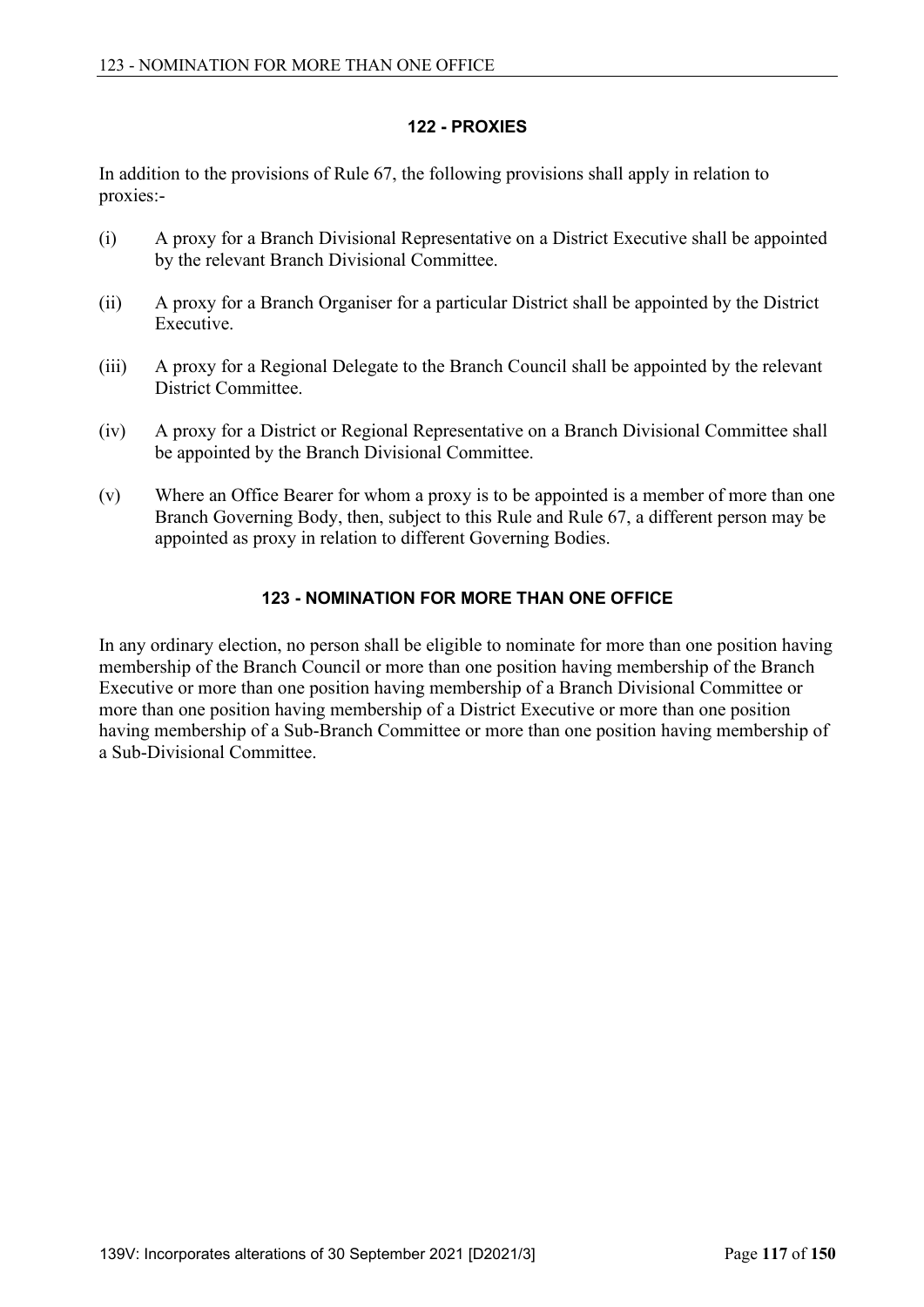## 122 - PROXIES

In addition to the provisions of Rule 67, the following provisions shall apply in relation to proxies:-

(i) A proxy for a Branch Divisional Representative on a District Executive shall be appointed by the relevant Branch Divisional Committee.

(ii) A proxy for a Branch Organiser for a particular District shall be appointed by the District Executive.

(iii) A proxy for a Regional Delegate to the Branch Council shall be appointed by the relevant District Committee.

(iv) A proxy for a District or Regional Representative on a Branch Divisional Committee shall be appointed by the Branch Divisional Committee.

(v) Where an Office Bearer for whom a proxy is to be appointed is a member of more than one Branch Governing Body, then, subject to this Rule and Rule 67, a different person may be appointed as proxy in relation to different Governing Bodies.

## 123 - NOMINATION FOR MORE THAN ONE OFFICE

In any ordinary election, no person shall be eligible to nominate for more than one position having membership of the Branch Council or more than one position having membership of the Branch Executive or more than one position having membership of a Branch Divisional Committee or more than one position having membership of a District Executive or more than one position having membership of a Sub-Branch Committee or more than one position having membership of a Sub-Divisional Committee.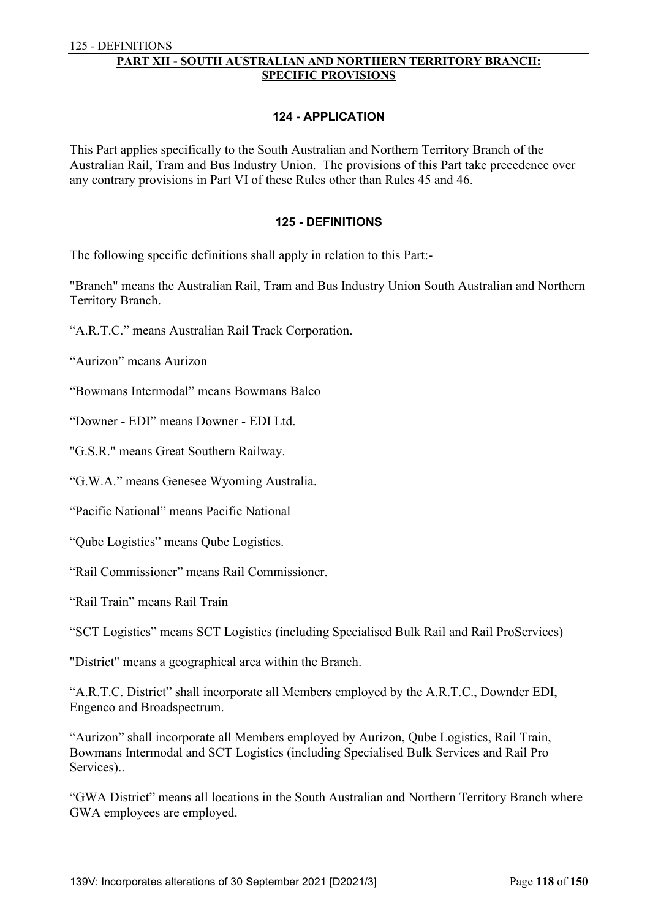## PART XII - SOUTH AUSTRALIAN AND NORTHERN TERRITORY BRANCH: SPECIFIC PROVISIONS

### 124 - APPLICATION

This Part applies specifically to the South Australian and Northern Territory Branch of the Australian Rail, Tram and Bus Industry Union. The provisions of this Part take precedence over any contrary provisions in Part VI of these Rules other than Rules 45 and 46.

### 125 - DEFINITIONS

The following specific definitions shall apply in relation to this Part:-

"Branch" means the Australian Rail, Tram and Bus Industry Union South Australian and Northern Territory Branch.

"A.R.T.C." means Australian Rail Track Corporation.

"Aurizon" means Aurizon

"Bowmans Intermodal" means Bowmans Balco

"Downer - EDI" means Downer - EDI Ltd.

"G.S.R." means Great Southern Railway.

"G.W.A." means Genesee Wyoming Australia.

"Pacific National" means Pacific National

"Qube Logistics" means Qube Logistics.

"Rail Commissioner" means Rail Commissioner.

"Rail Train" means Rail Train

"SCT Logistics" means SCT Logistics (including Specialised Bulk Rail and Rail ProServices)

"District" means a geographical area within the Branch.

"A.R.T.C. District" shall incorporate all Members employed by the A.R.T.C., Downder EDI, Engenco and Broadspectrum.

"Aurizon" shall incorporate all Members employed by Aurizon, Qube Logistics, Rail Train, Bowmans Intermodal and SCT Logistics (including Specialised Bulk Services and Rail Pro Services)..

"GWA District" means all locations in the South Australian and Northern Territory Branch where GWA employees are employed.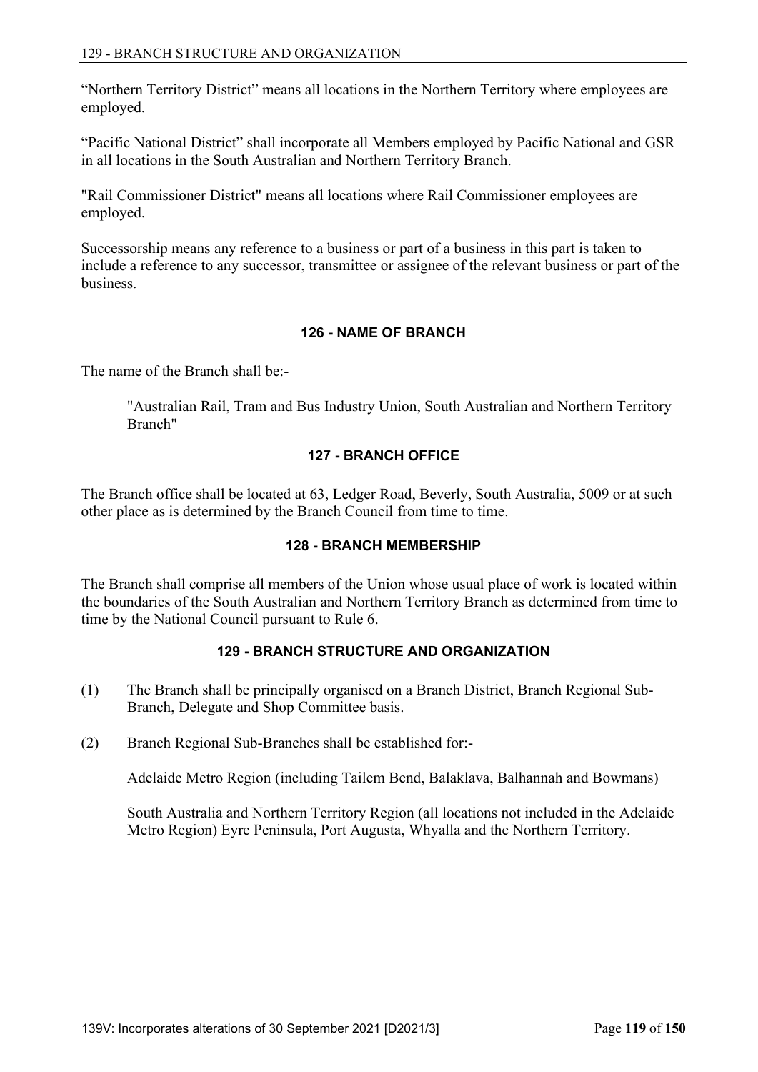"Northern Territory District" means all locations in the Northern Territory where employees are employed.

"Pacific National District" shall incorporate all Members employed by Pacific National and GSR in all locations in the South Australian and Northern Territory Branch.

"Rail Commissioner District" means all locations where Rail Commissioner employees are employed.

Successorship means any reference to a business or part of a business in this part is taken to include a reference to any successor, transmittee or assignee of the relevant business or part of the business.

## 126 - NAME OF BRANCH

The name of the Branch shall be:-

> "Australian Rail, Tram and Bus Industry Union, South Australian and Northern Territory Branch"

## 127 - BRANCH OFFICE

The Branch office shall be located at 63, Ledger Road, Beverly, South Australia, 5009 or at such other place as is determined by the Branch Council from time to time.

## 128 - BRANCH MEMBERSHIP

The Branch shall comprise all members of the Union whose usual place of work is located within the boundaries of the South Australian and Northern Territory Branch as determined from time to time by the National Council pursuant to Rule 6.

## 129 - BRANCH STRUCTURE AND ORGANIZATION

(1) The Branch shall be principally organised on a Branch District, Branch Regional Sub-Branch, Delegate and Shop Committee basis.

(2) Branch Regional Sub-Branches shall be established for:-

> Adelaide Metro Region (including Tailem Bend, Balaklava, Balhannah and Bowmans)
>
> South Australia and Northern Territory Region (all locations not included in the Adelaide Metro Region) Eyre Peninsula, Port Augusta, Whyalla and the Northern Territory.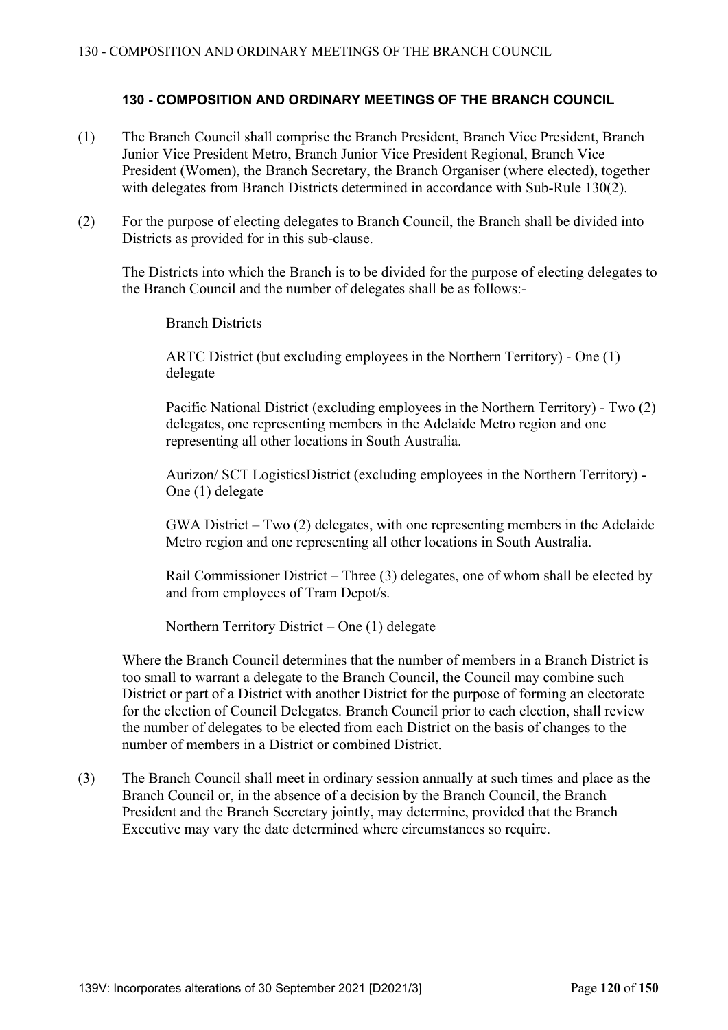## 130 - COMPOSITION AND ORDINARY MEETINGS OF THE BRANCH COUNCIL

(1) The Branch Council shall comprise the Branch President, Branch Vice President, Branch Junior Vice President Metro, Branch Junior Vice President Regional, Branch Vice President (Women), the Branch Secretary, the Branch Organiser (where elected), together with delegates from Branch Districts determined in accordance with Sub-Rule 130(2).

(2) For the purpose of electing delegates to Branch Council, the Branch shall be divided into Districts as provided for in this sub-clause.

The Districts into which the Branch is to be divided for the purpose of electing delegates to the Branch Council and the number of delegates shall be as follows:-

Branch Districts

ARTC District (but excluding employees in the Northern Territory) - One (1) delegate

Pacific National District (excluding employees in the Northern Territory) - Two (2) delegates, one representing members in the Adelaide Metro region and one representing all other locations in South Australia.

Aurizon/ SCT LogisticsDistrict (excluding employees in the Northern Territory) - One (1) delegate

GWA District – Two (2) delegates, with one representing members in the Adelaide Metro region and one representing all other locations in South Australia.

Rail Commissioner District – Three (3) delegates, one of whom shall be elected by and from employees of Tram Depot/s.

Northern Territory District – One (1) delegate

Where the Branch Council determines that the number of members in a Branch District is too small to warrant a delegate to the Branch Council, the Council may combine such District or part of a District with another District for the purpose of forming an electorate for the election of Council Delegates. Branch Council prior to each election, shall review the number of delegates to be elected from each District on the basis of changes to the number of members in a District or combined District.

(3) The Branch Council shall meet in ordinary session annually at such times and place as the Branch Council or, in the absence of a decision by the Branch Council, the Branch President and the Branch Secretary jointly, may determine, provided that the Branch Executive may vary the date determined where circumstances so require.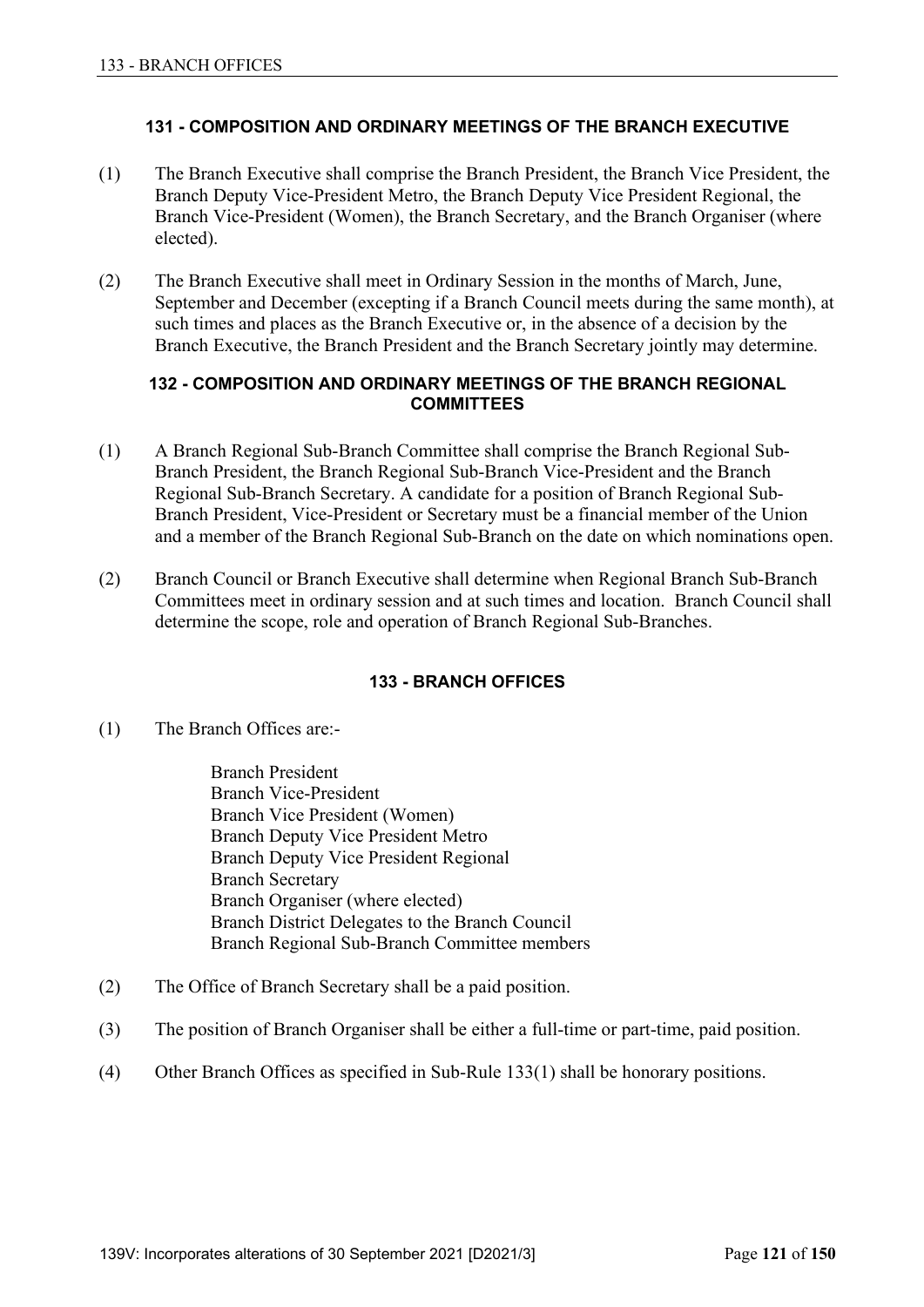### 131 - COMPOSITION AND ORDINARY MEETINGS OF THE BRANCH EXECUTIVE

(1) The Branch Executive shall comprise the Branch President, the Branch Vice President, the Branch Deputy Vice-President Metro, the Branch Deputy Vice President Regional, the Branch Vice-President (Women), the Branch Secretary, and the Branch Organiser (where elected).

(2) The Branch Executive shall meet in Ordinary Session in the months of March, June, September and December (excepting if a Branch Council meets during the same month), at such times and places as the Branch Executive or, in the absence of a decision by the Branch Executive, the Branch President and the Branch Secretary jointly may determine.

### 132 - COMPOSITION AND ORDINARY MEETINGS OF THE BRANCH REGIONAL COMMITTEES

(1) A Branch Regional Sub-Branch Committee shall comprise the Branch Regional Sub-Branch President, the Branch Regional Sub-Branch Vice-President and the Branch Regional Sub-Branch Secretary. A candidate for a position of Branch Regional Sub-Branch President, Vice-President or Secretary must be a financial member of the Union and a member of the Branch Regional Sub-Branch on the date on which nominations open.

(2) Branch Council or Branch Executive shall determine when Regional Branch Sub-Branch Committees meet in ordinary session and at such times and location. Branch Council shall determine the scope, role and operation of Branch Regional Sub-Branches.

### 133 - BRANCH OFFICES

(1) The Branch Offices are:-

Branch President
Branch Vice-President
Branch Vice President (Women)
Branch Deputy Vice President Metro
Branch Deputy Vice President Regional
Branch Secretary
Branch Organiser (where elected)
Branch District Delegates to the Branch Council
Branch Regional Sub-Branch Committee members

(2) The Office of Branch Secretary shall be a paid position.

(3) The position of Branch Organiser shall be either a full-time or part-time, paid position.

(4) Other Branch Offices as specified in Sub-Rule 133(1) shall be honorary positions.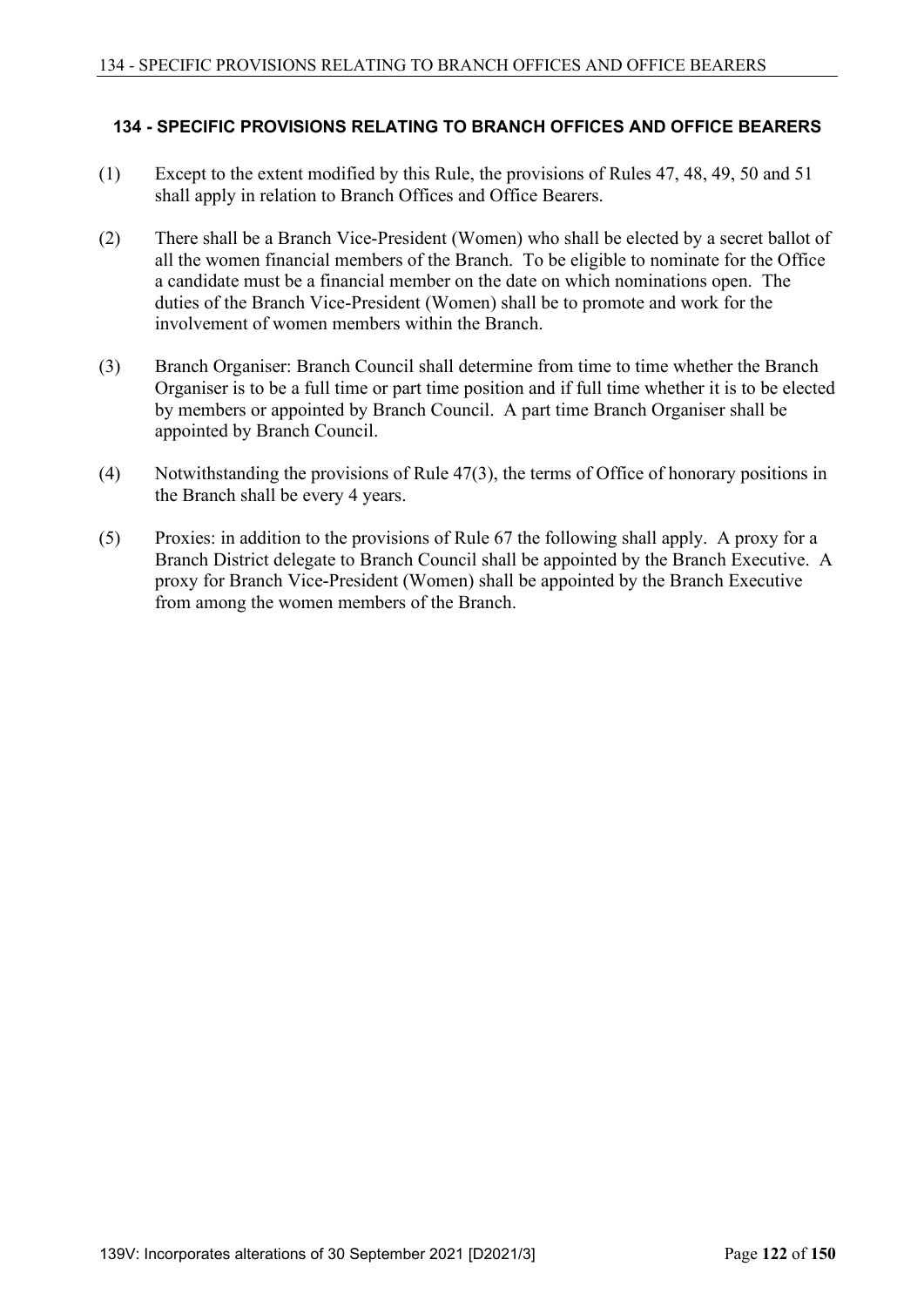## 134 - SPECIFIC PROVISIONS RELATING TO BRANCH OFFICES AND OFFICE BEARERS

(1) Except to the extent modified by this Rule, the provisions of Rules 47, 48, 49, 50 and 51 shall apply in relation to Branch Offices and Office Bearers.

(2) There shall be a Branch Vice-President (Women) who shall be elected by a secret ballot of all the women financial members of the Branch. To be eligible to nominate for the Office a candidate must be a financial member on the date on which nominations open. The duties of the Branch Vice-President (Women) shall be to promote and work for the involvement of women members within the Branch.

(3) Branch Organiser: Branch Council shall determine from time to time whether the Branch Organiser is to be a full time or part time position and if full time whether it is to be elected by members or appointed by Branch Council. A part time Branch Organiser shall be appointed by Branch Council.

(4) Notwithstanding the provisions of Rule 47(3), the terms of Office of honorary positions in the Branch shall be every 4 years.

(5) Proxies: in addition to the provisions of Rule 67 the following shall apply. A proxy for a Branch District delegate to Branch Council shall be appointed by the Branch Executive. A proxy for Branch Vice-President (Women) shall be appointed by the Branch Executive from among the women members of the Branch.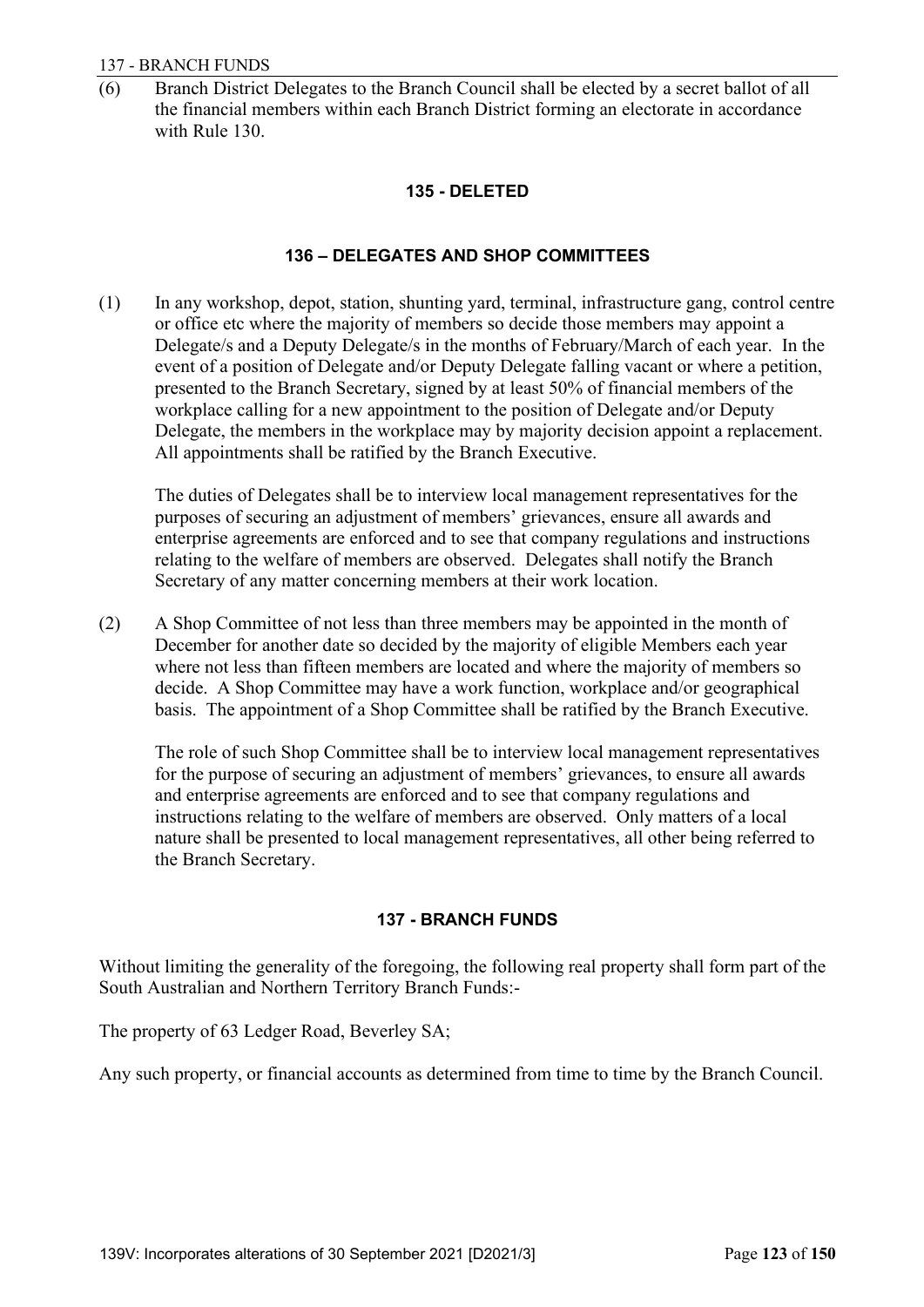(6) Branch District Delegates to the Branch Council shall be elected by a secret ballot of all the financial members within each Branch District forming an electorate in accordance with Rule 130.

## 135 - DELETED

## 136 – DELEGATES AND SHOP COMMITTEES

(1) In any workshop, depot, station, shunting yard, terminal, infrastructure gang, control centre or office etc where the majority of members so decide those members may appoint a Delegate/s and a Deputy Delegate/s in the months of February/March of each year. In the event of a position of Delegate and/or Deputy Delegate falling vacant or where a petition, presented to the Branch Secretary, signed by at least 50% of financial members of the workplace calling for a new appointment to the position of Delegate and/or Deputy Delegate, the members in the workplace may by majority decision appoint a replacement. All appointments shall be ratified by the Branch Executive.

The duties of Delegates shall be to interview local management representatives for the purposes of securing an adjustment of members' grievances, ensure all awards and enterprise agreements are enforced and to see that company regulations and instructions relating to the welfare of members are observed. Delegates shall notify the Branch Secretary of any matter concerning members at their work location.

(2) A Shop Committee of not less than three members may be appointed in the month of December for another date so decided by the majority of eligible Members each year where not less than fifteen members are located and where the majority of members so decide. A Shop Committee may have a work function, workplace and/or geographical basis. The appointment of a Shop Committee shall be ratified by the Branch Executive.

The role of such Shop Committee shall be to interview local management representatives for the purpose of securing an adjustment of members' grievances, to ensure all awards and enterprise agreements are enforced and to see that company regulations and instructions relating to the welfare of members are observed. Only matters of a local nature shall be presented to local management representatives, all other being referred to the Branch Secretary.

## 137 - BRANCH FUNDS

Without limiting the generality of the foregoing, the following real property shall form part of the South Australian and Northern Territory Branch Funds:-

The property of 63 Ledger Road, Beverley SA;

Any such property, or financial accounts as determined from time to time by the Branch Council.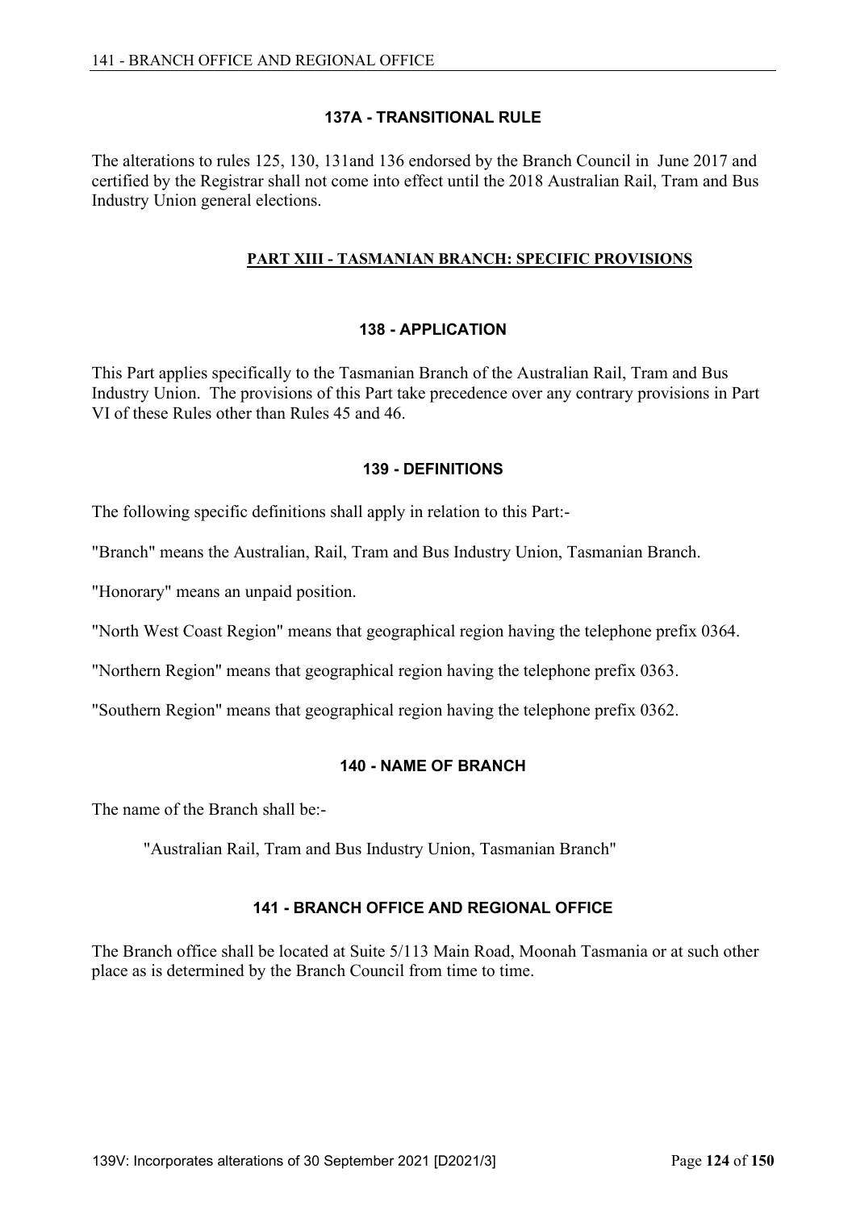## 137A - TRANSITIONAL RULE

The alterations to rules 125, 130, 131and 136 endorsed by the Branch Council in June 2017 and certified by the Registrar shall not come into effect until the 2018 Australian Rail, Tram and Bus Industry Union general elections.

# PART XIII - TASMANIAN BRANCH: SPECIFIC PROVISIONS

## 138 - APPLICATION

This Part applies specifically to the Tasmanian Branch of the Australian Rail, Tram and Bus Industry Union. The provisions of this Part take precedence over any contrary provisions in Part VI of these Rules other than Rules 45 and 46.

## 139 - DEFINITIONS

The following specific definitions shall apply in relation to this Part:-

"Branch" means the Australian, Rail, Tram and Bus Industry Union, Tasmanian Branch.

"Honorary" means an unpaid position.

"North West Coast Region" means that geographical region having the telephone prefix 0364.

"Northern Region" means that geographical region having the telephone prefix 0363.

"Southern Region" means that geographical region having the telephone prefix 0362.

## 140 - NAME OF BRANCH

The name of the Branch shall be:-

"Australian Rail, Tram and Bus Industry Union, Tasmanian Branch"

## 141 - BRANCH OFFICE AND REGIONAL OFFICE

The Branch office shall be located at Suite 5/113 Main Road, Moonah Tasmania or at such other place as is determined by the Branch Council from time to time.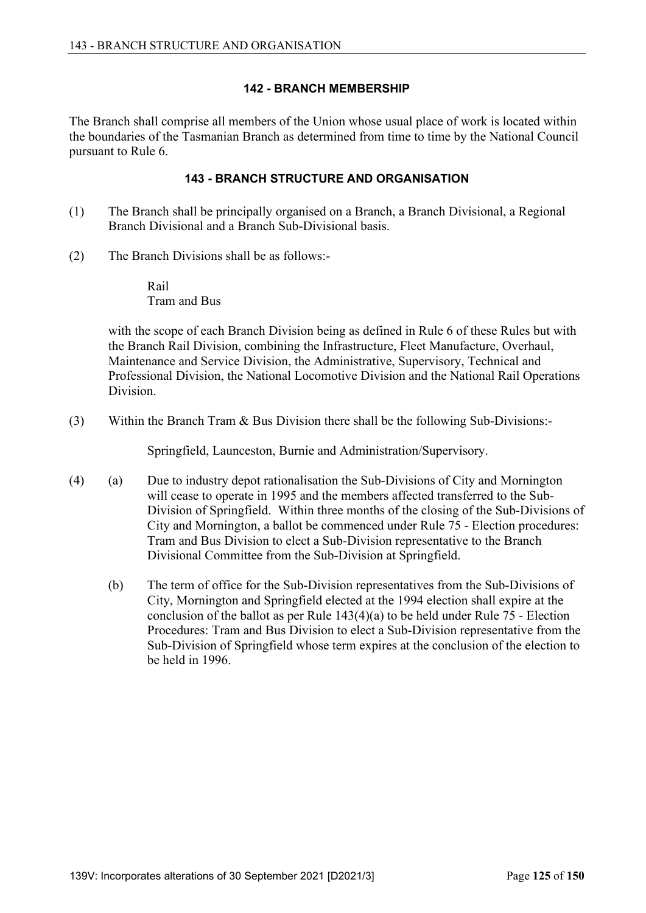### 142 - BRANCH MEMBERSHIP

The Branch shall comprise all members of the Union whose usual place of work is located within the boundaries of the Tasmanian Branch as determined from time to time by the National Council pursuant to Rule 6.

### 143 - BRANCH STRUCTURE AND ORGANISATION

(1) The Branch shall be principally organised on a Branch, a Branch Divisional, a Regional Branch Divisional and a Branch Sub-Divisional basis.

(2) The Branch Divisions shall be as follows:-

Rail
Tram and Bus

with the scope of each Branch Division being as defined in Rule 6 of these Rules but with the Branch Rail Division, combining the Infrastructure, Fleet Manufacture, Overhaul, Maintenance and Service Division, the Administrative, Supervisory, Technical and Professional Division, the National Locomotive Division and the National Rail Operations Division.

(3) Within the Branch Tram & Bus Division there shall be the following Sub-Divisions:-

Springfield, Launceston, Burnie and Administration/Supervisory.

(4) (a) Due to industry depot rationalisation the Sub-Divisions of City and Mornington will cease to operate in 1995 and the members affected transferred to the Sub-Division of Springfield. Within three months of the closing of the Sub-Divisions of City and Mornington, a ballot be commenced under Rule 75 - Election procedures: Tram and Bus Division to elect a Sub-Division representative to the Branch Divisional Committee from the Sub-Division at Springfield.

(b) The term of office for the Sub-Division representatives from the Sub-Divisions of City, Mornington and Springfield elected at the 1994 election shall expire at the conclusion of the ballot as per Rule 143(4)(a) to be held under Rule 75 - Election Procedures: Tram and Bus Division to elect a Sub-Division representative from the Sub-Division of Springfield whose term expires at the conclusion of the election to be held in 1996.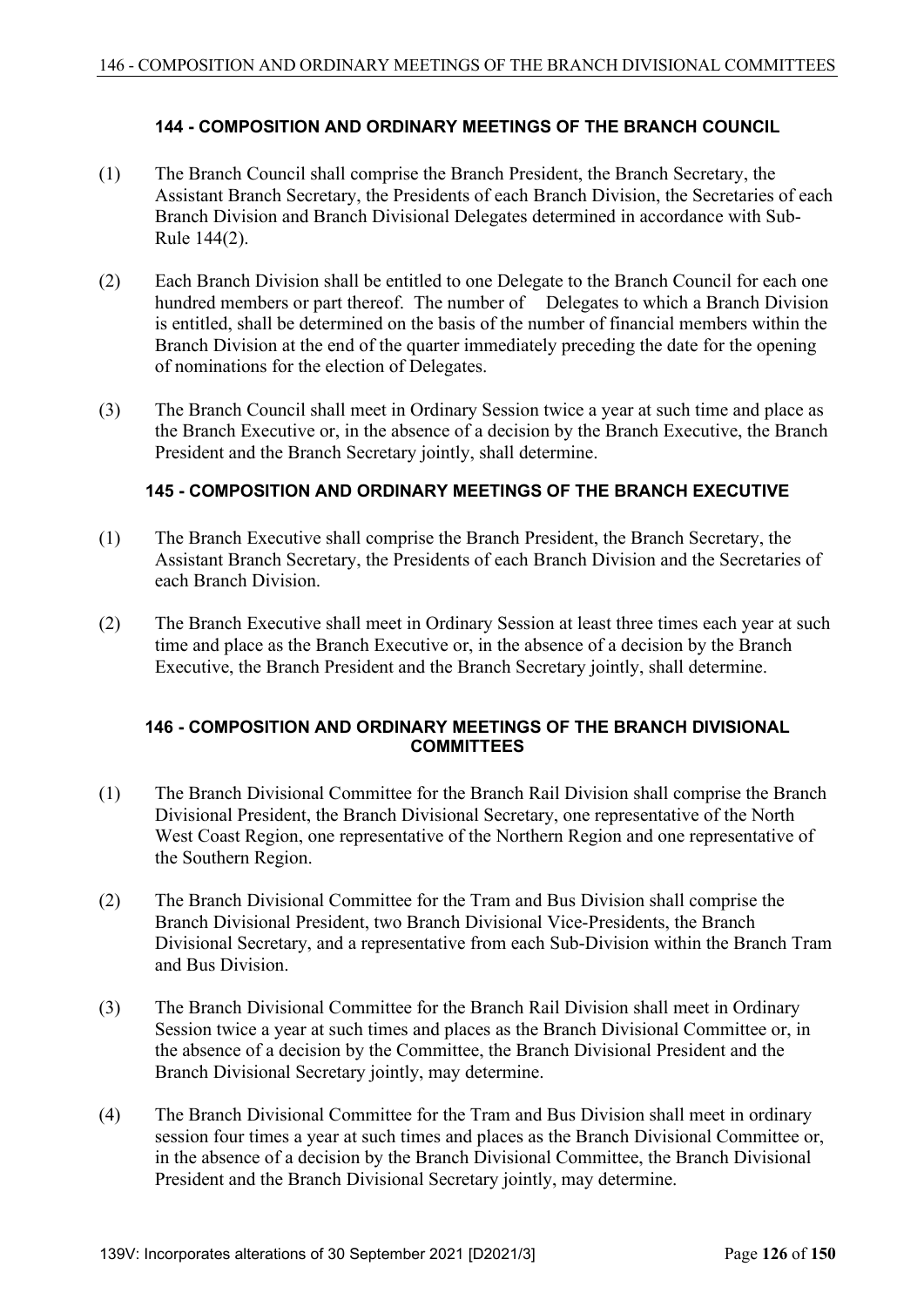### 144 - COMPOSITION AND ORDINARY MEETINGS OF THE BRANCH COUNCIL

(1) The Branch Council shall comprise the Branch President, the Branch Secretary, the Assistant Branch Secretary, the Presidents of each Branch Division, the Secretaries of each Branch Division and Branch Divisional Delegates determined in accordance with Sub-Rule 144(2).

(2) Each Branch Division shall be entitled to one Delegate to the Branch Council for each one hundred members or part thereof. The number of Delegates to which a Branch Division is entitled, shall be determined on the basis of the number of financial members within the Branch Division at the end of the quarter immediately preceding the date for the opening of nominations for the election of Delegates.

(3) The Branch Council shall meet in Ordinary Session twice a year at such time and place as the Branch Executive or, in the absence of a decision by the Branch Executive, the Branch President and the Branch Secretary jointly, shall determine.

### 145 - COMPOSITION AND ORDINARY MEETINGS OF THE BRANCH EXECUTIVE

(1) The Branch Executive shall comprise the Branch President, the Branch Secretary, the Assistant Branch Secretary, the Presidents of each Branch Division and the Secretaries of each Branch Division.

(2) The Branch Executive shall meet in Ordinary Session at least three times each year at such time and place as the Branch Executive or, in the absence of a decision by the Branch Executive, the Branch President and the Branch Secretary jointly, shall determine.

### 146 - COMPOSITION AND ORDINARY MEETINGS OF THE BRANCH DIVISIONAL COMMITTEES

(1) The Branch Divisional Committee for the Branch Rail Division shall comprise the Branch Divisional President, the Branch Divisional Secretary, one representative of the North West Coast Region, one representative of the Northern Region and one representative of the Southern Region.

(2) The Branch Divisional Committee for the Tram and Bus Division shall comprise the Branch Divisional President, two Branch Divisional Vice-Presidents, the Branch Divisional Secretary, and a representative from each Sub-Division within the Branch Tram and Bus Division.

(3) The Branch Divisional Committee for the Branch Rail Division shall meet in Ordinary Session twice a year at such times and places as the Branch Divisional Committee or, in the absence of a decision by the Committee, the Branch Divisional President and the Branch Divisional Secretary jointly, may determine.

(4) The Branch Divisional Committee for the Tram and Bus Division shall meet in ordinary session four times a year at such times and places as the Branch Divisional Committee or, in the absence of a decision by the Branch Divisional Committee, the Branch Divisional President and the Branch Divisional Secretary jointly, may determine.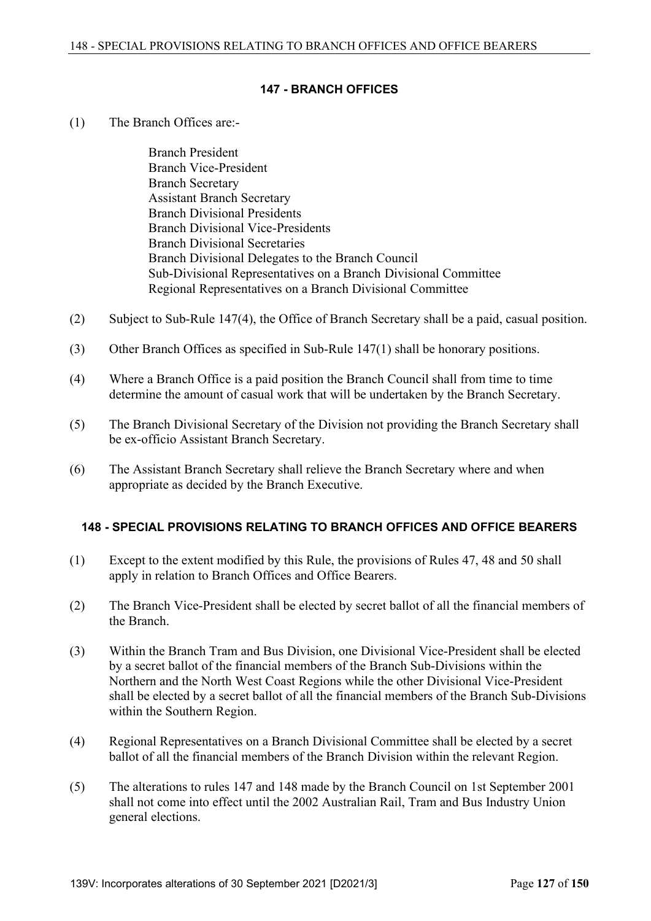## 147 - BRANCH OFFICES

(1) The Branch Offices are:-

Branch President
Branch Vice-President
Branch Secretary
Assistant Branch Secretary
Branch Divisional Presidents
Branch Divisional Vice-Presidents
Branch Divisional Secretaries
Branch Divisional Delegates to the Branch Council
Sub-Divisional Representatives on a Branch Divisional Committee
Regional Representatives on a Branch Divisional Committee

(2) Subject to Sub-Rule 147(4), the Office of Branch Secretary shall be a paid, casual position.

(3) Other Branch Offices as specified in Sub-Rule 147(1) shall be honorary positions.

(4) Where a Branch Office is a paid position the Branch Council shall from time to time determine the amount of casual work that will be undertaken by the Branch Secretary.

(5) The Branch Divisional Secretary of the Division not providing the Branch Secretary shall be ex-officio Assistant Branch Secretary.

(6) The Assistant Branch Secretary shall relieve the Branch Secretary where and when appropriate as decided by the Branch Executive.

## 148 - SPECIAL PROVISIONS RELATING TO BRANCH OFFICES AND OFFICE BEARERS

(1) Except to the extent modified by this Rule, the provisions of Rules 47, 48 and 50 shall apply in relation to Branch Offices and Office Bearers.

(2) The Branch Vice-President shall be elected by secret ballot of all the financial members of the Branch.

(3) Within the Branch Tram and Bus Division, one Divisional Vice-President shall be elected by a secret ballot of the financial members of the Branch Sub-Divisions within the Northern and the North West Coast Regions while the other Divisional Vice-President shall be elected by a secret ballot of all the financial members of the Branch Sub-Divisions within the Southern Region.

(4) Regional Representatives on a Branch Divisional Committee shall be elected by a secret ballot of all the financial members of the Branch Division within the relevant Region.

(5) The alterations to rules 147 and 148 made by the Branch Council on 1st September 2001 shall not come into effect until the 2002 Australian Rail, Tram and Bus Industry Union general elections.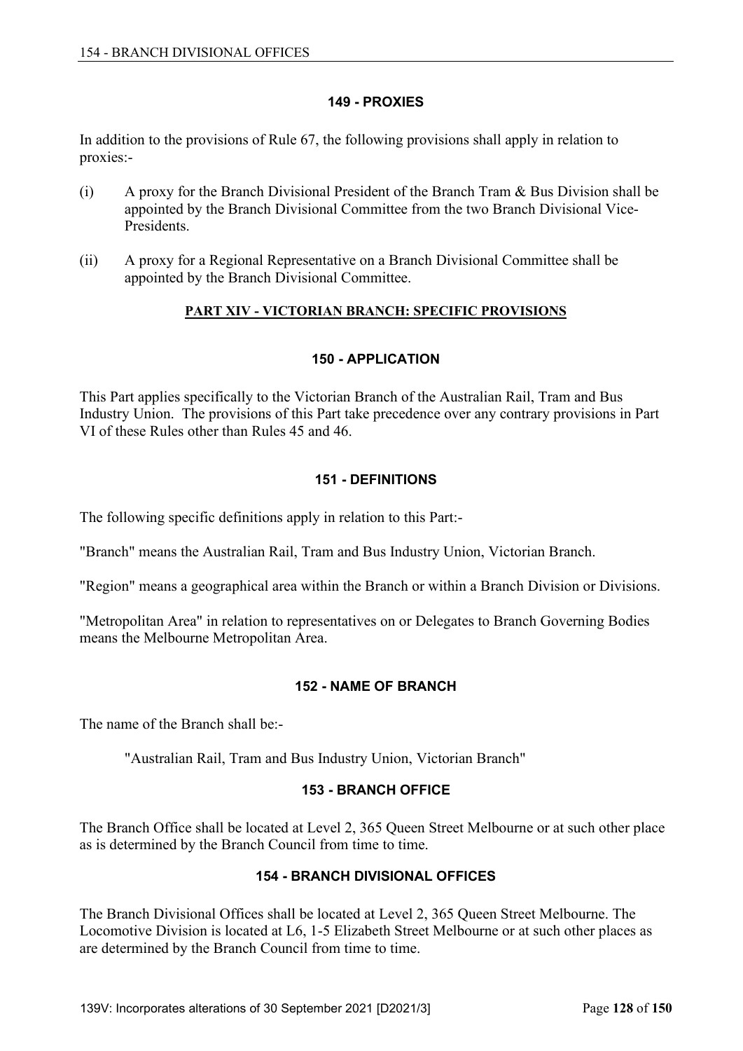## 149 - PROXIES

In addition to the provisions of Rule 67, the following provisions shall apply in relation to proxies:-

(i) A proxy for the Branch Divisional President of the Branch Tram & Bus Division shall be appointed by the Branch Divisional Committee from the two Branch Divisional Vice-Presidents.

(ii) A proxy for a Regional Representative on a Branch Divisional Committee shall be appointed by the Branch Divisional Committee.

# PART XIV - VICTORIAN BRANCH: SPECIFIC PROVISIONS

## 150 - APPLICATION

This Part applies specifically to the Victorian Branch of the Australian Rail, Tram and Bus Industry Union. The provisions of this Part take precedence over any contrary provisions in Part VI of these Rules other than Rules 45 and 46.

## 151 - DEFINITIONS

The following specific definitions apply in relation to this Part:-

"Branch" means the Australian Rail, Tram and Bus Industry Union, Victorian Branch.

"Region" means a geographical area within the Branch or within a Branch Division or Divisions.

"Metropolitan Area" in relation to representatives on or Delegates to Branch Governing Bodies means the Melbourne Metropolitan Area.

## 152 - NAME OF BRANCH

The name of the Branch shall be:-

"Australian Rail, Tram and Bus Industry Union, Victorian Branch"

## 153 - BRANCH OFFICE

The Branch Office shall be located at Level 2, 365 Queen Street Melbourne or at such other place as is determined by the Branch Council from time to time.

## 154 - BRANCH DIVISIONAL OFFICES

The Branch Divisional Offices shall be located at Level 2, 365 Queen Street Melbourne. The Locomotive Division is located at L6, 1-5 Elizabeth Street Melbourne or at such other places as are determined by the Branch Council from time to time.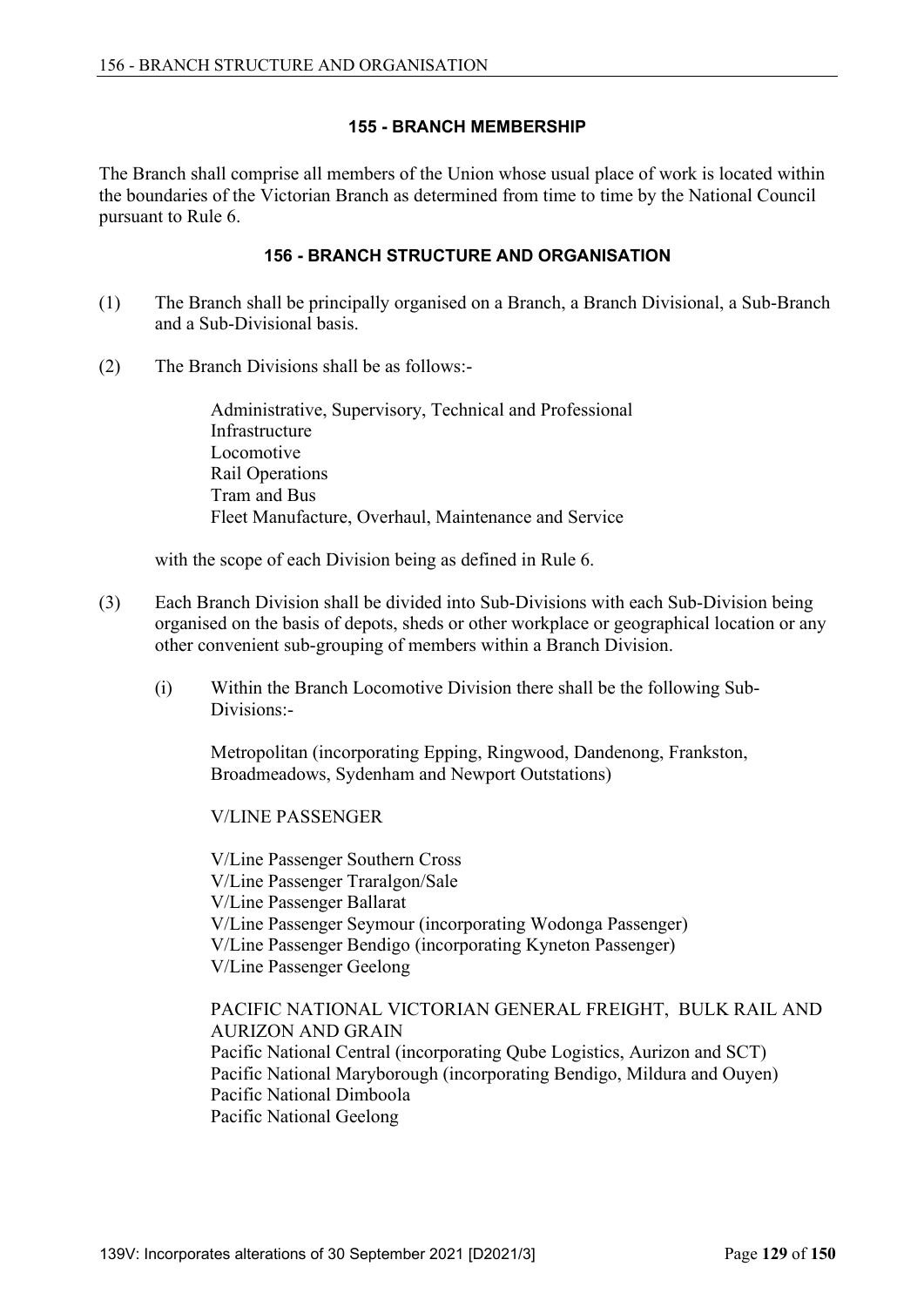## 155 - BRANCH MEMBERSHIP

The Branch shall comprise all members of the Union whose usual place of work is located within the boundaries of the Victorian Branch as determined from time to time by the National Council pursuant to Rule 6.

## 156 - BRANCH STRUCTURE AND ORGANISATION

(1) The Branch shall be principally organised on a Branch, a Branch Divisional, a Sub-Branch and a Sub-Divisional basis.

(2) The Branch Divisions shall be as follows:-

Administrative, Supervisory, Technical and Professional
Infrastructure
Locomotive
Rail Operations
Tram and Bus
Fleet Manufacture, Overhaul, Maintenance and Service

with the scope of each Division being as defined in Rule 6.

(3) Each Branch Division shall be divided into Sub-Divisions with each Sub-Division being organised on the basis of depots, sheds or other workplace or geographical location or any other convenient sub-grouping of members within a Branch Division.

(i) Within the Branch Locomotive Division there shall be the following Sub-Divisions:-

Metropolitan (incorporating Epping, Ringwood, Dandenong, Frankston, Broadmeadows, Sydenham and Newport Outstations)

V/LINE PASSENGER

V/Line Passenger Southern Cross
V/Line Passenger Traralgon/Sale
V/Line Passenger Ballarat
V/Line Passenger Seymour (incorporating Wodonga Passenger)
V/Line Passenger Bendigo (incorporating Kyneton Passenger)
V/Line Passenger Geelong

PACIFIC NATIONAL VICTORIAN GENERAL FREIGHT, BULK RAIL AND AURIZON AND GRAIN
Pacific National Central (incorporating Qube Logistics, Aurizon and SCT)
Pacific National Maryborough (incorporating Bendigo, Mildura and Ouyen)
Pacific National Dimboola
Pacific National Geelong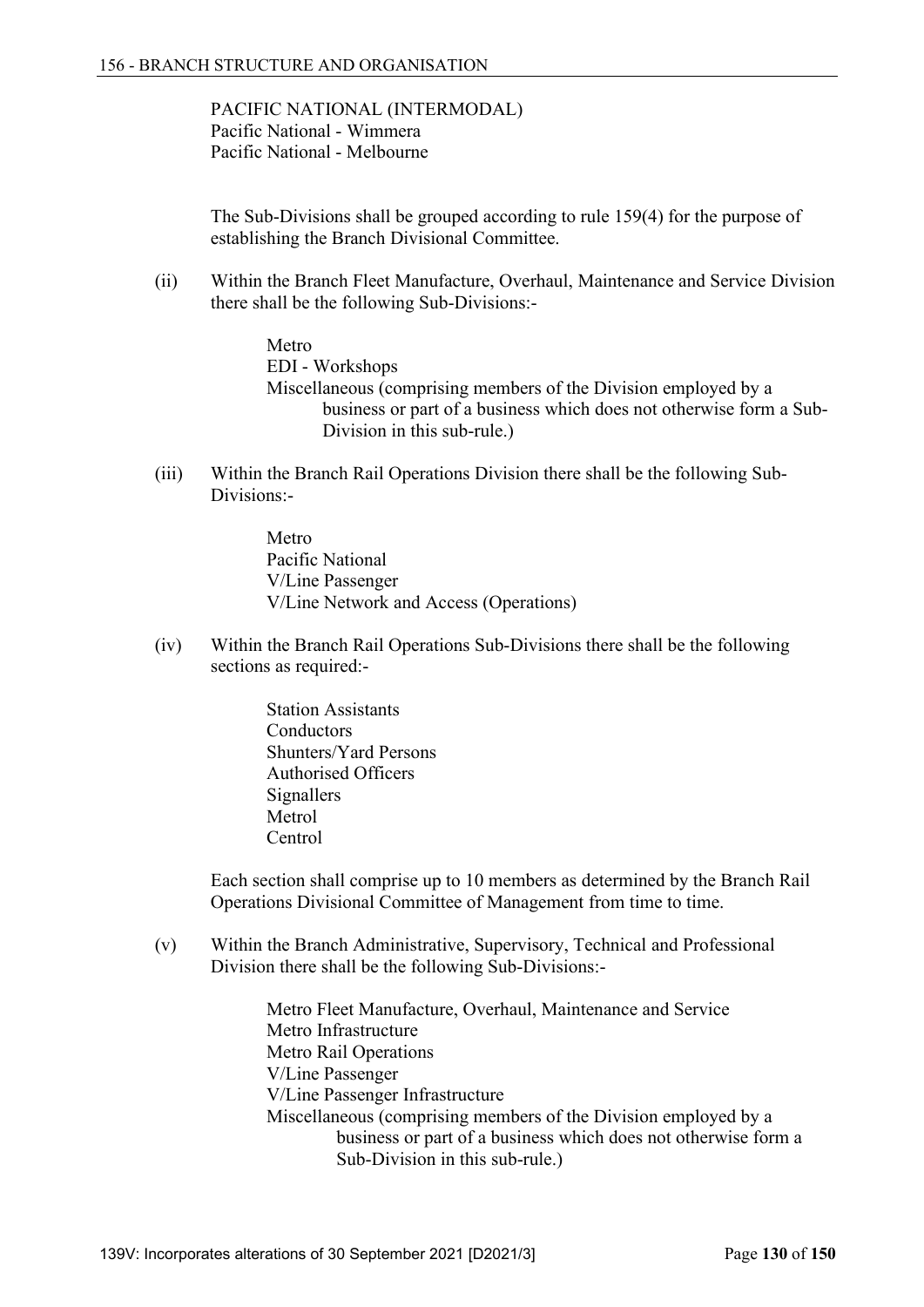PACIFIC NATIONAL (INTERMODAL)
Pacific National - Wimmera
Pacific National - Melbourne

The Sub-Divisions shall be grouped according to rule 159(4) for the purpose of establishing the Branch Divisional Committee.

(ii) Within the Branch Fleet Manufacture, Overhaul, Maintenance and Service Division there shall be the following Sub-Divisions:-

Metro
EDI - Workshops
Miscellaneous (comprising members of the Division employed by a business or part of a business which does not otherwise form a Sub-Division in this sub-rule.)

(iii) Within the Branch Rail Operations Division there shall be the following Sub-Divisions:-

Metro
Pacific National
V/Line Passenger
V/Line Network and Access (Operations)

(iv) Within the Branch Rail Operations Sub-Divisions there shall be the following sections as required:-

Station Assistants
Conductors
Shunters/Yard Persons
Authorised Officers
Signallers
Metrol
Centrol

Each section shall comprise up to 10 members as determined by the Branch Rail Operations Divisional Committee of Management from time to time.

(v) Within the Branch Administrative, Supervisory, Technical and Professional Division there shall be the following Sub-Divisions:-

Metro Fleet Manufacture, Overhaul, Maintenance and Service
Metro Infrastructure
Metro Rail Operations
V/Line Passenger
V/Line Passenger Infrastructure
Miscellaneous (comprising members of the Division employed by a business or part of a business which does not otherwise form a Sub-Division in this sub-rule.)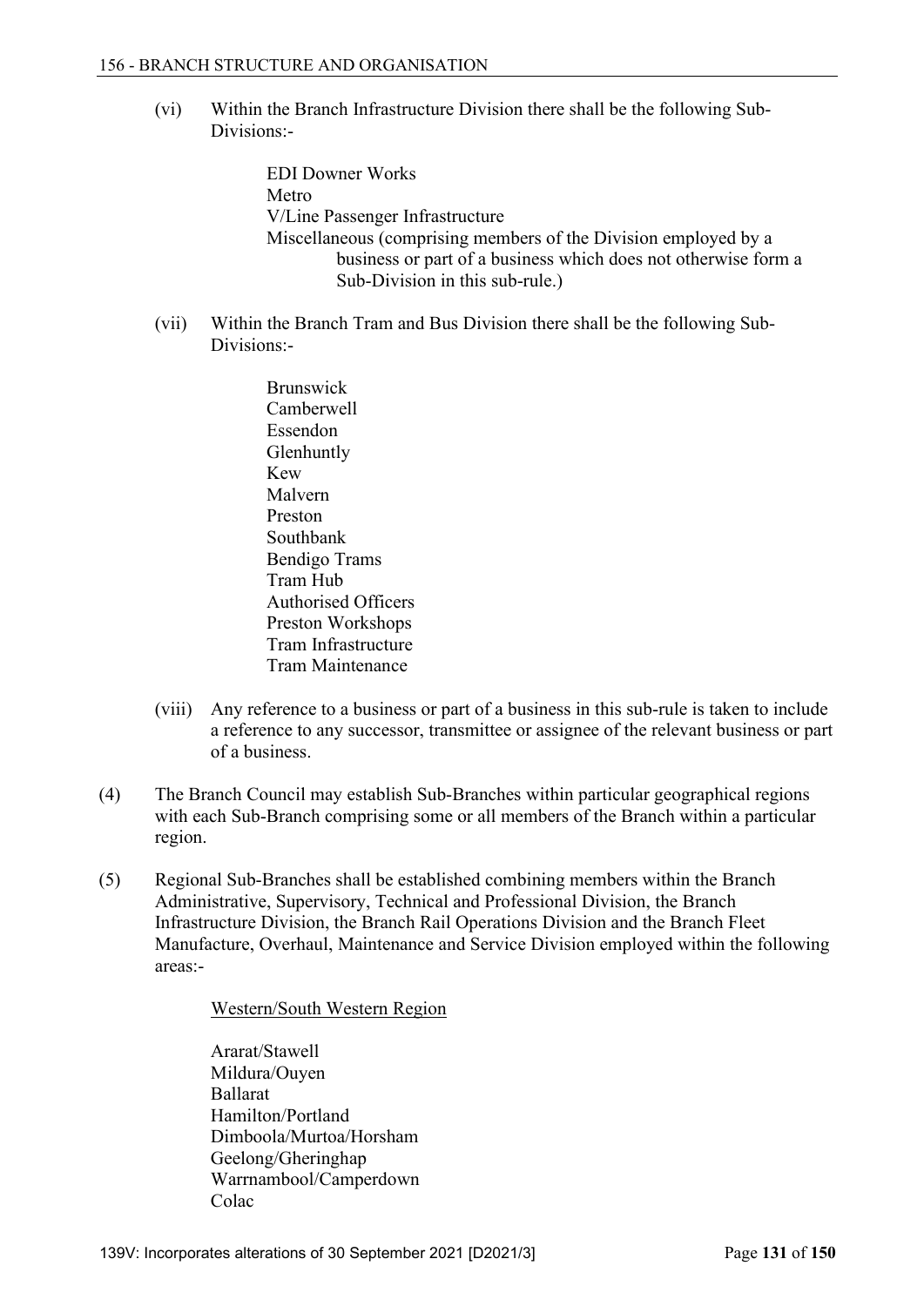(vi) Within the Branch Infrastructure Division there shall be the following Sub-Divisions:-

> EDI Downer Works
> Metro
> V/Line Passenger Infrastructure
> Miscellaneous (comprising members of the Division employed by a business or part of a business which does not otherwise form a Sub-Division in this sub-rule.)

(vii) Within the Branch Tram and Bus Division there shall be the following Sub-Divisions:-

> Brunswick
> Camberwell
> Essendon
> Glenhuntly
> Kew
> Malvern
> Preston
> Southbank
> Bendigo Trams
> Tram Hub
> Authorised Officers
> Preston Workshops
> Tram Infrastructure
> Tram Maintenance

(viii) Any reference to a business or part of a business in this sub-rule is taken to include a reference to any successor, transmittee or assignee of the relevant business or part of a business.

(4) The Branch Council may establish Sub-Branches within particular geographical regions with each Sub-Branch comprising some or all members of the Branch within a particular region.

(5) Regional Sub-Branches shall be established combining members within the Branch Administrative, Supervisory, Technical and Professional Division, the Branch Infrastructure Division, the Branch Rail Operations Division and the Branch Fleet Manufacture, Overhaul, Maintenance and Service Division employed within the following areas:-

> <u>Western/South Western Region</u>
>
> Ararat/Stawell
> Mildura/Ouyen
> Ballarat
> Hamilton/Portland
> Dimboola/Murtoa/Horsham
> Geelong/Gheringhap
> Warrnambool/Camperdown
> Colac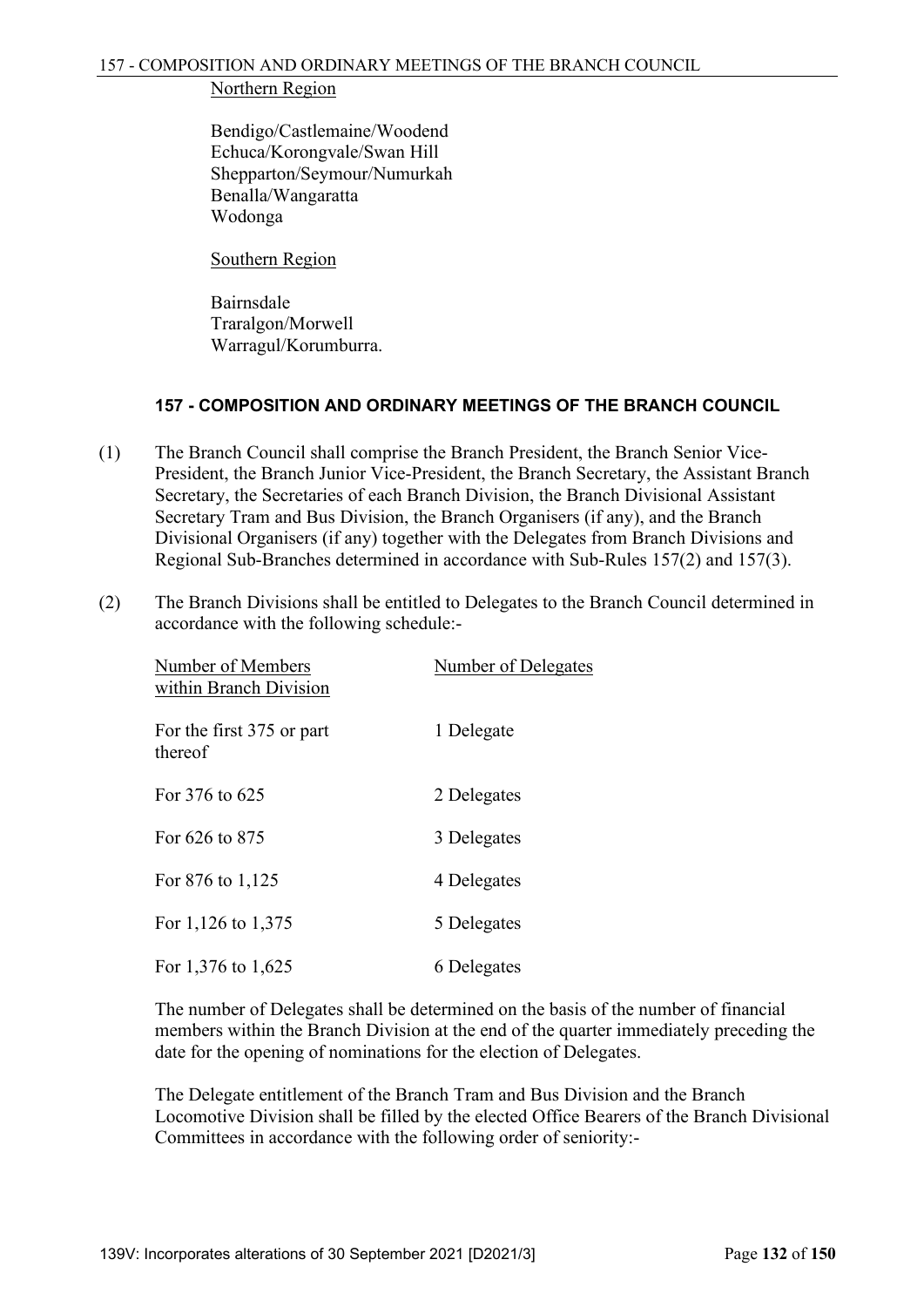Northern Region

Bendigo/Castlemaine/Woodend
Echuca/Korongvale/Swan Hill
Shepparton/Seymour/Numurkah
Benalla/Wangaratta
Wodonga

Southern Region

Bairnsdale
Traralgon/Morwell
Warragul/Korumburra.

### 157 - COMPOSITION AND ORDINARY MEETINGS OF THE BRANCH COUNCIL

(1) The Branch Council shall comprise the Branch President, the Branch Senior Vice-President, the Branch Junior Vice-President, the Branch Secretary, the Assistant Branch Secretary, the Secretaries of each Branch Division, the Branch Divisional Assistant Secretary Tram and Bus Division, the Branch Organisers (if any), and the Branch Divisional Organisers (if any) together with the Delegates from Branch Divisions and Regional Sub-Branches determined in accordance with Sub-Rules 157(2) and 157(3).

(2) The Branch Divisions shall be entitled to Delegates to the Branch Council determined in accordance with the following schedule:-

| Number of Members within Branch Division | Number of Delegates |
|---|---|
| For the first 375 or part thereof | 1 Delegate |
| For 376 to 625 | 2 Delegates |
| For 626 to 875 | 3 Delegates |
| For 876 to 1,125 | 4 Delegates |
| For 1,126 to 1,375 | 5 Delegates |
| For 1,376 to 1,625 | 6 Delegates |

The number of Delegates shall be determined on the basis of the number of financial members within the Branch Division at the end of the quarter immediately preceding the date for the opening of nominations for the election of Delegates.

The Delegate entitlement of the Branch Tram and Bus Division and the Branch Locomotive Division shall be filled by the elected Office Bearers of the Branch Divisional Committees in accordance with the following order of seniority:-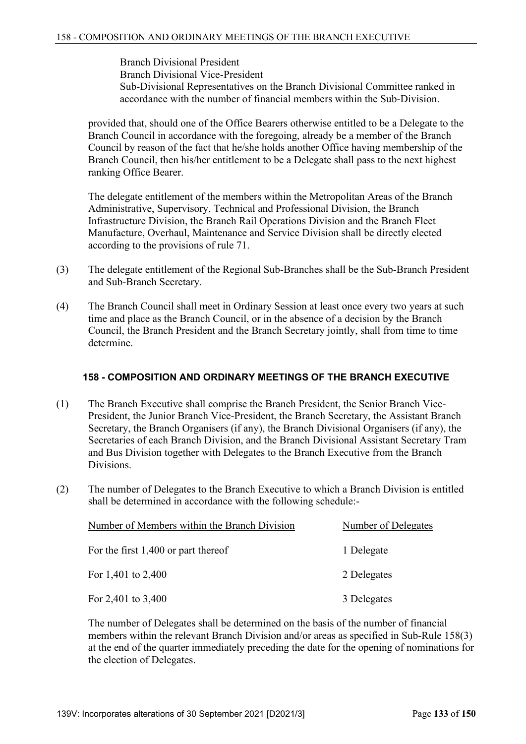Branch Divisional President
Branch Divisional Vice-President
Sub-Divisional Representatives on the Branch Divisional Committee ranked in accordance with the number of financial members within the Sub-Division.

provided that, should one of the Office Bearers otherwise entitled to be a Delegate to the Branch Council in accordance with the foregoing, already be a member of the Branch Council by reason of the fact that he/she holds another Office having membership of the Branch Council, then his/her entitlement to be a Delegate shall pass to the next highest ranking Office Bearer.

The delegate entitlement of the members within the Metropolitan Areas of the Branch Administrative, Supervisory, Technical and Professional Division, the Branch Infrastructure Division, the Branch Rail Operations Division and the Branch Fleet Manufacture, Overhaul, Maintenance and Service Division shall be directly elected according to the provisions of rule 71.

(3) The delegate entitlement of the Regional Sub-Branches shall be the Sub-Branch President and Sub-Branch Secretary.

(4) The Branch Council shall meet in Ordinary Session at least once every two years at such time and place as the Branch Council, or in the absence of a decision by the Branch Council, the Branch President and the Branch Secretary jointly, shall from time to time determine.

## 158 - COMPOSITION AND ORDINARY MEETINGS OF THE BRANCH EXECUTIVE

(1) The Branch Executive shall comprise the Branch President, the Senior Branch Vice-President, the Junior Branch Vice-President, the Branch Secretary, the Assistant Branch Secretary, the Branch Organisers (if any), the Branch Divisional Organisers (if any), the Secretaries of each Branch Division, and the Branch Divisional Assistant Secretary Tram and Bus Division together with Delegates to the Branch Executive from the Branch Divisions.

(2) The number of Delegates to the Branch Executive to which a Branch Division is entitled shall be determined in accordance with the following schedule:-

| Number of Members within the Branch Division | Number of Delegates |
|---|---|
| For the first 1,400 or part thereof | 1 Delegate |
| For 1,401 to 2,400 | 2 Delegates |
| For 2,401 to 3,400 | 3 Delegates |

The number of Delegates shall be determined on the basis of the number of financial members within the relevant Branch Division and/or areas as specified in Sub-Rule 158(3) at the end of the quarter immediately preceding the date for the opening of nominations for the election of Delegates.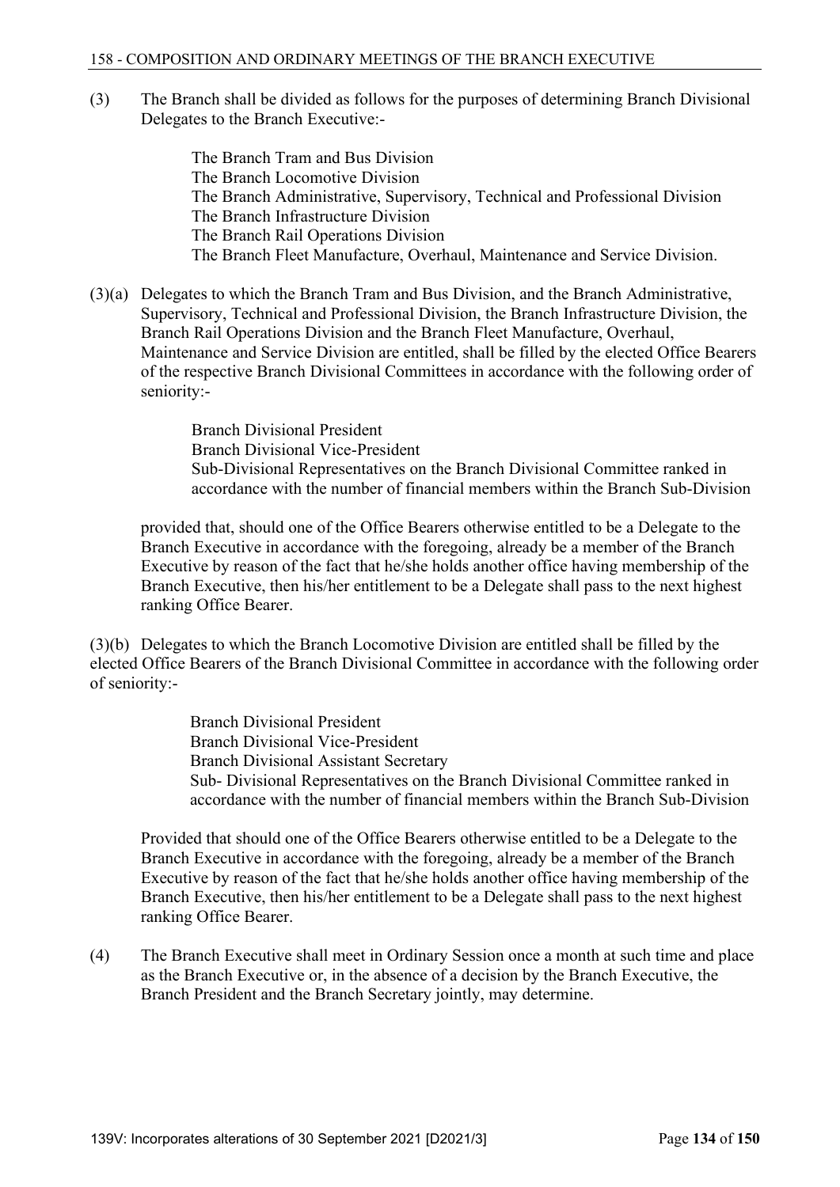(3) The Branch shall be divided as follows for the purposes of determining Branch Divisional Delegates to the Branch Executive:-

The Branch Tram and Bus Division
The Branch Locomotive Division
The Branch Administrative, Supervisory, Technical and Professional Division
The Branch Infrastructure Division
The Branch Rail Operations Division
The Branch Fleet Manufacture, Overhaul, Maintenance and Service Division.

(3)(a) Delegates to which the Branch Tram and Bus Division, and the Branch Administrative, Supervisory, Technical and Professional Division, the Branch Infrastructure Division, the Branch Rail Operations Division and the Branch Fleet Manufacture, Overhaul, Maintenance and Service Division are entitled, shall be filled by the elected Office Bearers of the respective Branch Divisional Committees in accordance with the following order of seniority:-

Branch Divisional President
Branch Divisional Vice-President
Sub-Divisional Representatives on the Branch Divisional Committee ranked in accordance with the number of financial members within the Branch Sub-Division

provided that, should one of the Office Bearers otherwise entitled to be a Delegate to the Branch Executive in accordance with the foregoing, already be a member of the Branch Executive by reason of the fact that he/she holds another office having membership of the Branch Executive, then his/her entitlement to be a Delegate shall pass to the next highest ranking Office Bearer.

(3)(b) Delegates to which the Branch Locomotive Division are entitled shall be filled by the elected Office Bearers of the Branch Divisional Committee in accordance with the following order of seniority:-

Branch Divisional President
Branch Divisional Vice-President
Branch Divisional Assistant Secretary
Sub- Divisional Representatives on the Branch Divisional Committee ranked in accordance with the number of financial members within the Branch Sub-Division

Provided that should one of the Office Bearers otherwise entitled to be a Delegate to the Branch Executive in accordance with the foregoing, already be a member of the Branch Executive by reason of the fact that he/she holds another office having membership of the Branch Executive, then his/her entitlement to be a Delegate shall pass to the next highest ranking Office Bearer.

(4) The Branch Executive shall meet in Ordinary Session once a month at such time and place as the Branch Executive or, in the absence of a decision by the Branch Executive, the Branch President and the Branch Secretary jointly, may determine.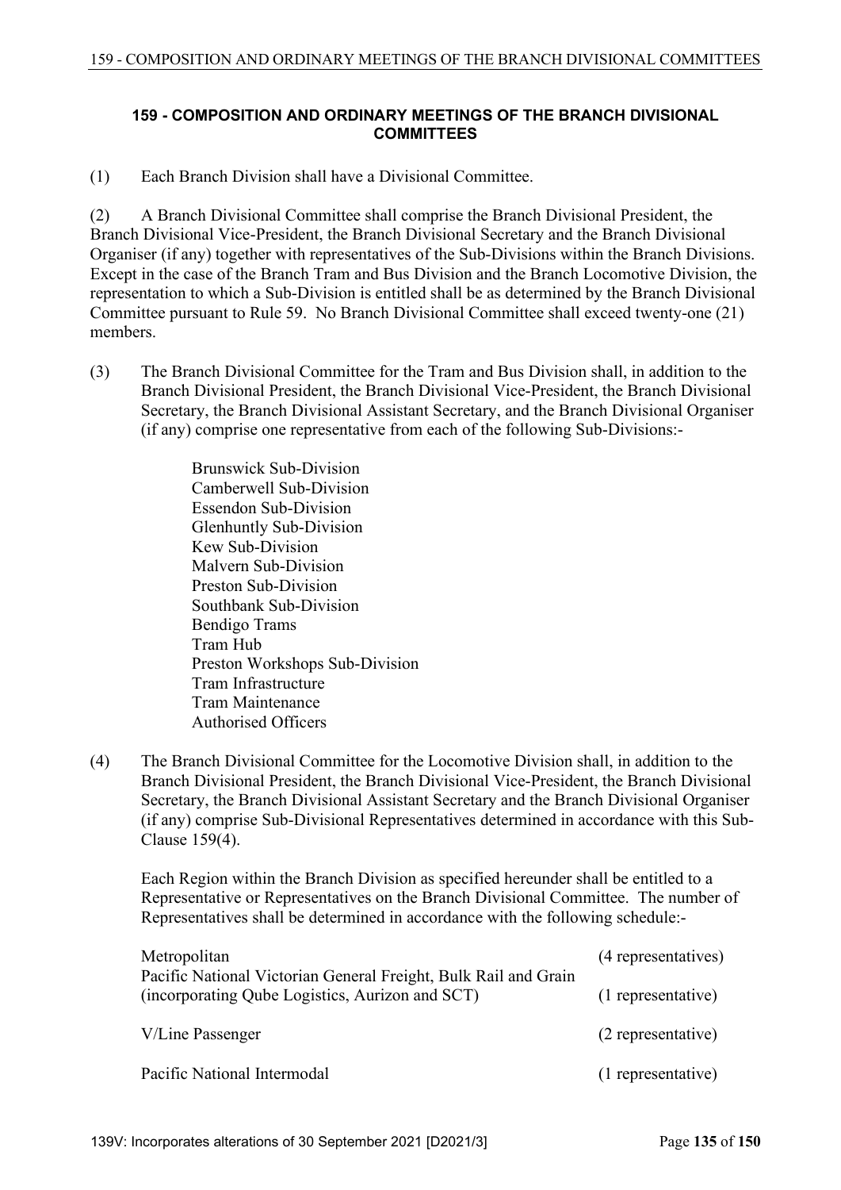### 159 - COMPOSITION AND ORDINARY MEETINGS OF THE BRANCH DIVISIONAL COMMITTEES

(1) Each Branch Division shall have a Divisional Committee.

(2) A Branch Divisional Committee shall comprise the Branch Divisional President, the Branch Divisional Vice-President, the Branch Divisional Secretary and the Branch Divisional Organiser (if any) together with representatives of the Sub-Divisions within the Branch Divisions. Except in the case of the Branch Tram and Bus Division and the Branch Locomotive Division, the representation to which a Sub-Division is entitled shall be as determined by the Branch Divisional Committee pursuant to Rule 59. No Branch Divisional Committee shall exceed twenty-one (21) members.

(3) The Branch Divisional Committee for the Tram and Bus Division shall, in addition to the Branch Divisional President, the Branch Divisional Vice-President, the Branch Divisional Secretary, the Branch Divisional Assistant Secretary, and the Branch Divisional Organiser (if any) comprise one representative from each of the following Sub-Divisions:-

Brunswick Sub-Division
Camberwell Sub-Division
Essendon Sub-Division
Glenhuntly Sub-Division
Kew Sub-Division
Malvern Sub-Division
Preston Sub-Division
Southbank Sub-Division
Bendigo Trams
Tram Hub
Preston Workshops Sub-Division
Tram Infrastructure
Tram Maintenance
Authorised Officers

(4) The Branch Divisional Committee for the Locomotive Division shall, in addition to the Branch Divisional President, the Branch Divisional Vice-President, the Branch Divisional Secretary, the Branch Divisional Assistant Secretary and the Branch Divisional Organiser (if any) comprise Sub-Divisional Representatives determined in accordance with this Sub-Clause 159(4).

Each Region within the Branch Division as specified hereunder shall be entitled to a Representative or Representatives on the Branch Divisional Committee. The number of Representatives shall be determined in accordance with the following schedule:-

| | |
|---|---|
| Metropolitan | (4 representatives) |
| Pacific National Victorian General Freight, Bulk Rail and Grain (incorporating Qube Logistics, Aurizon and SCT) | (1 representative) |
| V/Line Passenger | (2 representative) |
| Pacific National Intermodal | (1 representative) |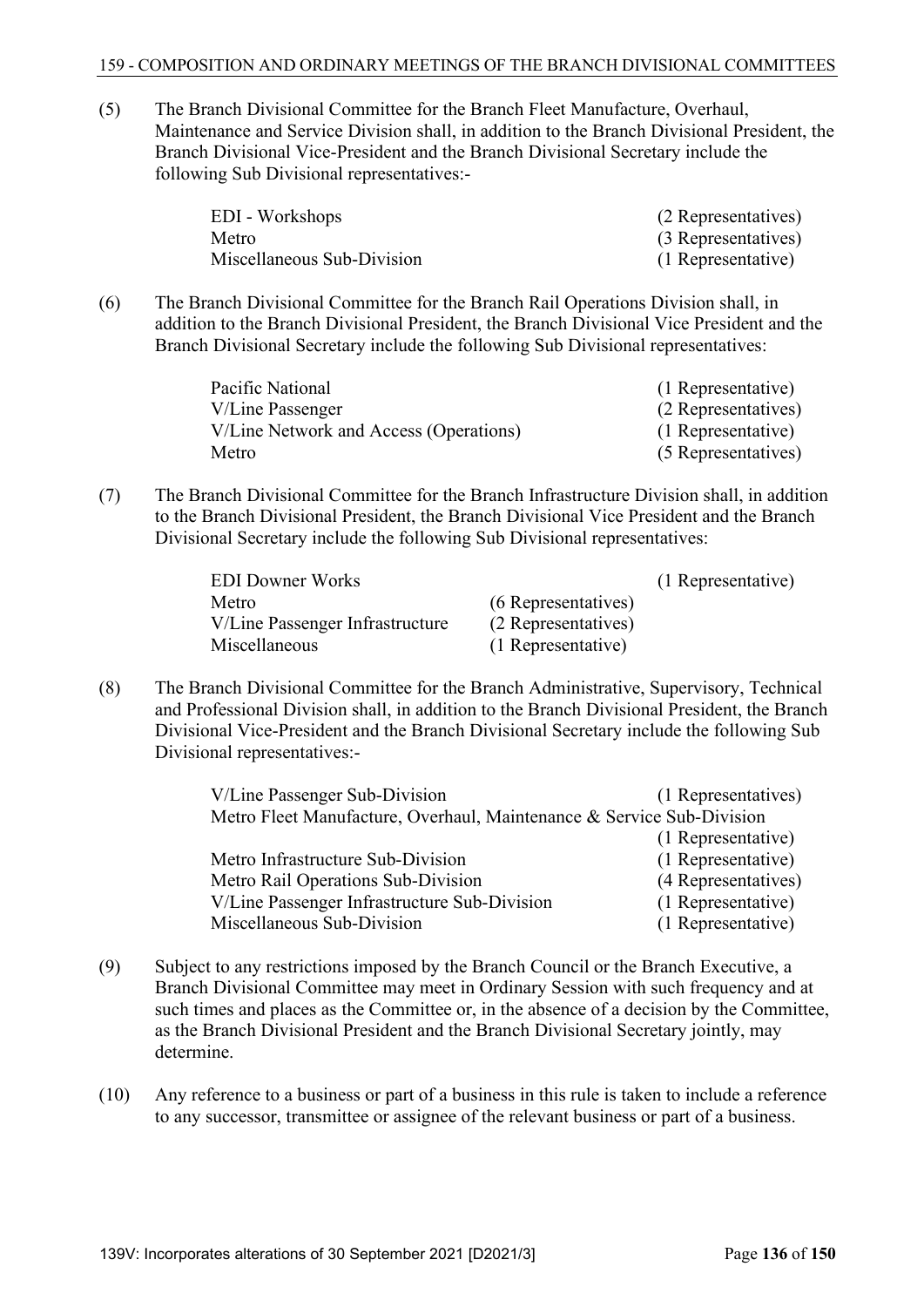(5) The Branch Divisional Committee for the Branch Fleet Manufacture, Overhaul, Maintenance and Service Division shall, in addition to the Branch Divisional President, the Branch Divisional Vice-President and the Branch Divisional Secretary include the following Sub Divisional representatives:-

| | |
|---|---|
| EDI - Workshops | (2 Representatives) |
| Metro | (3 Representatives) |
| Miscellaneous Sub-Division | (1 Representative) |

(6) The Branch Divisional Committee for the Branch Rail Operations Division shall, in addition to the Branch Divisional President, the Branch Divisional Vice President and the Branch Divisional Secretary include the following Sub Divisional representatives:

| | |
|---|---|
| Pacific National | (1 Representative) |
| V/Line Passenger | (2 Representatives) |
| V/Line Network and Access (Operations) | (1 Representative) |
| Metro | (5 Representatives) |

(7) The Branch Divisional Committee for the Branch Infrastructure Division shall, in addition to the Branch Divisional President, the Branch Divisional Vice President and the Branch Divisional Secretary include the following Sub Divisional representatives:

| | | |
|---|---|---|
| EDI Downer Works | | (1 Representative) |
| Metro | (6 Representatives) | |
| V/Line Passenger Infrastructure | (2 Representatives) | |
| Miscellaneous | (1 Representative) | |

(8) The Branch Divisional Committee for the Branch Administrative, Supervisory, Technical and Professional Division shall, in addition to the Branch Divisional President, the Branch Divisional Vice-President and the Branch Divisional Secretary include the following Sub Divisional representatives:-

| | |
|---|---|
| V/Line Passenger Sub-Division | (1 Representatives) |
| Metro Fleet Manufacture, Overhaul, Maintenance & Service Sub-Division | (1 Representative) |
| Metro Infrastructure Sub-Division | (1 Representative) |
| Metro Rail Operations Sub-Division | (4 Representatives) |
| V/Line Passenger Infrastructure Sub-Division | (1 Representative) |
| Miscellaneous Sub-Division | (1 Representative) |

(9) Subject to any restrictions imposed by the Branch Council or the Branch Executive, a Branch Divisional Committee may meet in Ordinary Session with such frequency and at such times and places as the Committee or, in the absence of a decision by the Committee, as the Branch Divisional President and the Branch Divisional Secretary jointly, may determine.

(10) Any reference to a business or part of a business in this rule is taken to include a reference to any successor, transmittee or assignee of the relevant business or part of a business.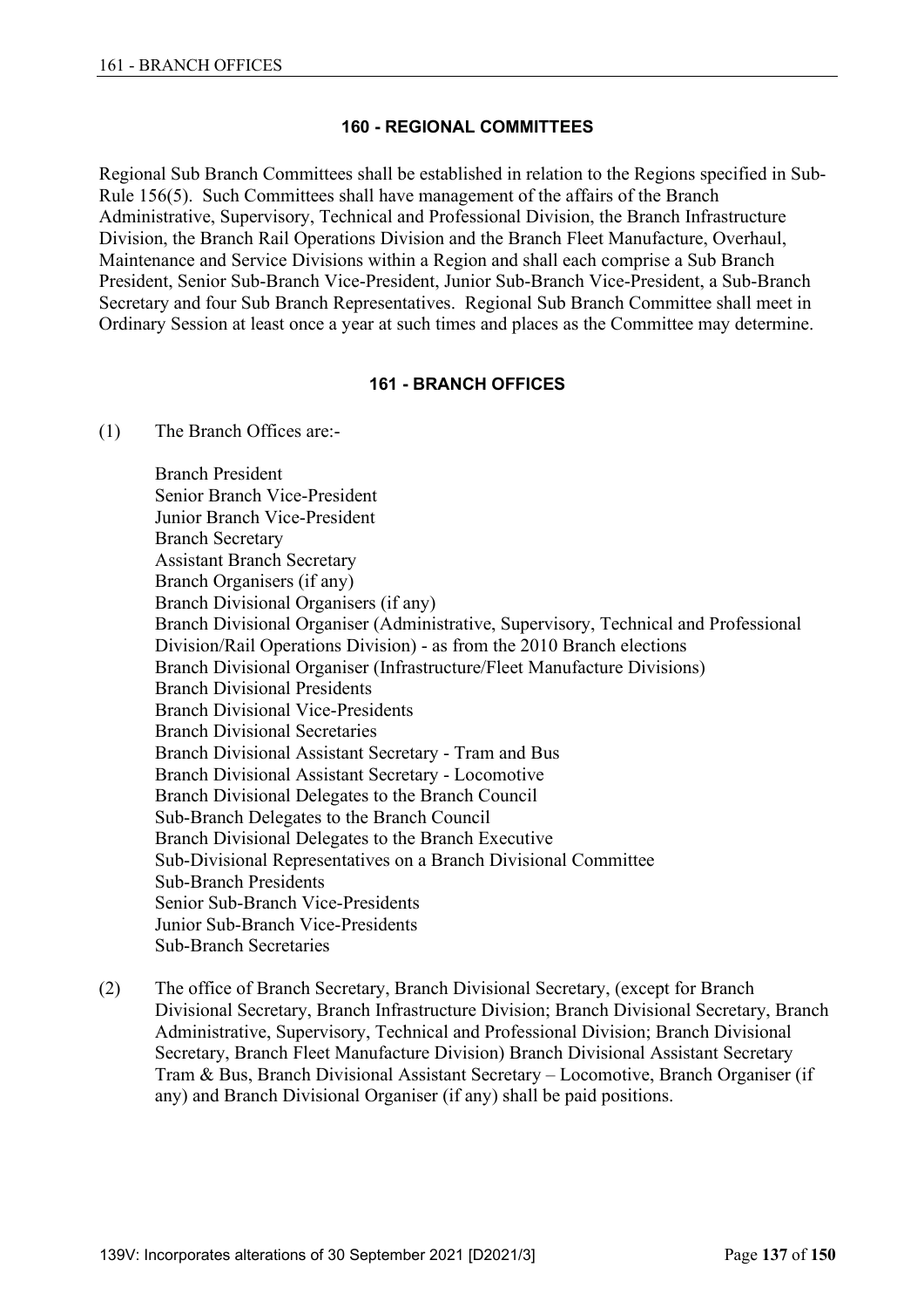## 160 - REGIONAL COMMITTEES

Regional Sub Branch Committees shall be established in relation to the Regions specified in Sub-Rule 156(5). Such Committees shall have management of the affairs of the Branch Administrative, Supervisory, Technical and Professional Division, the Branch Infrastructure Division, the Branch Rail Operations Division and the Branch Fleet Manufacture, Overhaul, Maintenance and Service Divisions within a Region and shall each comprise a Sub Branch President, Senior Sub-Branch Vice-President, Junior Sub-Branch Vice-President, a Sub-Branch Secretary and four Sub Branch Representatives. Regional Sub Branch Committee shall meet in Ordinary Session at least once a year at such times and places as the Committee may determine.

## 161 - BRANCH OFFICES

(1) The Branch Offices are:-

Branch President
Senior Branch Vice-President
Junior Branch Vice-President
Branch Secretary
Assistant Branch Secretary
Branch Organisers (if any)
Branch Divisional Organisers (if any)
Branch Divisional Organiser (Administrative, Supervisory, Technical and Professional Division/Rail Operations Division) - as from the 2010 Branch elections
Branch Divisional Organiser (Infrastructure/Fleet Manufacture Divisions)
Branch Divisional Presidents
Branch Divisional Vice-Presidents
Branch Divisional Secretaries
Branch Divisional Assistant Secretary - Tram and Bus
Branch Divisional Assistant Secretary - Locomotive
Branch Divisional Delegates to the Branch Council
Sub-Branch Delegates to the Branch Council
Branch Divisional Delegates to the Branch Executive
Sub-Divisional Representatives on a Branch Divisional Committee
Sub-Branch Presidents
Senior Sub-Branch Vice-Presidents
Junior Sub-Branch Vice-Presidents
Sub-Branch Secretaries

(2) The office of Branch Secretary, Branch Divisional Secretary, (except for Branch Divisional Secretary, Branch Infrastructure Division; Branch Divisional Secretary, Branch Administrative, Supervisory, Technical and Professional Division; Branch Divisional Secretary, Branch Fleet Manufacture Division) Branch Divisional Assistant Secretary Tram & Bus, Branch Divisional Assistant Secretary – Locomotive, Branch Organiser (if any) and Branch Divisional Organiser (if any) shall be paid positions.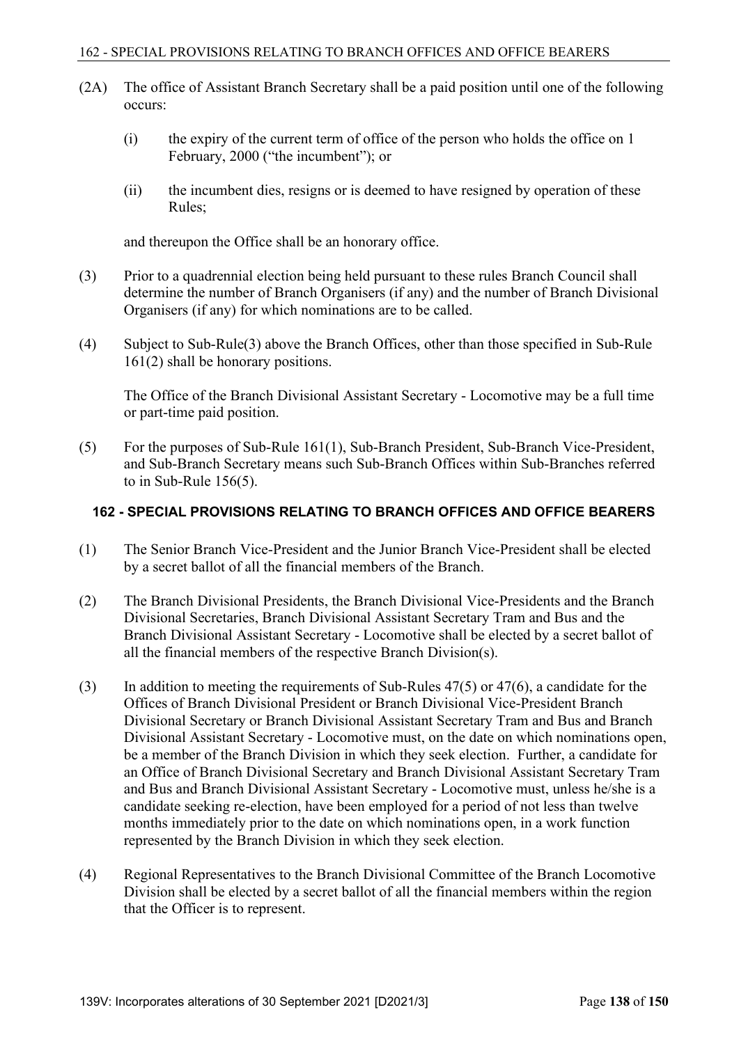(2A) The office of Assistant Branch Secretary shall be a paid position until one of the following occurs:

(i) the expiry of the current term of office of the person who holds the office on 1 February, 2000 ("the incumbent"); or

(ii) the incumbent dies, resigns or is deemed to have resigned by operation of these Rules;

and thereupon the Office shall be an honorary office.

(3) Prior to a quadrennial election being held pursuant to these rules Branch Council shall determine the number of Branch Organisers (if any) and the number of Branch Divisional Organisers (if any) for which nominations are to be called.

(4) Subject to Sub-Rule(3) above the Branch Offices, other than those specified in Sub-Rule 161(2) shall be honorary positions.

The Office of the Branch Divisional Assistant Secretary - Locomotive may be a full time or part-time paid position.

(5) For the purposes of Sub-Rule 161(1), Sub-Branch President, Sub-Branch Vice-President, and Sub-Branch Secretary means such Sub-Branch Offices within Sub-Branches referred to in Sub-Rule 156(5).

## 162 - SPECIAL PROVISIONS RELATING TO BRANCH OFFICES AND OFFICE BEARERS

(1) The Senior Branch Vice-President and the Junior Branch Vice-President shall be elected by a secret ballot of all the financial members of the Branch.

(2) The Branch Divisional Presidents, the Branch Divisional Vice-Presidents and the Branch Divisional Secretaries, Branch Divisional Assistant Secretary Tram and Bus and the Branch Divisional Assistant Secretary - Locomotive shall be elected by a secret ballot of all the financial members of the respective Branch Division(s).

(3) In addition to meeting the requirements of Sub-Rules 47(5) or 47(6), a candidate for the Offices of Branch Divisional President or Branch Divisional Vice-President Branch Divisional Secretary or Branch Divisional Assistant Secretary Tram and Bus and Branch Divisional Assistant Secretary - Locomotive must, on the date on which nominations open, be a member of the Branch Division in which they seek election. Further, a candidate for an Office of Branch Divisional Secretary and Branch Divisional Assistant Secretary Tram and Bus and Branch Divisional Assistant Secretary - Locomotive must, unless he/she is a candidate seeking re-election, have been employed for a period of not less than twelve months immediately prior to the date on which nominations open, in a work function represented by the Branch Division in which they seek election.

(4) Regional Representatives to the Branch Divisional Committee of the Branch Locomotive Division shall be elected by a secret ballot of all the financial members within the region that the Officer is to represent.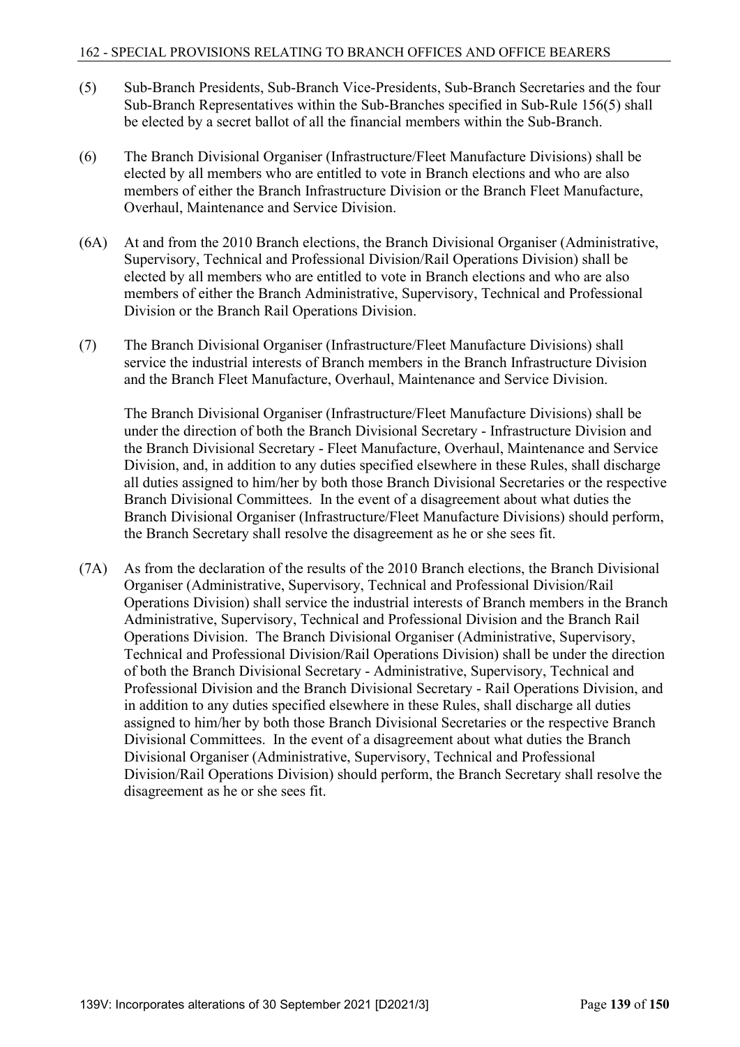(5) Sub-Branch Presidents, Sub-Branch Vice-Presidents, Sub-Branch Secretaries and the four Sub-Branch Representatives within the Sub-Branches specified in Sub-Rule 156(5) shall be elected by a secret ballot of all the financial members within the Sub-Branch.

(6) The Branch Divisional Organiser (Infrastructure/Fleet Manufacture Divisions) shall be elected by all members who are entitled to vote in Branch elections and who are also members of either the Branch Infrastructure Division or the Branch Fleet Manufacture, Overhaul, Maintenance and Service Division.

(6A) At and from the 2010 Branch elections, the Branch Divisional Organiser (Administrative, Supervisory, Technical and Professional Division/Rail Operations Division) shall be elected by all members who are entitled to vote in Branch elections and who are also members of either the Branch Administrative, Supervisory, Technical and Professional Division or the Branch Rail Operations Division.

(7) The Branch Divisional Organiser (Infrastructure/Fleet Manufacture Divisions) shall service the industrial interests of Branch members in the Branch Infrastructure Division and the Branch Fleet Manufacture, Overhaul, Maintenance and Service Division.

The Branch Divisional Organiser (Infrastructure/Fleet Manufacture Divisions) shall be under the direction of both the Branch Divisional Secretary - Infrastructure Division and the Branch Divisional Secretary - Fleet Manufacture, Overhaul, Maintenance and Service Division, and, in addition to any duties specified elsewhere in these Rules, shall discharge all duties assigned to him/her by both those Branch Divisional Secretaries or the respective Branch Divisional Committees. In the event of a disagreement about what duties the Branch Divisional Organiser (Infrastructure/Fleet Manufacture Divisions) should perform, the Branch Secretary shall resolve the disagreement as he or she sees fit.

(7A) As from the declaration of the results of the 2010 Branch elections, the Branch Divisional Organiser (Administrative, Supervisory, Technical and Professional Division/Rail Operations Division) shall service the industrial interests of Branch members in the Branch Administrative, Supervisory, Technical and Professional Division and the Branch Rail Operations Division. The Branch Divisional Organiser (Administrative, Supervisory, Technical and Professional Division/Rail Operations Division) shall be under the direction of both the Branch Divisional Secretary - Administrative, Supervisory, Technical and Professional Division and the Branch Divisional Secretary - Rail Operations Division, and in addition to any duties specified elsewhere in these Rules, shall discharge all duties assigned to him/her by both those Branch Divisional Secretaries or the respective Branch Divisional Committees. In the event of a disagreement about what duties the Branch Divisional Organiser (Administrative, Supervisory, Technical and Professional Division/Rail Operations Division) should perform, the Branch Secretary shall resolve the disagreement as he or she sees fit.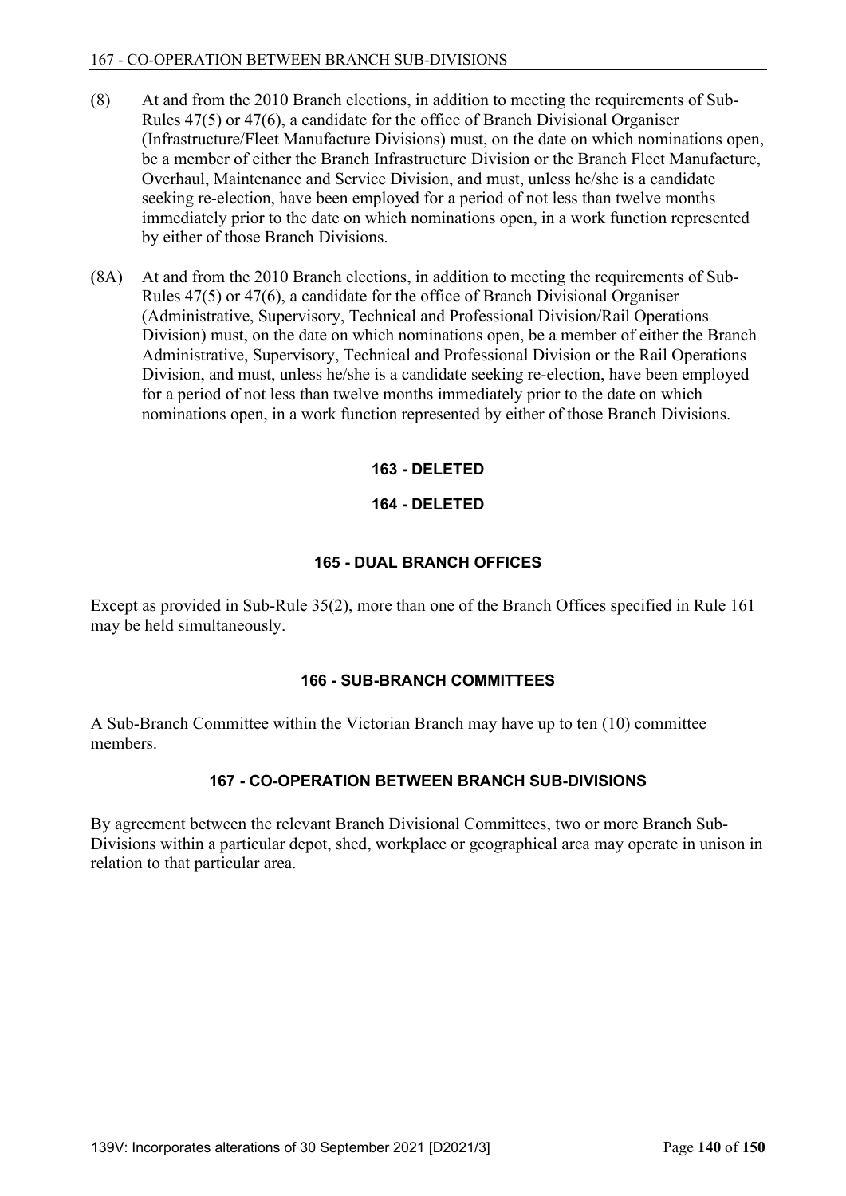(8) At and from the 2010 Branch elections, in addition to meeting the requirements of Sub-Rules 47(5) or 47(6), a candidate for the office of Branch Divisional Organiser (Infrastructure/Fleet Manufacture Divisions) must, on the date on which nominations open, be a member of either the Branch Infrastructure Division or the Branch Fleet Manufacture, Overhaul, Maintenance and Service Division, and must, unless he/she is a candidate seeking re-election, have been employed for a period of not less than twelve months immediately prior to the date on which nominations open, in a work function represented by either of those Branch Divisions.

(8A) At and from the 2010 Branch elections, in addition to meeting the requirements of Sub-Rules 47(5) or 47(6), a candidate for the office of Branch Divisional Organiser (Administrative, Supervisory, Technical and Professional Division/Rail Operations Division) must, on the date on which nominations open, be a member of either the Branch Administrative, Supervisory, Technical and Professional Division or the Rail Operations Division, and must, unless he/she is a candidate seeking re-election, have been employed for a period of not less than twelve months immediately prior to the date on which nominations open, in a work function represented by either of those Branch Divisions.

## 163 - DELETED

## 164 - DELETED

## 165 - DUAL BRANCH OFFICES

Except as provided in Sub-Rule 35(2), more than one of the Branch Offices specified in Rule 161 may be held simultaneously.

## 166 - SUB-BRANCH COMMITTEES

A Sub-Branch Committee within the Victorian Branch may have up to ten (10) committee members.

## 167 - CO-OPERATION BETWEEN BRANCH SUB-DIVISIONS

By agreement between the relevant Branch Divisional Committees, two or more Branch Sub-Divisions within a particular depot, shed, workplace or geographical area may operate in unison in relation to that particular area.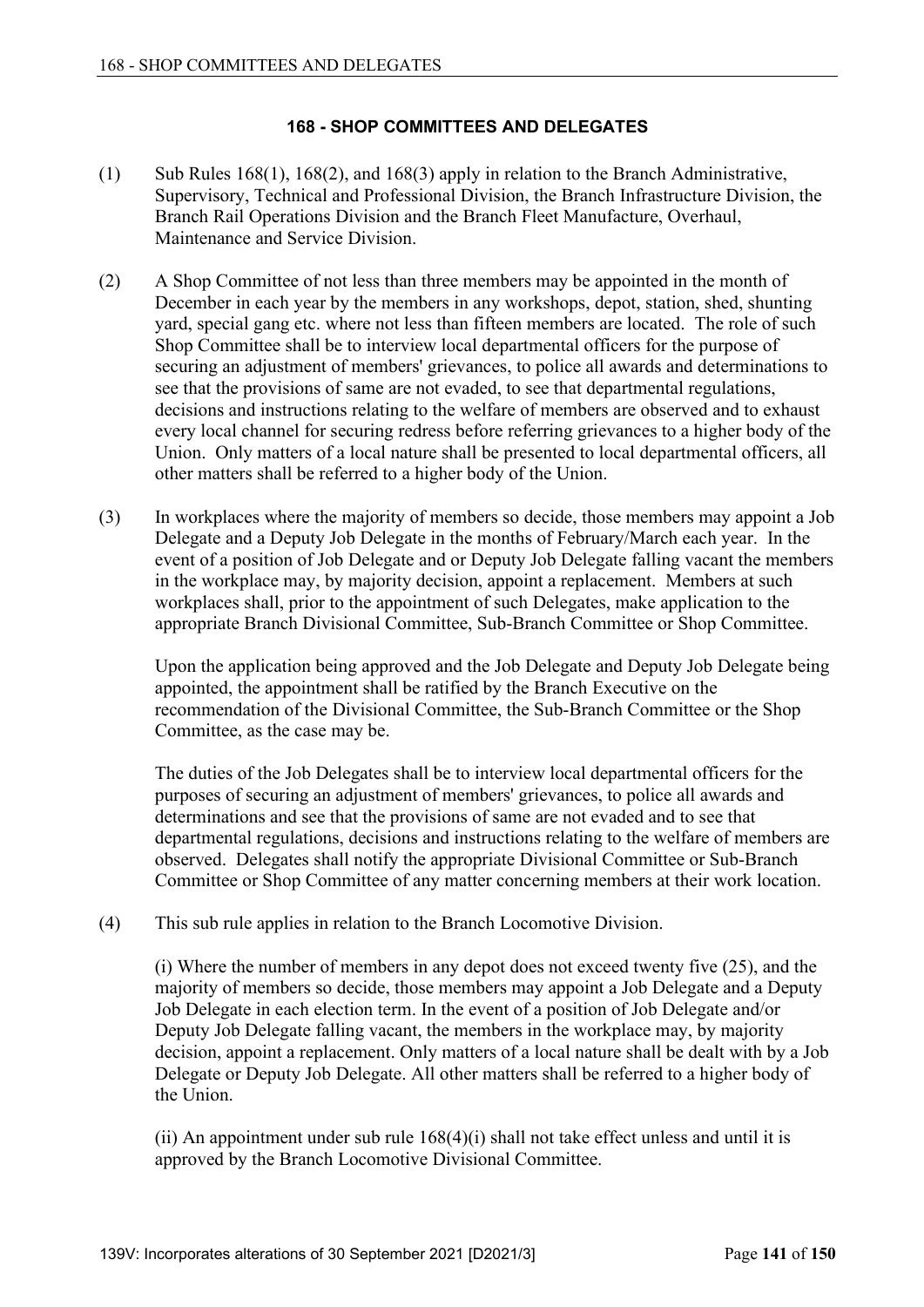## 168 - SHOP COMMITTEES AND DELEGATES

(1) Sub Rules 168(1), 168(2), and 168(3) apply in relation to the Branch Administrative, Supervisory, Technical and Professional Division, the Branch Infrastructure Division, the Branch Rail Operations Division and the Branch Fleet Manufacture, Overhaul, Maintenance and Service Division.

(2) A Shop Committee of not less than three members may be appointed in the month of December in each year by the members in any workshops, depot, station, shed, shunting yard, special gang etc. where not less than fifteen members are located. The role of such Shop Committee shall be to interview local departmental officers for the purpose of securing an adjustment of members' grievances, to police all awards and determinations to see that the provisions of same are not evaded, to see that departmental regulations, decisions and instructions relating to the welfare of members are observed and to exhaust every local channel for securing redress before referring grievances to a higher body of the Union. Only matters of a local nature shall be presented to local departmental officers, all other matters shall be referred to a higher body of the Union.

(3) In workplaces where the majority of members so decide, those members may appoint a Job Delegate and a Deputy Job Delegate in the months of February/March each year. In the event of a position of Job Delegate and or Deputy Job Delegate falling vacant the members in the workplace may, by majority decision, appoint a replacement. Members at such workplaces shall, prior to the appointment of such Delegates, make application to the appropriate Branch Divisional Committee, Sub-Branch Committee or Shop Committee.

Upon the application being approved and the Job Delegate and Deputy Job Delegate being appointed, the appointment shall be ratified by the Branch Executive on the recommendation of the Divisional Committee, the Sub-Branch Committee or the Shop Committee, as the case may be.

The duties of the Job Delegates shall be to interview local departmental officers for the purposes of securing an adjustment of members' grievances, to police all awards and determinations and see that the provisions of same are not evaded and to see that departmental regulations, decisions and instructions relating to the welfare of members are observed. Delegates shall notify the appropriate Divisional Committee or Sub-Branch Committee or Shop Committee of any matter concerning members at their work location.

(4) This sub rule applies in relation to the Branch Locomotive Division.

(i) Where the number of members in any depot does not exceed twenty five (25), and the majority of members so decide, those members may appoint a Job Delegate and a Deputy Job Delegate in each election term. In the event of a position of Job Delegate and/or Deputy Job Delegate falling vacant, the members in the workplace may, by majority decision, appoint a replacement. Only matters of a local nature shall be dealt with by a Job Delegate or Deputy Job Delegate. All other matters shall be referred to a higher body of the Union.

(ii) An appointment under sub rule 168(4)(i) shall not take effect unless and until it is approved by the Branch Locomotive Divisional Committee.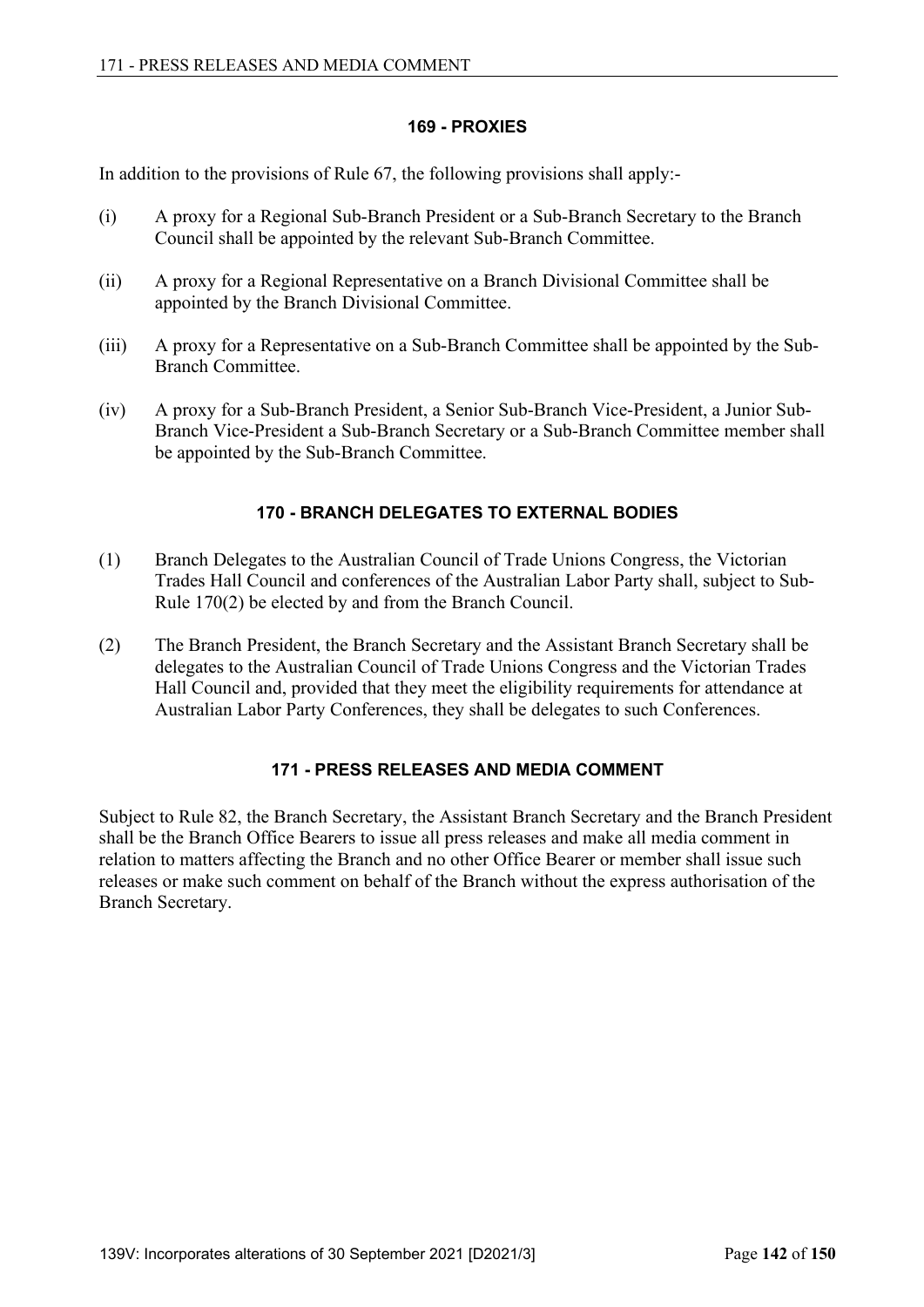## 169 - PROXIES

In addition to the provisions of Rule 67, the following provisions shall apply:-

(i) A proxy for a Regional Sub-Branch President or a Sub-Branch Secretary to the Branch Council shall be appointed by the relevant Sub-Branch Committee.

(ii) A proxy for a Regional Representative on a Branch Divisional Committee shall be appointed by the Branch Divisional Committee.

(iii) A proxy for a Representative on a Sub-Branch Committee shall be appointed by the Sub-Branch Committee.

(iv) A proxy for a Sub-Branch President, a Senior Sub-Branch Vice-President, a Junior Sub-Branch Vice-President a Sub-Branch Secretary or a Sub-Branch Committee member shall be appointed by the Sub-Branch Committee.

## 170 - BRANCH DELEGATES TO EXTERNAL BODIES

(1) Branch Delegates to the Australian Council of Trade Unions Congress, the Victorian Trades Hall Council and conferences of the Australian Labor Party shall, subject to Sub-Rule 170(2) be elected by and from the Branch Council.

(2) The Branch President, the Branch Secretary and the Assistant Branch Secretary shall be delegates to the Australian Council of Trade Unions Congress and the Victorian Trades Hall Council and, provided that they meet the eligibility requirements for attendance at Australian Labor Party Conferences, they shall be delegates to such Conferences.

## 171 - PRESS RELEASES AND MEDIA COMMENT

Subject to Rule 82, the Branch Secretary, the Assistant Branch Secretary and the Branch President shall be the Branch Office Bearers to issue all press releases and make all media comment in relation to matters affecting the Branch and no other Office Bearer or member shall issue such releases or make such comment on behalf of the Branch without the express authorisation of the Branch Secretary.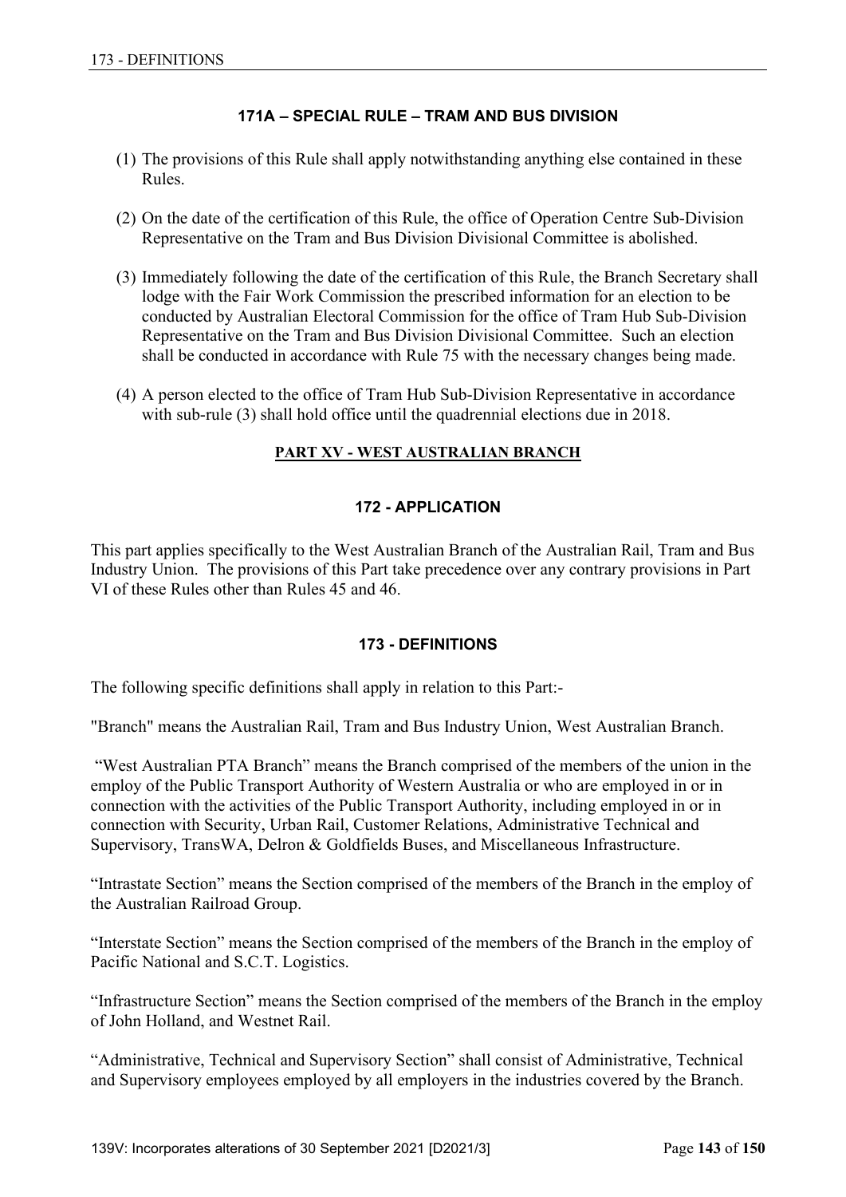### 171A – SPECIAL RULE – TRAM AND BUS DIVISION

(1) The provisions of this Rule shall apply notwithstanding anything else contained in these Rules.

(2) On the date of the certification of this Rule, the office of Operation Centre Sub-Division Representative on the Tram and Bus Division Divisional Committee is abolished.

(3) Immediately following the date of the certification of this Rule, the Branch Secretary shall lodge with the Fair Work Commission the prescribed information for an election to be conducted by Australian Electoral Commission for the office of Tram Hub Sub-Division Representative on the Tram and Bus Division Divisional Committee. Such an election shall be conducted in accordance with Rule 75 with the necessary changes being made.

(4) A person elected to the office of Tram Hub Sub-Division Representative in accordance with sub-rule (3) shall hold office until the quadrennial elections due in 2018.

## PART XV - WEST AUSTRALIAN BRANCH

### 172 - APPLICATION

This part applies specifically to the West Australian Branch of the Australian Rail, Tram and Bus Industry Union. The provisions of this Part take precedence over any contrary provisions in Part VI of these Rules other than Rules 45 and 46.

### 173 - DEFINITIONS

The following specific definitions shall apply in relation to this Part:-

"Branch" means the Australian Rail, Tram and Bus Industry Union, West Australian Branch.

"West Australian PTA Branch" means the Branch comprised of the members of the union in the employ of the Public Transport Authority of Western Australia or who are employed in or in connection with the activities of the Public Transport Authority, including employed in or in connection with Security, Urban Rail, Customer Relations, Administrative Technical and Supervisory, TransWA, Delron & Goldfields Buses, and Miscellaneous Infrastructure.

"Intrastate Section" means the Section comprised of the members of the Branch in the employ of the Australian Railroad Group.

"Interstate Section" means the Section comprised of the members of the Branch in the employ of Pacific National and S.C.T. Logistics.

"Infrastructure Section" means the Section comprised of the members of the Branch in the employ of John Holland, and Westnet Rail.

"Administrative, Technical and Supervisory Section" shall consist of Administrative, Technical and Supervisory employees employed by all employers in the industries covered by the Branch.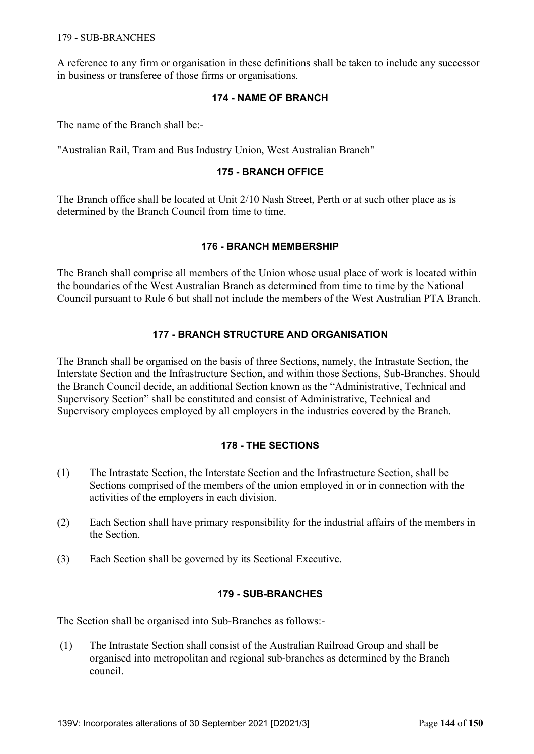A reference to any firm or organisation in these definitions shall be taken to include any successor in business or transferee of those firms or organisations.

## 174 - NAME OF BRANCH

The name of the Branch shall be:-

"Australian Rail, Tram and Bus Industry Union, West Australian Branch"

## 175 - BRANCH OFFICE

The Branch office shall be located at Unit 2/10 Nash Street, Perth or at such other place as is determined by the Branch Council from time to time.

## 176 - BRANCH MEMBERSHIP

The Branch shall comprise all members of the Union whose usual place of work is located within the boundaries of the West Australian Branch as determined from time to time by the National Council pursuant to Rule 6 but shall not include the members of the West Australian PTA Branch.

## 177 - BRANCH STRUCTURE AND ORGANISATION

The Branch shall be organised on the basis of three Sections, namely, the Intrastate Section, the Interstate Section and the Infrastructure Section, and within those Sections, Sub-Branches. Should the Branch Council decide, an additional Section known as the "Administrative, Technical and Supervisory Section" shall be constituted and consist of Administrative, Technical and Supervisory employees employed by all employers in the industries covered by the Branch.

## 178 - THE SECTIONS

(1) The Intrastate Section, the Interstate Section and the Infrastructure Section, shall be Sections comprised of the members of the union employed in or in connection with the activities of the employers in each division.

(2) Each Section shall have primary responsibility for the industrial affairs of the members in the Section.

(3) Each Section shall be governed by its Sectional Executive.

## 179 - SUB-BRANCHES

The Section shall be organised into Sub-Branches as follows:-

(1) The Intrastate Section shall consist of the Australian Railroad Group and shall be organised into metropolitan and regional sub-branches as determined by the Branch council.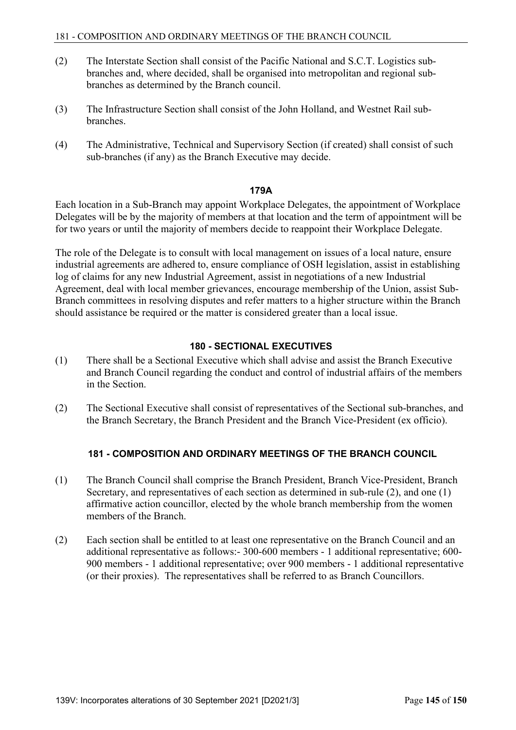(2) The Interstate Section shall consist of the Pacific National and S.C.T. Logistics sub-branches and, where decided, shall be organised into metropolitan and regional sub-branches as determined by the Branch council.

(3) The Infrastructure Section shall consist of the John Holland, and Westnet Rail sub-branches.

(4) The Administrative, Technical and Supervisory Section (if created) shall consist of such sub-branches (if any) as the Branch Executive may decide.

### 179A

Each location in a Sub-Branch may appoint Workplace Delegates, the appointment of Workplace Delegates will be by the majority of members at that location and the term of appointment will be for two years or until the majority of members decide to reappoint their Workplace Delegate.

The role of the Delegate is to consult with local management on issues of a local nature, ensure industrial agreements are adhered to, ensure compliance of OSH legislation, assist in establishing log of claims for any new Industrial Agreement, assist in negotiations of a new Industrial Agreement, deal with local member grievances, encourage membership of the Union, assist Sub-Branch committees in resolving disputes and refer matters to a higher structure within the Branch should assistance be required or the matter is considered greater than a local issue.

### 180 - SECTIONAL EXECUTIVES

(1) There shall be a Sectional Executive which shall advise and assist the Branch Executive and Branch Council regarding the conduct and control of industrial affairs of the members in the Section.

(2) The Sectional Executive shall consist of representatives of the Sectional sub-branches, and the Branch Secretary, the Branch President and the Branch Vice-President (ex officio).

### 181 - COMPOSITION AND ORDINARY MEETINGS OF THE BRANCH COUNCIL

(1) The Branch Council shall comprise the Branch President, Branch Vice-President, Branch Secretary, and representatives of each section as determined in sub-rule (2), and one (1) affirmative action councillor, elected by the whole branch membership from the women members of the Branch.

(2) Each section shall be entitled to at least one representative on the Branch Council and an additional representative as follows:- 300-600 members - 1 additional representative; 600-900 members - 1 additional representative; over 900 members - 1 additional representative (or their proxies). The representatives shall be referred to as Branch Councillors.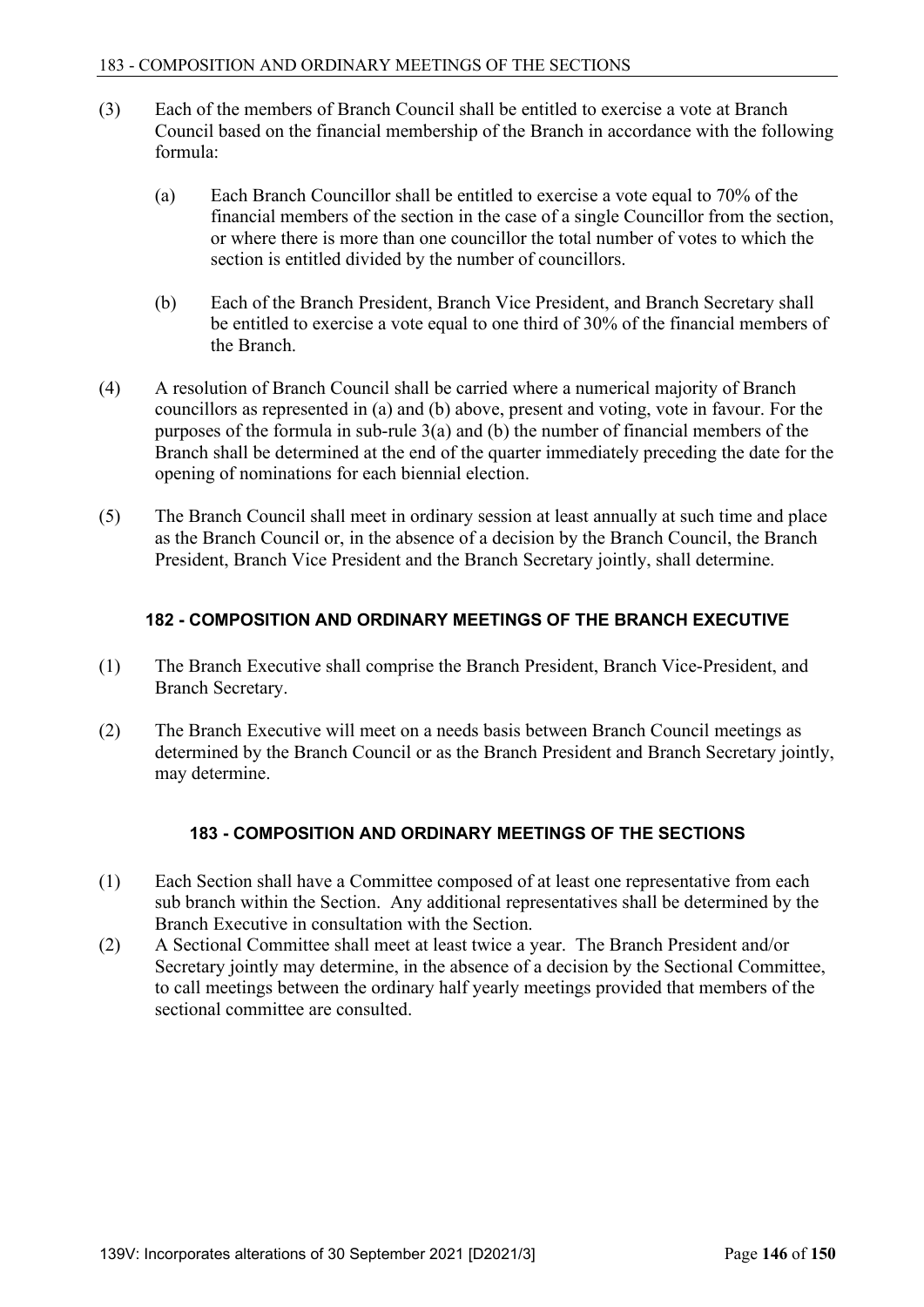(3) Each of the members of Branch Council shall be entitled to exercise a vote at Branch Council based on the financial membership of the Branch in accordance with the following formula:

(a) Each Branch Councillor shall be entitled to exercise a vote equal to 70% of the financial members of the section in the case of a single Councillor from the section, or where there is more than one councillor the total number of votes to which the section is entitled divided by the number of councillors.

(b) Each of the Branch President, Branch Vice President, and Branch Secretary shall be entitled to exercise a vote equal to one third of 30% of the financial members of the Branch.

(4) A resolution of Branch Council shall be carried where a numerical majority of Branch councillors as represented in (a) and (b) above, present and voting, vote in favour. For the purposes of the formula in sub-rule 3(a) and (b) the number of financial members of the Branch shall be determined at the end of the quarter immediately preceding the date for the opening of nominations for each biennial election.

(5) The Branch Council shall meet in ordinary session at least annually at such time and place as the Branch Council or, in the absence of a decision by the Branch Council, the Branch President, Branch Vice President and the Branch Secretary jointly, shall determine.

## 182 - COMPOSITION AND ORDINARY MEETINGS OF THE BRANCH EXECUTIVE

(1) The Branch Executive shall comprise the Branch President, Branch Vice-President, and Branch Secretary.

(2) The Branch Executive will meet on a needs basis between Branch Council meetings as determined by the Branch Council or as the Branch President and Branch Secretary jointly, may determine.

## 183 - COMPOSITION AND ORDINARY MEETINGS OF THE SECTIONS

(1) Each Section shall have a Committee composed of at least one representative from each sub branch within the Section. Any additional representatives shall be determined by the Branch Executive in consultation with the Section.

(2) A Sectional Committee shall meet at least twice a year. The Branch President and/or Secretary jointly may determine, in the absence of a decision by the Sectional Committee, to call meetings between the ordinary half yearly meetings provided that members of the sectional committee are consulted.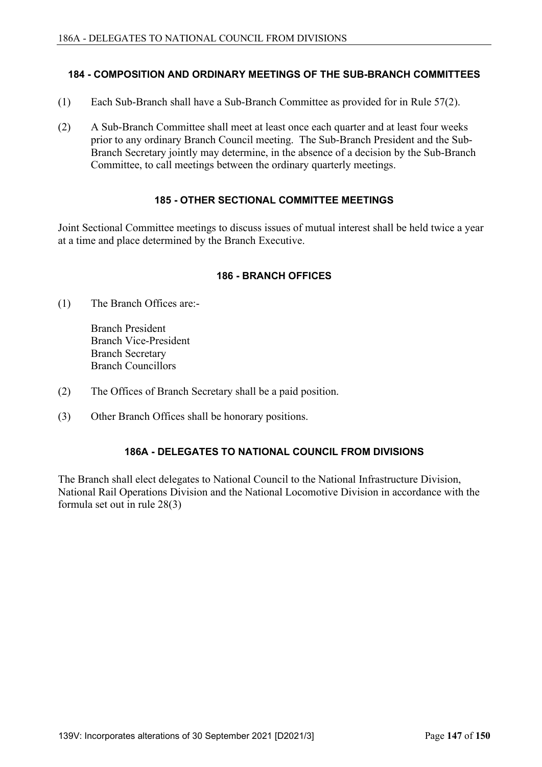### 184 - COMPOSITION AND ORDINARY MEETINGS OF THE SUB-BRANCH COMMITTEES

(1) Each Sub-Branch shall have a Sub-Branch Committee as provided for in Rule 57(2).

(2) A Sub-Branch Committee shall meet at least once each quarter and at least four weeks prior to any ordinary Branch Council meeting. The Sub-Branch President and the Sub-Branch Secretary jointly may determine, in the absence of a decision by the Sub-Branch Committee, to call meetings between the ordinary quarterly meetings.

### 185 - OTHER SECTIONAL COMMITTEE MEETINGS

Joint Sectional Committee meetings to discuss issues of mutual interest shall be held twice a year at a time and place determined by the Branch Executive.

### 186 - BRANCH OFFICES

(1) The Branch Offices are:-

Branch President
Branch Vice-President
Branch Secretary
Branch Councillors

(2) The Offices of Branch Secretary shall be a paid position.

(3) Other Branch Offices shall be honorary positions.

### 186A - DELEGATES TO NATIONAL COUNCIL FROM DIVISIONS

The Branch shall elect delegates to National Council to the National Infrastructure Division, National Rail Operations Division and the National Locomotive Division in accordance with the formula set out in rule 28(3)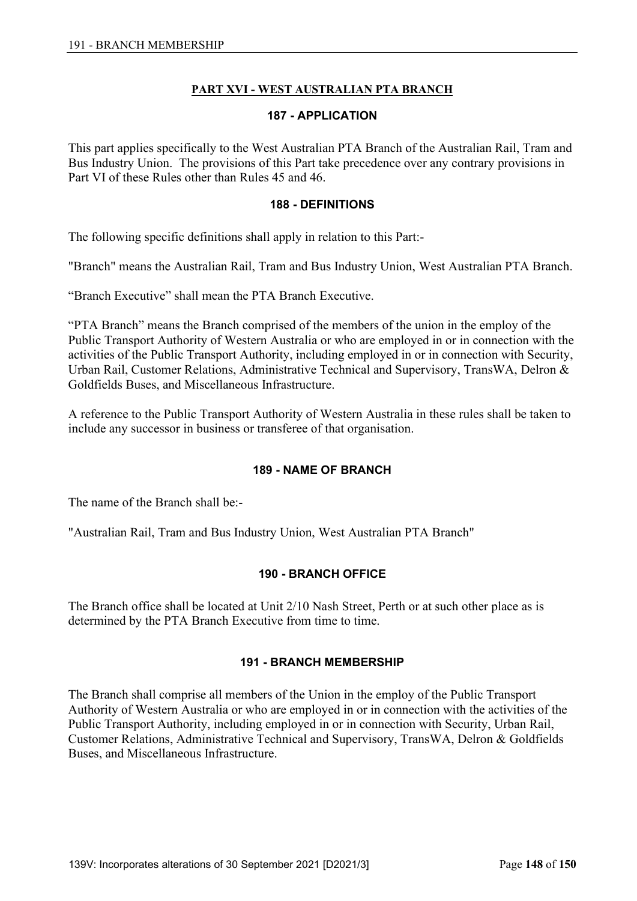## PART XVI - WEST AUSTRALIAN PTA BRANCH

### 187 - APPLICATION

This part applies specifically to the West Australian PTA Branch of the Australian Rail, Tram and Bus Industry Union. The provisions of this Part take precedence over any contrary provisions in Part VI of these Rules other than Rules 45 and 46.

### 188 - DEFINITIONS

The following specific definitions shall apply in relation to this Part:-

"Branch" means the Australian Rail, Tram and Bus Industry Union, West Australian PTA Branch.

"Branch Executive" shall mean the PTA Branch Executive.

"PTA Branch" means the Branch comprised of the members of the union in the employ of the Public Transport Authority of Western Australia or who are employed in or in connection with the activities of the Public Transport Authority, including employed in or in connection with Security, Urban Rail, Customer Relations, Administrative Technical and Supervisory, TransWA, Delron & Goldfields Buses, and Miscellaneous Infrastructure.

A reference to the Public Transport Authority of Western Australia in these rules shall be taken to include any successor in business or transferee of that organisation.

### 189 - NAME OF BRANCH

The name of the Branch shall be:-

"Australian Rail, Tram and Bus Industry Union, West Australian PTA Branch"

### 190 - BRANCH OFFICE

The Branch office shall be located at Unit 2/10 Nash Street, Perth or at such other place as is determined by the PTA Branch Executive from time to time.

### 191 - BRANCH MEMBERSHIP

The Branch shall comprise all members of the Union in the employ of the Public Transport Authority of Western Australia or who are employed in or in connection with the activities of the Public Transport Authority, including employed in or in connection with Security, Urban Rail, Customer Relations, Administrative Technical and Supervisory, TransWA, Delron & Goldfields Buses, and Miscellaneous Infrastructure.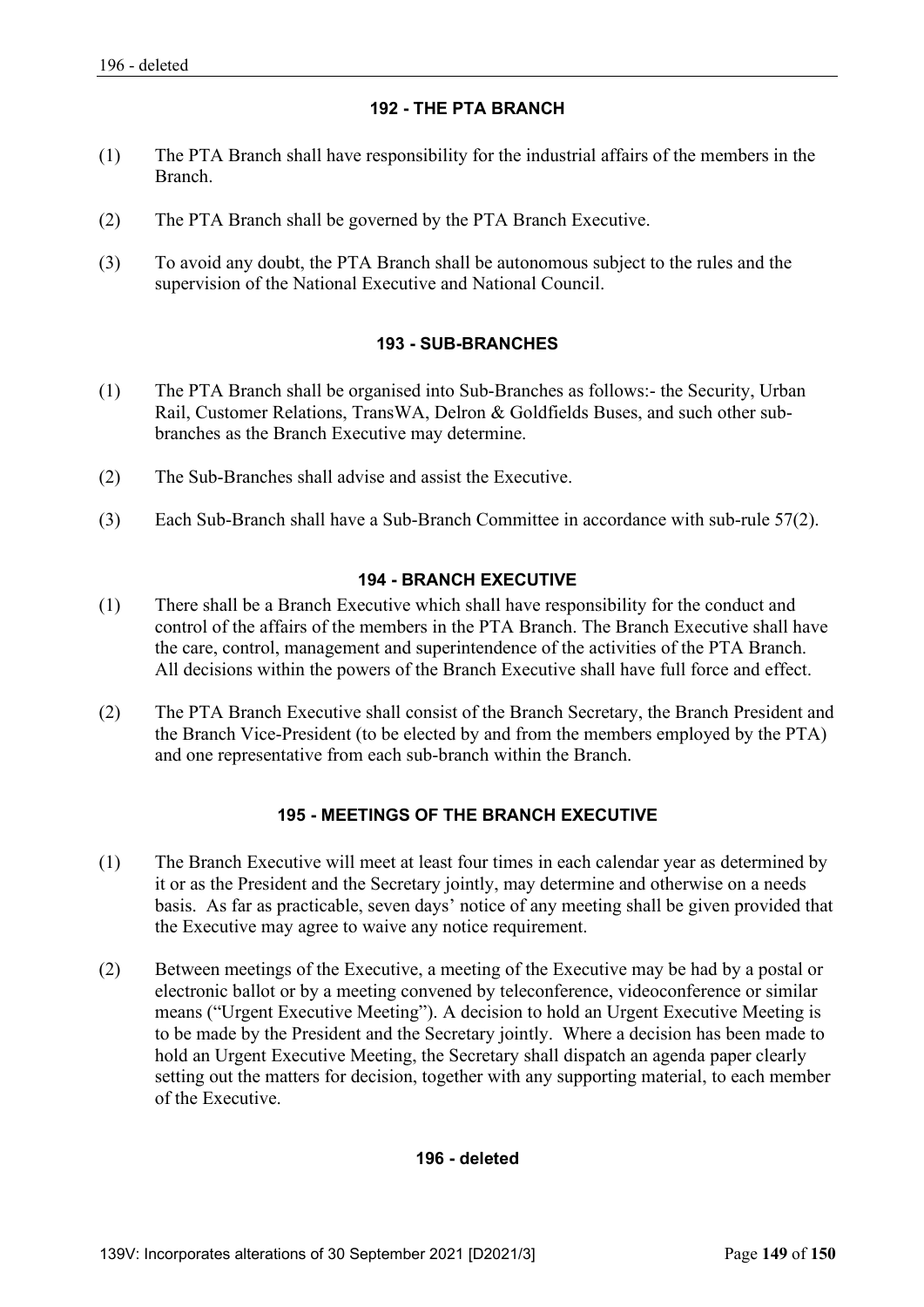## 192 - THE PTA BRANCH

(1) The PTA Branch shall have responsibility for the industrial affairs of the members in the Branch.

(2) The PTA Branch shall be governed by the PTA Branch Executive.

(3) To avoid any doubt, the PTA Branch shall be autonomous subject to the rules and the supervision of the National Executive and National Council.

## 193 - SUB-BRANCHES

(1) The PTA Branch shall be organised into Sub-Branches as follows:- the Security, Urban Rail, Customer Relations, TransWA, Delron & Goldfields Buses, and such other sub-branches as the Branch Executive may determine.

(2) The Sub-Branches shall advise and assist the Executive.

(3) Each Sub-Branch shall have a Sub-Branch Committee in accordance with sub-rule 57(2).

## 194 - BRANCH EXECUTIVE

(1) There shall be a Branch Executive which shall have responsibility for the conduct and control of the affairs of the members in the PTA Branch. The Branch Executive shall have the care, control, management and superintendence of the activities of the PTA Branch. All decisions within the powers of the Branch Executive shall have full force and effect.

(2) The PTA Branch Executive shall consist of the Branch Secretary, the Branch President and the Branch Vice-President (to be elected by and from the members employed by the PTA) and one representative from each sub-branch within the Branch.

## 195 - MEETINGS OF THE BRANCH EXECUTIVE

(1) The Branch Executive will meet at least four times in each calendar year as determined by it or as the President and the Secretary jointly, may determine and otherwise on a needs basis. As far as practicable, seven days' notice of any meeting shall be given provided that the Executive may agree to waive any notice requirement.

(2) Between meetings of the Executive, a meeting of the Executive may be had by a postal or electronic ballot or by a meeting convened by teleconference, videoconference or similar means ("Urgent Executive Meeting"). A decision to hold an Urgent Executive Meeting is to be made by the President and the Secretary jointly. Where a decision has been made to hold an Urgent Executive Meeting, the Secretary shall dispatch an agenda paper clearly setting out the matters for decision, together with any supporting material, to each member of the Executive.

## 196 - deleted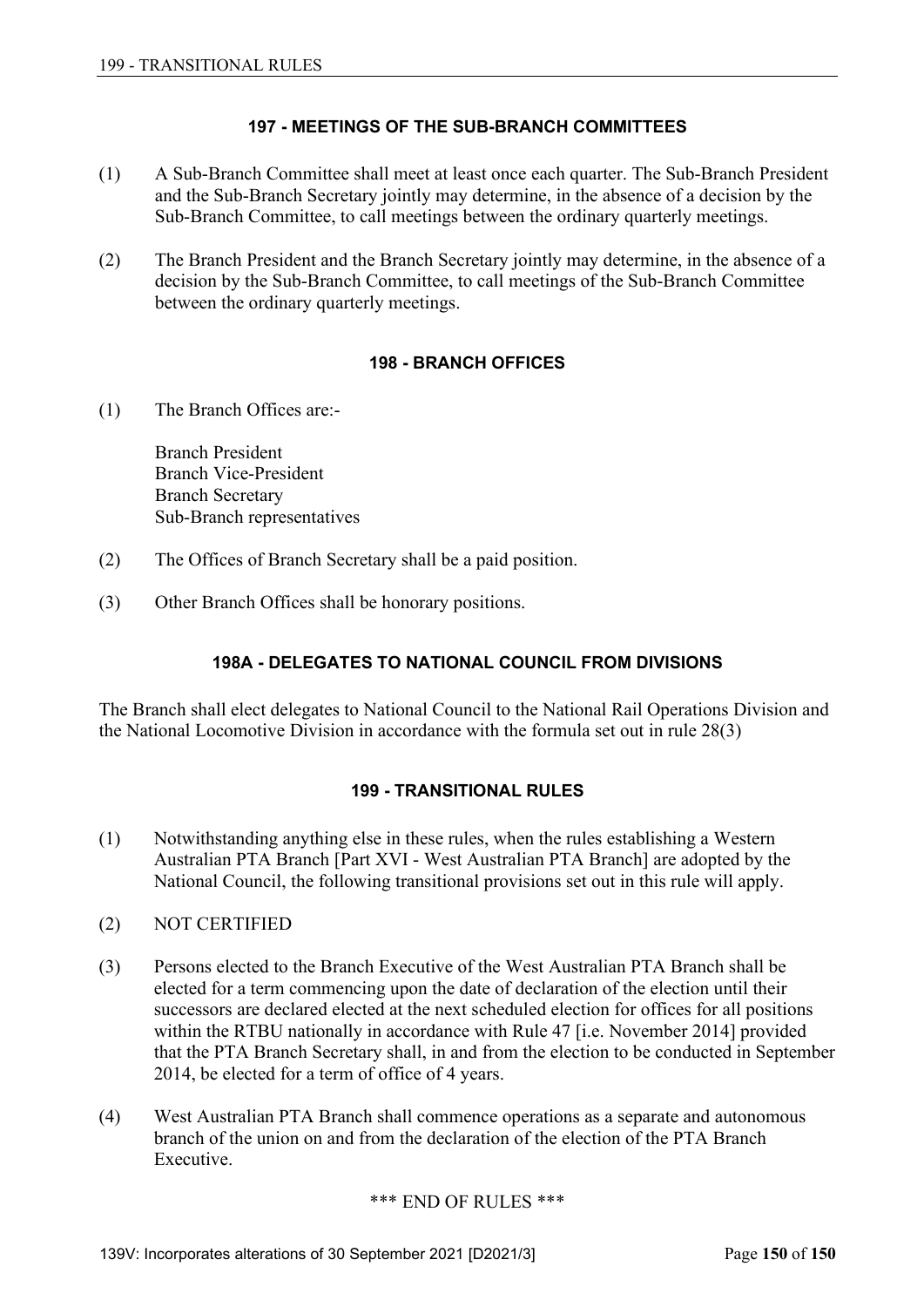## 197 - MEETINGS OF THE SUB-BRANCH COMMITTEES

(1) A Sub-Branch Committee shall meet at least once each quarter. The Sub-Branch President and the Sub-Branch Secretary jointly may determine, in the absence of a decision by the Sub-Branch Committee, to call meetings between the ordinary quarterly meetings.

(2) The Branch President and the Branch Secretary jointly may determine, in the absence of a decision by the Sub-Branch Committee, to call meetings of the Sub-Branch Committee between the ordinary quarterly meetings.

## 198 - BRANCH OFFICES

(1) The Branch Offices are:-

Branch President
Branch Vice-President
Branch Secretary
Sub-Branch representatives

(2) The Offices of Branch Secretary shall be a paid position.

(3) Other Branch Offices shall be honorary positions.

## 198A - DELEGATES TO NATIONAL COUNCIL FROM DIVISIONS

The Branch shall elect delegates to National Council to the National Rail Operations Division and the National Locomotive Division in accordance with the formula set out in rule 28(3)

## 199 - TRANSITIONAL RULES

(1) Notwithstanding anything else in these rules, when the rules establishing a Western Australian PTA Branch [Part XVI - West Australian PTA Branch] are adopted by the National Council, the following transitional provisions set out in this rule will apply.

(2) NOT CERTIFIED

(3) Persons elected to the Branch Executive of the West Australian PTA Branch shall be elected for a term commencing upon the date of declaration of the election until their successors are declared elected at the next scheduled election for offices for all positions within the RTBU nationally in accordance with Rule 47 [i.e. November 2014] provided that the PTA Branch Secretary shall, in and from the election to be conducted in September 2014, be elected for a term of office of 4 years.

(4) West Australian PTA Branch shall commence operations as a separate and autonomous branch of the union on and from the declaration of the election of the PTA Branch Executive.

*** END OF RULES ***